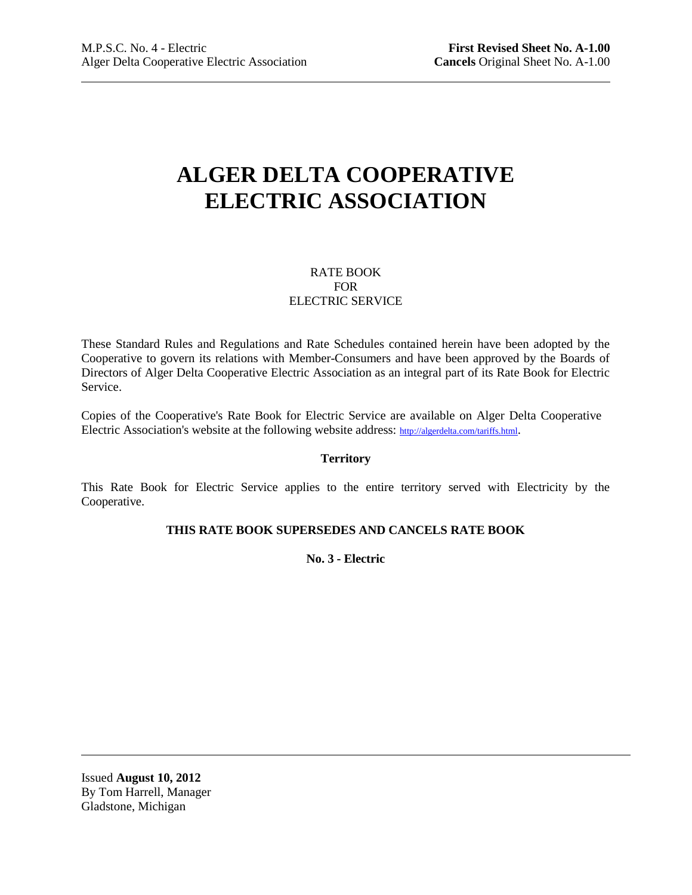# ALGER DELTA COOPERATIVE ELECTRIC ASSOCIATION

RATE BOOK
FOR
ELECTRIC SERVICE

These Standard Rules and Regulations and Rate Schedules contained herein have been adopted by the Cooperative to govern its relations with Member-Consumers and have been approved by the Boards of Directors of Alger Delta Cooperative Electric Association as an integral part of its Rate Book for Electric Service.

Copies of the Cooperative's Rate Book for Electric Service are available on Alger Delta Cooperative Electric Association's website at the following website address: http://algerdelta.com/tariffs.html.

**Territory**

This Rate Book for Electric Service applies to the entire territory served with Electricity by the Cooperative.

**THIS RATE BOOK SUPERSEDES AND CANCELS RATE BOOK**

**No. 3 - Electric**

Issued **August 10, 2012**
By Tom Harrell, Manager
Gladstone, Michigan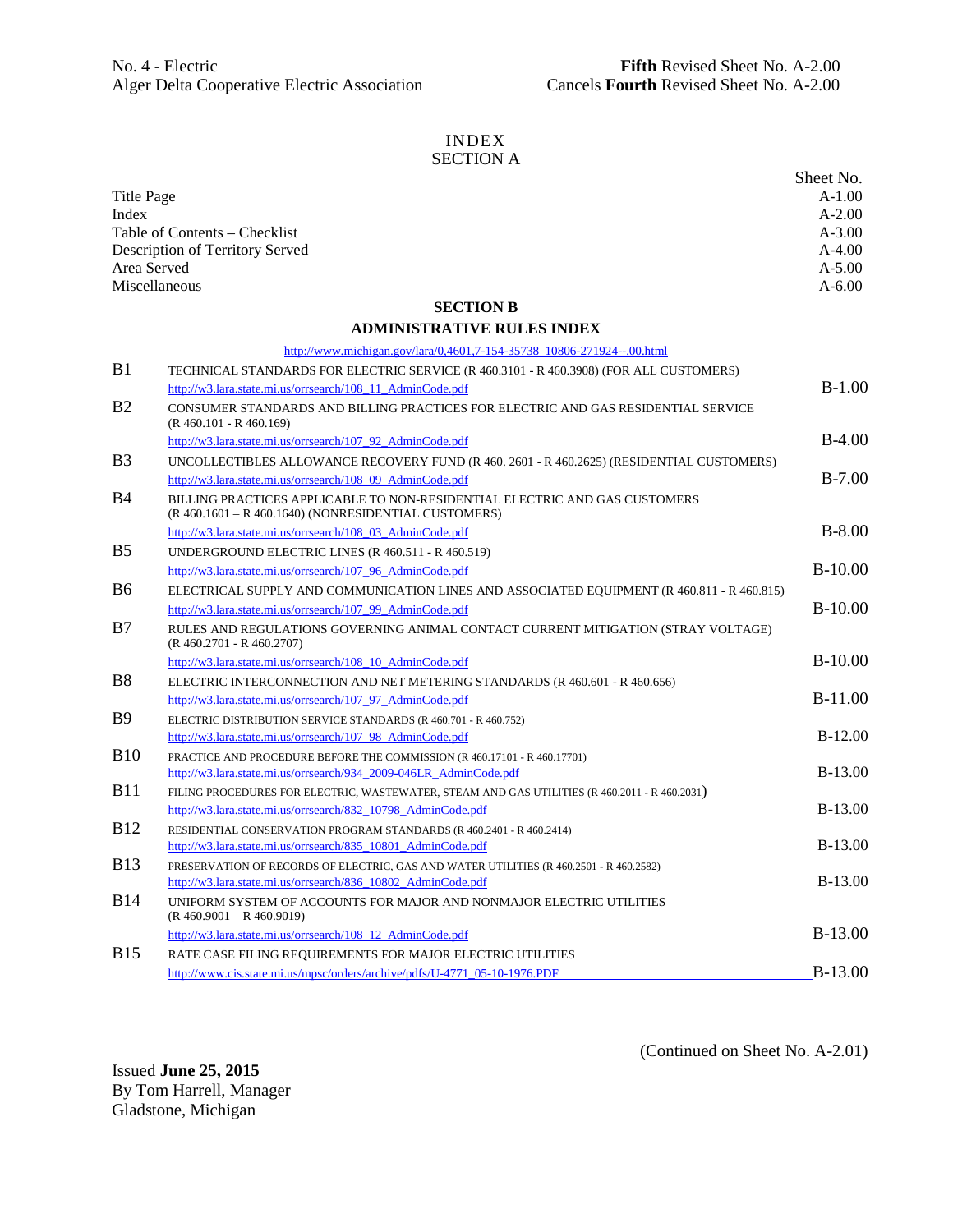No. 4 - Electric
Alger Delta Cooperative Electric Association

**Fifth** Revised Sheet No. A-2.00
Cancels **Fourth** Revised Sheet No. A-2.00

# INDEX
## SECTION A

| | Sheet No. |
|---|---|
| Title Page | A-1.00 |
| Index | A-2.00 |
| Table of Contents – Checklist | A-3.00 |
| Description of Territory Served | A-4.00 |
| Area Served | A-5.00 |
| Miscellaneous | A-6.00 |

## SECTION B
## ADMINISTRATIVE RULES INDEX

http://www.michigan.gov/lara/0,4601,7-154-35738_10806-271924--,00.html

| | | |
|---|---|---|
| B1 | TECHNICAL STANDARDS FOR ELECTRIC SERVICE (R 460.3101 - R 460.3908) (FOR ALL CUSTOMERS) http://w3.lara.state.mi.us/orrsearch/108_11_AdminCode.pdf | B-1.00 |
| B2 | CONSUMER STANDARDS AND BILLING PRACTICES FOR ELECTRIC AND GAS RESIDENTIAL SERVICE (R 460.101 - R 460.169) http://w3.lara.state.mi.us/orrsearch/107_92_AdminCode.pdf | B-4.00 |
| B3 | UNCOLLECTIBLES ALLOWANCE RECOVERY FUND (R 460. 2601 - R 460.2625) (RESIDENTIAL CUSTOMERS) http://w3.lara.state.mi.us/orrsearch/108_09_AdminCode.pdf | B-7.00 |
| B4 | BILLING PRACTICES APPLICABLE TO NON-RESIDENTIAL ELECTRIC AND GAS CUSTOMERS (R 460.1601 – R 460.1640) (NONRESIDENTIAL CUSTOMERS) http://w3.lara.state.mi.us/orrsearch/108_03_AdminCode.pdf | B-8.00 |
| B5 | UNDERGROUND ELECTRIC LINES (R 460.511 - R 460.519) http://w3.lara.state.mi.us/orrsearch/107_96_AdminCode.pdf | B-10.00 |
| B6 | ELECTRICAL SUPPLY AND COMMUNICATION LINES AND ASSOCIATED EQUIPMENT (R 460.811 - R 460.815) http://w3.lara.state.mi.us/orrsearch/107_99_AdminCode.pdf | B-10.00 |
| B7 | RULES AND REGULATIONS GOVERNING ANIMAL CONTACT CURRENT MITIGATION (STRAY VOLTAGE) (R 460.2701 - R 460.2707) http://w3.lara.state.mi.us/orrsearch/108_10_AdminCode.pdf | B-10.00 |
| B8 | ELECTRIC INTERCONNECTION AND NET METERING STANDARDS (R 460.601 - R 460.656) http://w3.lara.state.mi.us/orrsearch/107_97_AdminCode.pdf | B-11.00 |
| B9 | ELECTRIC DISTRIBUTION SERVICE STANDARDS (R 460.701 - R 460.752) http://w3.lara.state.mi.us/orrsearch/107_98_AdminCode.pdf | B-12.00 |
| B10 | PRACTICE AND PROCEDURE BEFORE THE COMMISSION (R 460.17101 - R 460.17701) http://w3.lara.state.mi.us/orrsearch/934_2009-046LR_AdminCode.pdf | B-13.00 |
| B11 | FILING PROCEDURES FOR ELECTRIC, WASTEWATER, STEAM AND GAS UTILITIES (R 460.2011 - R 460.2031) http://w3.lara.state.mi.us/orrsearch/832_10798_AdminCode.pdf | B-13.00 |
| B12 | RESIDENTIAL CONSERVATION PROGRAM STANDARDS (R 460.2401 - R 460.2414) http://w3.lara.state.mi.us/orrsearch/835_10801_AdminCode.pdf | B-13.00 |
| B13 | PRESERVATION OF RECORDS OF ELECTRIC, GAS AND WATER UTILITIES (R 460.2501 - R 460.2582) http://w3.lara.state.mi.us/orrsearch/836_10802_AdminCode.pdf | B-13.00 |
| B14 | UNIFORM SYSTEM OF ACCOUNTS FOR MAJOR AND NONMAJOR ELECTRIC UTILITIES (R 460.9001 – R 460.9019) http://w3.lara.state.mi.us/orrsearch/108_12_AdminCode.pdf | B-13.00 |
| B15 | RATE CASE FILING REQUIREMENTS FOR MAJOR ELECTRIC UTILITIES http://www.cis.state.mi.us/mpsc/orders/archive/pdfs/U-4771_05-10-1976.PDF | B-13.00 |

(Continued on Sheet No. A-2.01)

Issued **June 25, 2015**
By Tom Harrell, Manager
Gladstone, Michigan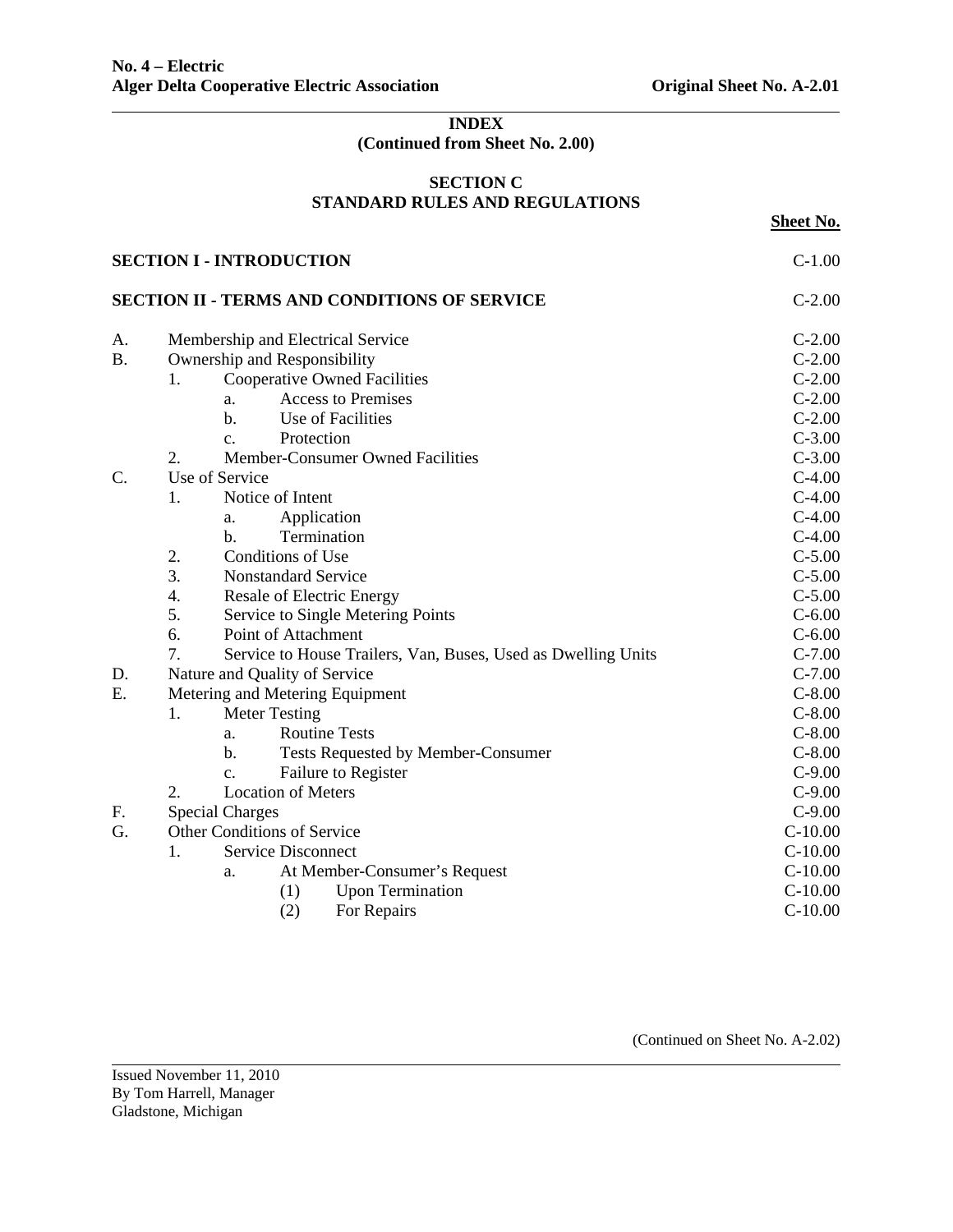**INDEX**
**(Continued from Sheet No. 2.00)**

## SECTION C
## STANDARD RULES AND REGULATIONS

| | | | | | | | Sheet No. |
|---|---|---|---|---|---|---|---|
| **SECTION I - INTRODUCTION** | | | | | | | C-1.00 |
| **SECTION II - TERMS AND CONDITIONS OF SERVICE** | | | | | | | C-2.00 |
| A. | Membership and Electrical Service | | | | | | C-2.00 |
| B. | Ownership and Responsibility | | | | | | C-2.00 |
| | 1. | Cooperative Owned Facilities | | | | | C-2.00 |
| | | a. | Access to Premises | | | | C-2.00 |
| | | b. | Use of Facilities | | | | C-2.00 |
| | | c. | Protection | | | | C-3.00 |
| | 2. | Member-Consumer Owned Facilities | | | | | C-3.00 |
| C. | Use of Service | | | | | | C-4.00 |
| | 1. | Notice of Intent | | | | | C-4.00 |
| | | a. | Application | | | | C-4.00 |
| | | b. | Termination | | | | C-4.00 |
| | 2. | Conditions of Use | | | | | C-5.00 |
| | 3. | Nonstandard Service | | | | | C-5.00 |
| | 4. | Resale of Electric Energy | | | | | C-5.00 |
| | 5. | Service to Single Metering Points | | | | | C-6.00 |
| | 6. | Point of Attachment | | | | | C-6.00 |
| | 7. | Service to House Trailers, Van, Buses, Used as Dwelling Units | | | | | C-7.00 |
| D. | Nature and Quality of Service | | | | | | C-7.00 |
| E. | Metering and Metering Equipment | | | | | | C-8.00 |
| | 1. | Meter Testing | | | | | C-8.00 |
| | | a. | Routine Tests | | | | C-8.00 |
| | | b. | Tests Requested by Member-Consumer | | | | C-8.00 |
| | | c. | Failure to Register | | | | C-9.00 |
| | 2. | Location of Meters | | | | | C-9.00 |
| F. | Special Charges | | | | | | C-9.00 |
| G. | Other Conditions of Service | | | | | | C-10.00 |
| | 1. | Service Disconnect | | | | | C-10.00 |
| | | a. | At Member-Consumer's Request | | | | C-10.00 |
| | | | (1) | Upon Termination | | | C-10.00 |
| | | | (2) | For Repairs | | | C-10.00 |

(Continued on Sheet No. A-2.02)

Issued November 11, 2010
By Tom Harrell, Manager
Gladstone, Michigan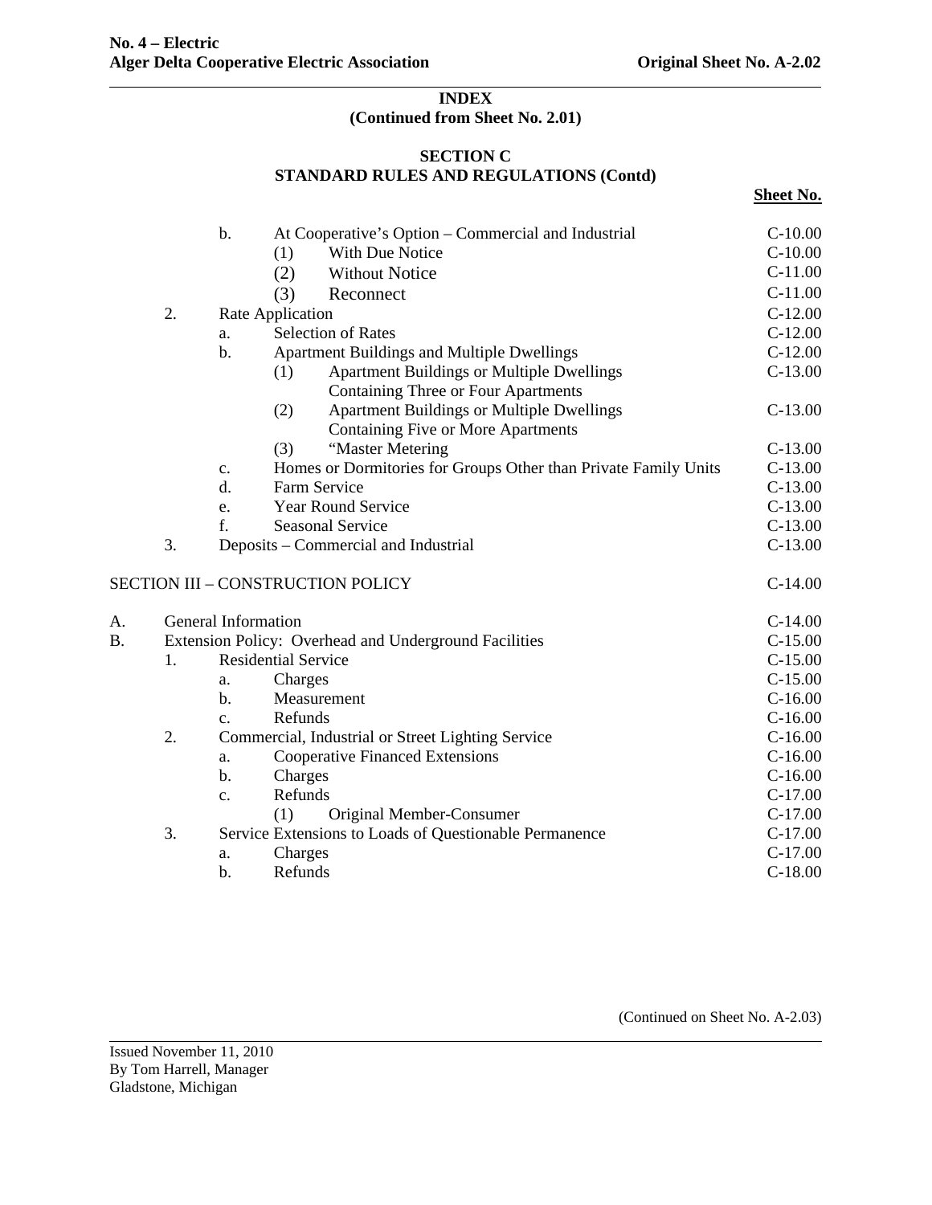**No. 4 – Electric**
**Alger Delta Cooperative Electric Association** **Original Sheet No. A-2.02**

**INDEX**
**(Continued from Sheet No. 2.01)**

**SECTION C**
**STANDARD RULES AND REGULATIONS (Contd)**

| | | | | | **Sheet No.** |
|---|---|---|---|---|---|
| | | b. | At Cooperative's Option – Commercial and Industrial | | C-10.00 |
| | | | (1) | With Due Notice | C-10.00 |
| | | | (2) | Without Notice | C-11.00 |
| | | | (3) | Reconnect | C-11.00 |
| | 2. | Rate Application | | | C-12.00 |
| | | a. | Selection of Rates | | C-12.00 |
| | | b. | Apartment Buildings and Multiple Dwellings | | C-12.00 |
| | | | (1) | Apartment Buildings or Multiple Dwellings Containing Three or Four Apartments | C-13.00 |
| | | | (2) | Apartment Buildings or Multiple Dwellings Containing Five or More Apartments | C-13.00 |
| | | | (3) | "Master Metering | C-13.00 |
| | | c. | Homes or Dormitories for Groups Other than Private Family Units | | C-13.00 |
| | | d. | Farm Service | | C-13.00 |
| | | e. | Year Round Service | | C-13.00 |
| | | f. | Seasonal Service | | C-13.00 |
| | 3. | Deposits – Commercial and Industrial | | | C-13.00 |
| SECTION III – CONSTRUCTION POLICY | | | | | C-14.00 |
| A. | General Information | | | | C-14.00 |
| B. | Extension Policy: Overhead and Underground Facilities | | | | C-15.00 |
| | 1. | Residential Service | | | C-15.00 |
| | | a. | Charges | | C-15.00 |
| | | b. | Measurement | | C-16.00 |
| | | c. | Refunds | | C-16.00 |
| | 2. | Commercial, Industrial or Street Lighting Service | | | C-16.00 |
| | | a. | Cooperative Financed Extensions | | C-16.00 |
| | | b. | Charges | | C-16.00 |
| | | c. | Refunds | | C-17.00 |
| | | | (1) | Original Member-Consumer | C-17.00 |
| | 3. | Service Extensions to Loads of Questionable Permanence | | | C-17.00 |
| | | a. | Charges | | C-17.00 |
| | | b. | Refunds | | C-18.00 |

(Continued on Sheet No. A-2.03)

Issued November 11, 2010
By Tom Harrell, Manager
Gladstone, Michigan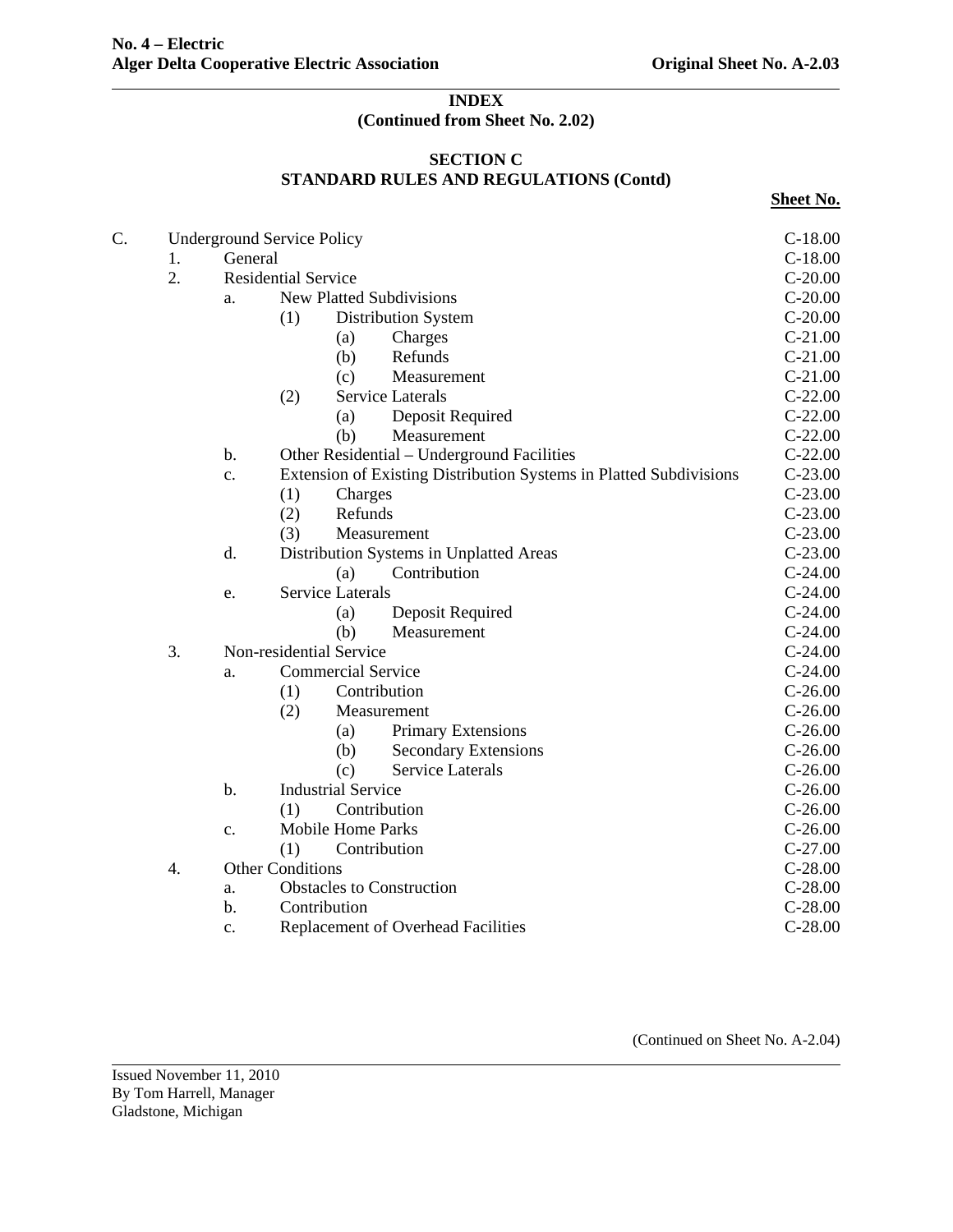**No. 4 – Electric**
**Alger Delta Cooperative Electric Association** **Original Sheet No. A-2.03**

## INDEX
### (Continued from Sheet No. 2.02)

### SECTION C
### STANDARD RULES AND REGULATIONS (Contd)

| | | | | | | **Sheet No.** |
|---|---|---|---|---|---|---|
| C. | Underground Service Policy | | | | | C-18.00 |
| | 1. | General | | | | C-18.00 |
| | 2. | Residential Service | | | | C-20.00 |
| | | a. | New Platted Subdivisions | | | C-20.00 |
| | | | (1) | Distribution System | | C-20.00 |
| | | | | (a) | Charges | C-21.00 |
| | | | | (b) | Refunds | C-21.00 |
| | | | | (c) | Measurement | C-21.00 |
| | | | (2) | Service Laterals | | C-22.00 |
| | | | | (a) | Deposit Required | C-22.00 |
| | | | | (b) | Measurement | C-22.00 |
| | | b. | Other Residential – Underground Facilities | | | C-22.00 |
| | | c. | Extension of Existing Distribution Systems in Platted Subdivisions | | | C-23.00 |
| | | | (1) | Charges | | C-23.00 |
| | | | (2) | Refunds | | C-23.00 |
| | | | (3) | Measurement | | C-23.00 |
| | | d. | Distribution Systems in Unplatted Areas | | | C-23.00 |
| | | | | (a) | Contribution | C-24.00 |
| | | e. | Service Laterals | | | C-24.00 |
| | | | | (a) | Deposit Required | C-24.00 |
| | | | | (b) | Measurement | C-24.00 |
| | 3. | Non-residential Service | | | | C-24.00 |
| | | a. | Commercial Service | | | C-24.00 |
| | | | (1) | Contribution | | C-26.00 |
| | | | (2) | Measurement | | C-26.00 |
| | | | | (a) | Primary Extensions | C-26.00 |
| | | | | (b) | Secondary Extensions | C-26.00 |
| | | | | (c) | Service Laterals | C-26.00 |
| | | b. | Industrial Service | | | C-26.00 |
| | | | (1) | Contribution | | C-26.00 |
| | | c. | Mobile Home Parks | | | C-26.00 |
| | | | (1) | Contribution | | C-27.00 |
| | 4. | Other Conditions | | | | C-28.00 |
| | | a. | Obstacles to Construction | | | C-28.00 |
| | | b. | Contribution | | | C-28.00 |
| | | c. | Replacement of Overhead Facilities | | | C-28.00 |

(Continued on Sheet No. A-2.04)

Issued November 11, 2010
By Tom Harrell, Manager
Gladstone, Michigan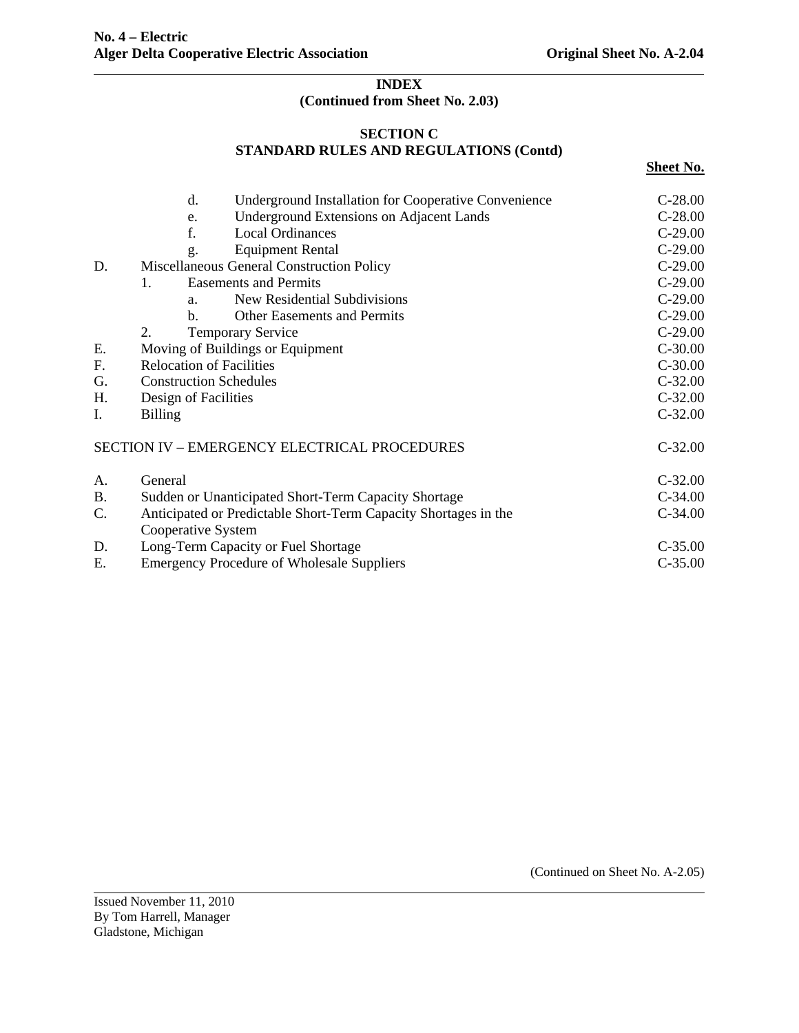## INDEX
**(Continued from Sheet No. 2.03)**

### SECTION C
### STANDARD RULES AND REGULATIONS (Contd)

| | | | | **Sheet No.** |
|---|---|---|---|---|
| | | d. | Underground Installation for Cooperative Convenience | C-28.00 |
| | | e. | Underground Extensions on Adjacent Lands | C-28.00 |
| | | f. | Local Ordinances | C-29.00 |
| | | g. | Equipment Rental | C-29.00 |
| D. | Miscellaneous General Construction Policy | | | C-29.00 |
| | 1. | Easements and Permits | | C-29.00 |
| | | a. | New Residential Subdivisions | C-29.00 |
| | | b. | Other Easements and Permits | C-29.00 |
| | 2. | Temporary Service | | C-29.00 |
| E. | Moving of Buildings or Equipment | | | C-30.00 |
| F. | Relocation of Facilities | | | C-30.00 |
| G. | Construction Schedules | | | C-32.00 |
| H. | Design of Facilities | | | C-32.00 |
| I. | Billing | | | C-32.00 |
| SECTION IV – EMERGENCY ELECTRICAL PROCEDURES | | | | C-32.00 |
| A. | General | | | C-32.00 |
| B. | Sudden or Unanticipated Short-Term Capacity Shortage | | | C-34.00 |
| C. | Anticipated or Predictable Short-Term Capacity Shortages in the Cooperative System | | | C-34.00 |
| D. | Long-Term Capacity or Fuel Shortage | | | C-35.00 |
| E. | Emergency Procedure of Wholesale Suppliers | | | C-35.00 |

(Continued on Sheet No. A-2.05)

Issued November 11, 2010
By Tom Harrell, Manager
Gladstone, Michigan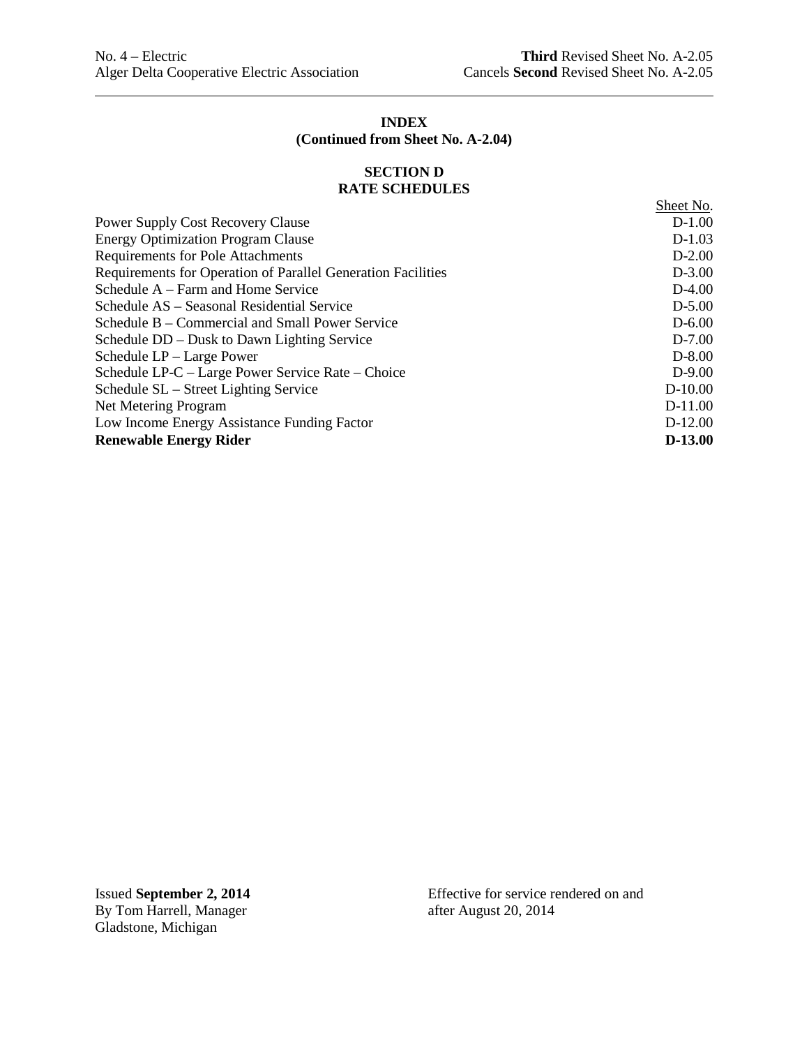No. 4 – Electric | **Third** Revised Sheet No. A-2.05
Alger Delta Cooperative Electric Association | Cancels **Second** Revised Sheet No. A-2.05

## INDEX
### (Continued from Sheet No. A-2.04)

## SECTION D
## RATE SCHEDULES

| | Sheet No. |
|---|---|
| Power Supply Cost Recovery Clause | D-1.00 |
| Energy Optimization Program Clause | D-1.03 |
| Requirements for Pole Attachments | D-2.00 |
| Requirements for Operation of Parallel Generation Facilities | D-3.00 |
| Schedule A – Farm and Home Service | D-4.00 |
| Schedule AS – Seasonal Residential Service | D-5.00 |
| Schedule B – Commercial and Small Power Service | D-6.00 |
| Schedule DD – Dusk to Dawn Lighting Service | D-7.00 |
| Schedule LP – Large Power | D-8.00 |
| Schedule LP-C – Large Power Service Rate – Choice | D-9.00 |
| Schedule SL – Street Lighting Service | D-10.00 |
| Net Metering Program | D-11.00 |
| Low Income Energy Assistance Funding Factor | D-12.00 |
| **Renewable Energy Rider** | **D-13.00** |

Issued **September 2, 2014**
By Tom Harrell, Manager
Gladstone, Michigan

Effective for service rendered on and after August 20, 2014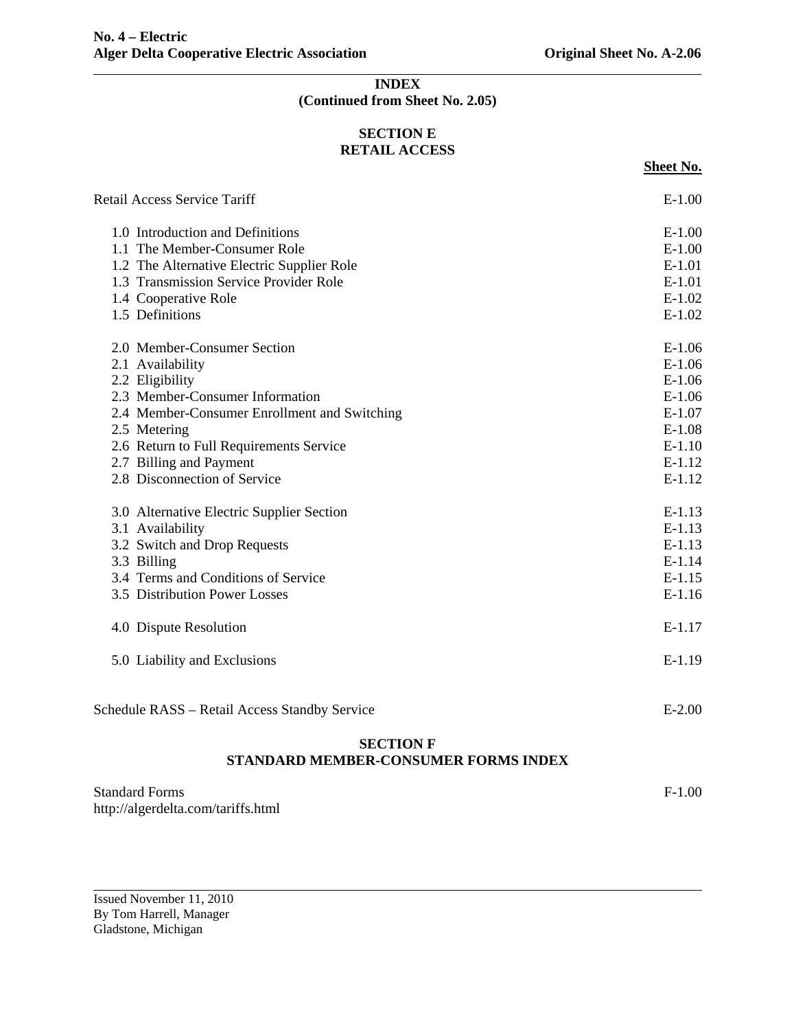# INDEX
**(Continued from Sheet No. 2.05)**

## SECTION E
## RETAIL ACCESS

| | Sheet No. |
|---|---|
| Retail Access Service Tariff | E-1.00 |
| 1.0 Introduction and Definitions | E-1.00 |
| 1.1 The Member-Consumer Role | E-1.00 |
| 1.2 The Alternative Electric Supplier Role | E-1.01 |
| 1.3 Transmission Service Provider Role | E-1.01 |
| 1.4 Cooperative Role | E-1.02 |
| 1.5 Definitions | E-1.02 |
| 2.0 Member-Consumer Section | E-1.06 |
| 2.1 Availability | E-1.06 |
| 2.2 Eligibility | E-1.06 |
| 2.3 Member-Consumer Information | E-1.06 |
| 2.4 Member-Consumer Enrollment and Switching | E-1.07 |
| 2.5 Metering | E-1.08 |
| 2.6 Return to Full Requirements Service | E-1.10 |
| 2.7 Billing and Payment | E-1.12 |
| 2.8 Disconnection of Service | E-1.12 |
| 3.0 Alternative Electric Supplier Section | E-1.13 |
| 3.1 Availability | E-1.13 |
| 3.2 Switch and Drop Requests | E-1.13 |
| 3.3 Billing | E-1.14 |
| 3.4 Terms and Conditions of Service | E-1.15 |
| 3.5 Distribution Power Losses | E-1.16 |
| 4.0 Dispute Resolution | E-1.17 |
| 5.0 Liability and Exclusions | E-1.19 |
| Schedule RASS – Retail Access Standby Service | E-2.00 |

## SECTION F
## STANDARD MEMBER-CONSUMER FORMS INDEX

| | |
|---|---|
| Standard Forms<br>http://algerdelta.com/tariffs.html | F-1.00 |

Issued November 11, 2010
By Tom Harrell, Manager
Gladstone, Michigan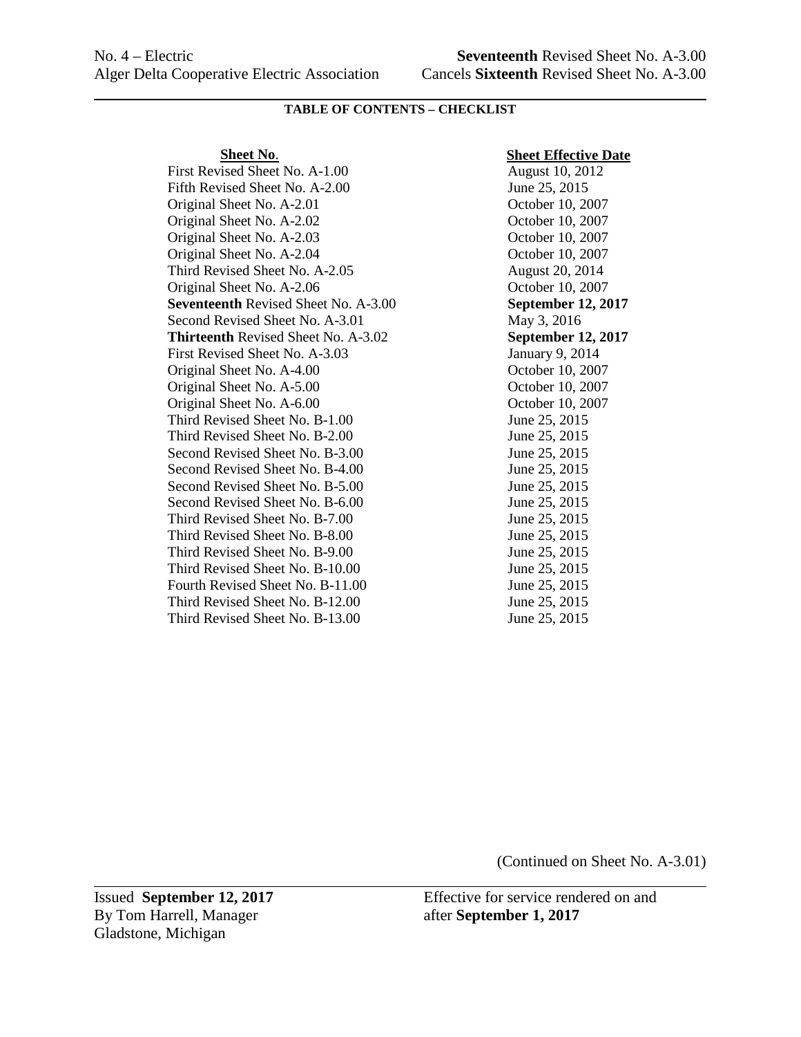No. 4 – Electric **Seventeenth** Revised Sheet No. A-3.00
Alger Delta Cooperative Electric Association Cancels **Sixteenth** Revised Sheet No. A-3.00

## TABLE OF CONTENTS – CHECKLIST

| Sheet No. | Sheet Effective Date |
|---|---|
| First Revised Sheet No. A-1.00 | August 10, 2012 |
| Fifth Revised Sheet No. A-2.00 | June 25, 2015 |
| Original Sheet No. A-2.01 | October 10, 2007 |
| Original Sheet No. A-2.02 | October 10, 2007 |
| Original Sheet No. A-2.03 | October 10, 2007 |
| Original Sheet No. A-2.04 | October 10, 2007 |
| Third Revised Sheet No. A-2.05 | August 20, 2014 |
| Original Sheet No. A-2.06 | October 10, 2007 |
| **Seventeenth** Revised Sheet No. A-3.00 | **September 12, 2017** |
| Second Revised Sheet No. A-3.01 | May 3, 2016 |
| **Thirteenth** Revised Sheet No. A-3.02 | **September 12, 2017** |
| First Revised Sheet No. A-3.03 | January 9, 2014 |
| Original Sheet No. A-4.00 | October 10, 2007 |
| Original Sheet No. A-5.00 | October 10, 2007 |
| Original Sheet No. A-6.00 | October 10, 2007 |
| Third Revised Sheet No. B-1.00 | June 25, 2015 |
| Third Revised Sheet No. B-2.00 | June 25, 2015 |
| Second Revised Sheet No. B-3.00 | June 25, 2015 |
| Second Revised Sheet No. B-4.00 | June 25, 2015 |
| Second Revised Sheet No. B-5.00 | June 25, 2015 |
| Second Revised Sheet No. B-6.00 | June 25, 2015 |
| Third Revised Sheet No. B-7.00 | June 25, 2015 |
| Third Revised Sheet No. B-8.00 | June 25, 2015 |
| Third Revised Sheet No. B-9.00 | June 25, 2015 |
| Third Revised Sheet No. B-10.00 | June 25, 2015 |
| Fourth Revised Sheet No. B-11.00 | June 25, 2015 |
| Third Revised Sheet No. B-12.00 | June 25, 2015 |
| Third Revised Sheet No. B-13.00 | June 25, 2015 |

(Continued on Sheet No. A-3.01)

Issued **September 12, 2017**
By Tom Harrell, Manager
Gladstone, Michigan

Effective for service rendered on and after **September 1, 2017**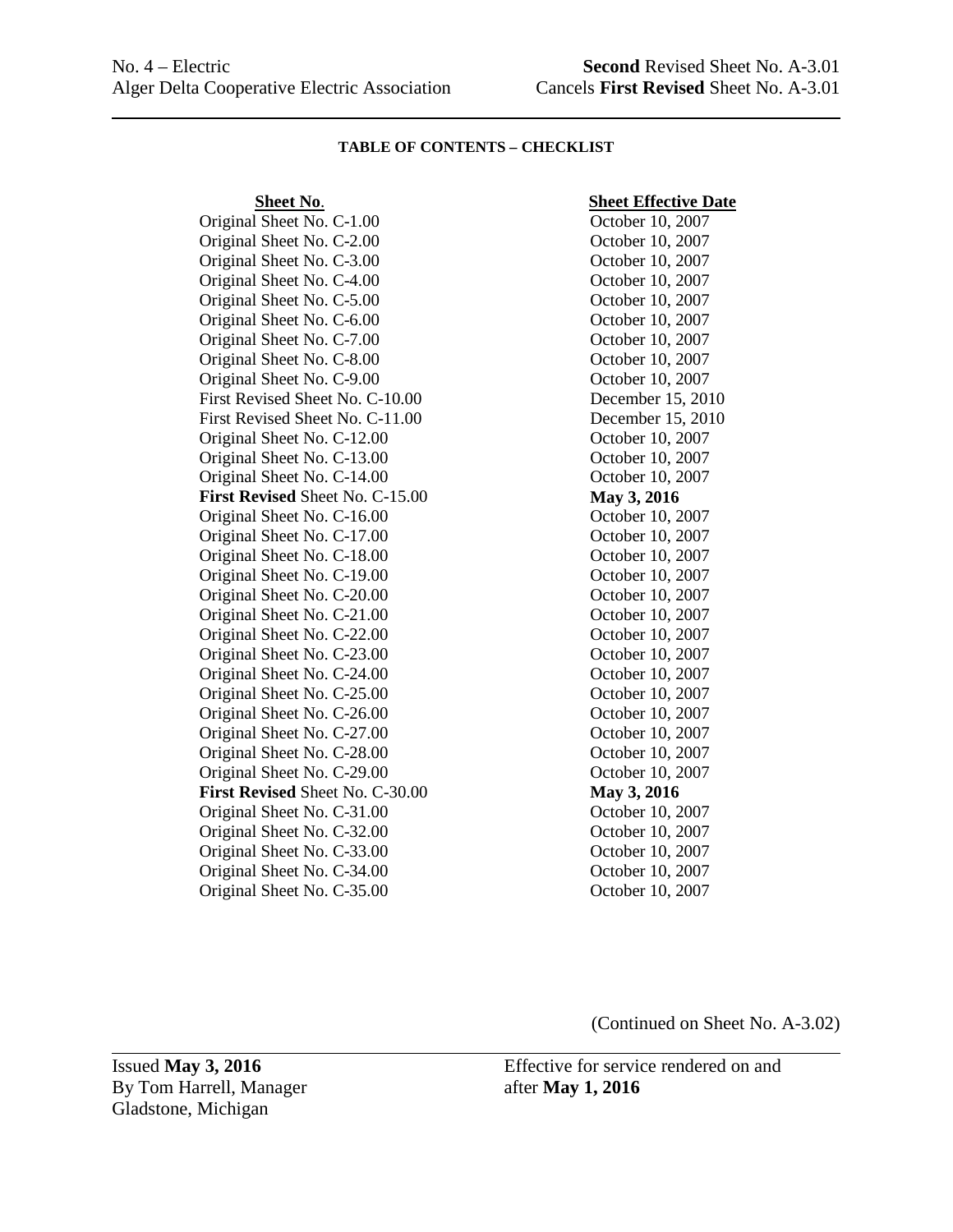No. 4 – Electric **Second** Revised Sheet No. A-3.01
Alger Delta Cooperative Electric Association Cancels **First Revised** Sheet No. A-3.01

**TABLE OF CONTENTS – CHECKLIST**

| **Sheet No.** | **Sheet Effective Date** |
|---|---|
| Original Sheet No. C-1.00 | October 10, 2007 |
| Original Sheet No. C-2.00 | October 10, 2007 |
| Original Sheet No. C-3.00 | October 10, 2007 |
| Original Sheet No. C-4.00 | October 10, 2007 |
| Original Sheet No. C-5.00 | October 10, 2007 |
| Original Sheet No. C-6.00 | October 10, 2007 |
| Original Sheet No. C-7.00 | October 10, 2007 |
| Original Sheet No. C-8.00 | October 10, 2007 |
| Original Sheet No. C-9.00 | October 10, 2007 |
| First Revised Sheet No. C-10.00 | December 15, 2010 |
| First Revised Sheet No. C-11.00 | December 15, 2010 |
| Original Sheet No. C-12.00 | October 10, 2007 |
| Original Sheet No. C-13.00 | October 10, 2007 |
| Original Sheet No. C-14.00 | October 10, 2007 |
| **First Revised** Sheet No. C-15.00 | **May 3, 2016** |
| Original Sheet No. C-16.00 | October 10, 2007 |
| Original Sheet No. C-17.00 | October 10, 2007 |
| Original Sheet No. C-18.00 | October 10, 2007 |
| Original Sheet No. C-19.00 | October 10, 2007 |
| Original Sheet No. C-20.00 | October 10, 2007 |
| Original Sheet No. C-21.00 | October 10, 2007 |
| Original Sheet No. C-22.00 | October 10, 2007 |
| Original Sheet No. C-23.00 | October 10, 2007 |
| Original Sheet No. C-24.00 | October 10, 2007 |
| Original Sheet No. C-25.00 | October 10, 2007 |
| Original Sheet No. C-26.00 | October 10, 2007 |
| Original Sheet No. C-27.00 | October 10, 2007 |
| Original Sheet No. C-28.00 | October 10, 2007 |
| Original Sheet No. C-29.00 | October 10, 2007 |
| **First Revised** Sheet No. C-30.00 | **May 3, 2016** |
| Original Sheet No. C-31.00 | October 10, 2007 |
| Original Sheet No. C-32.00 | October 10, 2007 |
| Original Sheet No. C-33.00 | October 10, 2007 |
| Original Sheet No. C-34.00 | October 10, 2007 |
| Original Sheet No. C-35.00 | October 10, 2007 |

(Continued on Sheet No. A-3.02)

Issued **May 3, 2016**
By Tom Harrell, Manager
Gladstone, Michigan

Effective for service rendered on and after **May 1, 2016**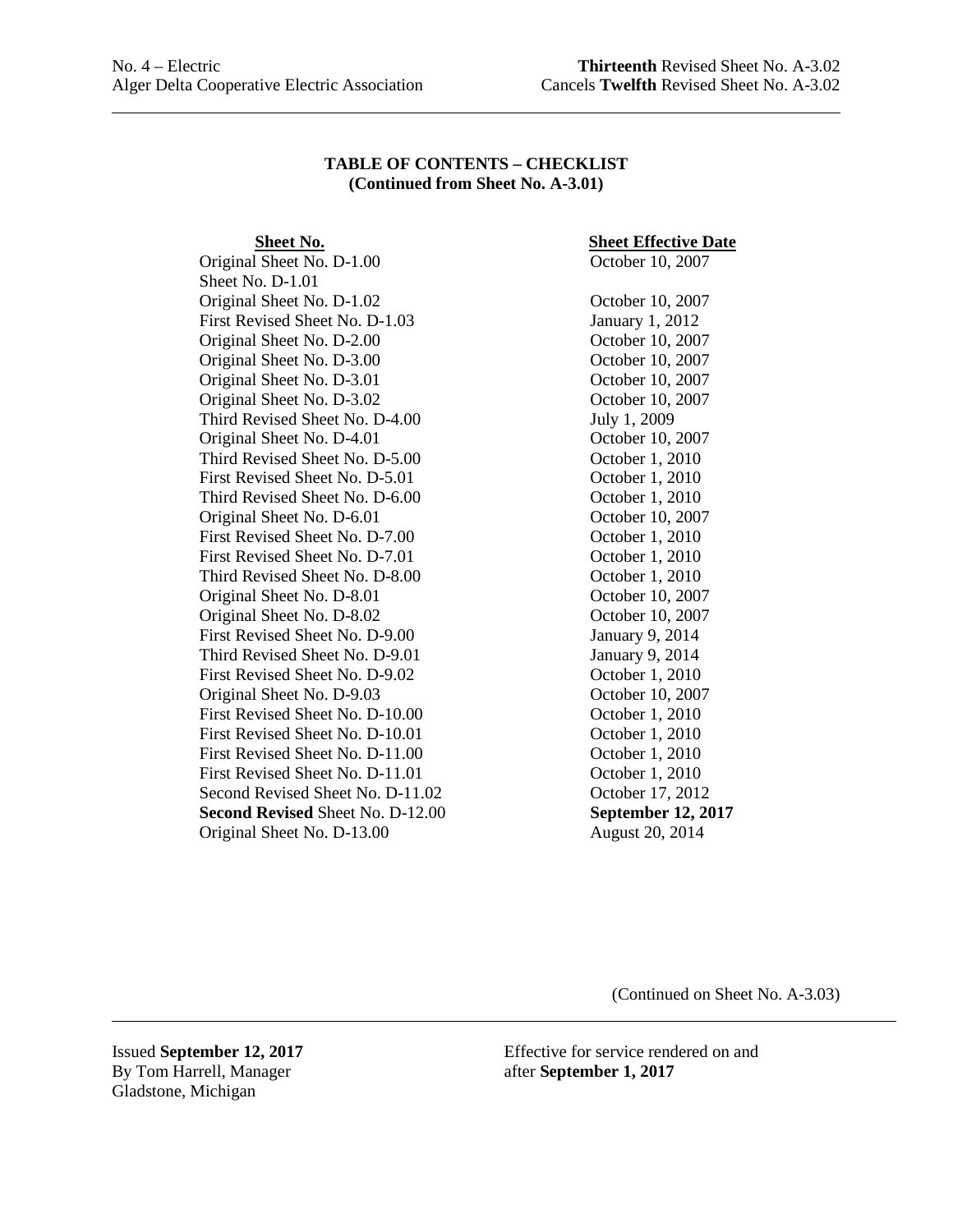**TABLE OF CONTENTS – CHECKLIST**
**(Continued from Sheet No. A-3.01)**

| Sheet No. | Sheet Effective Date |
|---|---|
| Original Sheet No. D-1.00 | October 10, 2007 |
| Sheet No. D-1.01 | |
| Original Sheet No. D-1.02 | October 10, 2007 |
| First Revised Sheet No. D-1.03 | January 1, 2012 |
| Original Sheet No. D-2.00 | October 10, 2007 |
| Original Sheet No. D-3.00 | October 10, 2007 |
| Original Sheet No. D-3.01 | October 10, 2007 |
| Original Sheet No. D-3.02 | October 10, 2007 |
| Third Revised Sheet No. D-4.00 | July 1, 2009 |
| Original Sheet No. D-4.01 | October 10, 2007 |
| Third Revised Sheet No. D-5.00 | October 1, 2010 |
| First Revised Sheet No. D-5.01 | October 1, 2010 |
| Third Revised Sheet No. D-6.00 | October 1, 2010 |
| Original Sheet No. D-6.01 | October 10, 2007 |
| First Revised Sheet No. D-7.00 | October 1, 2010 |
| First Revised Sheet No. D-7.01 | October 1, 2010 |
| Third Revised Sheet No. D-8.00 | October 1, 2010 |
| Original Sheet No. D-8.01 | October 10, 2007 |
| Original Sheet No. D-8.02 | October 10, 2007 |
| First Revised Sheet No. D-9.00 | January 9, 2014 |
| Third Revised Sheet No. D-9.01 | January 9, 2014 |
| First Revised Sheet No. D-9.02 | October 1, 2010 |
| Original Sheet No. D-9.03 | October 10, 2007 |
| First Revised Sheet No. D-10.00 | October 1, 2010 |
| First Revised Sheet No. D-10.01 | October 1, 2010 |
| First Revised Sheet No. D-11.00 | October 1, 2010 |
| First Revised Sheet No. D-11.01 | October 1, 2010 |
| Second Revised Sheet No. D-11.02 | October 17, 2012 |
| **Second Revised** Sheet No. D-12.00 | **September 12, 2017** |
| Original Sheet No. D-13.00 | August 20, 2014 |

(Continued on Sheet No. A-3.03)

Issued **September 12, 2017**
By Tom Harrell, Manager
Gladstone, Michigan

Effective for service rendered on and after **September 1, 2017**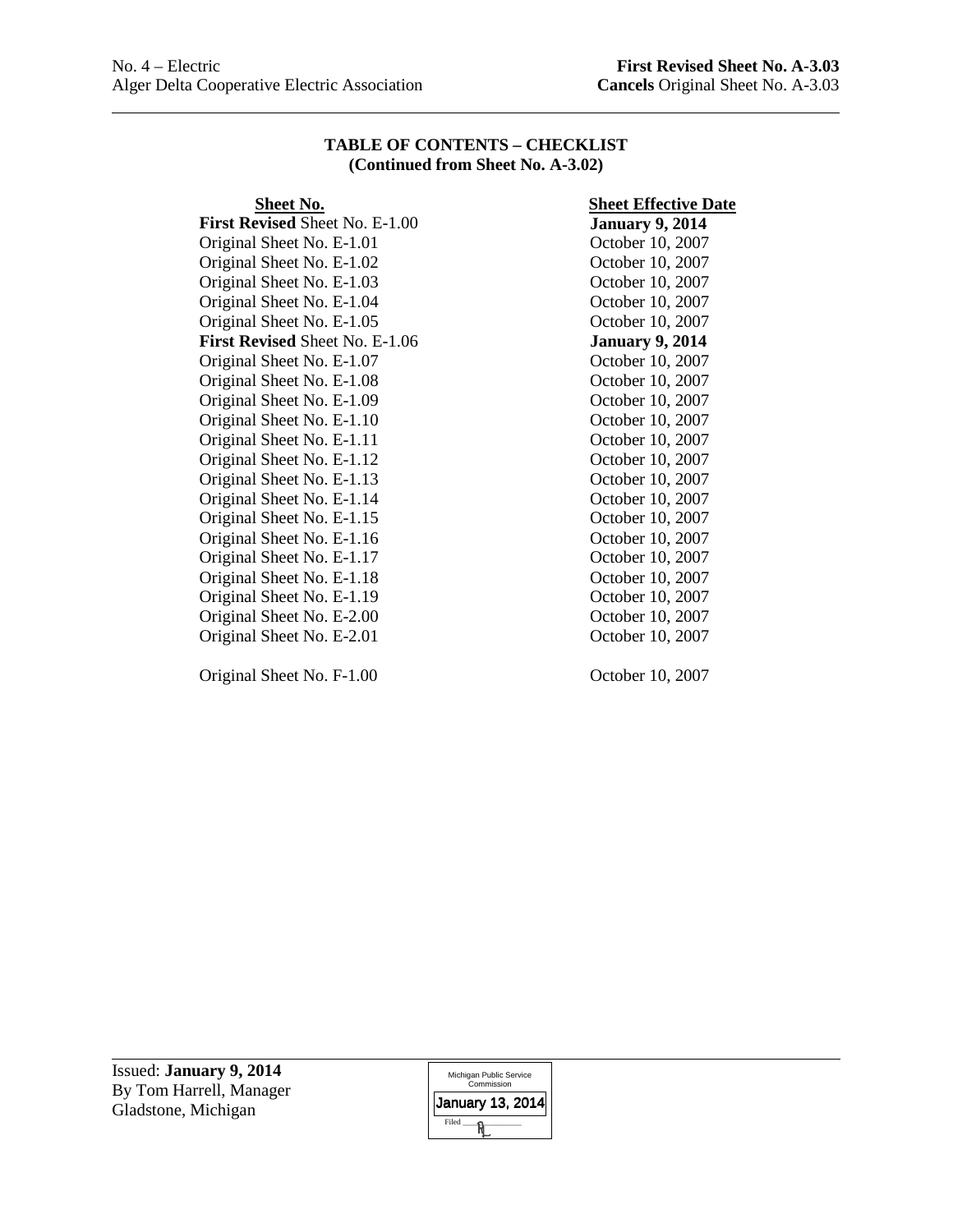No. 4 – Electric **First Revised Sheet No. A-3.03**
Alger Delta Cooperative Electric Association **Cancels** Original Sheet No. A-3.03

## TABLE OF CONTENTS – CHECKLIST
### (Continued from Sheet No. A-3.02)

| Sheet No. | Sheet Effective Date |
|---|---|
| **First Revised** Sheet No. E-1.00 | **January 9, 2014** |
| Original Sheet No. E-1.01 | October 10, 2007 |
| Original Sheet No. E-1.02 | October 10, 2007 |
| Original Sheet No. E-1.03 | October 10, 2007 |
| Original Sheet No. E-1.04 | October 10, 2007 |
| Original Sheet No. E-1.05 | October 10, 2007 |
| **First Revised** Sheet No. E-1.06 | **January 9, 2014** |
| Original Sheet No. E-1.07 | October 10, 2007 |
| Original Sheet No. E-1.08 | October 10, 2007 |
| Original Sheet No. E-1.09 | October 10, 2007 |
| Original Sheet No. E-1.10 | October 10, 2007 |
| Original Sheet No. E-1.11 | October 10, 2007 |
| Original Sheet No. E-1.12 | October 10, 2007 |
| Original Sheet No. E-1.13 | October 10, 2007 |
| Original Sheet No. E-1.14 | October 10, 2007 |
| Original Sheet No. E-1.15 | October 10, 2007 |
| Original Sheet No. E-1.16 | October 10, 2007 |
| Original Sheet No. E-1.17 | October 10, 2007 |
| Original Sheet No. E-1.18 | October 10, 2007 |
| Original Sheet No. E-1.19 | October 10, 2007 |
| Original Sheet No. E-2.00 | October 10, 2007 |
| Original Sheet No. E-2.01 | October 10, 2007 |
| | |
| Original Sheet No. F-1.00 | October 10, 2007 |

Issued: **January 9, 2014**
By Tom Harrell, Manager
Gladstone, Michigan

Michigan Public Service Commission
January 13, 2014
Filed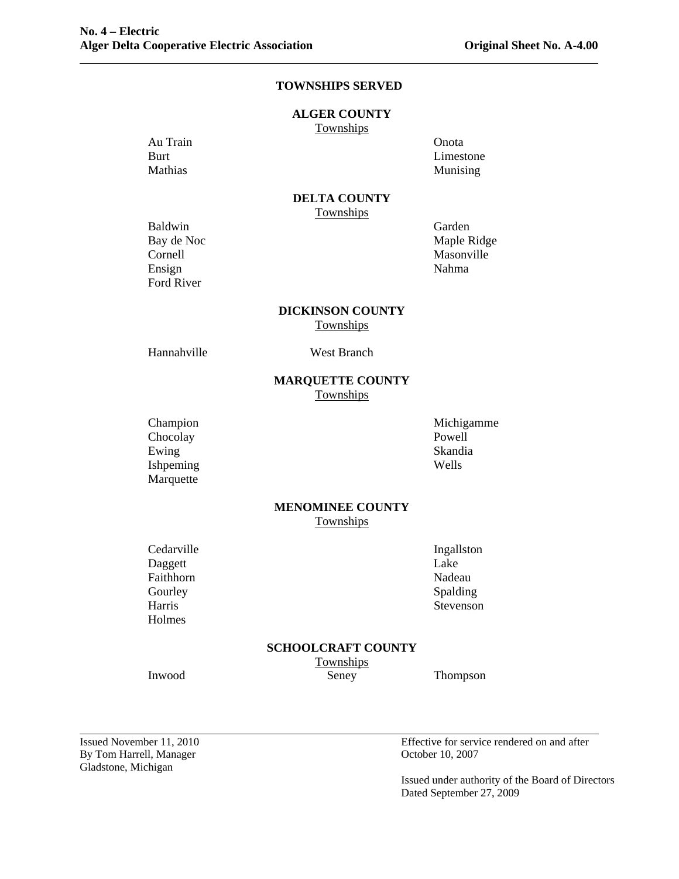## TOWNSHIPS SERVED

### ALGER COUNTY

Townships

| | |
|---|---|
| Au Train | Onota |
| Burt | Limestone |
| Mathias | Munising |

### DELTA COUNTY

Townships

| | |
|---|---|
| Baldwin | Garden |
| Bay de Noc | Maple Ridge |
| Cornell | Masonville |
| Ensign | Nahma |
| Ford River | |

### DICKINSON COUNTY

Townships

| | |
|---|---|
| Hannahville | West Branch |

### MARQUETTE COUNTY

Townships

| | |
|---|---|
| Champion | Michigamme |
| Chocolay | Powell |
| Ewing | Skandia |
| Ishpeming | Wells |
| Marquette | |

### MENOMINEE COUNTY

Townships

| | |
|---|---|
| Cedarville | Ingallston |
| Daggett | Lake |
| Faithhorn | Nadeau |
| Gourley | Spalding |
| Harris | Stevenson |
| Holmes | |

### SCHOOLCRAFT COUNTY

Townships

| | | |
|---|---|---|
| Inwood | Seney | Thompson |

Issued November 11, 2010
By Tom Harrell, Manager
Gladstone, Michigan

Effective for service rendered on and after
October 10, 2007

Issued under authority of the Board of Directors
Dated September 27, 2009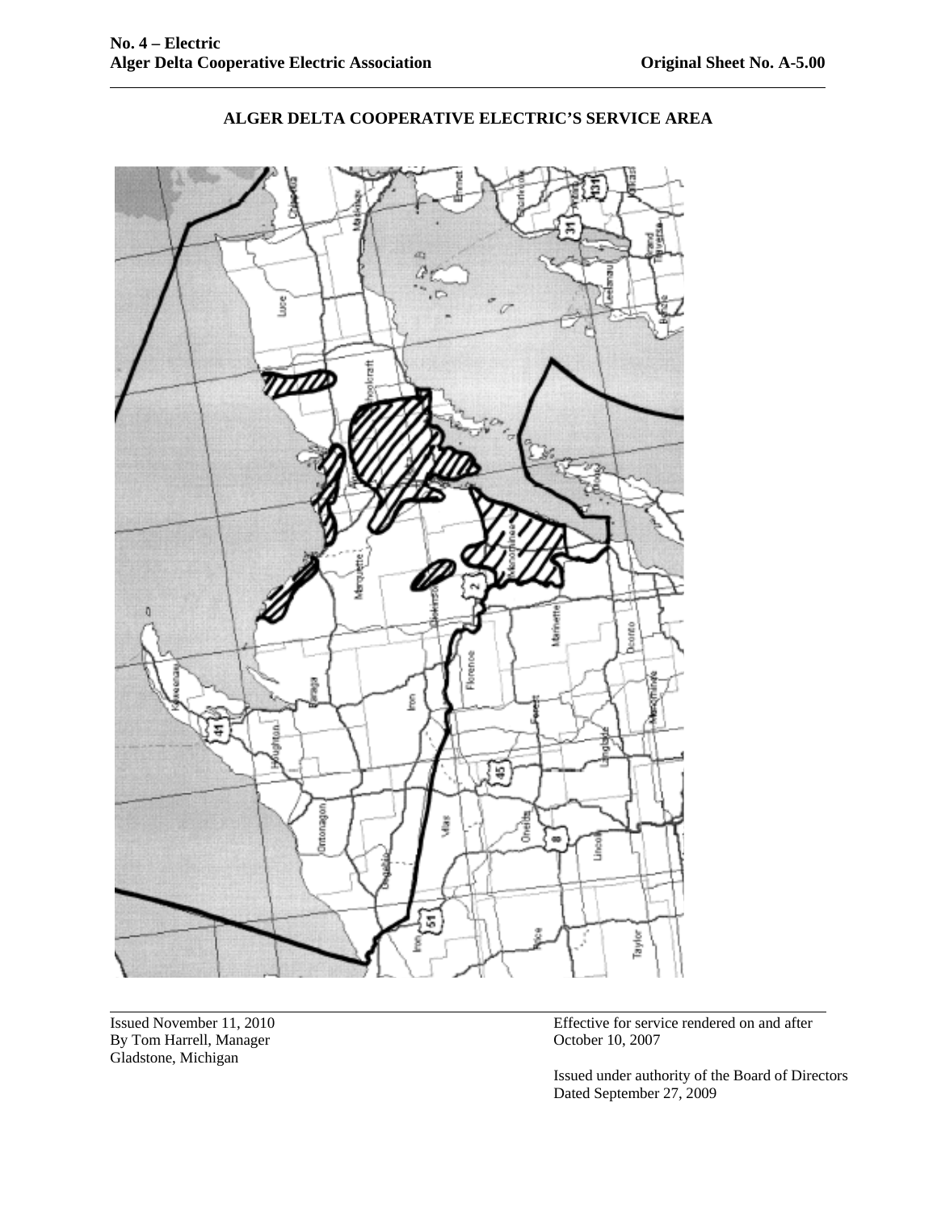# ALGER DELTA COOPERATIVE ELECTRIC'S SERVICE AREA

Issued November 11, 2010
By Tom Harrell, Manager
Gladstone, Michigan

Effective for service rendered on and after
October 10, 2007

Issued under authority of the Board of Directors
Dated September 27, 2009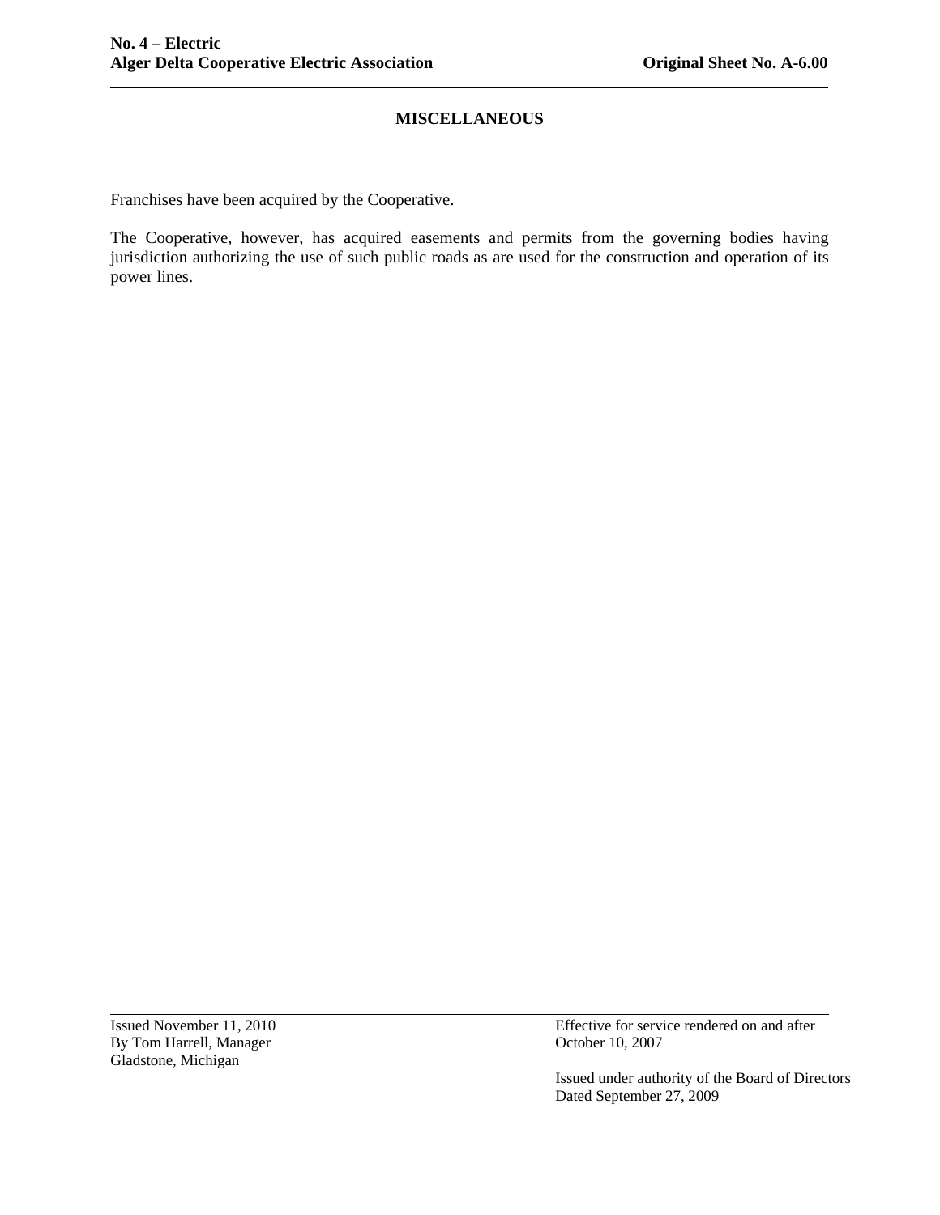## MISCELLANEOUS

Franchises have been acquired by the Cooperative.

The Cooperative, however, has acquired easements and permits from the governing bodies having jurisdiction authorizing the use of such public roads as are used for the construction and operation of its power lines.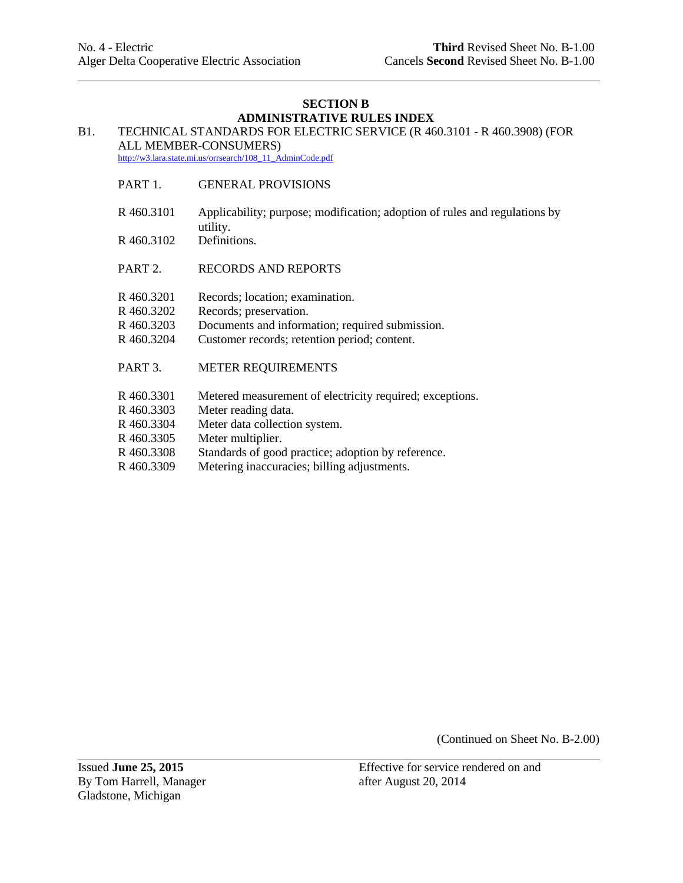# SECTION B
# ADMINISTRATIVE RULES INDEX

B1. TECHNICAL STANDARDS FOR ELECTRIC SERVICE (R 460.3101 - R 460.3908) (FOR ALL MEMBER-CONSUMERS)
http://w3.lara.state.mi.us/orrsearch/108_11_AdminCode.pdf

PART 1. GENERAL PROVISIONS

| | |
|---|---|
| R 460.3101 | Applicability; purpose; modification; adoption of rules and regulations by utility. |
| R 460.3102 | Definitions. |

PART 2. RECORDS AND REPORTS

| | |
|---|---|
| R 460.3201 | Records; location; examination. |
| R 460.3202 | Records; preservation. |
| R 460.3203 | Documents and information; required submission. |
| R 460.3204 | Customer records; retention period; content. |

PART 3. METER REQUIREMENTS

| | |
|---|---|
| R 460.3301 | Metered measurement of electricity required; exceptions. |
| R 460.3303 | Meter reading data. |
| R 460.3304 | Meter data collection system. |
| R 460.3305 | Meter multiplier. |
| R 460.3308 | Standards of good practice; adoption by reference. |
| R 460.3309 | Metering inaccuracies; billing adjustments. |

(Continued on Sheet No. B-2.00)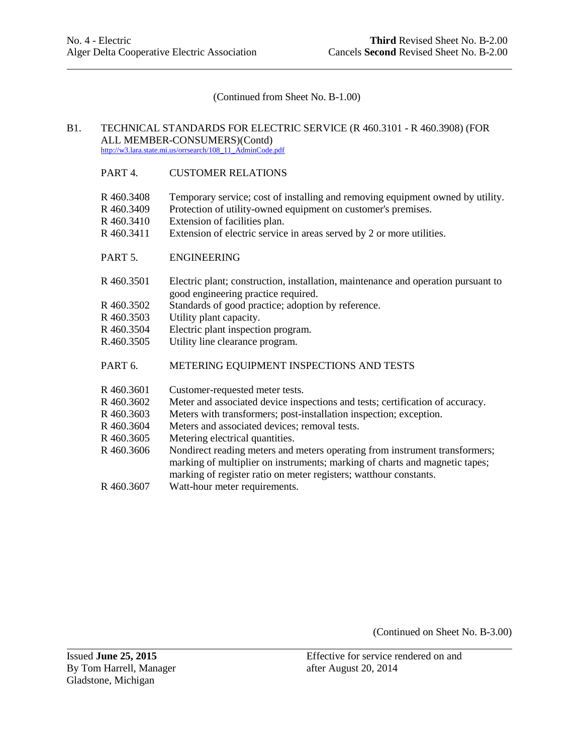(Continued from Sheet No. B-1.00)

B1. TECHNICAL STANDARDS FOR ELECTRIC SERVICE (R 460.3101 - R 460.3908) (FOR ALL MEMBER-CONSUMERS)(Contd)
http://w3.lara.state.mi.us/orrsearch/108_11_AdminCode.pdf

PART 4. CUSTOMER RELATIONS

| | |
|---|---|
| R 460.3408 | Temporary service; cost of installing and removing equipment owned by utility. |
| R 460.3409 | Protection of utility-owned equipment on customer's premises. |
| R 460.3410 | Extension of facilities plan. |
| R 460.3411 | Extension of electric service in areas served by 2 or more utilities. |

PART 5. ENGINEERING

| | |
|---|---|
| R 460.3501 | Electric plant; construction, installation, maintenance and operation pursuant to good engineering practice required. |
| R 460.3502 | Standards of good practice; adoption by reference. |
| R 460.3503 | Utility plant capacity. |
| R 460.3504 | Electric plant inspection program. |
| R.460.3505 | Utility line clearance program. |

PART 6. METERING EQUIPMENT INSPECTIONS AND TESTS

| | |
|---|---|
| R 460.3601 | Customer-requested meter tests. |
| R 460.3602 | Meter and associated device inspections and tests; certification of accuracy. |
| R 460.3603 | Meters with transformers; post-installation inspection; exception. |
| R 460.3604 | Meters and associated devices; removal tests. |
| R 460.3605 | Metering electrical quantities. |
| R 460.3606 | Nondirect reading meters and meters operating from instrument transformers; marking of multiplier on instruments; marking of charts and magnetic tapes; marking of register ratio on meter registers; watthour constants. |
| R 460.3607 | Watt-hour meter requirements. |

(Continued on Sheet No. B-3.00)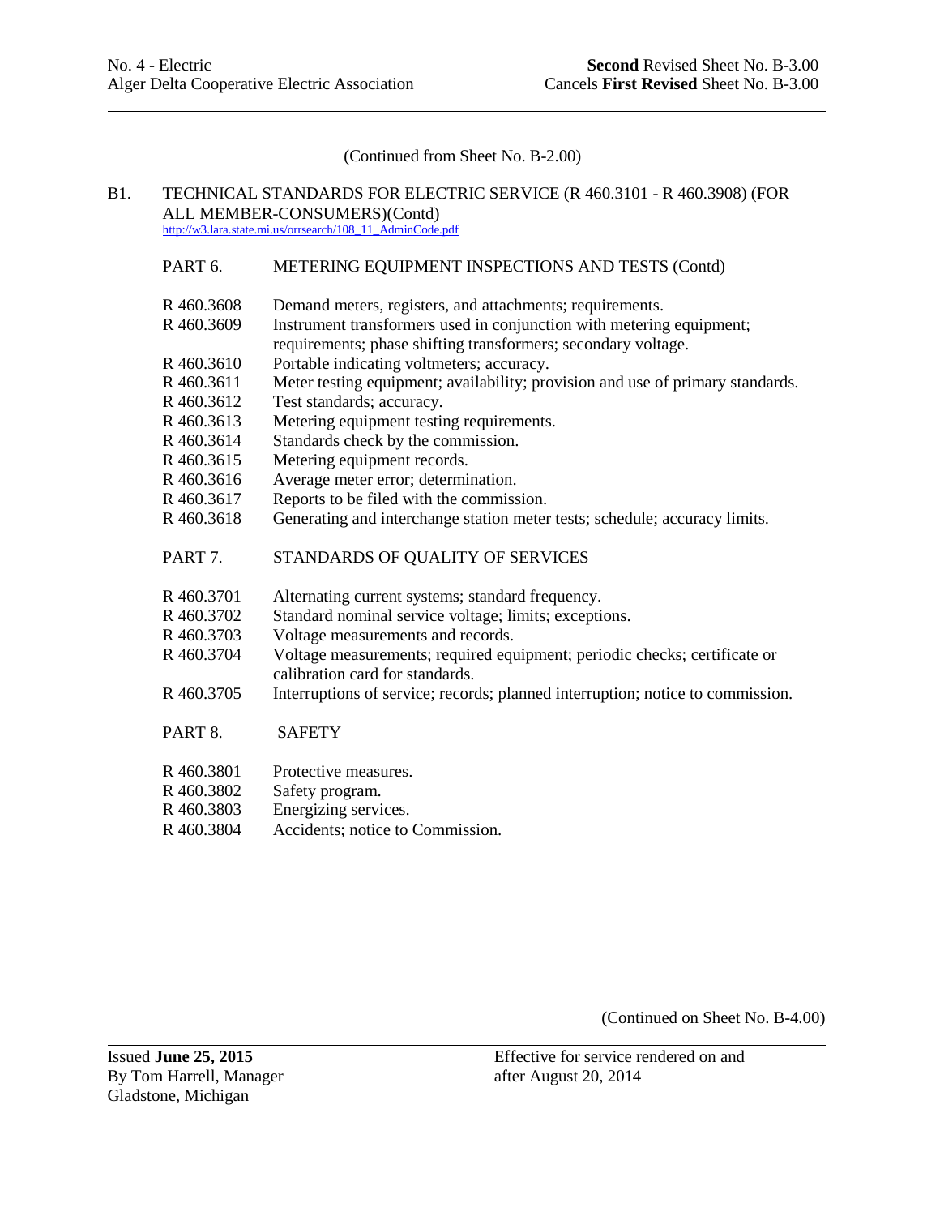(Continued from Sheet No. B-2.00)

B1. TECHNICAL STANDARDS FOR ELECTRIC SERVICE (R 460.3101 - R 460.3908) (FOR ALL MEMBER-CONSUMERS)(Contd)
http://w3.lara.state.mi.us/orrsearch/108_11_AdminCode.pdf

PART 6. METERING EQUIPMENT INSPECTIONS AND TESTS (Contd)

| | |
|---|---|
| R 460.3608 | Demand meters, registers, and attachments; requirements. |
| R 460.3609 | Instrument transformers used in conjunction with metering equipment; requirements; phase shifting transformers; secondary voltage. |
| R 460.3610 | Portable indicating voltmeters; accuracy. |
| R 460.3611 | Meter testing equipment; availability; provision and use of primary standards. |
| R 460.3612 | Test standards; accuracy. |
| R 460.3613 | Metering equipment testing requirements. |
| R 460.3614 | Standards check by the commission. |
| R 460.3615 | Metering equipment records. |
| R 460.3616 | Average meter error; determination. |
| R 460.3617 | Reports to be filed with the commission. |
| R 460.3618 | Generating and interchange station meter tests; schedule; accuracy limits. |

PART 7. STANDARDS OF QUALITY OF SERVICES

| | |
|---|---|
| R 460.3701 | Alternating current systems; standard frequency. |
| R 460.3702 | Standard nominal service voltage; limits; exceptions. |
| R 460.3703 | Voltage measurements and records. |
| R 460.3704 | Voltage measurements; required equipment; periodic checks; certificate or calibration card for standards. |
| R 460.3705 | Interruptions of service; records; planned interruption; notice to commission. |

PART 8. SAFETY

| | |
|---|---|
| R 460.3801 | Protective measures. |
| R 460.3802 | Safety program. |
| R 460.3803 | Energizing services. |
| R 460.3804 | Accidents; notice to Commission. |

(Continued on Sheet No. B-4.00)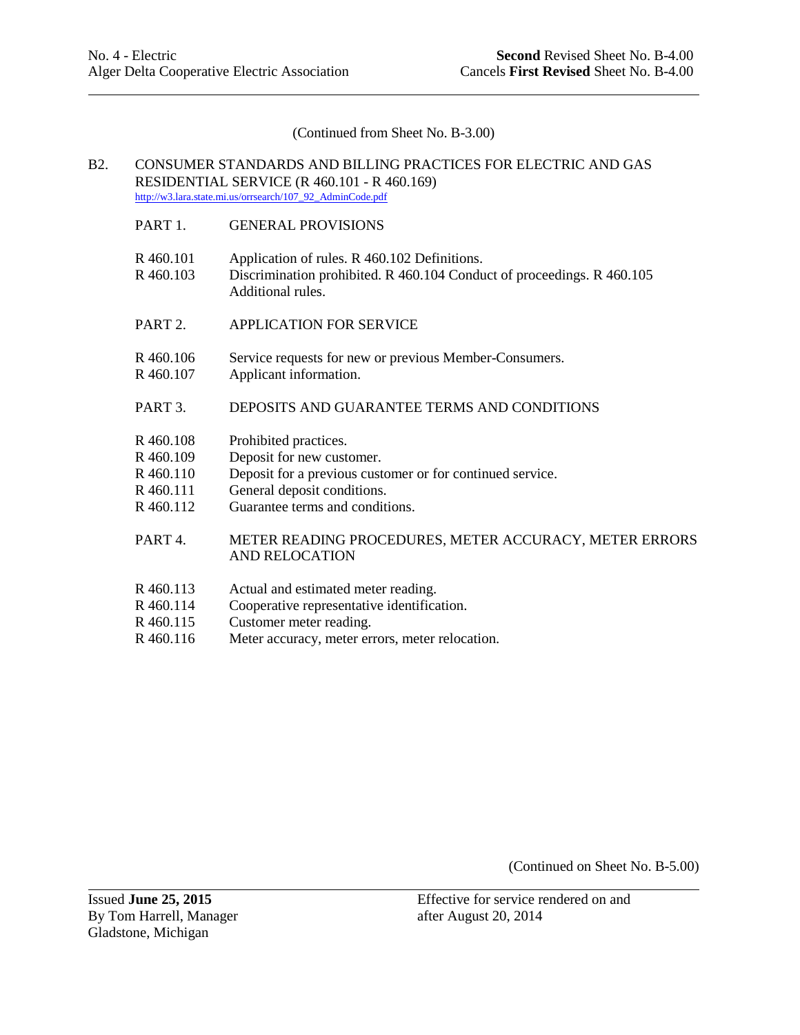(Continued from Sheet No. B-3.00)

## B2. CONSUMER STANDARDS AND BILLING PRACTICES FOR ELECTRIC AND GAS RESIDENTIAL SERVICE (R 460.101 - R 460.169)

http://w3.lara.state.mi.us/orrsearch/107_92_AdminCode.pdf

### PART 1. GENERAL PROVISIONS

R 460.101 Application of rules. R 460.102 Definitions.

R 460.103 Discrimination prohibited. R 460.104 Conduct of proceedings. R 460.105 Additional rules.

### PART 2. APPLICATION FOR SERVICE

R 460.106 Service requests for new or previous Member-Consumers.

R 460.107 Applicant information.

### PART 3. DEPOSITS AND GUARANTEE TERMS AND CONDITIONS

R 460.108 Prohibited practices.

R 460.109 Deposit for new customer.

R 460.110 Deposit for a previous customer or for continued service.

R 460.111 General deposit conditions.

R 460.112 Guarantee terms and conditions.

### PART 4. METER READING PROCEDURES, METER ACCURACY, METER ERRORS AND RELOCATION

R 460.113 Actual and estimated meter reading.

R 460.114 Cooperative representative identification.

R 460.115 Customer meter reading.

R 460.116 Meter accuracy, meter errors, meter relocation.

(Continued on Sheet No. B-5.00)

Issued **June 25, 2015**
By Tom Harrell, Manager
Gladstone, Michigan

Effective for service rendered on and after August 20, 2014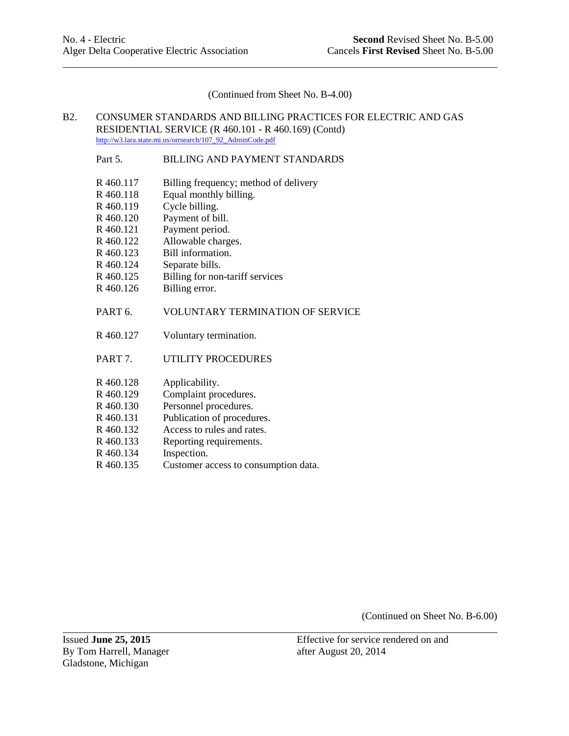(Continued from Sheet No. B-4.00)

B2. CONSUMER STANDARDS AND BILLING PRACTICES FOR ELECTRIC AND GAS RESIDENTIAL SERVICE (R 460.101 - R 460.169) (Contd)
http://w3.lara.state.mi.us/orrsearch/107_92_AdminCode.pdf

Part 5. BILLING AND PAYMENT STANDARDS

| | |
|---|---|
| R 460.117 | Billing frequency; method of delivery |
| R 460.118 | Equal monthly billing. |
| R 460.119 | Cycle billing. |
| R 460.120 | Payment of bill. |
| R 460.121 | Payment period. |
| R 460.122 | Allowable charges. |
| R 460.123 | Bill information. |
| R 460.124 | Separate bills. |
| R 460.125 | Billing for non-tariff services |
| R 460.126 | Billing error. |

PART 6. VOLUNTARY TERMINATION OF SERVICE

| | |
|---|---|
| R 460.127 | Voluntary termination. |

PART 7. UTILITY PROCEDURES

| | |
|---|---|
| R 460.128 | Applicability. |
| R 460.129 | Complaint procedures. |
| R 460.130 | Personnel procedures. |
| R 460.131 | Publication of procedures. |
| R 460.132 | Access to rules and rates. |
| R 460.133 | Reporting requirements. |
| R 460.134 | Inspection. |
| R 460.135 | Customer access to consumption data. |

(Continued on Sheet No. B-6.00)

Issued **June 25, 2015**
By Tom Harrell, Manager
Gladstone, Michigan

Effective for service rendered on and after August 20, 2014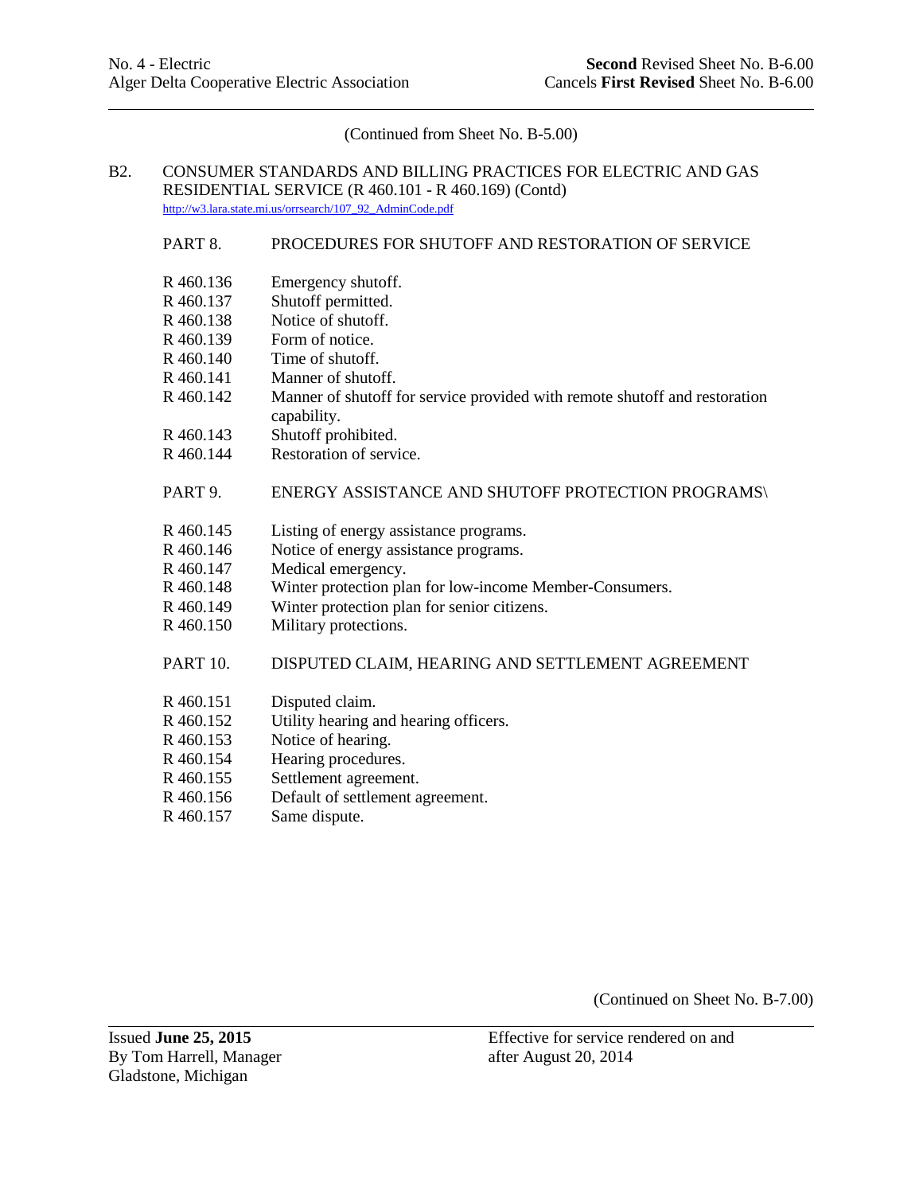(Continued from Sheet No. B-5.00)

B2. CONSUMER STANDARDS AND BILLING PRACTICES FOR ELECTRIC AND GAS RESIDENTIAL SERVICE (R 460.101 - R 460.169) (Contd)
http://w3.lara.state.mi.us/orrsearch/107_92_AdminCode.pdf

PART 8. PROCEDURES FOR SHUTOFF AND RESTORATION OF SERVICE

| | |
|---|---|
| R 460.136 | Emergency shutoff. |
| R 460.137 | Shutoff permitted. |
| R 460.138 | Notice of shutoff. |
| R 460.139 | Form of notice. |
| R 460.140 | Time of shutoff. |
| R 460.141 | Manner of shutoff. |
| R 460.142 | Manner of shutoff for service provided with remote shutoff and restoration capability. |
| R 460.143 | Shutoff prohibited. |
| R 460.144 | Restoration of service. |

PART 9. ENERGY ASSISTANCE AND SHUTOFF PROTECTION PROGRAMS\

| | |
|---|---|
| R 460.145 | Listing of energy assistance programs. |
| R 460.146 | Notice of energy assistance programs. |
| R 460.147 | Medical emergency. |
| R 460.148 | Winter protection plan for low-income Member-Consumers. |
| R 460.149 | Winter protection plan for senior citizens. |
| R 460.150 | Military protections. |

PART 10. DISPUTED CLAIM, HEARING AND SETTLEMENT AGREEMENT

| | |
|---|---|
| R 460.151 | Disputed claim. |
| R 460.152 | Utility hearing and hearing officers. |
| R 460.153 | Notice of hearing. |
| R 460.154 | Hearing procedures. |
| R 460.155 | Settlement agreement. |
| R 460.156 | Default of settlement agreement. |
| R 460.157 | Same dispute. |

(Continued on Sheet No. B-7.00)

Issued **June 25, 2015**
By Tom Harrell, Manager
Gladstone, Michigan

Effective for service rendered on and after August 20, 2014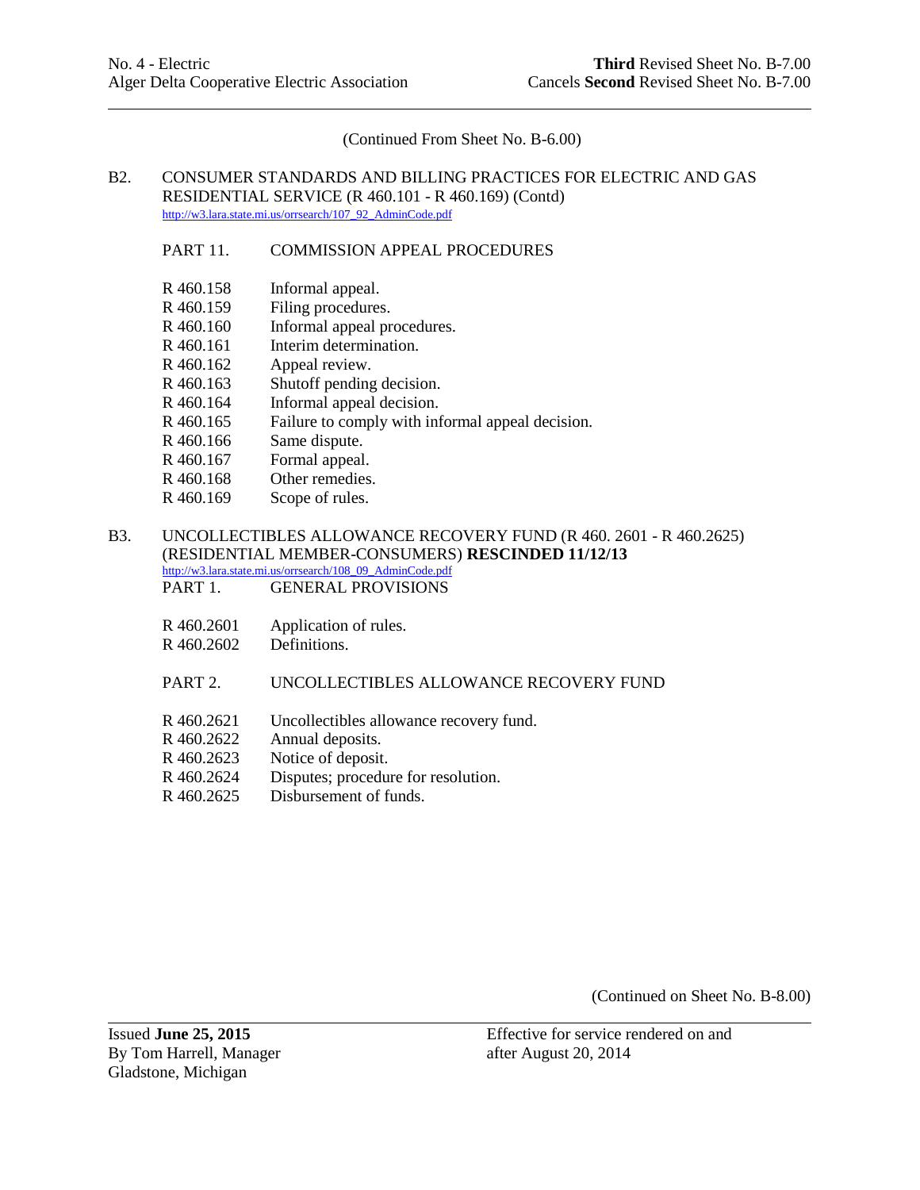(Continued From Sheet No. B-6.00)

B2. CONSUMER STANDARDS AND BILLING PRACTICES FOR ELECTRIC AND GAS RESIDENTIAL SERVICE (R 460.101 - R 460.169) (Contd)
http://w3.lara.state.mi.us/orrsearch/107_92_AdminCode.pdf

PART 11. COMMISSION APPEAL PROCEDURES

| | |
|---|---|
| R 460.158 | Informal appeal. |
| R 460.159 | Filing procedures. |
| R 460.160 | Informal appeal procedures. |
| R 460.161 | Interim determination. |
| R 460.162 | Appeal review. |
| R 460.163 | Shutoff pending decision. |
| R 460.164 | Informal appeal decision. |
| R 460.165 | Failure to comply with informal appeal decision. |
| R 460.166 | Same dispute. |
| R 460.167 | Formal appeal. |
| R 460.168 | Other remedies. |
| R 460.169 | Scope of rules. |

B3. UNCOLLECTIBLES ALLOWANCE RECOVERY FUND (R 460. 2601 - R 460.2625) (RESIDENTIAL MEMBER-CONSUMERS) **RESCINDED 11/12/13**
http://w3.lara.state.mi.us/orrsearch/108_09_AdminCode.pdf

PART 1. GENERAL PROVISIONS

| | |
|---|---|
| R 460.2601 | Application of rules. |
| R 460.2602 | Definitions. |

PART 2. UNCOLLECTIBLES ALLOWANCE RECOVERY FUND

| | |
|---|---|
| R 460.2621 | Uncollectibles allowance recovery fund. |
| R 460.2622 | Annual deposits. |
| R 460.2623 | Notice of deposit. |
| R 460.2624 | Disputes; procedure for resolution. |
| R 460.2625 | Disbursement of funds. |

(Continued on Sheet No. B-8.00)

Issued **June 25, 2015**
By Tom Harrell, Manager
Gladstone, Michigan

Effective for service rendered on and after August 20, 2014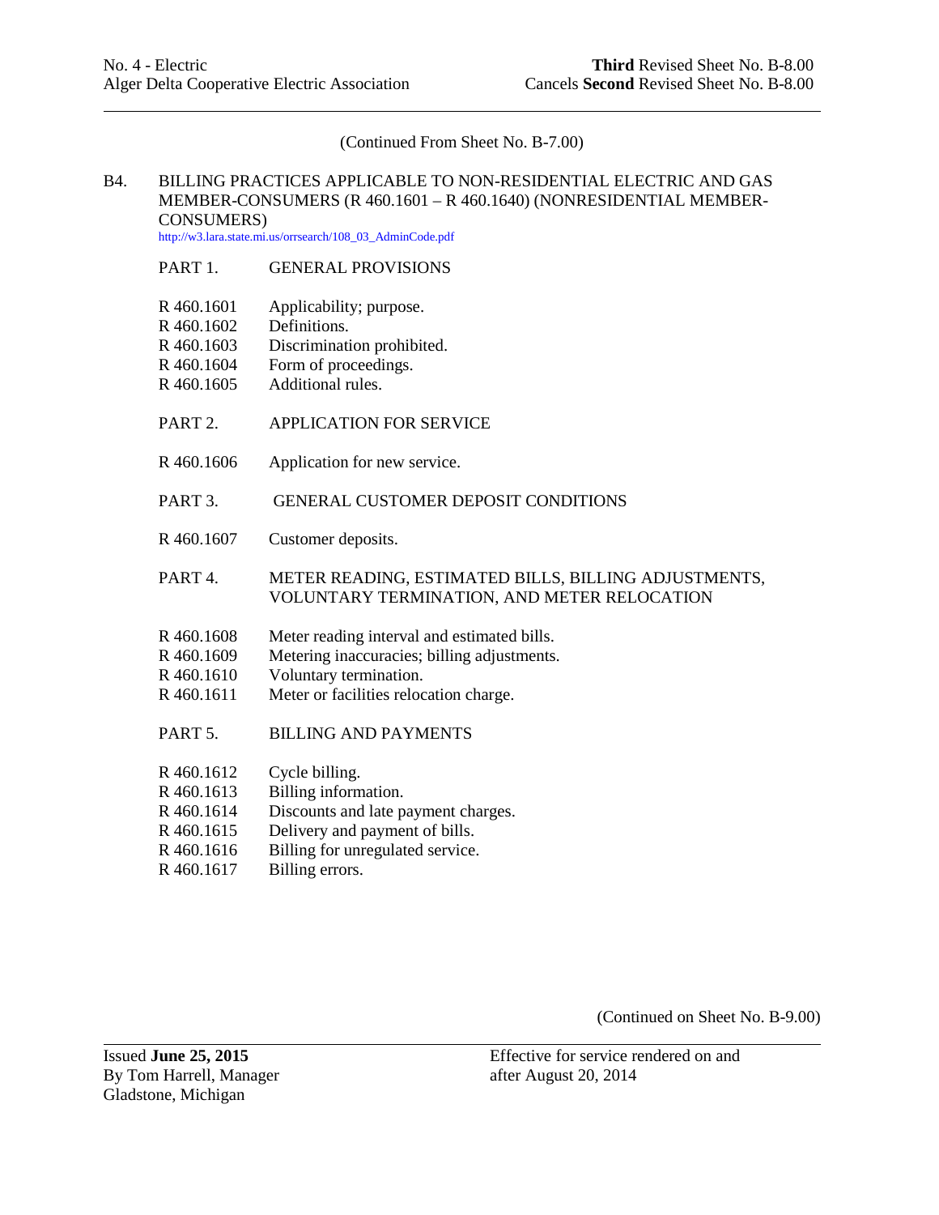(Continued From Sheet No. B-7.00)

## B4. BILLING PRACTICES APPLICABLE TO NON-RESIDENTIAL ELECTRIC AND GAS MEMBER-CONSUMERS (R 460.1601 – R 460.1640) (NONRESIDENTIAL MEMBER-CONSUMERS)

http://w3.lara.state.mi.us/orrsearch/108_03_AdminCode.pdf

### PART 1. GENERAL PROVISIONS

| | |
|---|---|
| R 460.1601 | Applicability; purpose. |
| R 460.1602 | Definitions. |
| R 460.1603 | Discrimination prohibited. |
| R 460.1604 | Form of proceedings. |
| R 460.1605 | Additional rules. |

### PART 2. APPLICATION FOR SERVICE

| | |
|---|---|
| R 460.1606 | Application for new service. |

### PART 3. GENERAL CUSTOMER DEPOSIT CONDITIONS

| | |
|---|---|
| R 460.1607 | Customer deposits. |

### PART 4. METER READING, ESTIMATED BILLS, BILLING ADJUSTMENTS, VOLUNTARY TERMINATION, AND METER RELOCATION

| | |
|---|---|
| R 460.1608 | Meter reading interval and estimated bills. |
| R 460.1609 | Metering inaccuracies; billing adjustments. |
| R 460.1610 | Voluntary termination. |
| R 460.1611 | Meter or facilities relocation charge. |

### PART 5. BILLING AND PAYMENTS

| | |
|---|---|
| R 460.1612 | Cycle billing. |
| R 460.1613 | Billing information. |
| R 460.1614 | Discounts and late payment charges. |
| R 460.1615 | Delivery and payment of bills. |
| R 460.1616 | Billing for unregulated service. |
| R 460.1617 | Billing errors. |

(Continued on Sheet No. B-9.00)

Issued **June 25, 2015**
By Tom Harrell, Manager
Gladstone, Michigan

Effective for service rendered on and after August 20, 2014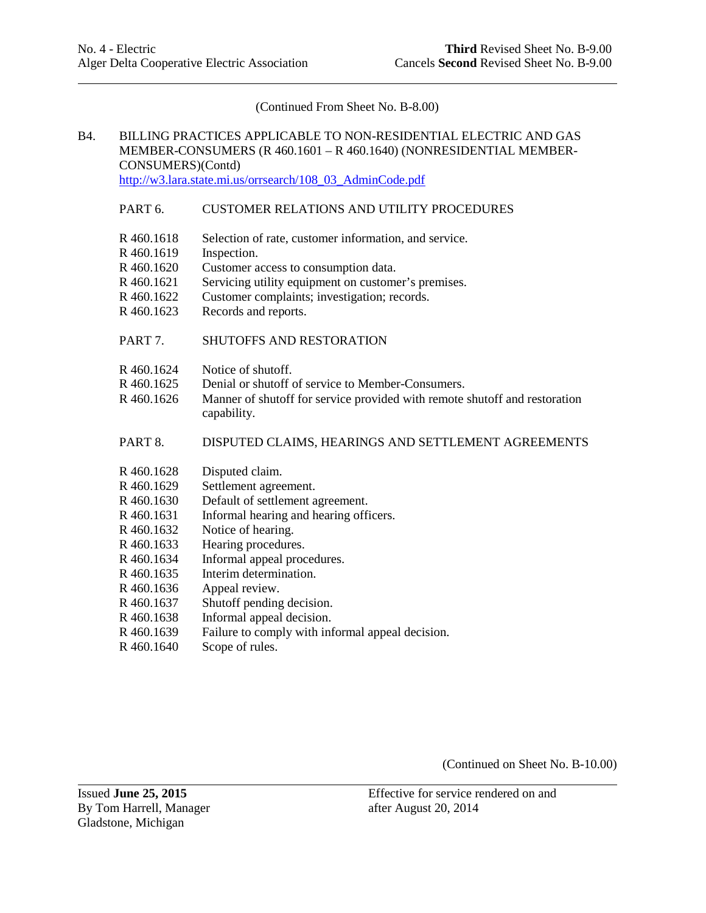(Continued From Sheet No. B-8.00)

B4. BILLING PRACTICES APPLICABLE TO NON-RESIDENTIAL ELECTRIC AND GAS MEMBER-CONSUMERS (R 460.1601 – R 460.1640) (NONRESIDENTIAL MEMBER-CONSUMERS)(Contd)
http://w3.lara.state.mi.us/orrsearch/108_03_AdminCode.pdf

PART 6. CUSTOMER RELATIONS AND UTILITY PROCEDURES

| | |
|---|---|
| R 460.1618 | Selection of rate, customer information, and service. |
| R 460.1619 | Inspection. |
| R 460.1620 | Customer access to consumption data. |
| R 460.1621 | Servicing utility equipment on customer's premises. |
| R 460.1622 | Customer complaints; investigation; records. |
| R 460.1623 | Records and reports. |

PART 7. SHUTOFFS AND RESTORATION

| | |
|---|---|
| R 460.1624 | Notice of shutoff. |
| R 460.1625 | Denial or shutoff of service to Member-Consumers. |
| R 460.1626 | Manner of shutoff for service provided with remote shutoff and restoration capability. |

PART 8. DISPUTED CLAIMS, HEARINGS AND SETTLEMENT AGREEMENTS

| | |
|---|---|
| R 460.1628 | Disputed claim. |
| R 460.1629 | Settlement agreement. |
| R 460.1630 | Default of settlement agreement. |
| R 460.1631 | Informal hearing and hearing officers. |
| R 460.1632 | Notice of hearing. |
| R 460.1633 | Hearing procedures. |
| R 460.1634 | Informal appeal procedures. |
| R 460.1635 | Interim determination. |
| R 460.1636 | Appeal review. |
| R 460.1637 | Shutoff pending decision. |
| R 460.1638 | Informal appeal decision. |
| R 460.1639 | Failure to comply with informal appeal decision. |
| R 460.1640 | Scope of rules. |

(Continued on Sheet No. B-10.00)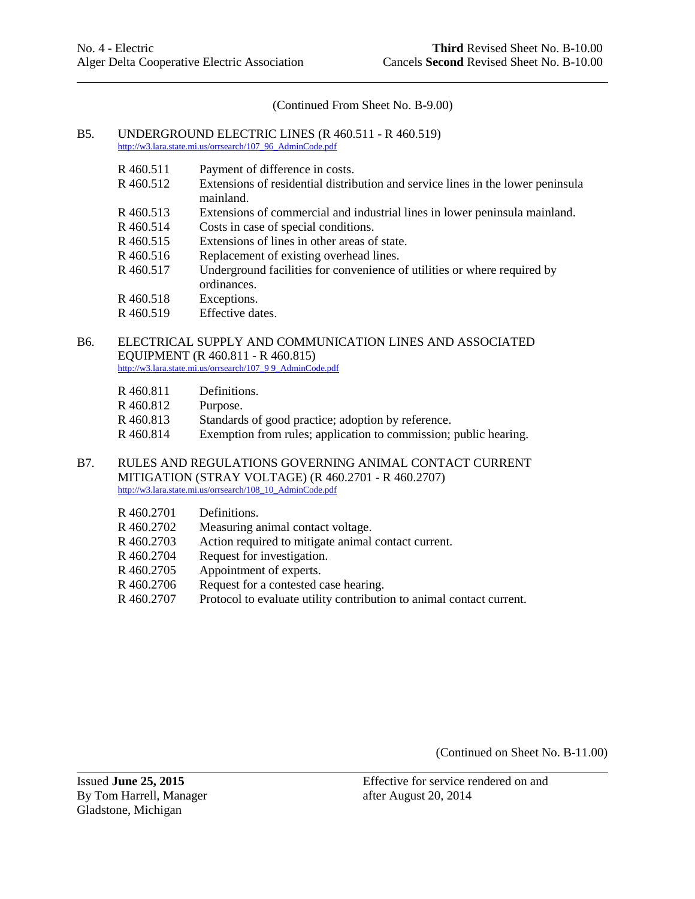(Continued From Sheet No. B-9.00)

## B5. UNDERGROUND ELECTRIC LINES (R 460.511 - R 460.519)

http://w3.lara.state.mi.us/orrsearch/107_96_AdminCode.pdf

| | |
|---|---|
| R 460.511 | Payment of difference in costs. |
| R 460.512 | Extensions of residential distribution and service lines in the lower peninsula mainland. |
| R 460.513 | Extensions of commercial and industrial lines in lower peninsula mainland. |
| R 460.514 | Costs in case of special conditions. |
| R 460.515 | Extensions of lines in other areas of state. |
| R 460.516 | Replacement of existing overhead lines. |
| R 460.517 | Underground facilities for convenience of utilities or where required by ordinances. |
| R 460.518 | Exceptions. |
| R 460.519 | Effective dates. |

## B6. ELECTRICAL SUPPLY AND COMMUNICATION LINES AND ASSOCIATED EQUIPMENT (R 460.811 - R 460.815)

http://w3.lara.state.mi.us/orrsearch/107_9 9_AdminCode.pdf

| | |
|---|---|
| R 460.811 | Definitions. |
| R 460.812 | Purpose. |
| R 460.813 | Standards of good practice; adoption by reference. |
| R 460.814 | Exemption from rules; application to commission; public hearing. |

## B7. RULES AND REGULATIONS GOVERNING ANIMAL CONTACT CURRENT MITIGATION (STRAY VOLTAGE) (R 460.2701 - R 460.2707)

http://w3.lara.state.mi.us/orrsearch/108_10_AdminCode.pdf

| | |
|---|---|
| R 460.2701 | Definitions. |
| R 460.2702 | Measuring animal contact voltage. |
| R 460.2703 | Action required to mitigate animal contact current. |
| R 460.2704 | Request for investigation. |
| R 460.2705 | Appointment of experts. |
| R 460.2706 | Request for a contested case hearing. |
| R 460.2707 | Protocol to evaluate utility contribution to animal contact current. |

(Continued on Sheet No. B-11.00)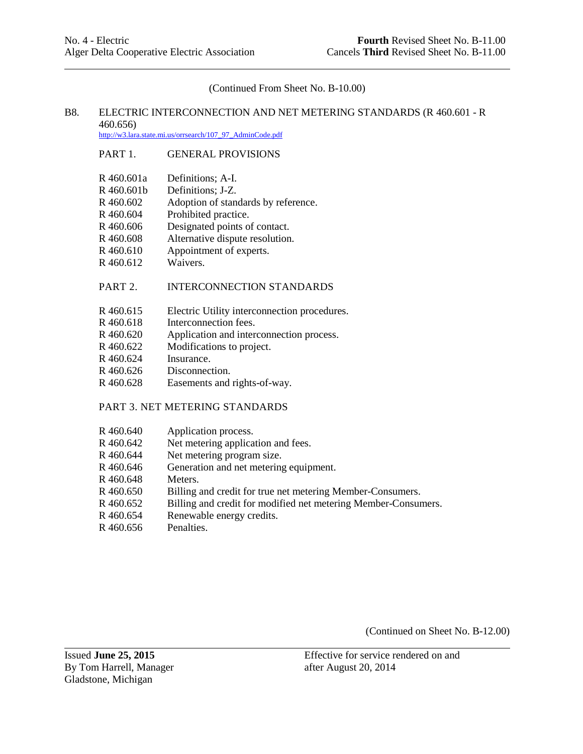(Continued From Sheet No. B-10.00)

## B8. ELECTRIC INTERCONNECTION AND NET METERING STANDARDS (R 460.601 - R 460.656)

http://w3.lara.state.mi.us/orrsearch/107_97_AdminCode.pdf

### PART 1. GENERAL PROVISIONS

| | |
|---|---|
| R 460.601a | Definitions; A-I. |
| R 460.601b | Definitions; J-Z. |
| R 460.602 | Adoption of standards by reference. |
| R 460.604 | Prohibited practice. |
| R 460.606 | Designated points of contact. |
| R 460.608 | Alternative dispute resolution. |
| R 460.610 | Appointment of experts. |
| R 460.612 | Waivers. |

### PART 2. INTERCONNECTION STANDARDS

| | |
|---|---|
| R 460.615 | Electric Utility interconnection procedures. |
| R 460.618 | Interconnection fees. |
| R 460.620 | Application and interconnection process. |
| R 460.622 | Modifications to project. |
| R 460.624 | Insurance. |
| R 460.626 | Disconnection. |
| R 460.628 | Easements and rights-of-way. |

### PART 3. NET METERING STANDARDS

| | |
|---|---|
| R 460.640 | Application process. |
| R 460.642 | Net metering application and fees. |
| R 460.644 | Net metering program size. |
| R 460.646 | Generation and net metering equipment. |
| R 460.648 | Meters. |
| R 460.650 | Billing and credit for true net metering Member-Consumers. |
| R 460.652 | Billing and credit for modified net metering Member-Consumers. |
| R 460.654 | Renewable energy credits. |
| R 460.656 | Penalties. |

(Continued on Sheet No. B-12.00)

Issued **June 25, 2015**
By Tom Harrell, Manager
Gladstone, Michigan

Effective for service rendered on and after August 20, 2014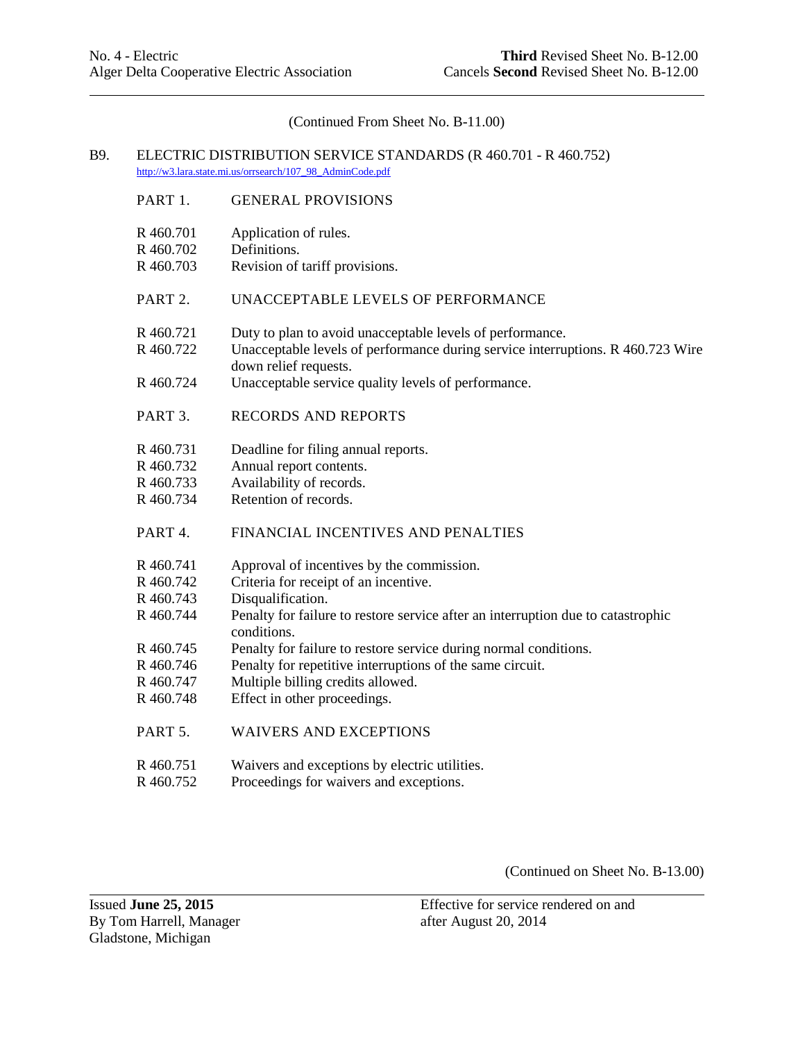(Continued From Sheet No. B-11.00)

## B9. ELECTRIC DISTRIBUTION SERVICE STANDARDS (R 460.701 - R 460.752)

http://w3.lara.state.mi.us/orrsearch/107_98_AdminCode.pdf

### PART 1. GENERAL PROVISIONS

R 460.701 Application of rules.
R 460.702 Definitions.
R 460.703 Revision of tariff provisions.

### PART 2. UNACCEPTABLE LEVELS OF PERFORMANCE

R 460.721 Duty to plan to avoid unacceptable levels of performance.
R 460.722 Unacceptable levels of performance during service interruptions. R 460.723 Wire down relief requests.
R 460.724 Unacceptable service quality levels of performance.

### PART 3. RECORDS AND REPORTS

R 460.731 Deadline for filing annual reports.
R 460.732 Annual report contents.
R 460.733 Availability of records.
R 460.734 Retention of records.

### PART 4. FINANCIAL INCENTIVES AND PENALTIES

R 460.741 Approval of incentives by the commission.
R 460.742 Criteria for receipt of an incentive.
R 460.743 Disqualification.
R 460.744 Penalty for failure to restore service after an interruption due to catastrophic conditions.
R 460.745 Penalty for failure to restore service during normal conditions.
R 460.746 Penalty for repetitive interruptions of the same circuit.
R 460.747 Multiple billing credits allowed.
R 460.748 Effect in other proceedings.

### PART 5. WAIVERS AND EXCEPTIONS

R 460.751 Waivers and exceptions by electric utilities.
R 460.752 Proceedings for waivers and exceptions.

(Continued on Sheet No. B-13.00)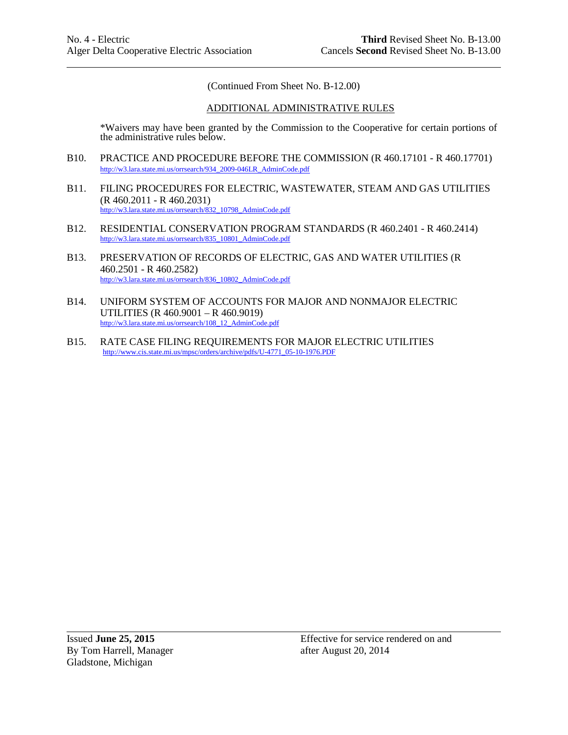(Continued From Sheet No. B-12.00)

## ADDITIONAL ADMINISTRATIVE RULES

*Waivers may have been granted by the Commission to the Cooperative for certain portions of the administrative rules below.

B10. PRACTICE AND PROCEDURE BEFORE THE COMMISSION (R 460.17101 - R 460.17701)
http://w3.lara.state.mi.us/orrsearch/934_2009-046LR_AdminCode.pdf

B11. FILING PROCEDURES FOR ELECTRIC, WASTEWATER, STEAM AND GAS UTILITIES (R 460.2011 - R 460.2031)
http://w3.lara.state.mi.us/orrsearch/832_10798_AdminCode.pdf

B12. RESIDENTIAL CONSERVATION PROGRAM STANDARDS (R 460.2401 - R 460.2414)
http://w3.lara.state.mi.us/orrsearch/835_10801_AdminCode.pdf

B13. PRESERVATION OF RECORDS OF ELECTRIC, GAS AND WATER UTILITIES (R 460.2501 - R 460.2582)
http://w3.lara.state.mi.us/orrsearch/836_10802_AdminCode.pdf

B14. UNIFORM SYSTEM OF ACCOUNTS FOR MAJOR AND NONMAJOR ELECTRIC UTILITIES (R 460.9001 – R 460.9019)
http://w3.lara.state.mi.us/orrsearch/108_12_AdminCode.pdf

B15. RATE CASE FILING REQUIREMENTS FOR MAJOR ELECTRIC UTILITIES
http://www.cis.state.mi.us/mpsc/orders/archive/pdfs/U-4771_05-10-1976.PDF

Issued **June 25, 2015**
By Tom Harrell, Manager
Gladstone, Michigan

Effective for service rendered on and after August 20, 2014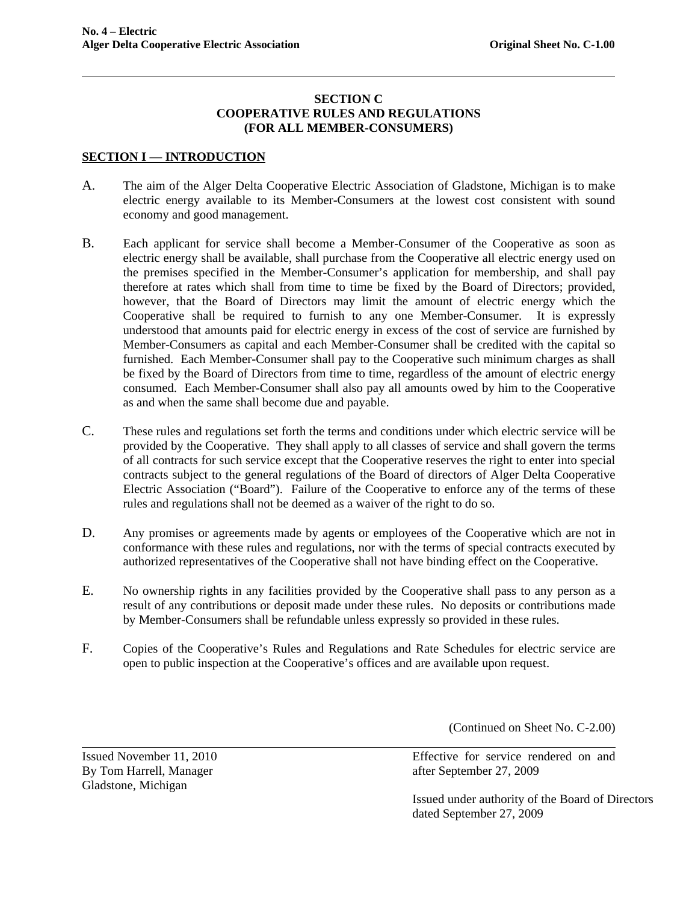# SECTION C
# COOPERATIVE RULES AND REGULATIONS
# (FOR ALL MEMBER-CONSUMERS)

## SECTION I — INTRODUCTION

A. The aim of the Alger Delta Cooperative Electric Association of Gladstone, Michigan is to make electric energy available to its Member-Consumers at the lowest cost consistent with sound economy and good management.

B. Each applicant for service shall become a Member-Consumer of the Cooperative as soon as electric energy shall be available, shall purchase from the Cooperative all electric energy used on the premises specified in the Member-Consumer's application for membership, and shall pay therefore at rates which shall from time to time be fixed by the Board of Directors; provided, however, that the Board of Directors may limit the amount of electric energy which the Cooperative shall be required to furnish to any one Member-Consumer. It is expressly understood that amounts paid for electric energy in excess of the cost of service are furnished by Member-Consumers as capital and each Member-Consumer shall be credited with the capital so furnished. Each Member-Consumer shall pay to the Cooperative such minimum charges as shall be fixed by the Board of Directors from time to time, regardless of the amount of electric energy consumed. Each Member-Consumer shall also pay all amounts owed by him to the Cooperative as and when the same shall become due and payable.

C. These rules and regulations set forth the terms and conditions under which electric service will be provided by the Cooperative. They shall apply to all classes of service and shall govern the terms of all contracts for such service except that the Cooperative reserves the right to enter into special contracts subject to the general regulations of the Board of directors of Alger Delta Cooperative Electric Association ("Board"). Failure of the Cooperative to enforce any of the terms of these rules and regulations shall not be deemed as a waiver of the right to do so.

D. Any promises or agreements made by agents or employees of the Cooperative which are not in conformance with these rules and regulations, nor with the terms of special contracts executed by authorized representatives of the Cooperative shall not have binding effect on the Cooperative.

E. No ownership rights in any facilities provided by the Cooperative shall pass to any person as a result of any contributions or deposit made under these rules. No deposits or contributions made by Member-Consumers shall be refundable unless expressly so provided in these rules.

F. Copies of the Cooperative's Rules and Regulations and Rate Schedules for electric service are open to public inspection at the Cooperative's offices and are available upon request.

(Continued on Sheet No. C-2.00)

Issued November 11, 2010
By Tom Harrell, Manager
Gladstone, Michigan

Effective for service rendered on and after September 27, 2009

Issued under authority of the Board of Directors dated September 27, 2009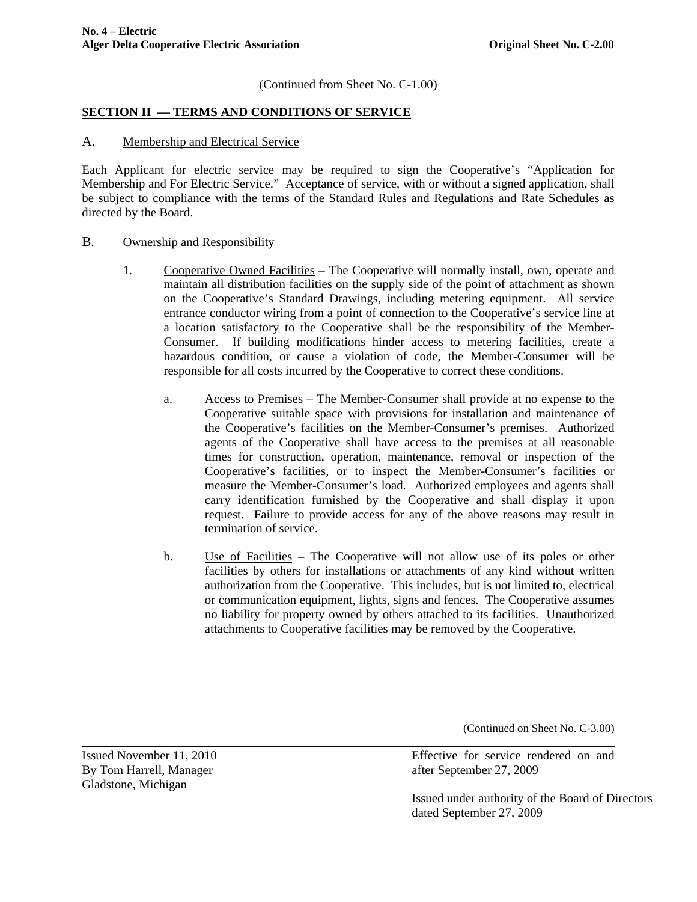(Continued from Sheet No. C-1.00)

## SECTION II — TERMS AND CONDITIONS OF SERVICE

### A. Membership and Electrical Service

Each Applicant for electric service may be required to sign the Cooperative's "Application for Membership and For Electric Service." Acceptance of service, with or without a signed application, shall be subject to compliance with the terms of the Standard Rules and Regulations and Rate Schedules as directed by the Board.

### B. Ownership and Responsibility

1. Cooperative Owned Facilities – The Cooperative will normally install, own, operate and maintain all distribution facilities on the supply side of the point of attachment as shown on the Cooperative's Standard Drawings, including metering equipment. All service entrance conductor wiring from a point of connection to the Cooperative's service line at a location satisfactory to the Cooperative shall be the responsibility of the Member-Consumer. If building modifications hinder access to metering facilities, create a hazardous condition, or cause a violation of code, the Member-Consumer will be responsible for all costs incurred by the Cooperative to correct these conditions.

   a. Access to Premises – The Member-Consumer shall provide at no expense to the Cooperative suitable space with provisions for installation and maintenance of the Cooperative's facilities on the Member-Consumer's premises. Authorized agents of the Cooperative shall have access to the premises at all reasonable times for construction, operation, maintenance, removal or inspection of the Cooperative's facilities, or to inspect the Member-Consumer's facilities or measure the Member-Consumer's load. Authorized employees and agents shall carry identification furnished by the Cooperative and shall display it upon request. Failure to provide access for any of the above reasons may result in termination of service.

   b. Use of Facilities – The Cooperative will not allow use of its poles or other facilities by others for installations or attachments of any kind without written authorization from the Cooperative. This includes, but is not limited to, electrical or communication equipment, lights, signs and fences. The Cooperative assumes no liability for property owned by others attached to its facilities. Unauthorized attachments to Cooperative facilities may be removed by the Cooperative.

(Continued on Sheet No. C-3.00)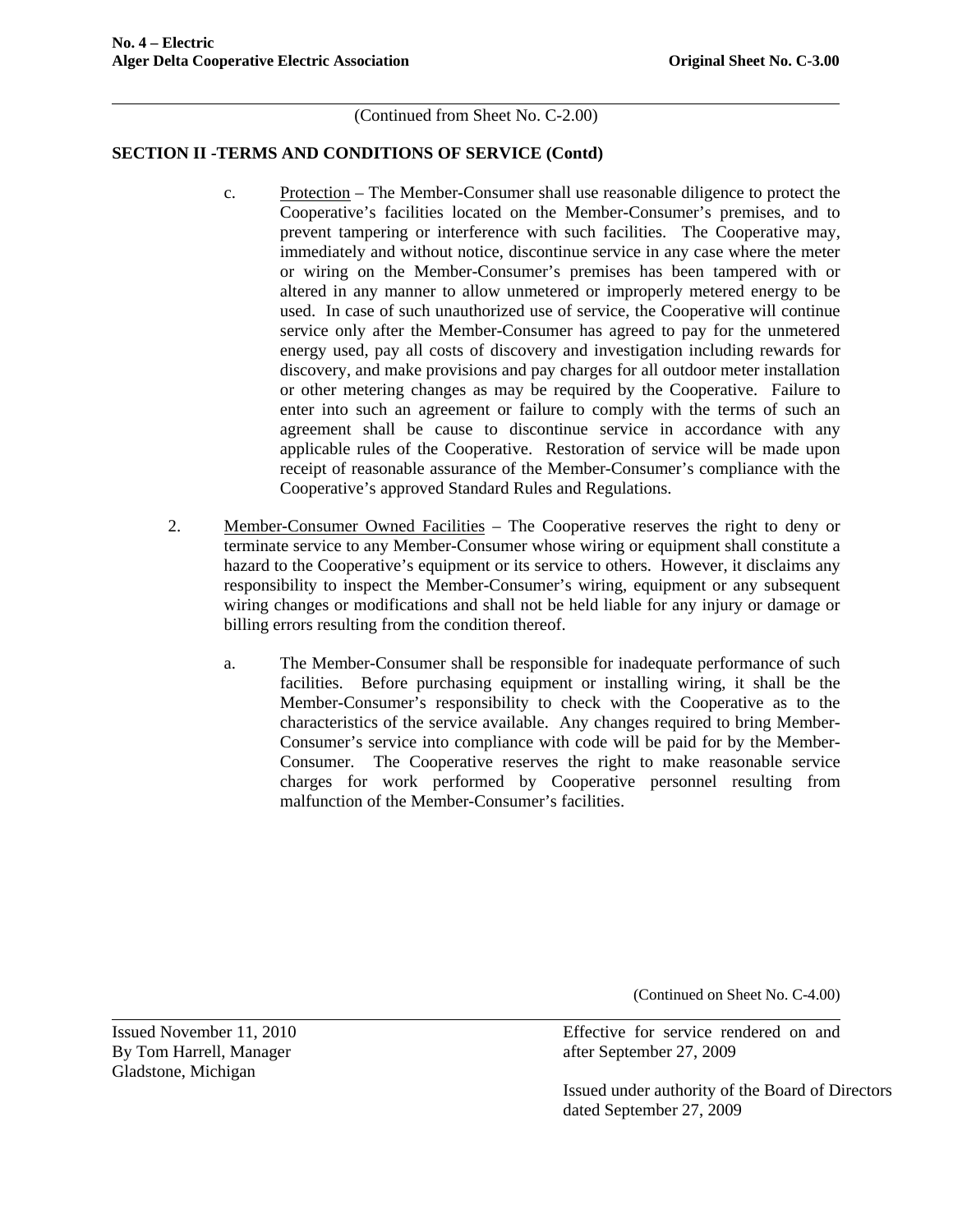(Continued from Sheet No. C-2.00)

**SECTION II -TERMS AND CONDITIONS OF SERVICE (Contd)**

c. Protection – The Member-Consumer shall use reasonable diligence to protect the Cooperative's facilities located on the Member-Consumer's premises, and to prevent tampering or interference with such facilities. The Cooperative may, immediately and without notice, discontinue service in any case where the meter or wiring on the Member-Consumer's premises has been tampered with or altered in any manner to allow unmetered or improperly metered energy to be used. In case of such unauthorized use of service, the Cooperative will continue service only after the Member-Consumer has agreed to pay for the unmetered energy used, pay all costs of discovery and investigation including rewards for discovery, and make provisions and pay charges for all outdoor meter installation or other metering changes as may be required by the Cooperative. Failure to enter into such an agreement or failure to comply with the terms of such an agreement shall be cause to discontinue service in accordance with any applicable rules of the Cooperative. Restoration of service will be made upon receipt of reasonable assurance of the Member-Consumer's compliance with the Cooperative's approved Standard Rules and Regulations.

2. Member-Consumer Owned Facilities – The Cooperative reserves the right to deny or terminate service to any Member-Consumer whose wiring or equipment shall constitute a hazard to the Cooperative's equipment or its service to others. However, it disclaims any responsibility to inspect the Member-Consumer's wiring, equipment or any subsequent wiring changes or modifications and shall not be held liable for any injury or damage or billing errors resulting from the condition thereof.

   a. The Member-Consumer shall be responsible for inadequate performance of such facilities. Before purchasing equipment or installing wiring, it shall be the Member-Consumer's responsibility to check with the Cooperative as to the characteristics of the service available. Any changes required to bring Member-Consumer's service into compliance with code will be paid for by the Member-Consumer. The Cooperative reserves the right to make reasonable service charges for work performed by Cooperative personnel resulting from malfunction of the Member-Consumer's facilities.

(Continued on Sheet No. C-4.00)

Issued November 11, 2010
By Tom Harrell, Manager
Gladstone, Michigan

Effective for service rendered on and after September 27, 2009

Issued under authority of the Board of Directors dated September 27, 2009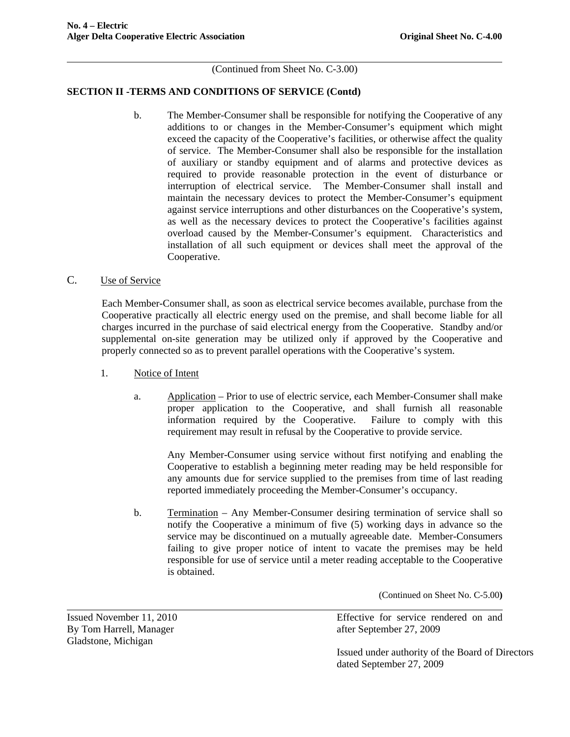(Continued from Sheet No. C-3.00)

## SECTION II -TERMS AND CONDITIONS OF SERVICE (Contd)

b. The Member-Consumer shall be responsible for notifying the Cooperative of any additions to or changes in the Member-Consumer's equipment which might exceed the capacity of the Cooperative's facilities, or otherwise affect the quality of service. The Member-Consumer shall also be responsible for the installation of auxiliary or standby equipment and of alarms and protective devices as required to provide reasonable protection in the event of disturbance or interruption of electrical service. The Member-Consumer shall install and maintain the necessary devices to protect the Member-Consumer's equipment against service interruptions and other disturbances on the Cooperative's system, as well as the necessary devices to protect the Cooperative's facilities against overload caused by the Member-Consumer's equipment. Characteristics and installation of all such equipment or devices shall meet the approval of the Cooperative.

C. Use of Service

Each Member-Consumer shall, as soon as electrical service becomes available, purchase from the Cooperative practically all electric energy used on the premise, and shall become liable for all charges incurred in the purchase of said electrical energy from the Cooperative. Standby and/or supplemental on-site generation may be utilized only if approved by the Cooperative and properly connected so as to prevent parallel operations with the Cooperative's system.

1. Notice of Intent

a. Application – Prior to use of electric service, each Member-Consumer shall make proper application to the Cooperative, and shall furnish all reasonable information required by the Cooperative. Failure to comply with this requirement may result in refusal by the Cooperative to provide service.

Any Member-Consumer using service without first notifying and enabling the Cooperative to establish a beginning meter reading may be held responsible for any amounts due for service supplied to the premises from time of last reading reported immediately proceeding the Member-Consumer's occupancy.

b. Termination – Any Member-Consumer desiring termination of service shall so notify the Cooperative a minimum of five (5) working days in advance so the service may be discontinued on a mutually agreeable date. Member-Consumers failing to give proper notice of intent to vacate the premises may be held responsible for use of service until a meter reading acceptable to the Cooperative is obtained.

(Continued on Sheet No. C-5.00)

Issued November 11, 2010
By Tom Harrell, Manager
Gladstone, Michigan

Effective for service rendered on and after September 27, 2009

Issued under authority of the Board of Directors dated September 27, 2009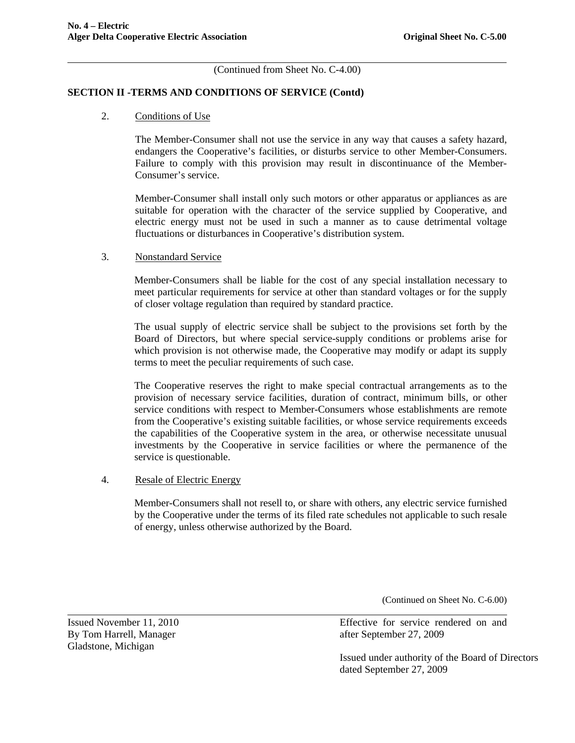(Continued from Sheet No. C-4.00)

## SECTION II -TERMS AND CONDITIONS OF SERVICE (Contd)

2. Conditions of Use

   The Member-Consumer shall not use the service in any way that causes a safety hazard, endangers the Cooperative's facilities, or disturbs service to other Member-Consumers. Failure to comply with this provision may result in discontinuance of the Member-Consumer's service.

   Member-Consumer shall install only such motors or other apparatus or appliances as are suitable for operation with the character of the service supplied by Cooperative, and electric energy must not be used in such a manner as to cause detrimental voltage fluctuations or disturbances in Cooperative's distribution system.

3. Nonstandard Service

   Member-Consumers shall be liable for the cost of any special installation necessary to meet particular requirements for service at other than standard voltages or for the supply of closer voltage regulation than required by standard practice.

   The usual supply of electric service shall be subject to the provisions set forth by the Board of Directors, but where special service-supply conditions or problems arise for which provision is not otherwise made, the Cooperative may modify or adapt its supply terms to meet the peculiar requirements of such case.

   The Cooperative reserves the right to make special contractual arrangements as to the provision of necessary service facilities, duration of contract, minimum bills, or other service conditions with respect to Member-Consumers whose establishments are remote from the Cooperative's existing suitable facilities, or whose service requirements exceeds the capabilities of the Cooperative system in the area, or otherwise necessitate unusual investments by the Cooperative in service facilities or where the permanence of the service is questionable.

4. Resale of Electric Energy

   Member-Consumers shall not resell to, or share with others, any electric service furnished by the Cooperative under the terms of its filed rate schedules not applicable to such resale of energy, unless otherwise authorized by the Board.

(Continued on Sheet No. C-6.00)

Issued November 11, 2010
By Tom Harrell, Manager
Gladstone, Michigan

Effective for service rendered on and after September 27, 2009

Issued under authority of the Board of Directors dated September 27, 2009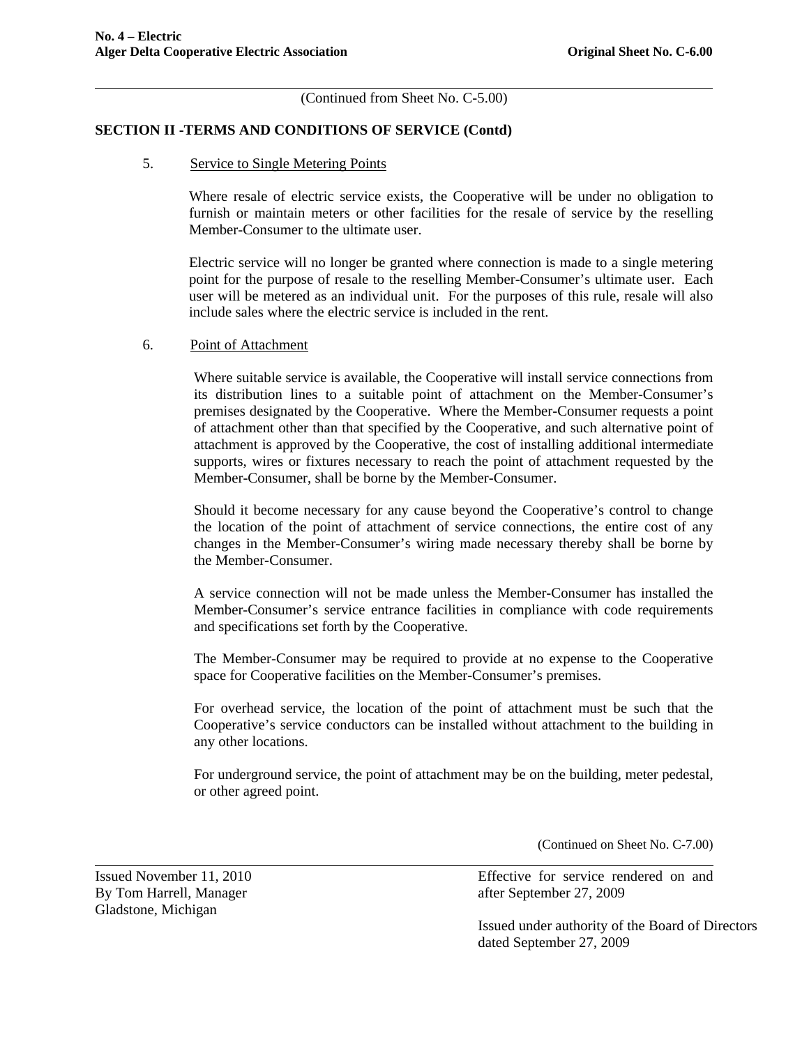(Continued from Sheet No. C-5.00)

## SECTION II -TERMS AND CONDITIONS OF SERVICE (Contd)

5. Service to Single Metering Points

   Where resale of electric service exists, the Cooperative will be under no obligation to furnish or maintain meters or other facilities for the resale of service by the reselling Member-Consumer to the ultimate user.

   Electric service will no longer be granted where connection is made to a single metering point for the purpose of resale to the reselling Member-Consumer's ultimate user. Each user will be metered as an individual unit. For the purposes of this rule, resale will also include sales where the electric service is included in the rent.

6. Point of Attachment

   Where suitable service is available, the Cooperative will install service connections from its distribution lines to a suitable point of attachment on the Member-Consumer's premises designated by the Cooperative. Where the Member-Consumer requests a point of attachment other than that specified by the Cooperative, and such alternative point of attachment is approved by the Cooperative, the cost of installing additional intermediate supports, wires or fixtures necessary to reach the point of attachment requested by the Member-Consumer, shall be borne by the Member-Consumer.

   Should it become necessary for any cause beyond the Cooperative's control to change the location of the point of attachment of service connections, the entire cost of any changes in the Member-Consumer's wiring made necessary thereby shall be borne by the Member-Consumer.

   A service connection will not be made unless the Member-Consumer has installed the Member-Consumer's service entrance facilities in compliance with code requirements and specifications set forth by the Cooperative.

   The Member-Consumer may be required to provide at no expense to the Cooperative space for Cooperative facilities on the Member-Consumer's premises.

   For overhead service, the location of the point of attachment must be such that the Cooperative's service conductors can be installed without attachment to the building in any other locations.

   For underground service, the point of attachment may be on the building, meter pedestal, or other agreed point.

(Continued on Sheet No. C-7.00)

Issued November 11, 2010
By Tom Harrell, Manager
Gladstone, Michigan

Effective for service rendered on and after September 27, 2009

Issued under authority of the Board of Directors dated September 27, 2009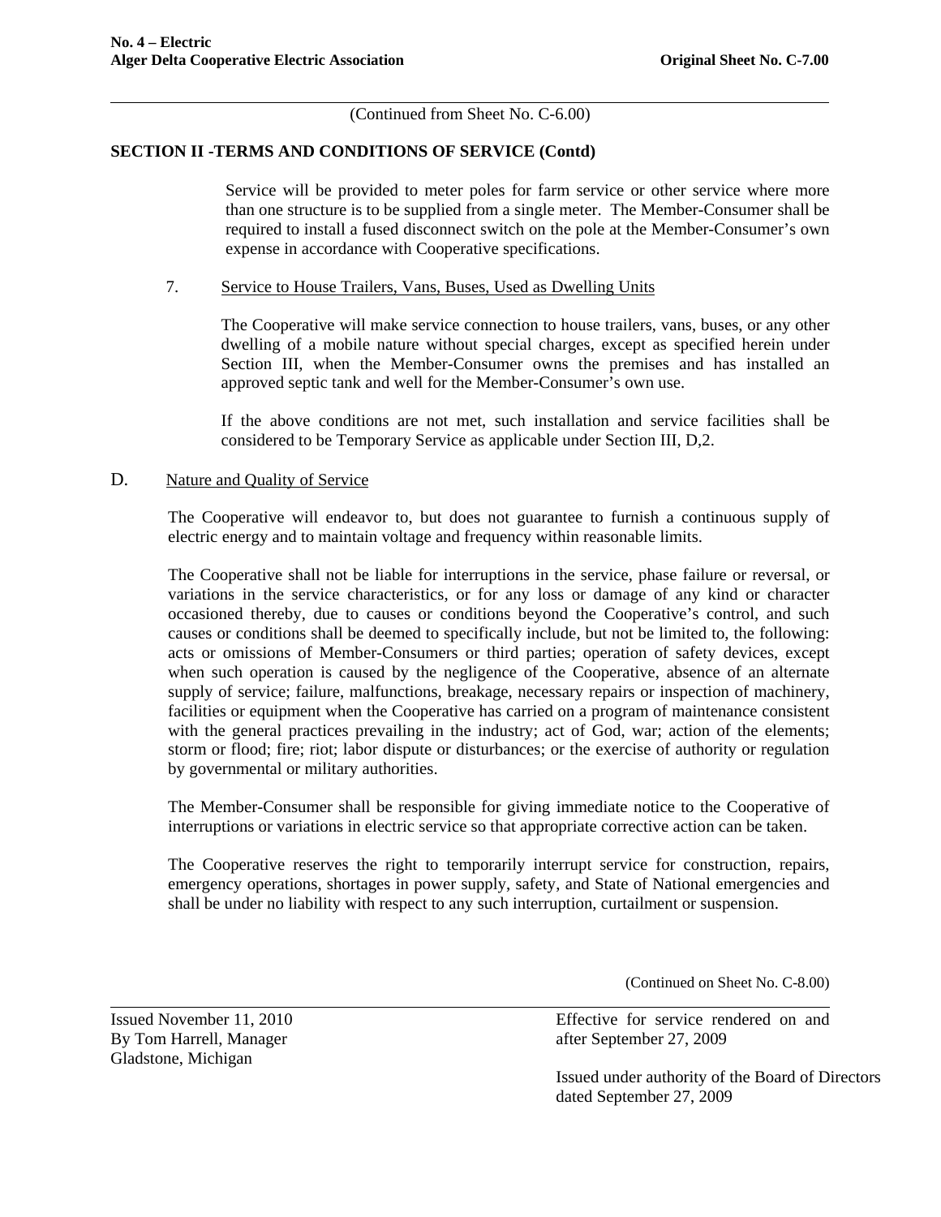(Continued from Sheet No. C-6.00)

**SECTION II -TERMS AND CONDITIONS OF SERVICE (Contd)**

Service will be provided to meter poles for farm service or other service where more than one structure is to be supplied from a single meter. The Member-Consumer shall be required to install a fused disconnect switch on the pole at the Member-Consumer's own expense in accordance with Cooperative specifications.

7. Service to House Trailers, Vans, Buses, Used as Dwelling Units

The Cooperative will make service connection to house trailers, vans, buses, or any other dwelling of a mobile nature without special charges, except as specified herein under Section III, when the Member-Consumer owns the premises and has installed an approved septic tank and well for the Member-Consumer's own use.

If the above conditions are not met, such installation and service facilities shall be considered to be Temporary Service as applicable under Section III, D,2.

D. Nature and Quality of Service

The Cooperative will endeavor to, but does not guarantee to furnish a continuous supply of electric energy and to maintain voltage and frequency within reasonable limits.

The Cooperative shall not be liable for interruptions in the service, phase failure or reversal, or variations in the service characteristics, or for any loss or damage of any kind or character occasioned thereby, due to causes or conditions beyond the Cooperative's control, and such causes or conditions shall be deemed to specifically include, but not be limited to, the following: acts or omissions of Member-Consumers or third parties; operation of safety devices, except when such operation is caused by the negligence of the Cooperative, absence of an alternate supply of service; failure, malfunctions, breakage, necessary repairs or inspection of machinery, facilities or equipment when the Cooperative has carried on a program of maintenance consistent with the general practices prevailing in the industry; act of God, war; action of the elements; storm or flood; fire; riot; labor dispute or disturbances; or the exercise of authority or regulation by governmental or military authorities.

The Member-Consumer shall be responsible for giving immediate notice to the Cooperative of interruptions or variations in electric service so that appropriate corrective action can be taken.

The Cooperative reserves the right to temporarily interrupt service for construction, repairs, emergency operations, shortages in power supply, safety, and State of National emergencies and shall be under no liability with respect to any such interruption, curtailment or suspension.

(Continued on Sheet No. C-8.00)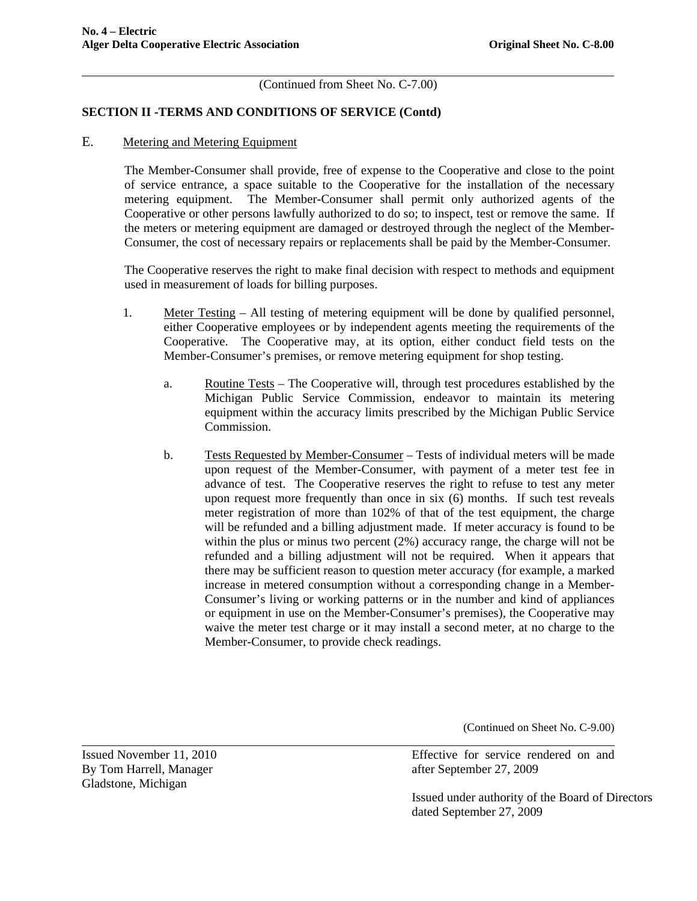(Continued from Sheet No. C-7.00)

## SECTION II -TERMS AND CONDITIONS OF SERVICE (Contd)

E. Metering and Metering Equipment

The Member-Consumer shall provide, free of expense to the Cooperative and close to the point of service entrance, a space suitable to the Cooperative for the installation of the necessary metering equipment. The Member-Consumer shall permit only authorized agents of the Cooperative or other persons lawfully authorized to do so; to inspect, test or remove the same. If the meters or metering equipment are damaged or destroyed through the neglect of the Member-Consumer, the cost of necessary repairs or replacements shall be paid by the Member-Consumer.

The Cooperative reserves the right to make final decision with respect to methods and equipment used in measurement of loads for billing purposes.

1. Meter Testing – All testing of metering equipment will be done by qualified personnel, either Cooperative employees or by independent agents meeting the requirements of the Cooperative. The Cooperative may, at its option, either conduct field tests on the Member-Consumer's premises, or remove metering equipment for shop testing.

   a. Routine Tests – The Cooperative will, through test procedures established by the Michigan Public Service Commission, endeavor to maintain its metering equipment within the accuracy limits prescribed by the Michigan Public Service Commission.

   b. Tests Requested by Member-Consumer – Tests of individual meters will be made upon request of the Member-Consumer, with payment of a meter test fee in advance of test. The Cooperative reserves the right to refuse to test any meter upon request more frequently than once in six (6) months. If such test reveals meter registration of more than 102% of that of the test equipment, the charge will be refunded and a billing adjustment made. If meter accuracy is found to be within the plus or minus two percent (2%) accuracy range, the charge will not be refunded and a billing adjustment will not be required. When it appears that there may be sufficient reason to question meter accuracy (for example, a marked increase in metered consumption without a corresponding change in a Member-Consumer's living or working patterns or in the number and kind of appliances or equipment in use on the Member-Consumer's premises), the Cooperative may waive the meter test charge or it may install a second meter, at no charge to the Member-Consumer, to provide check readings.

(Continued on Sheet No. C-9.00)

Issued November 11, 2010
By Tom Harrell, Manager
Gladstone, Michigan

Effective for service rendered on and after September 27, 2009

Issued under authority of the Board of Directors dated September 27, 2009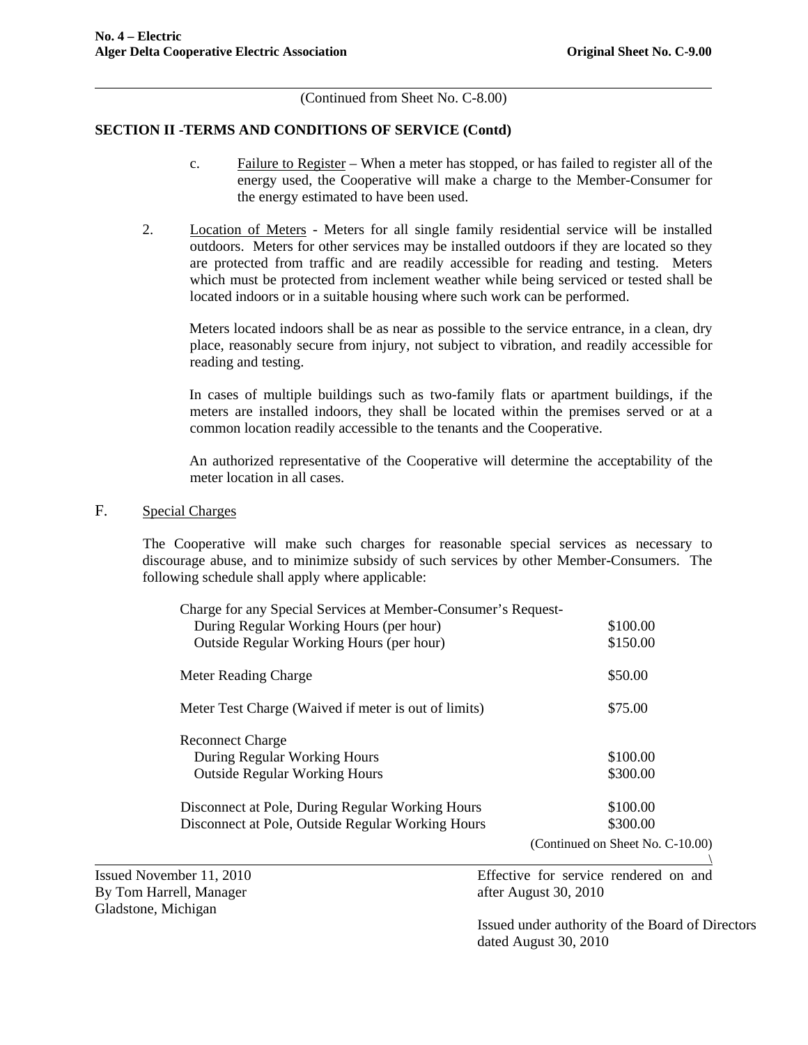(Continued from Sheet No. C-8.00)

## SECTION II -TERMS AND CONDITIONS OF SERVICE (Contd)

c. Failure to Register – When a meter has stopped, or has failed to register all of the energy used, the Cooperative will make a charge to the Member-Consumer for the energy estimated to have been used.

2. Location of Meters - Meters for all single family residential service will be installed outdoors. Meters for other services may be installed outdoors if they are located so they are protected from traffic and are readily accessible for reading and testing. Meters which must be protected from inclement weather while being serviced or tested shall be located indoors or in a suitable housing where such work can be performed.

   Meters located indoors shall be as near as possible to the service entrance, in a clean, dry place, reasonably secure from injury, not subject to vibration, and readily accessible for reading and testing.

   In cases of multiple buildings such as two-family flats or apartment buildings, if the meters are installed indoors, they shall be located within the premises served or at a common location readily accessible to the tenants and the Cooperative.

   An authorized representative of the Cooperative will determine the acceptability of the meter location in all cases.

F. Special Charges

The Cooperative will make such charges for reasonable special services as necessary to discourage abuse, and to minimize subsidy of such services by other Member-Consumers. The following schedule shall apply where applicable:

| Charge | Amount |
|---|---|
| Charge for any Special Services at Member-Consumer's Request- | |
| During Regular Working Hours (per hour) | $100.00 |
| Outside Regular Working Hours (per hour) | $150.00 |
| Meter Reading Charge | $50.00 |
| Meter Test Charge (Waived if meter is out of limits) | $75.00 |
| Reconnect Charge | |
| During Regular Working Hours | $100.00 |
| Outside Regular Working Hours | $300.00 |
| Disconnect at Pole, During Regular Working Hours | $100.00 |
| Disconnect at Pole, Outside Regular Working Hours | $300.00 |

(Continued on Sheet No. C-10.00)

Issued November 11, 2010
By Tom Harrell, Manager
Gladstone, Michigan

Effective for service rendered on and after August 30, 2010

Issued under authority of the Board of Directors dated August 30, 2010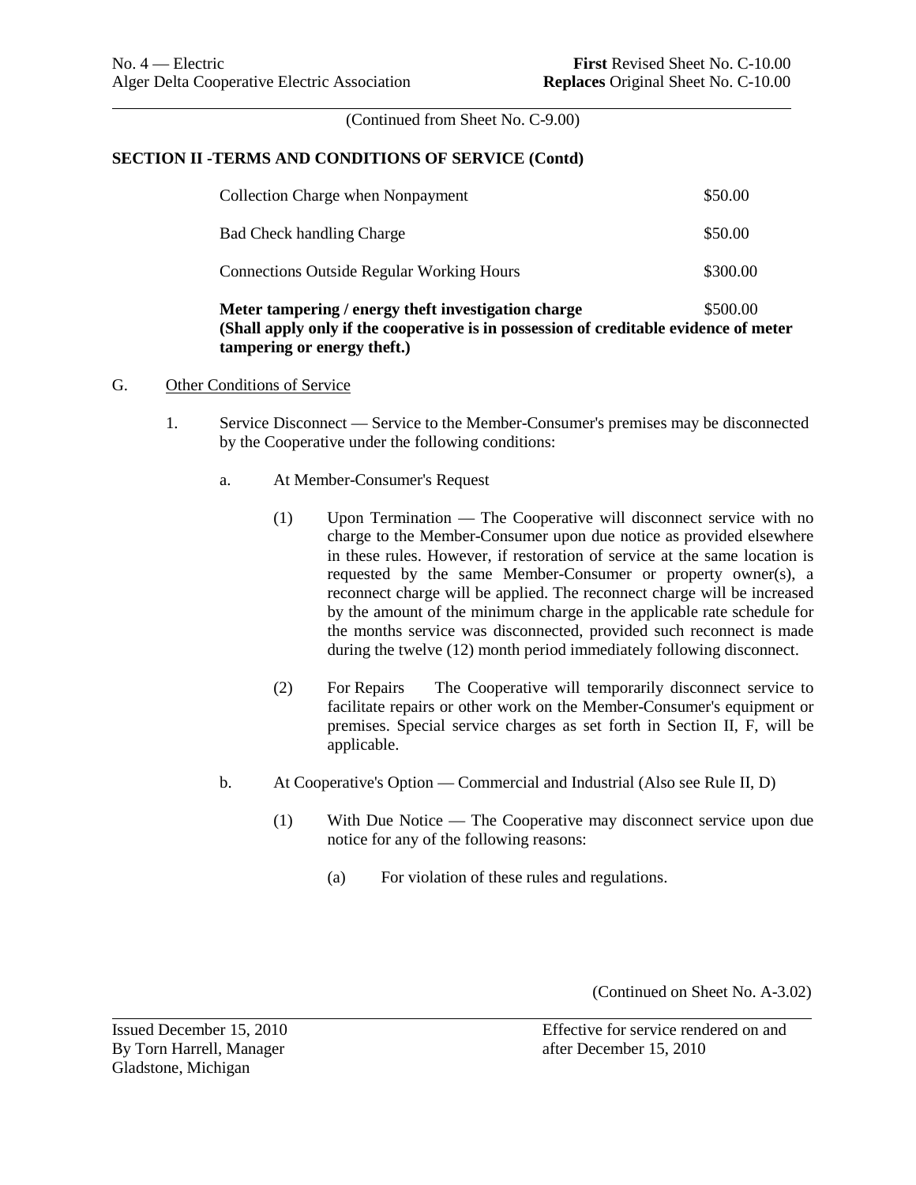(Continued from Sheet No. C-9.00)

**SECTION II -TERMS AND CONDITIONS OF SERVICE (Contd)**

| | |
|---|---|
| Collection Charge when Nonpayment | $50.00 |
| Bad Check handling Charge | $50.00 |
| Connections Outside Regular Working Hours | $300.00 |
| **Meter tampering / energy theft investigation charge** | $500.00 |

**(Shall apply only if the cooperative is in possession of creditable evidence of meter tampering or energy theft.)**

G. Other Conditions of Service

1. Service Disconnect — Service to the Member-Consumer's premises may be disconnected by the Cooperative under the following conditions:

   a. At Member-Consumer's Request

      (1) Upon Termination — The Cooperative will disconnect service with no charge to the Member-Consumer upon due notice as provided elsewhere in these rules. However, if restoration of service at the same location is requested by the same Member-Consumer or property owner(s), a reconnect charge will be applied. The reconnect charge will be increased by the amount of the minimum charge in the applicable rate schedule for the months service was disconnected, provided such reconnect is made during the twelve (12) month period immediately following disconnect.

      (2) For Repairs The Cooperative will temporarily disconnect service to facilitate repairs or other work on the Member-Consumer's equipment or premises. Special service charges as set forth in Section II, F, will be applicable.

   b. At Cooperative's Option — Commercial and Industrial (Also see Rule II, D)

      (1) With Due Notice — The Cooperative may disconnect service upon due notice for any of the following reasons:

         (a) For violation of these rules and regulations.

(Continued on Sheet No. A-3.02)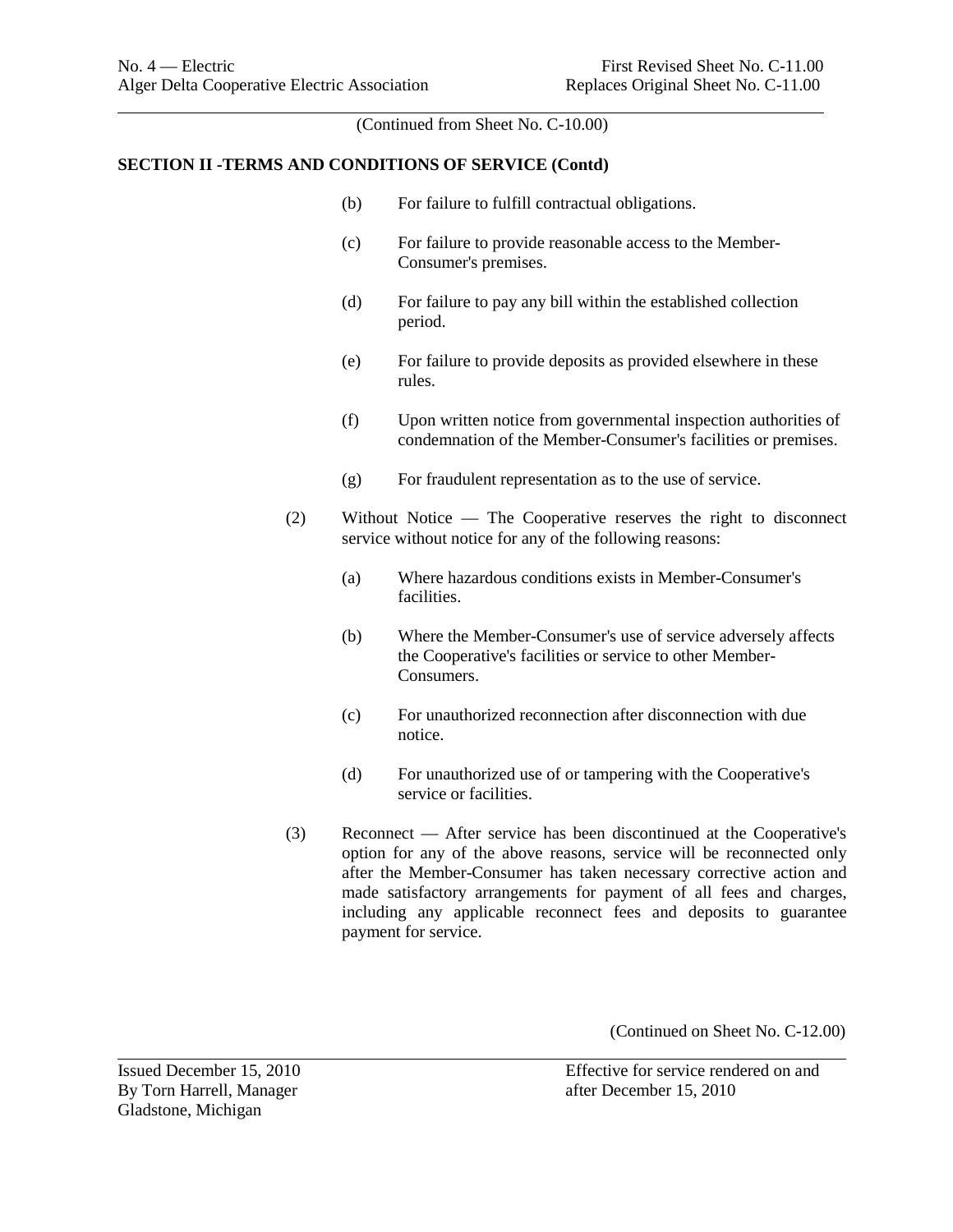(Continued from Sheet No. C-10.00)

**SECTION II -TERMS AND CONDITIONS OF SERVICE (Contd)**

(b) For failure to fulfill contractual obligations.

(c) For failure to provide reasonable access to the Member-Consumer's premises.

(d) For failure to pay any bill within the established collection period.

(e) For failure to provide deposits as provided elsewhere in these rules.

(f) Upon written notice from governmental inspection authorities of condemnation of the Member-Consumer's facilities or premises.

(g) For fraudulent representation as to the use of service.

(2) Without Notice — The Cooperative reserves the right to disconnect service without notice for any of the following reasons:

(a) Where hazardous conditions exists in Member-Consumer's facilities.

(b) Where the Member-Consumer's use of service adversely affects the Cooperative's facilities or service to other Member-Consumers.

(c) For unauthorized reconnection after disconnection with due notice.

(d) For unauthorized use of or tampering with the Cooperative's service or facilities.

(3) Reconnect — After service has been discontinued at the Cooperative's option for any of the above reasons, service will be reconnected only after the Member-Consumer has taken necessary corrective action and made satisfactory arrangements for payment of all fees and charges, including any applicable reconnect fees and deposits to guarantee payment for service.

(Continued on Sheet No. C-12.00)

Issued December 15, 2010
By Torn Harrell, Manager
Gladstone, Michigan

Effective for service rendered on and after December 15, 2010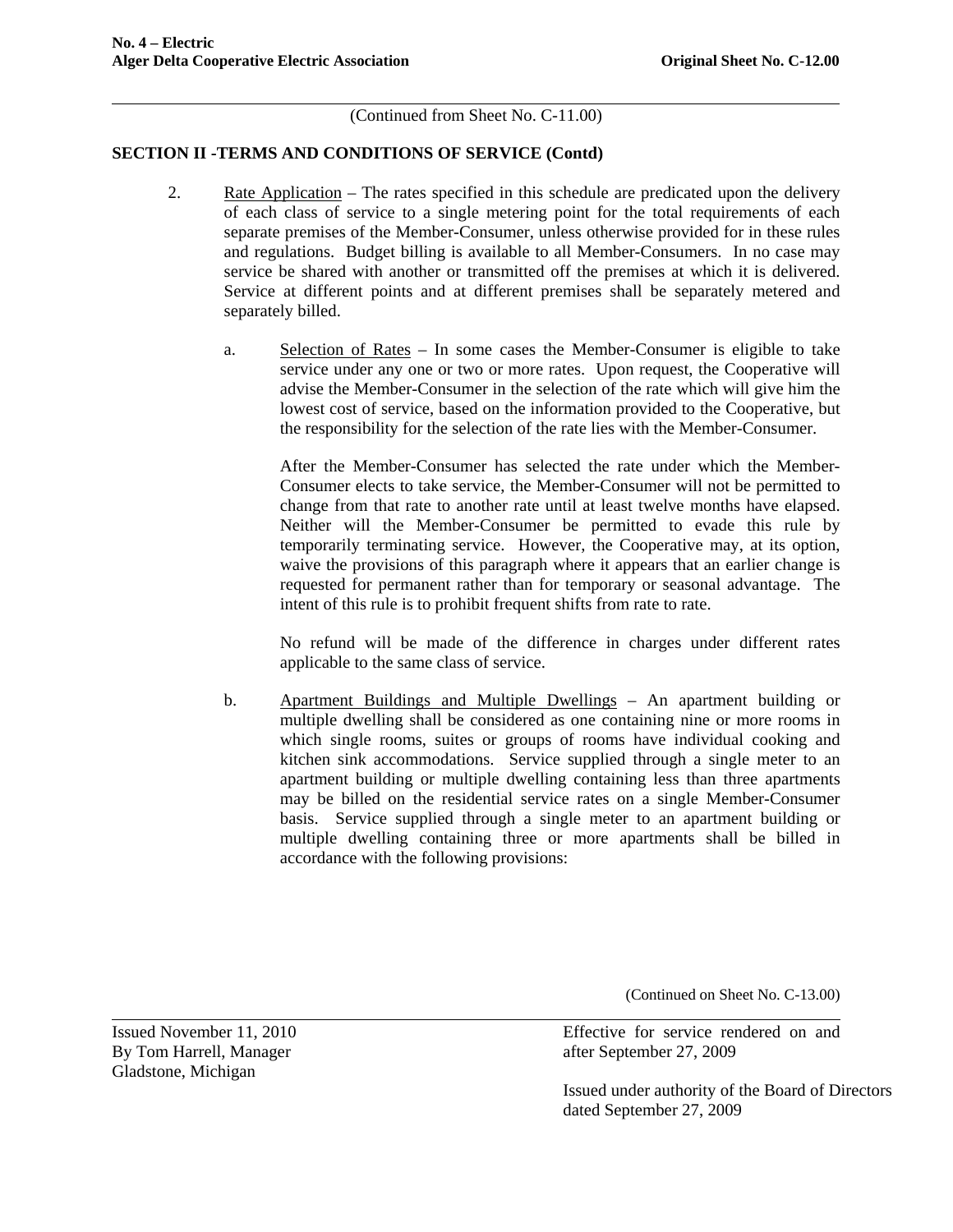(Continued from Sheet No. C-11.00)

## SECTION II -TERMS AND CONDITIONS OF SERVICE (Contd)

2. Rate Application – The rates specified in this schedule are predicated upon the delivery of each class of service to a single metering point for the total requirements of each separate premises of the Member-Consumer, unless otherwise provided for in these rules and regulations. Budget billing is available to all Member-Consumers. In no case may service be shared with another or transmitted off the premises at which it is delivered. Service at different points and at different premises shall be separately metered and separately billed.

   a. Selection of Rates – In some cases the Member-Consumer is eligible to take service under any one or two or more rates. Upon request, the Cooperative will advise the Member-Consumer in the selection of the rate which will give him the lowest cost of service, based on the information provided to the Cooperative, but the responsibility for the selection of the rate lies with the Member-Consumer.

      After the Member-Consumer has selected the rate under which the Member-Consumer elects to take service, the Member-Consumer will not be permitted to change from that rate to another rate until at least twelve months have elapsed. Neither will the Member-Consumer be permitted to evade this rule by temporarily terminating service. However, the Cooperative may, at its option, waive the provisions of this paragraph where it appears that an earlier change is requested for permanent rather than for temporary or seasonal advantage. The intent of this rule is to prohibit frequent shifts from rate to rate.

      No refund will be made of the difference in charges under different rates applicable to the same class of service.

   b. Apartment Buildings and Multiple Dwellings – An apartment building or multiple dwelling shall be considered as one containing nine or more rooms in which single rooms, suites or groups of rooms have individual cooking and kitchen sink accommodations. Service supplied through a single meter to an apartment building or multiple dwelling containing less than three apartments may be billed on the residential service rates on a single Member-Consumer basis. Service supplied through a single meter to an apartment building or multiple dwelling containing three or more apartments shall be billed in accordance with the following provisions:

(Continued on Sheet No. C-13.00)

Issued November 11, 2010
By Tom Harrell, Manager
Gladstone, Michigan

Effective for service rendered on and after September 27, 2009

Issued under authority of the Board of Directors dated September 27, 2009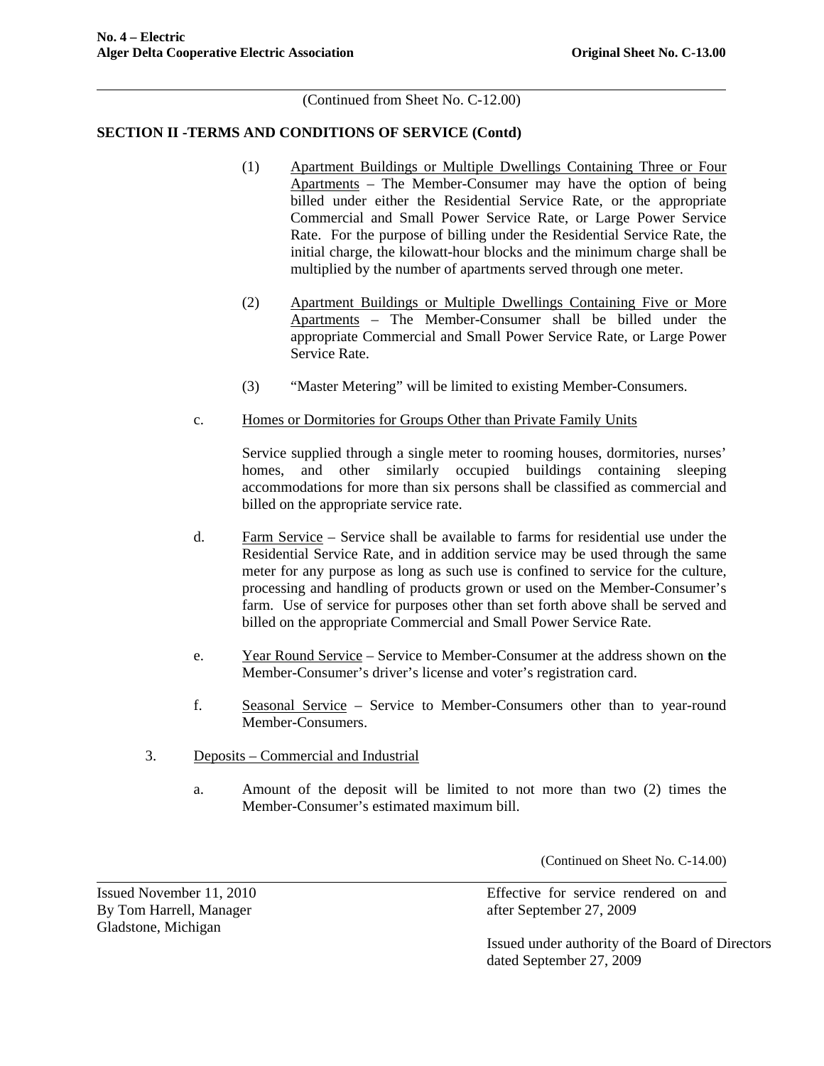(Continued from Sheet No. C-12.00)

**SECTION II -TERMS AND CONDITIONS OF SERVICE (Contd)**

(1) Apartment Buildings or Multiple Dwellings Containing Three or Four Apartments – The Member-Consumer may have the option of being billed under either the Residential Service Rate, or the appropriate Commercial and Small Power Service Rate, or Large Power Service Rate. For the purpose of billing under the Residential Service Rate, the initial charge, the kilowatt-hour blocks and the minimum charge shall be multiplied by the number of apartments served through one meter.

(2) Apartment Buildings or Multiple Dwellings Containing Five or More Apartments – The Member-Consumer shall be billed under the appropriate Commercial and Small Power Service Rate, or Large Power Service Rate.

(3) "Master Metering" will be limited to existing Member-Consumers.

c. Homes or Dormitories for Groups Other than Private Family Units

Service supplied through a single meter to rooming houses, dormitories, nurses' homes, and other similarly occupied buildings containing sleeping accommodations for more than six persons shall be classified as commercial and billed on the appropriate service rate.

d. Farm Service – Service shall be available to farms for residential use under the Residential Service Rate, and in addition service may be used through the same meter for any purpose as long as such use is confined to service for the culture, processing and handling of products grown or used on the Member-Consumer's farm. Use of service for purposes other than set forth above shall be served and billed on the appropriate Commercial and Small Power Service Rate.

e. Year Round Service – Service to Member-Consumer at the address shown on the Member-Consumer's driver's license and voter's registration card.

f. Seasonal Service – Service to Member-Consumers other than to year-round Member-Consumers.

3. Deposits – Commercial and Industrial

a. Amount of the deposit will be limited to not more than two (2) times the Member-Consumer's estimated maximum bill.

(Continued on Sheet No. C-14.00)

Issued November 11, 2010
By Tom Harrell, Manager
Gladstone, Michigan

Effective for service rendered on and after September 27, 2009

Issued under authority of the Board of Directors dated September 27, 2009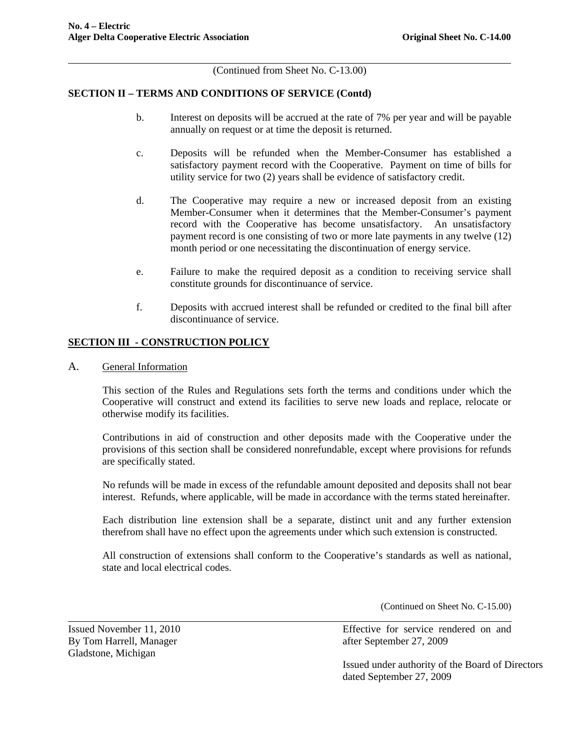(Continued from Sheet No. C-13.00)

## SECTION II – TERMS AND CONDITIONS OF SERVICE (Contd)

b. Interest on deposits will be accrued at the rate of 7% per year and will be payable annually on request or at time the deposit is returned.

c. Deposits will be refunded when the Member-Consumer has established a satisfactory payment record with the Cooperative. Payment on time of bills for utility service for two (2) years shall be evidence of satisfactory credit.

d. The Cooperative may require a new or increased deposit from an existing Member-Consumer when it determines that the Member-Consumer's payment record with the Cooperative has become unsatisfactory. An unsatisfactory payment record is one consisting of two or more late payments in any twelve (12) month period or one necessitating the discontinuation of energy service.

e. Failure to make the required deposit as a condition to receiving service shall constitute grounds for discontinuance of service.

f. Deposits with accrued interest shall be refunded or credited to the final bill after discontinuance of service.

## SECTION III - CONSTRUCTION POLICY

### A. General Information

This section of the Rules and Regulations sets forth the terms and conditions under which the Cooperative will construct and extend its facilities to serve new loads and replace, relocate or otherwise modify its facilities.

Contributions in aid of construction and other deposits made with the Cooperative under the provisions of this section shall be considered nonrefundable, except where provisions for refunds are specifically stated.

No refunds will be made in excess of the refundable amount deposited and deposits shall not bear interest. Refunds, where applicable, will be made in accordance with the terms stated hereinafter.

Each distribution line extension shall be a separate, distinct unit and any further extension therefrom shall have no effect upon the agreements under which such extension is constructed.

All construction of extensions shall conform to the Cooperative's standards as well as national, state and local electrical codes.

(Continued on Sheet No. C-15.00)

Issued November 11, 2010
By Tom Harrell, Manager
Gladstone, Michigan

Effective for service rendered on and after September 27, 2009

Issued under authority of the Board of Directors dated September 27, 2009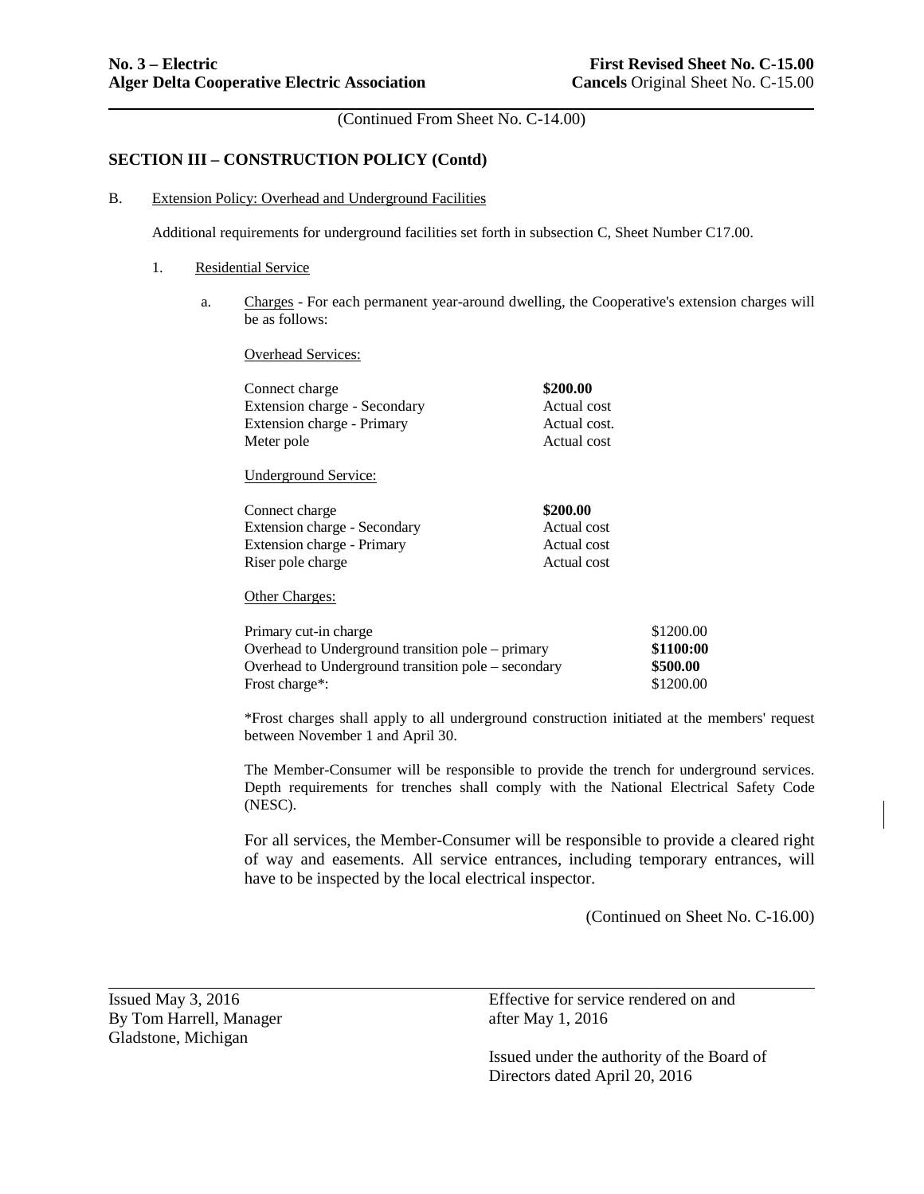(Continued From Sheet No. C-14.00)

## SECTION III – CONSTRUCTION POLICY (Contd)

B. Extension Policy: Overhead and Underground Facilities

Additional requirements for underground facilities set forth in subsection C, Sheet Number C17.00.

1. Residential Service

   a. Charges - For each permanent year-around dwelling, the Cooperative's extension charges will be as follows:

      Overhead Services:

| | |
|---|---|
| Connect charge | **$200.00** |
| Extension charge - Secondary | Actual cost |
| Extension charge - Primary | Actual cost. |
| Meter pole | Actual cost |

      Underground Service:

| | |
|---|---|
| Connect charge | **$200.00** |
| Extension charge - Secondary | Actual cost |
| Extension charge - Primary | Actual cost |
| Riser pole charge | Actual cost |

      Other Charges:

| | |
|---|---|
| Primary cut-in charge | $1200.00 |
| Overhead to Underground transition pole – primary | **$1100:00** |
| Overhead to Underground transition pole – secondary | **$500.00** |
| Frost charge*: | $1200.00 |

      *Frost charges shall apply to all underground construction initiated at the members' request between November 1 and April 30.

      The Member-Consumer will be responsible to provide the trench for underground services. Depth requirements for trenches shall comply with the National Electrical Safety Code (NESC).

      For all services, the Member-Consumer will be responsible to provide a cleared right of way and easements. All service entrances, including temporary entrances, will have to be inspected by the local electrical inspector.

(Continued on Sheet No. C-16.00)

Issued May 3, 2016
By Tom Harrell, Manager
Gladstone, Michigan

Effective for service rendered on and after May 1, 2016

Issued under the authority of the Board of Directors dated April 20, 2016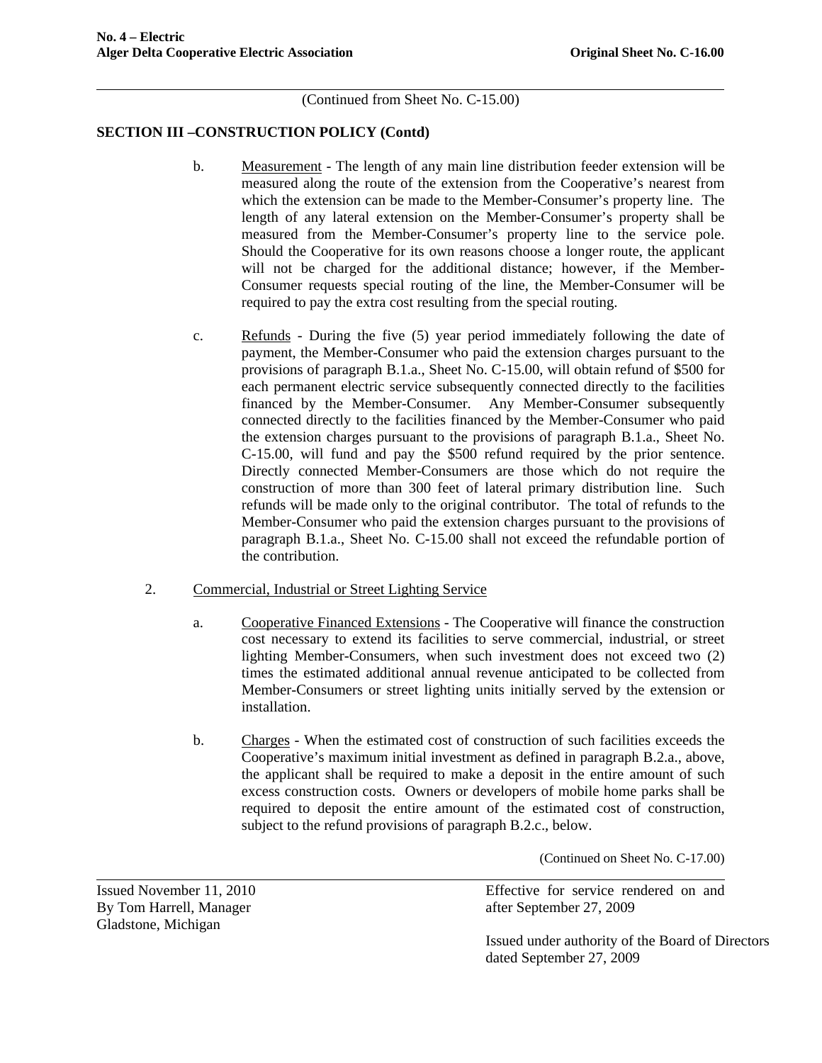(Continued from Sheet No. C-15.00)

## SECTION III –CONSTRUCTION POLICY (Contd)

b. Measurement - The length of any main line distribution feeder extension will be measured along the route of the extension from the Cooperative's nearest from which the extension can be made to the Member-Consumer's property line. The length of any lateral extension on the Member-Consumer's property shall be measured from the Member-Consumer's property line to the service pole. Should the Cooperative for its own reasons choose a longer route, the applicant will not be charged for the additional distance; however, if the Member-Consumer requests special routing of the line, the Member-Consumer will be required to pay the extra cost resulting from the special routing.

c. Refunds - During the five (5) year period immediately following the date of payment, the Member-Consumer who paid the extension charges pursuant to the provisions of paragraph B.1.a., Sheet No. C-15.00, will obtain refund of $500 for each permanent electric service subsequently connected directly to the facilities financed by the Member-Consumer. Any Member-Consumer subsequently connected directly to the facilities financed by the Member-Consumer who paid the extension charges pursuant to the provisions of paragraph B.1.a., Sheet No. C-15.00, will fund and pay the $500 refund required by the prior sentence. Directly connected Member-Consumers are those which do not require the construction of more than 300 feet of lateral primary distribution line. Such refunds will be made only to the original contributor. The total of refunds to the Member-Consumer who paid the extension charges pursuant to the provisions of paragraph B.1.a., Sheet No. C-15.00 shall not exceed the refundable portion of the contribution.

2. Commercial, Industrial or Street Lighting Service

a. Cooperative Financed Extensions - The Cooperative will finance the construction cost necessary to extend its facilities to serve commercial, industrial, or street lighting Member-Consumers, when such investment does not exceed two (2) times the estimated additional annual revenue anticipated to be collected from Member-Consumers or street lighting units initially served by the extension or installation.

b. Charges - When the estimated cost of construction of such facilities exceeds the Cooperative's maximum initial investment as defined in paragraph B.2.a., above, the applicant shall be required to make a deposit in the entire amount of such excess construction costs. Owners or developers of mobile home parks shall be required to deposit the entire amount of the estimated cost of construction, subject to the refund provisions of paragraph B.2.c., below.

(Continued on Sheet No. C-17.00)

Issued November 11, 2010
By Tom Harrell, Manager
Gladstone, Michigan

Effective for service rendered on and after September 27, 2009

Issued under authority of the Board of Directors dated September 27, 2009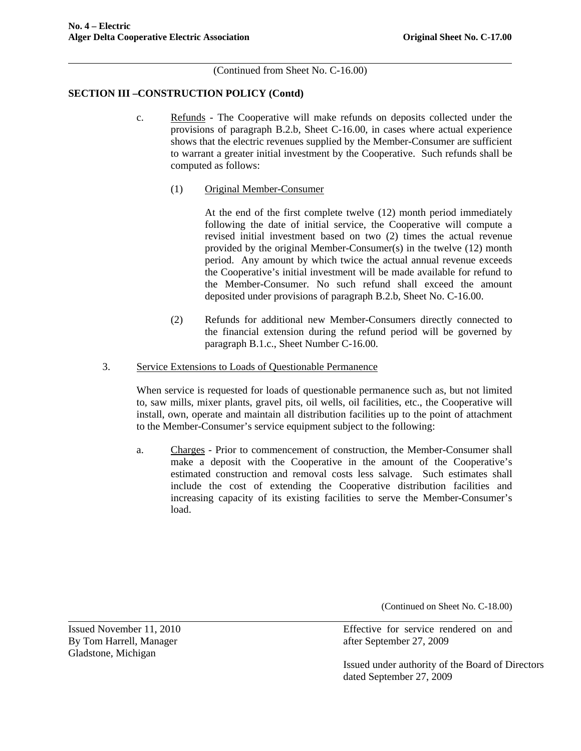(Continued from Sheet No. C-16.00)

## SECTION III –CONSTRUCTION POLICY (Contd)

c. Refunds - The Cooperative will make refunds on deposits collected under the provisions of paragraph B.2.b, Sheet C-16.00, in cases where actual experience shows that the electric revenues supplied by the Member-Consumer are sufficient to warrant a greater initial investment by the Cooperative. Such refunds shall be computed as follows:

(1) Original Member-Consumer

At the end of the first complete twelve (12) month period immediately following the date of initial service, the Cooperative will compute a revised initial investment based on two (2) times the actual revenue provided by the original Member-Consumer(s) in the twelve (12) month period. Any amount by which twice the actual annual revenue exceeds the Cooperative's initial investment will be made available for refund to the Member-Consumer. No such refund shall exceed the amount deposited under provisions of paragraph B.2.b, Sheet No. C-16.00.

(2) Refunds for additional new Member-Consumers directly connected to the financial extension during the refund period will be governed by paragraph B.1.c., Sheet Number C-16.00.

3. Service Extensions to Loads of Questionable Permanence

When service is requested for loads of questionable permanence such as, but not limited to, saw mills, mixer plants, gravel pits, oil wells, oil facilities, etc., the Cooperative will install, own, operate and maintain all distribution facilities up to the point of attachment to the Member-Consumer's service equipment subject to the following:

a. Charges - Prior to commencement of construction, the Member-Consumer shall make a deposit with the Cooperative in the amount of the Cooperative's estimated construction and removal costs less salvage. Such estimates shall include the cost of extending the Cooperative distribution facilities and increasing capacity of its existing facilities to serve the Member-Consumer's load.

(Continued on Sheet No. C-18.00)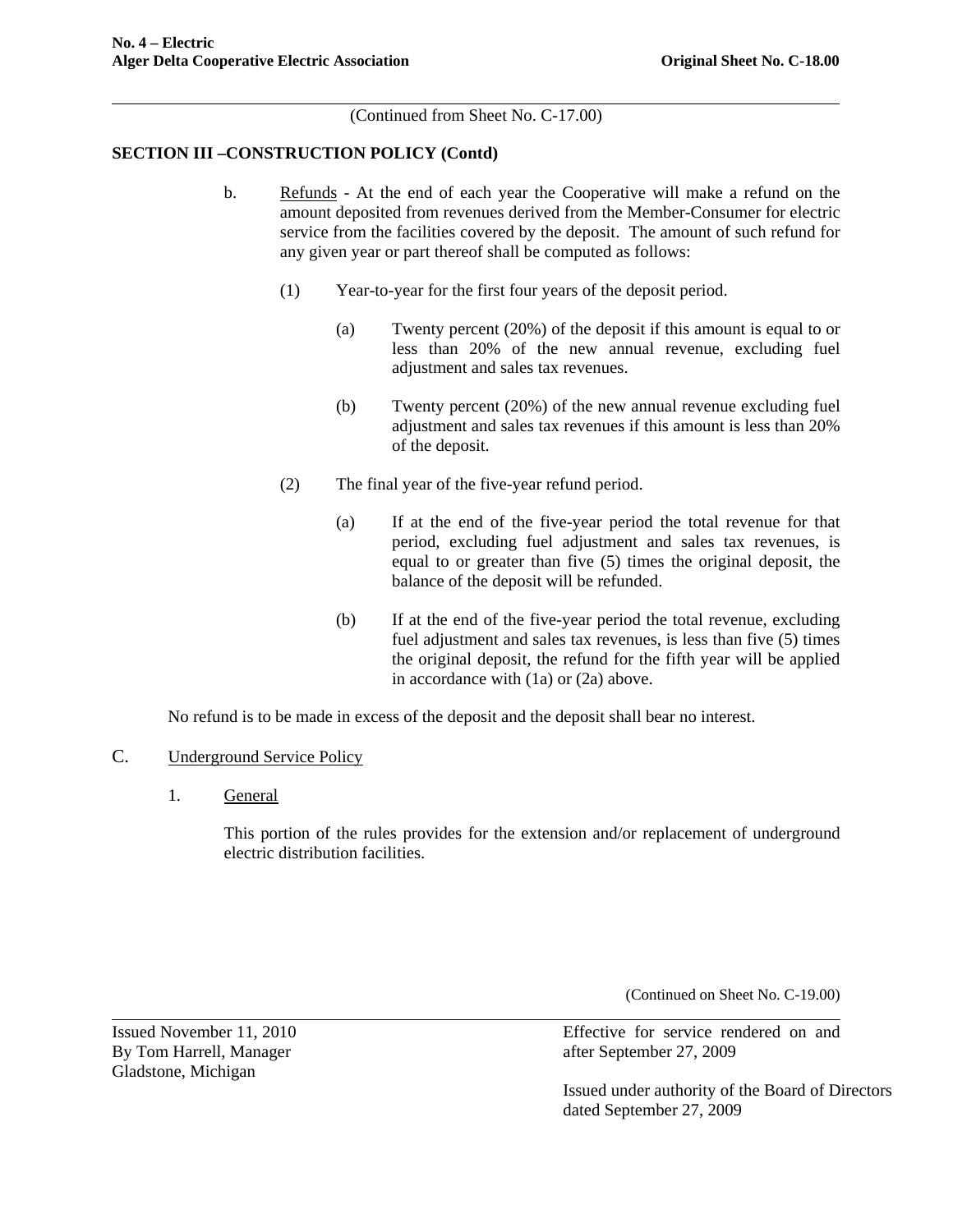(Continued from Sheet No. C-17.00)

**SECTION III –CONSTRUCTION POLICY (Contd)**

b. Refunds - At the end of each year the Cooperative will make a refund on the amount deposited from revenues derived from the Member-Consumer for electric service from the facilities covered by the deposit. The amount of such refund for any given year or part thereof shall be computed as follows:

(1) Year-to-year for the first four years of the deposit period.

(a) Twenty percent (20%) of the deposit if this amount is equal to or less than 20% of the new annual revenue, excluding fuel adjustment and sales tax revenues.

(b) Twenty percent (20%) of the new annual revenue excluding fuel adjustment and sales tax revenues if this amount is less than 20% of the deposit.

(2) The final year of the five-year refund period.

(a) If at the end of the five-year period the total revenue for that period, excluding fuel adjustment and sales tax revenues, is equal to or greater than five (5) times the original deposit, the balance of the deposit will be refunded.

(b) If at the end of the five-year period the total revenue, excluding fuel adjustment and sales tax revenues, is less than five (5) times the original deposit, the refund for the fifth year will be applied in accordance with (1a) or (2a) above.

No refund is to be made in excess of the deposit and the deposit shall bear no interest.

C. Underground Service Policy

1. General

This portion of the rules provides for the extension and/or replacement of underground electric distribution facilities.

(Continued on Sheet No. C-19.00)

Issued November 11, 2010
By Tom Harrell, Manager
Gladstone, Michigan

Effective for service rendered on and after September 27, 2009

Issued under authority of the Board of Directors dated September 27, 2009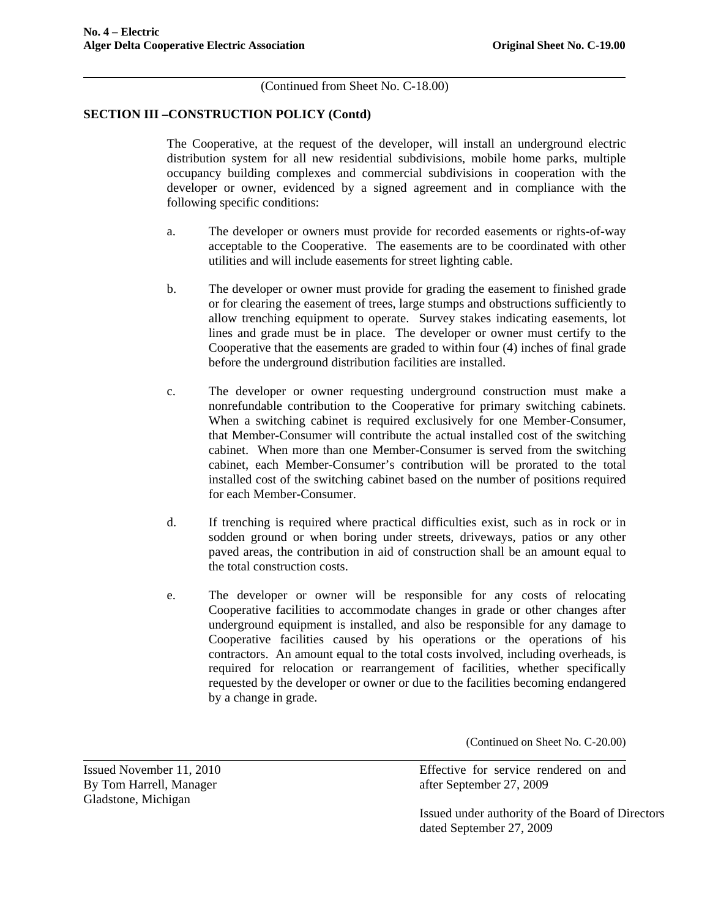(Continued from Sheet No. C-18.00)

**SECTION III –CONSTRUCTION POLICY (Contd)**

The Cooperative, at the request of the developer, will install an underground electric distribution system for all new residential subdivisions, mobile home parks, multiple occupancy building complexes and commercial subdivisions in cooperation with the developer or owner, evidenced by a signed agreement and in compliance with the following specific conditions:

a. The developer or owners must provide for recorded easements or rights-of-way acceptable to the Cooperative. The easements are to be coordinated with other utilities and will include easements for street lighting cable.

b. The developer or owner must provide for grading the easement to finished grade or for clearing the easement of trees, large stumps and obstructions sufficiently to allow trenching equipment to operate. Survey stakes indicating easements, lot lines and grade must be in place. The developer or owner must certify to the Cooperative that the easements are graded to within four (4) inches of final grade before the underground distribution facilities are installed.

c. The developer or owner requesting underground construction must make a nonrefundable contribution to the Cooperative for primary switching cabinets. When a switching cabinet is required exclusively for one Member-Consumer, that Member-Consumer will contribute the actual installed cost of the switching cabinet. When more than one Member-Consumer is served from the switching cabinet, each Member-Consumer's contribution will be prorated to the total installed cost of the switching cabinet based on the number of positions required for each Member-Consumer.

d. If trenching is required where practical difficulties exist, such as in rock or in sodden ground or when boring under streets, driveways, patios or any other paved areas, the contribution in aid of construction shall be an amount equal to the total construction costs.

e. The developer or owner will be responsible for any costs of relocating Cooperative facilities to accommodate changes in grade or other changes after underground equipment is installed, and also be responsible for any damage to Cooperative facilities caused by his operations or the operations of his contractors. An amount equal to the total costs involved, including overheads, is required for relocation or rearrangement of facilities, whether specifically requested by the developer or owner or due to the facilities becoming endangered by a change in grade.

(Continued on Sheet No. C-20.00)

Issued November 11, 2010
By Tom Harrell, Manager
Gladstone, Michigan

Effective for service rendered on and after September 27, 2009

Issued under authority of the Board of Directors dated September 27, 2009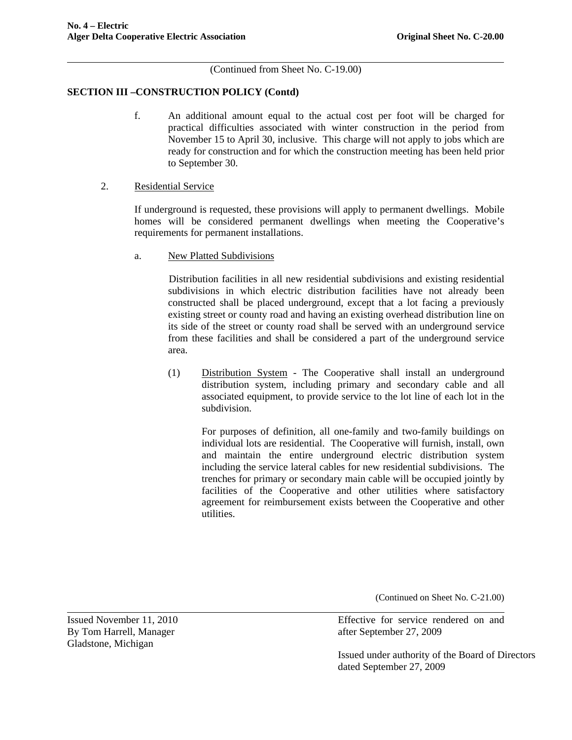(Continued from Sheet No. C-19.00)

**SECTION III –CONSTRUCTION POLICY (Contd)**

f. An additional amount equal to the actual cost per foot will be charged for practical difficulties associated with winter construction in the period from November 15 to April 30, inclusive. This charge will not apply to jobs which are ready for construction and for which the construction meeting has been held prior to September 30.

2. Residential Service

If underground is requested, these provisions will apply to permanent dwellings. Mobile homes will be considered permanent dwellings when meeting the Cooperative's requirements for permanent installations.

a. New Platted Subdivisions

Distribution facilities in all new residential subdivisions and existing residential subdivisions in which electric distribution facilities have not already been constructed shall be placed underground, except that a lot facing a previously existing street or county road and having an existing overhead distribution line on its side of the street or county road shall be served with an underground service from these facilities and shall be considered a part of the underground service area.

(1) Distribution System - The Cooperative shall install an underground distribution system, including primary and secondary cable and all associated equipment, to provide service to the lot line of each lot in the subdivision.

For purposes of definition, all one-family and two-family buildings on individual lots are residential. The Cooperative will furnish, install, own and maintain the entire underground electric distribution system including the service lateral cables for new residential subdivisions. The trenches for primary or secondary main cable will be occupied jointly by facilities of the Cooperative and other utilities where satisfactory agreement for reimbursement exists between the Cooperative and other utilities.

(Continued on Sheet No. C-21.00)

Issued November 11, 2010
By Tom Harrell, Manager
Gladstone, Michigan

Effective for service rendered on and after September 27, 2009

Issued under authority of the Board of Directors dated September 27, 2009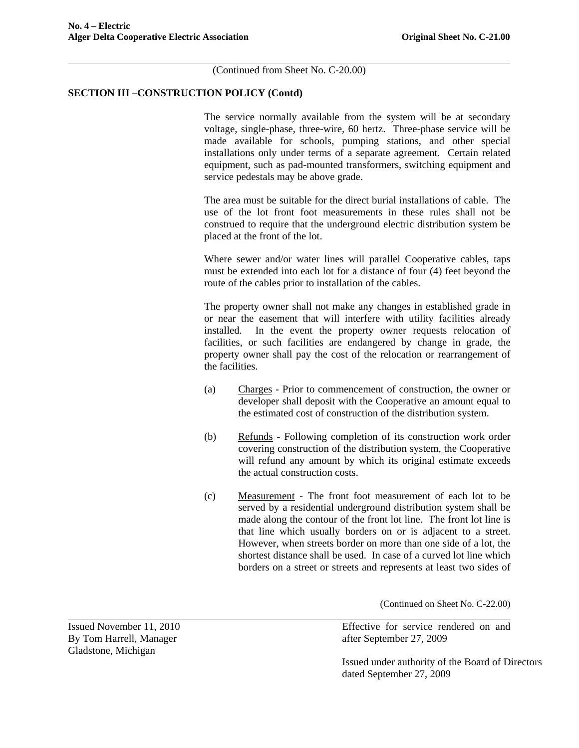(Continued from Sheet No. C-20.00)

**SECTION III –CONSTRUCTION POLICY (Contd)**

The service normally available from the system will be at secondary voltage, single-phase, three-wire, 60 hertz. Three-phase service will be made available for schools, pumping stations, and other special installations only under terms of a separate agreement. Certain related equipment, such as pad-mounted transformers, switching equipment and service pedestals may be above grade.

The area must be suitable for the direct burial installations of cable. The use of the lot front foot measurements in these rules shall not be construed to require that the underground electric distribution system be placed at the front of the lot.

Where sewer and/or water lines will parallel Cooperative cables, taps must be extended into each lot for a distance of four (4) feet beyond the route of the cables prior to installation of the cables.

The property owner shall not make any changes in established grade in or near the easement that will interfere with utility facilities already installed. In the event the property owner requests relocation of facilities, or such facilities are endangered by change in grade, the property owner shall pay the cost of the relocation or rearrangement of the facilities.

(a) Charges - Prior to commencement of construction, the owner or developer shall deposit with the Cooperative an amount equal to the estimated cost of construction of the distribution system.

(b) Refunds - Following completion of its construction work order covering construction of the distribution system, the Cooperative will refund any amount by which its original estimate exceeds the actual construction costs.

(c) Measurement - The front foot measurement of each lot to be served by a residential underground distribution system shall be made along the contour of the front lot line. The front lot line is that line which usually borders on or is adjacent to a street. However, when streets border on more than one side of a lot, the shortest distance shall be used. In case of a curved lot line which borders on a street or streets and represents at least two sides of

(Continued on Sheet No. C-22.00)

Issued November 11, 2010
By Tom Harrell, Manager
Gladstone, Michigan

Effective for service rendered on and after September 27, 2009

Issued under authority of the Board of Directors dated September 27, 2009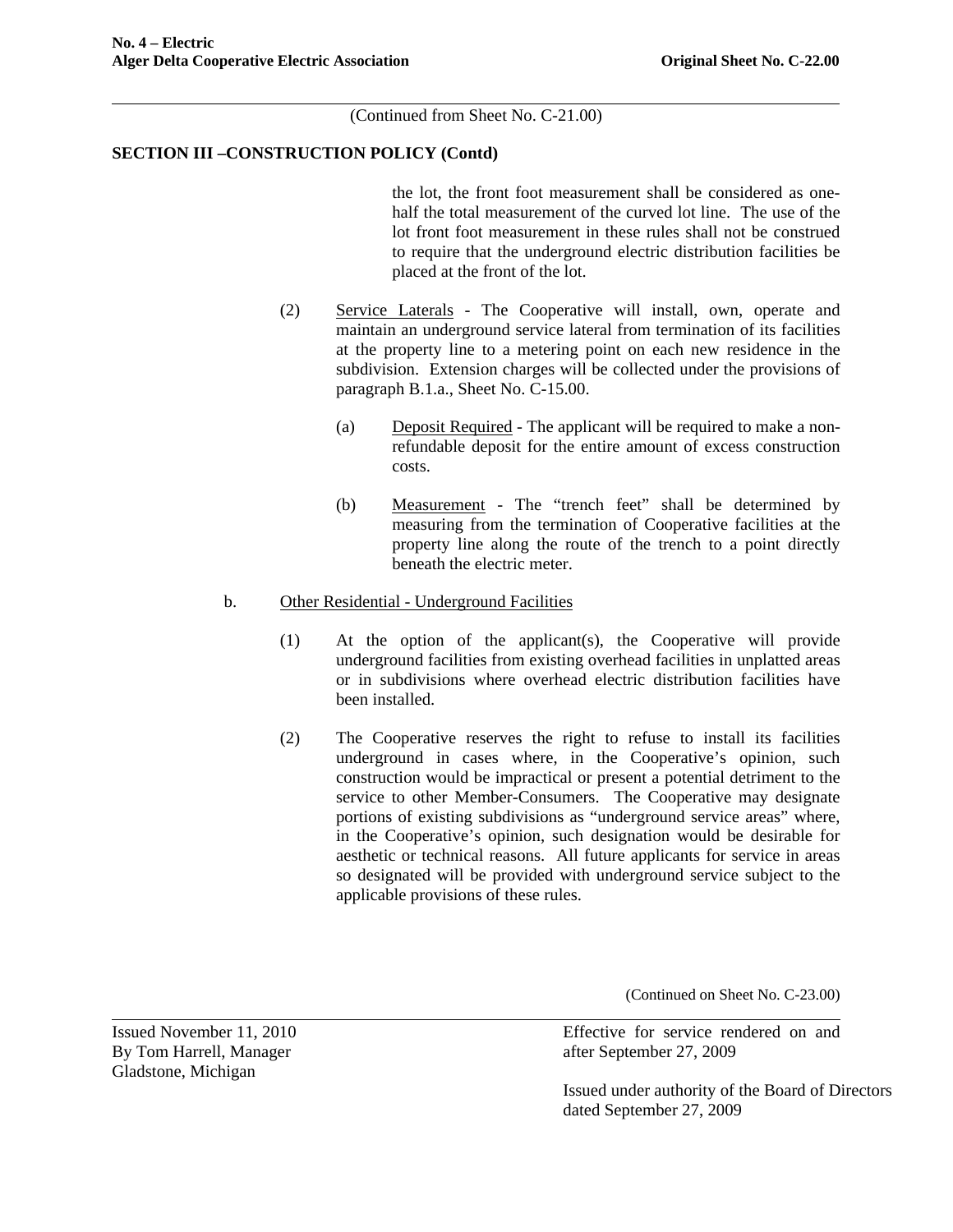(Continued from Sheet No. C-21.00)

**SECTION III –CONSTRUCTION POLICY (Contd)**

the lot, the front foot measurement shall be considered as one-half the total measurement of the curved lot line. The use of the lot front foot measurement in these rules shall not be construed to require that the underground electric distribution facilities be placed at the front of the lot.

(2) Service Laterals - The Cooperative will install, own, operate and maintain an underground service lateral from termination of its facilities at the property line to a metering point on each new residence in the subdivision. Extension charges will be collected under the provisions of paragraph B.1.a., Sheet No. C-15.00.

(a) Deposit Required - The applicant will be required to make a non-refundable deposit for the entire amount of excess construction costs.

(b) Measurement - The "trench feet" shall be determined by measuring from the termination of Cooperative facilities at the property line along the route of the trench to a point directly beneath the electric meter.

b. Other Residential - Underground Facilities

(1) At the option of the applicant(s), the Cooperative will provide underground facilities from existing overhead facilities in unplatted areas or in subdivisions where overhead electric distribution facilities have been installed.

(2) The Cooperative reserves the right to refuse to install its facilities underground in cases where, in the Cooperative's opinion, such construction would be impractical or present a potential detriment to the service to other Member-Consumers. The Cooperative may designate portions of existing subdivisions as "underground service areas" where, in the Cooperative's opinion, such designation would be desirable for aesthetic or technical reasons. All future applicants for service in areas so designated will be provided with underground service subject to the applicable provisions of these rules.

(Continued on Sheet No. C-23.00)

Issued November 11, 2010
By Tom Harrell, Manager
Gladstone, Michigan

Effective for service rendered on and after September 27, 2009

Issued under authority of the Board of Directors dated September 27, 2009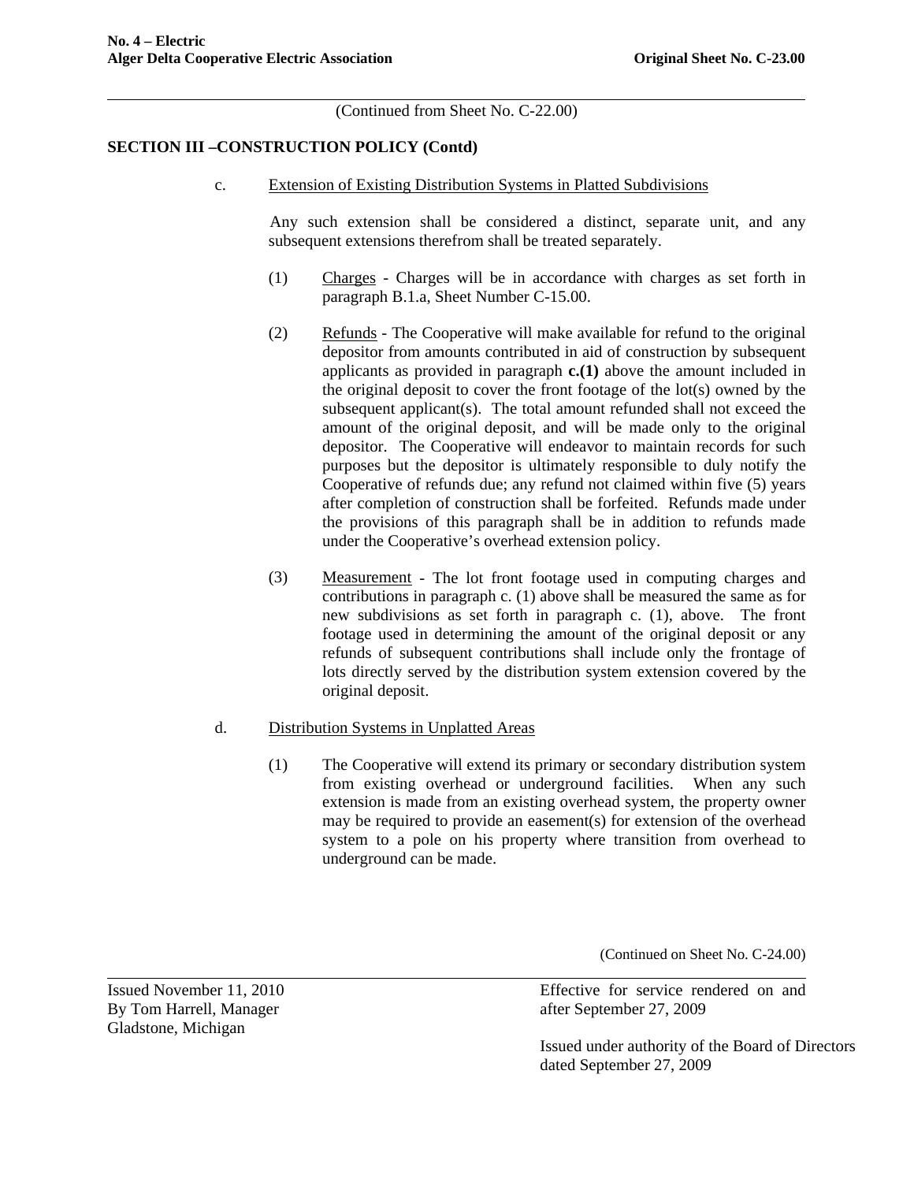(Continued from Sheet No. C-22.00)

## SECTION III –CONSTRUCTION POLICY (Contd)

c. Extension of Existing Distribution Systems in Platted Subdivisions

Any such extension shall be considered a distinct, separate unit, and any subsequent extensions therefrom shall be treated separately.

(1) Charges - Charges will be in accordance with charges as set forth in paragraph B.1.a, Sheet Number C-15.00.

(2) Refunds - The Cooperative will make available for refund to the original depositor from amounts contributed in aid of construction by subsequent applicants as provided in paragraph **c.(1)** above the amount included in the original deposit to cover the front footage of the lot(s) owned by the subsequent applicant(s). The total amount refunded shall not exceed the amount of the original deposit, and will be made only to the original depositor. The Cooperative will endeavor to maintain records for such purposes but the depositor is ultimately responsible to duly notify the Cooperative of refunds due; any refund not claimed within five (5) years after completion of construction shall be forfeited. Refunds made under the provisions of this paragraph shall be in addition to refunds made under the Cooperative's overhead extension policy.

(3) Measurement - The lot front footage used in computing charges and contributions in paragraph c. (1) above shall be measured the same as for new subdivisions as set forth in paragraph c. (1), above. The front footage used in determining the amount of the original deposit or any refunds of subsequent contributions shall include only the frontage of lots directly served by the distribution system extension covered by the original deposit.

d. Distribution Systems in Unplatted Areas

(1) The Cooperative will extend its primary or secondary distribution system from existing overhead or underground facilities. When any such extension is made from an existing overhead system, the property owner may be required to provide an easement(s) for extension of the overhead system to a pole on his property where transition from overhead to underground can be made.

(Continued on Sheet No. C-24.00)

Issued November 11, 2010
By Tom Harrell, Manager
Gladstone, Michigan

Effective for service rendered on and after September 27, 2009

Issued under authority of the Board of Directors dated September 27, 2009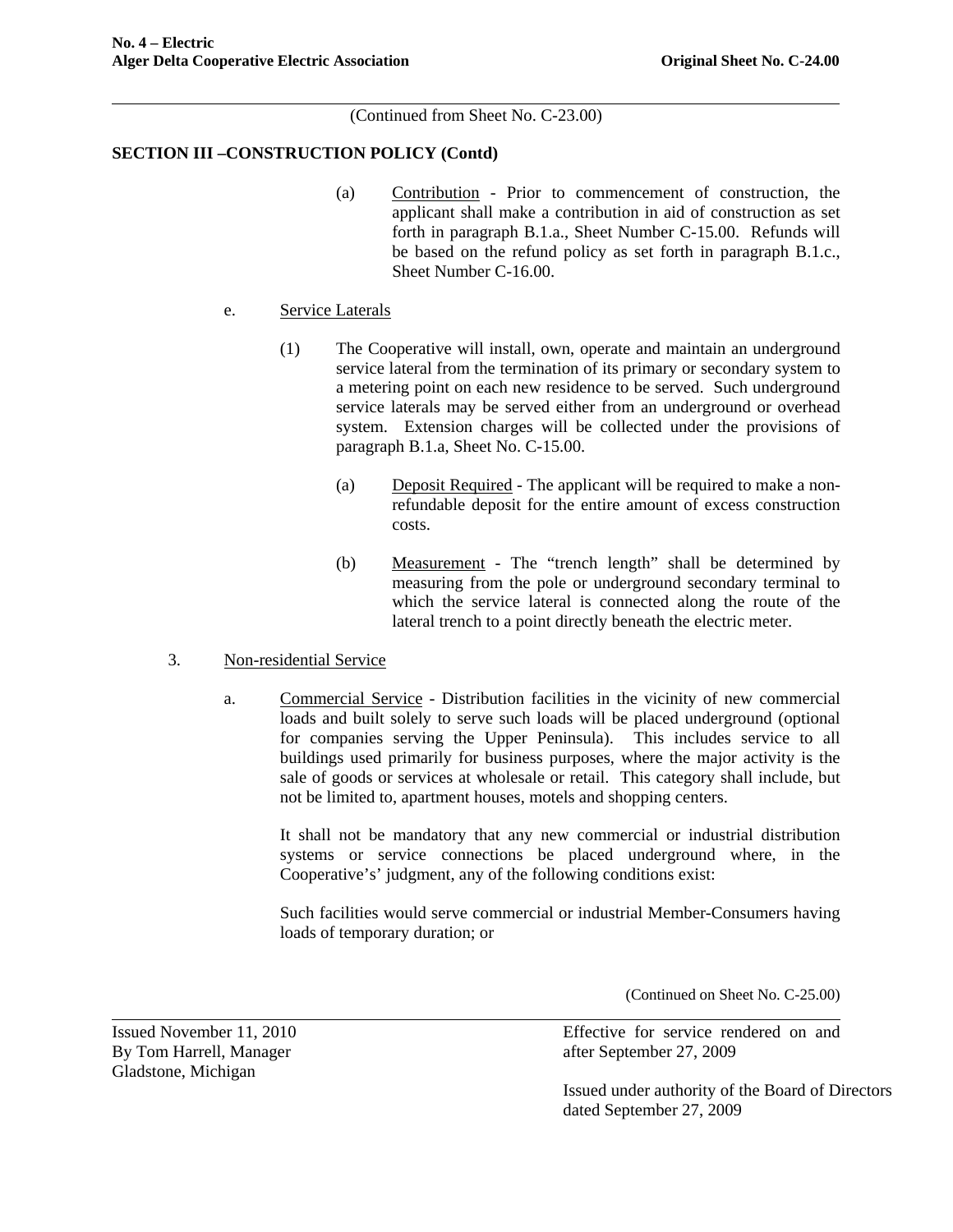(Continued from Sheet No. C-23.00)

## SECTION III –CONSTRUCTION POLICY (Contd)

(a) Contribution - Prior to commencement of construction, the applicant shall make a contribution in aid of construction as set forth in paragraph B.1.a., Sheet Number C-15.00. Refunds will be based on the refund policy as set forth in paragraph B.1.c., Sheet Number C-16.00.

e. Service Laterals

(1) The Cooperative will install, own, operate and maintain an underground service lateral from the termination of its primary or secondary system to a metering point on each new residence to be served. Such underground service laterals may be served either from an underground or overhead system. Extension charges will be collected under the provisions of paragraph B.1.a, Sheet No. C-15.00.

(a) Deposit Required - The applicant will be required to make a non-refundable deposit for the entire amount of excess construction costs.

(b) Measurement - The "trench length" shall be determined by measuring from the pole or underground secondary terminal to which the service lateral is connected along the route of the lateral trench to a point directly beneath the electric meter.

3. Non-residential Service

a. Commercial Service - Distribution facilities in the vicinity of new commercial loads and built solely to serve such loads will be placed underground (optional for companies serving the Upper Peninsula). This includes service to all buildings used primarily for business purposes, where the major activity is the sale of goods or services at wholesale or retail. This category shall include, but not be limited to, apartment houses, motels and shopping centers.

It shall not be mandatory that any new commercial or industrial distribution systems or service connections be placed underground where, in the Cooperative's' judgment, any of the following conditions exist:

Such facilities would serve commercial or industrial Member-Consumers having loads of temporary duration; or

(Continued on Sheet No. C-25.00)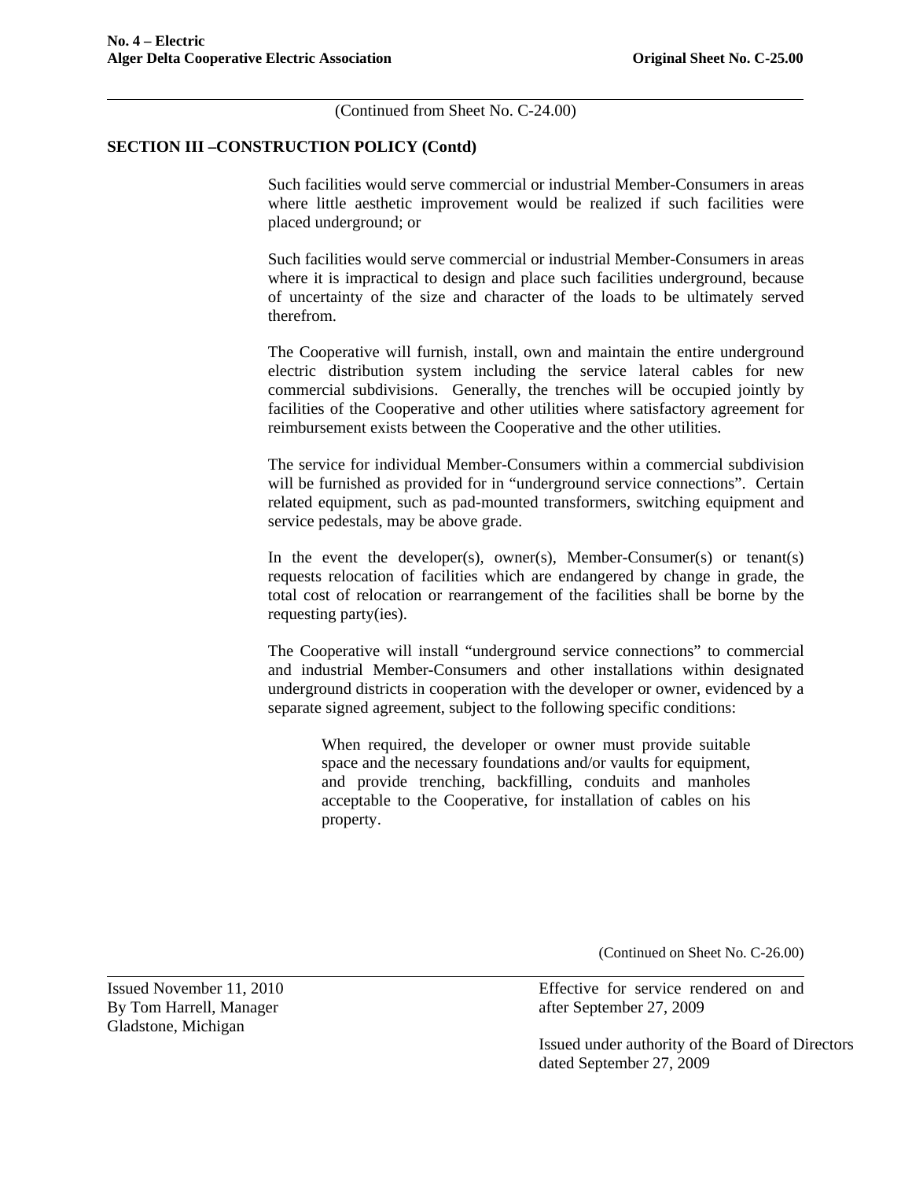(Continued from Sheet No. C-24.00)

**SECTION III –CONSTRUCTION POLICY (Contd)**

Such facilities would serve commercial or industrial Member-Consumers in areas where little aesthetic improvement would be realized if such facilities were placed underground; or

Such facilities would serve commercial or industrial Member-Consumers in areas where it is impractical to design and place such facilities underground, because of uncertainty of the size and character of the loads to be ultimately served therefrom.

The Cooperative will furnish, install, own and maintain the entire underground electric distribution system including the service lateral cables for new commercial subdivisions. Generally, the trenches will be occupied jointly by facilities of the Cooperative and other utilities where satisfactory agreement for reimbursement exists between the Cooperative and the other utilities.

The service for individual Member-Consumers within a commercial subdivision will be furnished as provided for in "underground service connections". Certain related equipment, such as pad-mounted transformers, switching equipment and service pedestals, may be above grade.

In the event the developer(s), owner(s), Member-Consumer(s) or tenant(s) requests relocation of facilities which are endangered by change in grade, the total cost of relocation or rearrangement of the facilities shall be borne by the requesting party(ies).

The Cooperative will install "underground service connections" to commercial and industrial Member-Consumers and other installations within designated underground districts in cooperation with the developer or owner, evidenced by a separate signed agreement, subject to the following specific conditions:

> When required, the developer or owner must provide suitable space and the necessary foundations and/or vaults for equipment, and provide trenching, backfilling, conduits and manholes acceptable to the Cooperative, for installation of cables on his property.

(Continued on Sheet No. C-26.00)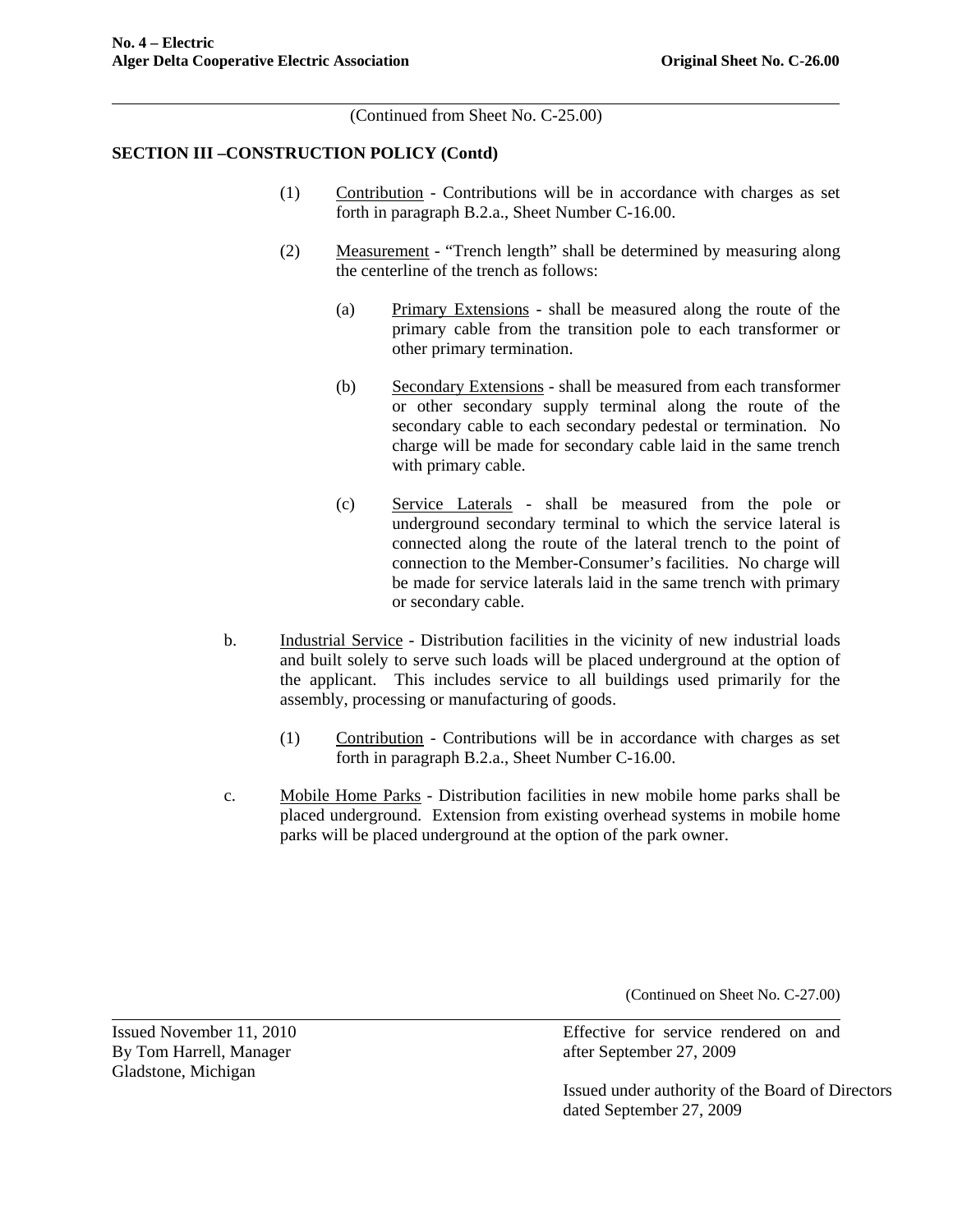(Continued from Sheet No. C-25.00)

## SECTION III –CONSTRUCTION POLICY (Contd)

(1) Contribution - Contributions will be in accordance with charges as set forth in paragraph B.2.a., Sheet Number C-16.00.

(2) Measurement - "Trench length" shall be determined by measuring along the centerline of the trench as follows:

(a) Primary Extensions - shall be measured along the route of the primary cable from the transition pole to each transformer or other primary termination.

(b) Secondary Extensions - shall be measured from each transformer or other secondary supply terminal along the route of the secondary cable to each secondary pedestal or termination. No charge will be made for secondary cable laid in the same trench with primary cable.

(c) Service Laterals - shall be measured from the pole or underground secondary terminal to which the service lateral is connected along the route of the lateral trench to the point of connection to the Member-Consumer's facilities. No charge will be made for service laterals laid in the same trench with primary or secondary cable.

b. Industrial Service - Distribution facilities in the vicinity of new industrial loads and built solely to serve such loads will be placed underground at the option of the applicant. This includes service to all buildings used primarily for the assembly, processing or manufacturing of goods.

(1) Contribution - Contributions will be in accordance with charges as set forth in paragraph B.2.a., Sheet Number C-16.00.

c. Mobile Home Parks - Distribution facilities in new mobile home parks shall be placed underground. Extension from existing overhead systems in mobile home parks will be placed underground at the option of the park owner.

(Continued on Sheet No. C-27.00)

Issued November 11, 2010
By Tom Harrell, Manager
Gladstone, Michigan

Effective for service rendered on and after September 27, 2009

Issued under authority of the Board of Directors dated September 27, 2009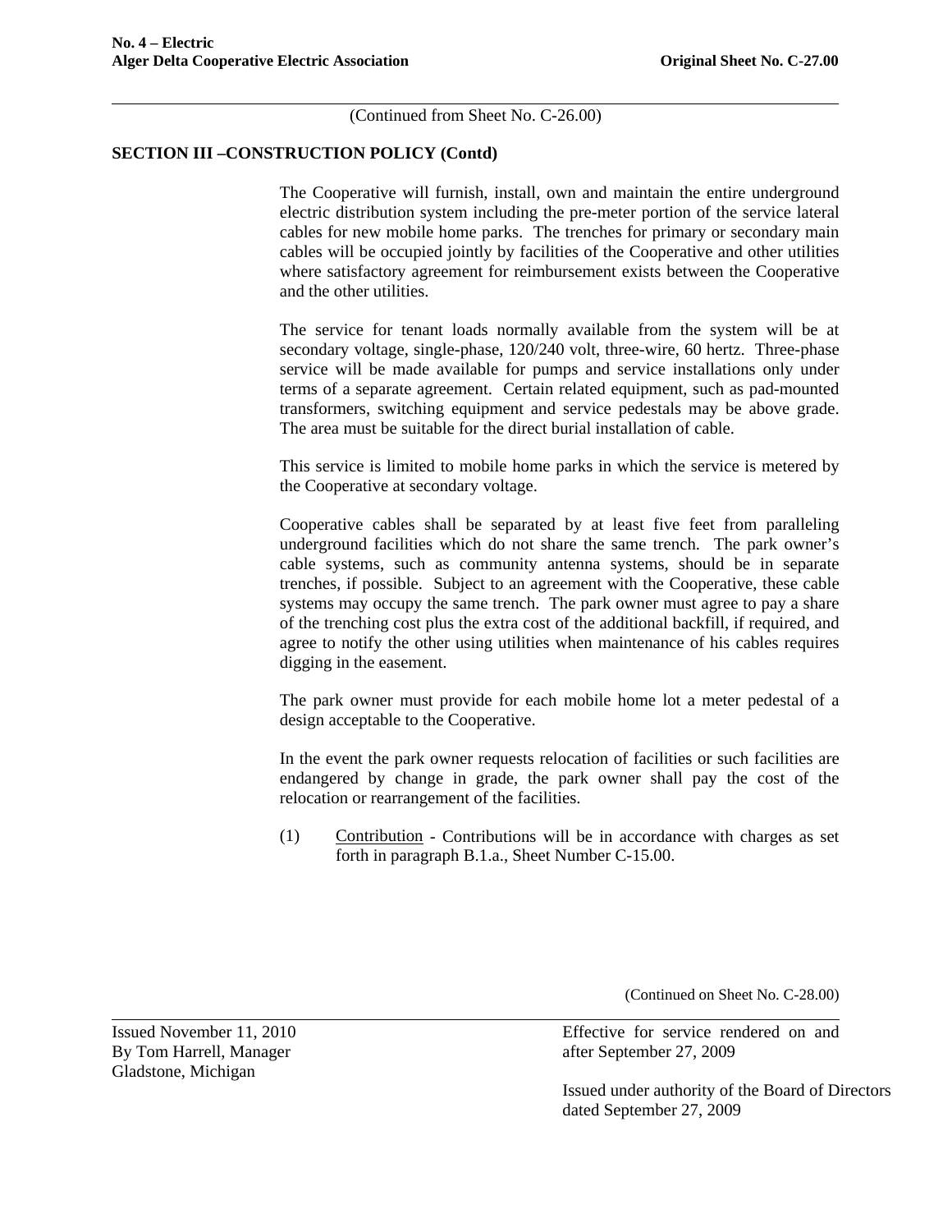(Continued from Sheet No. C-26.00)

**SECTION III –CONSTRUCTION POLICY (Contd)**

The Cooperative will furnish, install, own and maintain the entire underground electric distribution system including the pre-meter portion of the service lateral cables for new mobile home parks. The trenches for primary or secondary main cables will be occupied jointly by facilities of the Cooperative and other utilities where satisfactory agreement for reimbursement exists between the Cooperative and the other utilities.

The service for tenant loads normally available from the system will be at secondary voltage, single-phase, 120/240 volt, three-wire, 60 hertz. Three-phase service will be made available for pumps and service installations only under terms of a separate agreement. Certain related equipment, such as pad-mounted transformers, switching equipment and service pedestals may be above grade. The area must be suitable for the direct burial installation of cable.

This service is limited to mobile home parks in which the service is metered by the Cooperative at secondary voltage.

Cooperative cables shall be separated by at least five feet from paralleling underground facilities which do not share the same trench. The park owner's cable systems, such as community antenna systems, should be in separate trenches, if possible. Subject to an agreement with the Cooperative, these cable systems may occupy the same trench. The park owner must agree to pay a share of the trenching cost plus the extra cost of the additional backfill, if required, and agree to notify the other using utilities when maintenance of his cables requires digging in the easement.

The park owner must provide for each mobile home lot a meter pedestal of a design acceptable to the Cooperative.

In the event the park owner requests relocation of facilities or such facilities are endangered by change in grade, the park owner shall pay the cost of the relocation or rearrangement of the facilities.

(1) Contribution - Contributions will be in accordance with charges as set forth in paragraph B.1.a., Sheet Number C-15.00.

(Continued on Sheet No. C-28.00)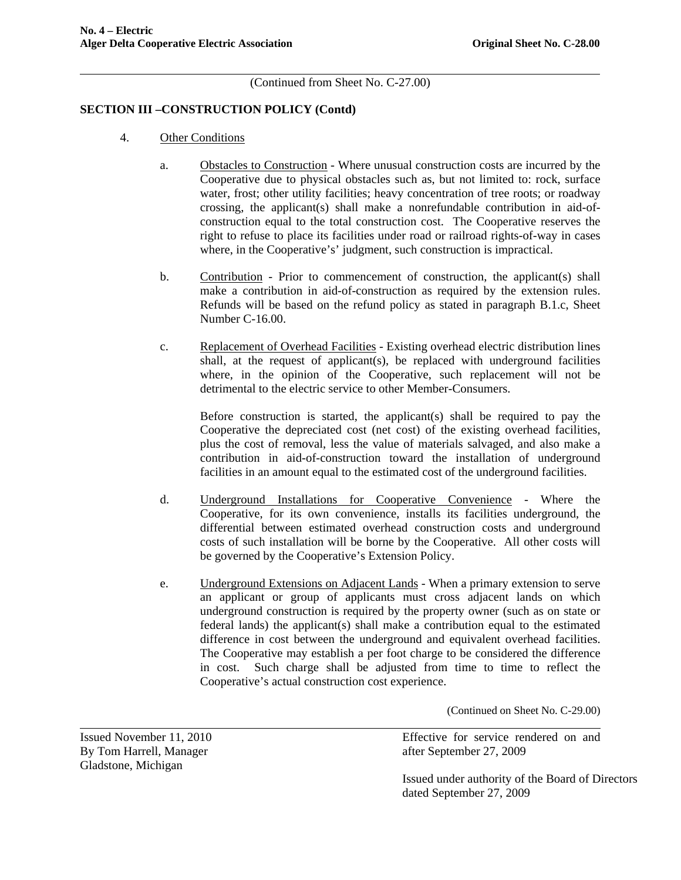(Continued from Sheet No. C-27.00)

## SECTION III –CONSTRUCTION POLICY (Contd)

4. Other Conditions

   a. Obstacles to Construction - Where unusual construction costs are incurred by the Cooperative due to physical obstacles such as, but not limited to: rock, surface water, frost; other utility facilities; heavy concentration of tree roots; or roadway crossing, the applicant(s) shall make a nonrefundable contribution in aid-of-construction equal to the total construction cost. The Cooperative reserves the right to refuse to place its facilities under road or railroad rights-of-way in cases where, in the Cooperative's' judgment, such construction is impractical.

   b. Contribution - Prior to commencement of construction, the applicant(s) shall make a contribution in aid-of-construction as required by the extension rules. Refunds will be based on the refund policy as stated in paragraph B.1.c, Sheet Number C-16.00.

   c. Replacement of Overhead Facilities - Existing overhead electric distribution lines shall, at the request of applicant(s), be replaced with underground facilities where, in the opinion of the Cooperative, such replacement will not be detrimental to the electric service to other Member-Consumers.

      Before construction is started, the applicant(s) shall be required to pay the Cooperative the depreciated cost (net cost) of the existing overhead facilities, plus the cost of removal, less the value of materials salvaged, and also make a contribution in aid-of-construction toward the installation of underground facilities in an amount equal to the estimated cost of the underground facilities.

   d. Underground Installations for Cooperative Convenience - Where the Cooperative, for its own convenience, installs its facilities underground, the differential between estimated overhead construction costs and underground costs of such installation will be borne by the Cooperative. All other costs will be governed by the Cooperative's Extension Policy.

   e. Underground Extensions on Adjacent Lands - When a primary extension to serve an applicant or group of applicants must cross adjacent lands on which underground construction is required by the property owner (such as on state or federal lands) the applicant(s) shall make a contribution equal to the estimated difference in cost between the underground and equivalent overhead facilities. The Cooperative may establish a per foot charge to be considered the difference in cost. Such charge shall be adjusted from time to time to reflect the Cooperative's actual construction cost experience.

(Continued on Sheet No. C-29.00)

Issued November 11, 2010
By Tom Harrell, Manager
Gladstone, Michigan

Effective for service rendered on and after September 27, 2009

Issued under authority of the Board of Directors dated September 27, 2009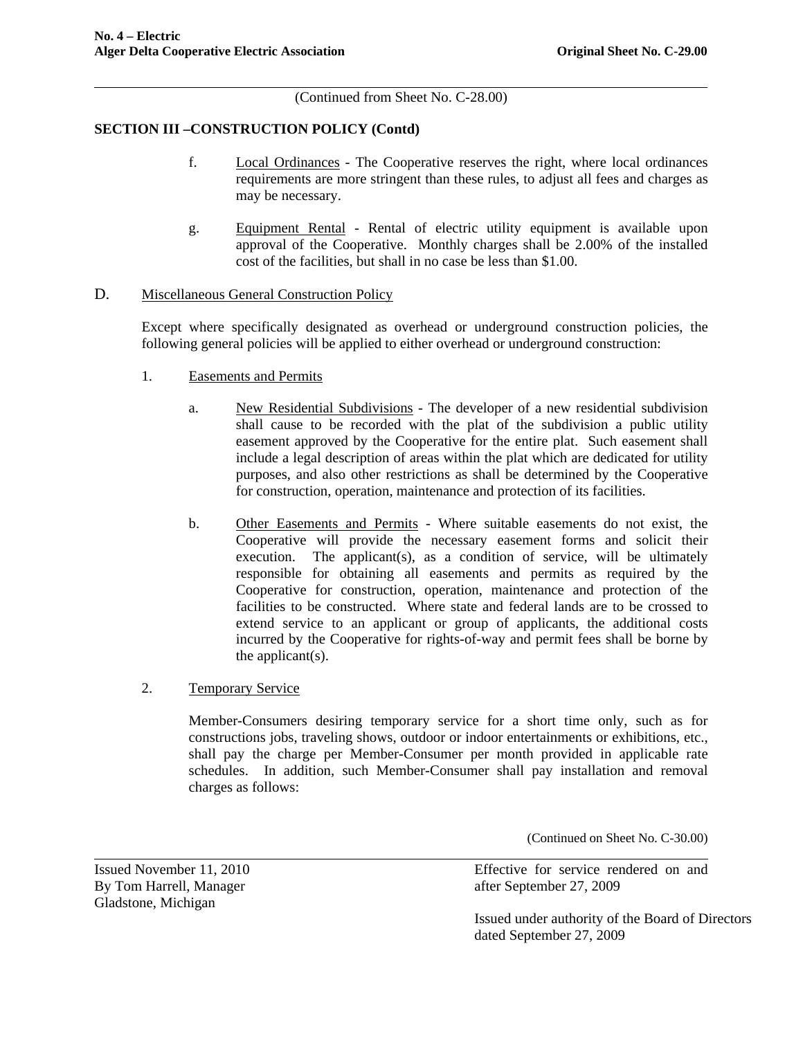(Continued from Sheet No. C-28.00)

## SECTION III –CONSTRUCTION POLICY (Contd)

f. Local Ordinances - The Cooperative reserves the right, where local ordinances requirements are more stringent than these rules, to adjust all fees and charges as may be necessary.

g. Equipment Rental - Rental of electric utility equipment is available upon approval of the Cooperative. Monthly charges shall be 2.00% of the installed cost of the facilities, but shall in no case be less than $1.00.

D. Miscellaneous General Construction Policy

Except where specifically designated as overhead or underground construction policies, the following general policies will be applied to either overhead or underground construction:

1. Easements and Permits

a. New Residential Subdivisions - The developer of a new residential subdivision shall cause to be recorded with the plat of the subdivision a public utility easement approved by the Cooperative for the entire plat. Such easement shall include a legal description of areas within the plat which are dedicated for utility purposes, and also other restrictions as shall be determined by the Cooperative for construction, operation, maintenance and protection of its facilities.

b. Other Easements and Permits - Where suitable easements do not exist, the Cooperative will provide the necessary easement forms and solicit their execution. The applicant(s), as a condition of service, will be ultimately responsible for obtaining all easements and permits as required by the Cooperative for construction, operation, maintenance and protection of the facilities to be constructed. Where state and federal lands are to be crossed to extend service to an applicant or group of applicants, the additional costs incurred by the Cooperative for rights-of-way and permit fees shall be borne by the applicant(s).

2. Temporary Service

Member-Consumers desiring temporary service for a short time only, such as for constructions jobs, traveling shows, outdoor or indoor entertainments or exhibitions, etc., shall pay the charge per Member-Consumer per month provided in applicable rate schedules. In addition, such Member-Consumer shall pay installation and removal charges as follows:

(Continued on Sheet No. C-30.00)

Issued November 11, 2010
By Tom Harrell, Manager
Gladstone, Michigan

Effective for service rendered on and after September 27, 2009

Issued under authority of the Board of Directors dated September 27, 2009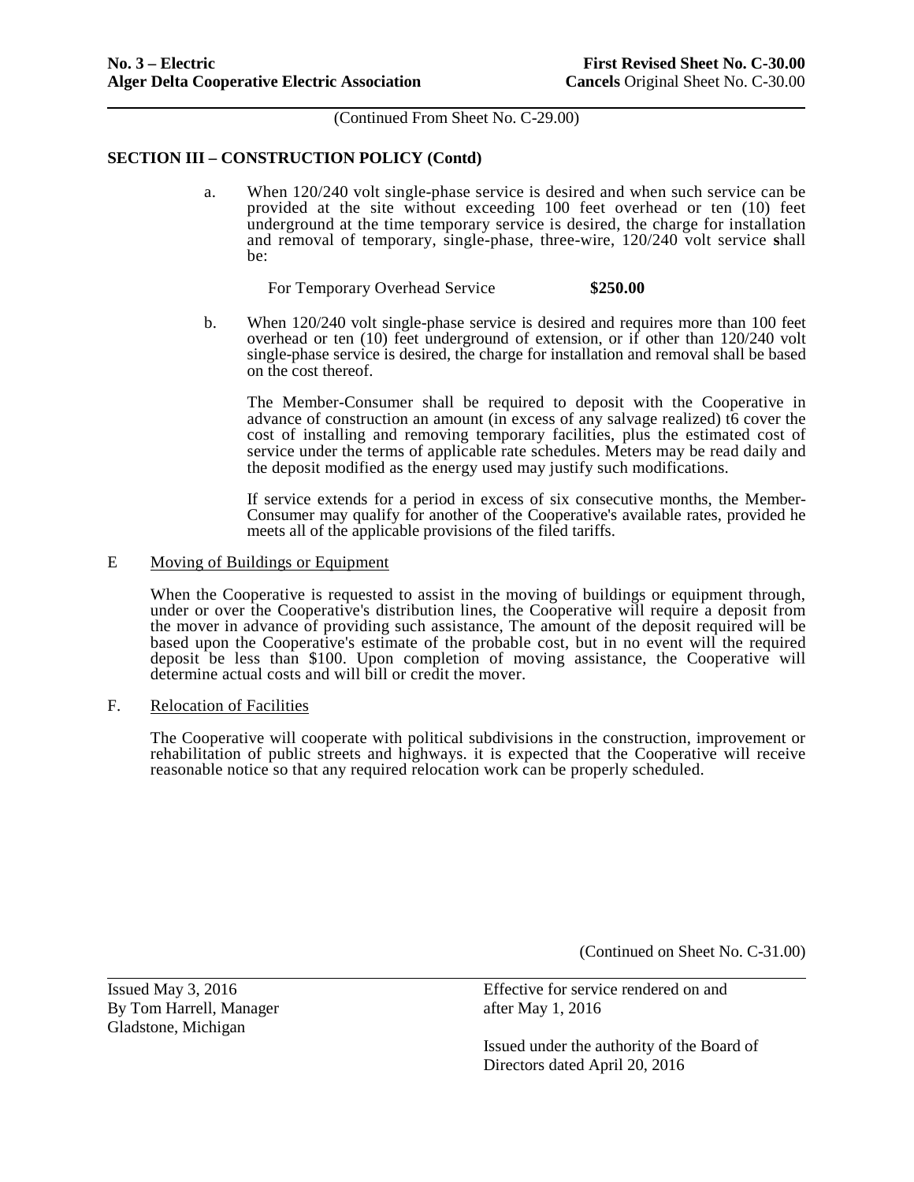(Continued From Sheet No. C-29.00)

**SECTION III – CONSTRUCTION POLICY (Contd)**

a. When 120/240 volt single-phase service is desired and when such service can be provided at the site without exceeding 100 feet overhead or ten (10) feet underground at the time temporary service is desired, the charge for installation and removal of temporary, single-phase, three-wire, 120/240 volt service **s**hall be:

| For Temporary Overhead Service | **$250.00** |
|---|---|

b. When 120/240 volt single-phase service is desired and requires more than 100 feet overhead or ten (10) feet underground of extension, or if other than 120/240 volt single-phase service is desired, the charge for installation and removal shall be based on the cost thereof.

The Member-Consumer shall be required to deposit with the Cooperative in advance of construction an amount (in excess of any salvage realized) t6 cover the cost of installing and removing temporary facilities, plus the estimated cost of service under the terms of applicable rate schedules. Meters may be read daily and the deposit modified as the energy used may justify such modifications.

If service extends for a period in excess of six consecutive months, the Member-Consumer may qualify for another of the Cooperative's available rates, provided he meets all of the applicable provisions of the filed tariffs.

E Moving of Buildings or Equipment

When the Cooperative is requested to assist in the moving of buildings or equipment through, under or over the Cooperative's distribution lines, the Cooperative will require a deposit from the mover in advance of providing such assistance, The amount of the deposit required will be based upon the Cooperative's estimate of the probable cost, but in no event will the required deposit be less than $100. Upon completion of moving assistance, the Cooperative will determine actual costs and will bill or credit the mover.

F. Relocation of Facilities

The Cooperative will cooperate with political subdivisions in the construction, improvement or rehabilitation of public streets and highways. it is expected that the Cooperative will receive reasonable notice so that any required relocation work can be properly scheduled.

(Continued on Sheet No. C-31.00)

Issued May 3, 2016
By Tom Harrell, Manager
Gladstone, Michigan

Effective for service rendered on and after May 1, 2016

Issued under the authority of the Board of Directors dated April 20, 2016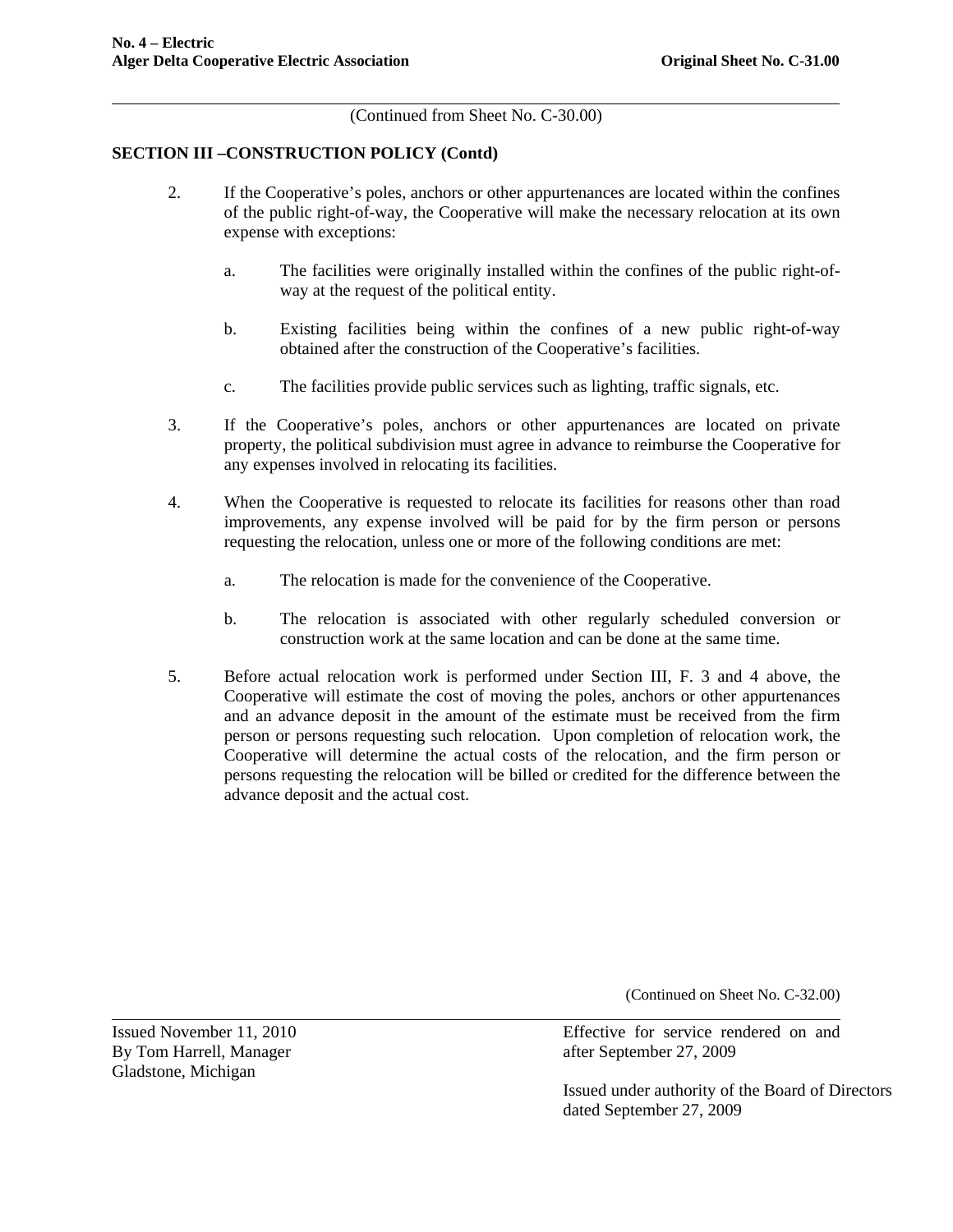(Continued from Sheet No. C-30.00)

## SECTION III –CONSTRUCTION POLICY (Contd)

2. If the Cooperative's poles, anchors or other appurtenances are located within the confines of the public right-of-way, the Cooperative will make the necessary relocation at its own expense with exceptions:

   a. The facilities were originally installed within the confines of the public right-of-way at the request of the political entity.

   b. Existing facilities being within the confines of a new public right-of-way obtained after the construction of the Cooperative's facilities.

   c. The facilities provide public services such as lighting, traffic signals, etc.

3. If the Cooperative's poles, anchors or other appurtenances are located on private property, the political subdivision must agree in advance to reimburse the Cooperative for any expenses involved in relocating its facilities.

4. When the Cooperative is requested to relocate its facilities for reasons other than road improvements, any expense involved will be paid for by the firm person or persons requesting the relocation, unless one or more of the following conditions are met:

   a. The relocation is made for the convenience of the Cooperative.

   b. The relocation is associated with other regularly scheduled conversion or construction work at the same location and can be done at the same time.

5. Before actual relocation work is performed under Section III, F. 3 and 4 above, the Cooperative will estimate the cost of moving the poles, anchors or other appurtenances and an advance deposit in the amount of the estimate must be received from the firm person or persons requesting such relocation. Upon completion of relocation work, the Cooperative will determine the actual costs of the relocation, and the firm person or persons requesting the relocation will be billed or credited for the difference between the advance deposit and the actual cost.

(Continued on Sheet No. C-32.00)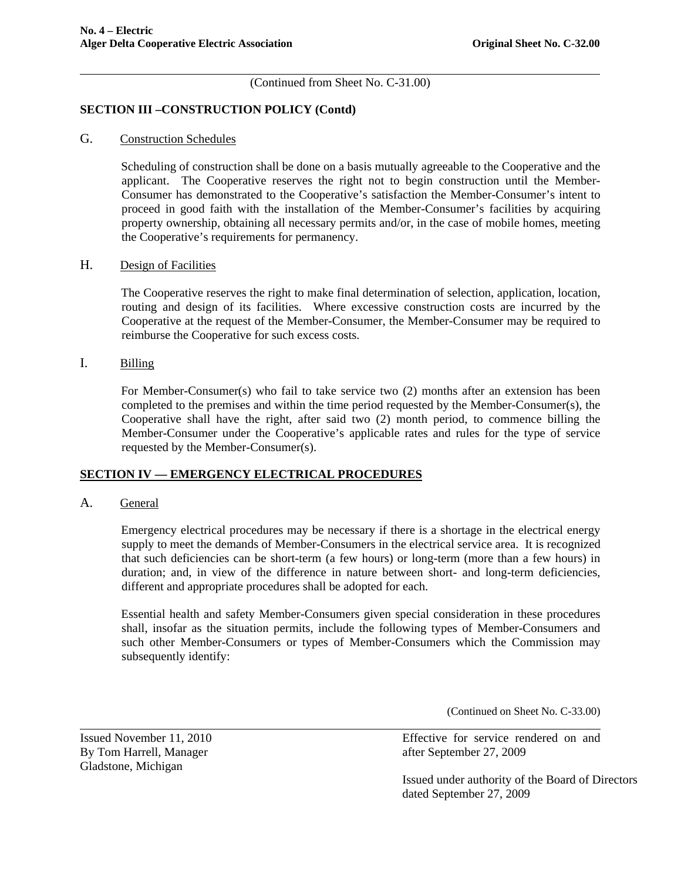(Continued from Sheet No. C-31.00)

**SECTION III –CONSTRUCTION POLICY (Contd)**

G. Construction Schedules

Scheduling of construction shall be done on a basis mutually agreeable to the Cooperative and the applicant. The Cooperative reserves the right not to begin construction until the Member-Consumer has demonstrated to the Cooperative's satisfaction the Member-Consumer's intent to proceed in good faith with the installation of the Member-Consumer's facilities by acquiring property ownership, obtaining all necessary permits and/or, in the case of mobile homes, meeting the Cooperative's requirements for permanency.

H. Design of Facilities

The Cooperative reserves the right to make final determination of selection, application, location, routing and design of its facilities. Where excessive construction costs are incurred by the Cooperative at the request of the Member-Consumer, the Member-Consumer may be required to reimburse the Cooperative for such excess costs.

I. Billing

For Member-Consumer(s) who fail to take service two (2) months after an extension has been completed to the premises and within the time period requested by the Member-Consumer(s), the Cooperative shall have the right, after said two (2) month period, to commence billing the Member-Consumer under the Cooperative's applicable rates and rules for the type of service requested by the Member-Consumer(s).

**SECTION IV — EMERGENCY ELECTRICAL PROCEDURES**

A. General

Emergency electrical procedures may be necessary if there is a shortage in the electrical energy supply to meet the demands of Member-Consumers in the electrical service area. It is recognized that such deficiencies can be short-term (a few hours) or long-term (more than a few hours) in duration; and, in view of the difference in nature between short- and long-term deficiencies, different and appropriate procedures shall be adopted for each.

Essential health and safety Member-Consumers given special consideration in these procedures shall, insofar as the situation permits, include the following types of Member-Consumers and such other Member-Consumers or types of Member-Consumers which the Commission may subsequently identify:

(Continued on Sheet No. C-33.00)

Issued November 11, 2010
By Tom Harrell, Manager
Gladstone, Michigan

Effective for service rendered on and after September 27, 2009

Issued under authority of the Board of Directors dated September 27, 2009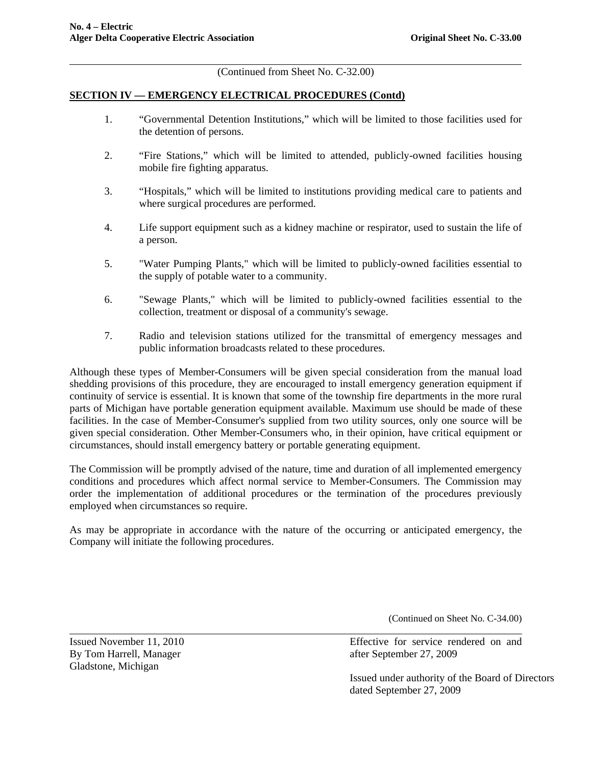(Continued from Sheet No. C-32.00)

## SECTION IV — EMERGENCY ELECTRICAL PROCEDURES (Contd)

1. "Governmental Detention Institutions," which will be limited to those facilities used for the detention of persons.

2. "Fire Stations," which will be limited to attended, publicly-owned facilities housing mobile fire fighting apparatus.

3. "Hospitals," which will be limited to institutions providing medical care to patients and where surgical procedures are performed.

4. Life support equipment such as a kidney machine or respirator, used to sustain the life of a person.

5. "Water Pumping Plants," which will be limited to publicly-owned facilities essential to the supply of potable water to a community.

6. "Sewage Plants," which will be limited to publicly-owned facilities essential to the collection, treatment or disposal of a community's sewage.

7. Radio and television stations utilized for the transmittal of emergency messages and public information broadcasts related to these procedures.

Although these types of Member-Consumers will be given special consideration from the manual load shedding provisions of this procedure, they are encouraged to install emergency generation equipment if continuity of service is essential. It is known that some of the township fire departments in the more rural parts of Michigan have portable generation equipment available. Maximum use should be made of these facilities. In the case of Member-Consumer's supplied from two utility sources, only one source will be given special consideration. Other Member-Consumers who, in their opinion, have critical equipment or circumstances, should install emergency battery or portable generating equipment.

The Commission will be promptly advised of the nature, time and duration of all implemented emergency conditions and procedures which affect normal service to Member-Consumers. The Commission may order the implementation of additional procedures or the termination of the procedures previously employed when circumstances so require.

As may be appropriate in accordance with the nature of the occurring or anticipated emergency, the Company will initiate the following procedures.

(Continued on Sheet No. C-34.00)

Issued November 11, 2010
By Tom Harrell, Manager
Gladstone, Michigan

Effective for service rendered on and after September 27, 2009

Issued under authority of the Board of Directors dated September 27, 2009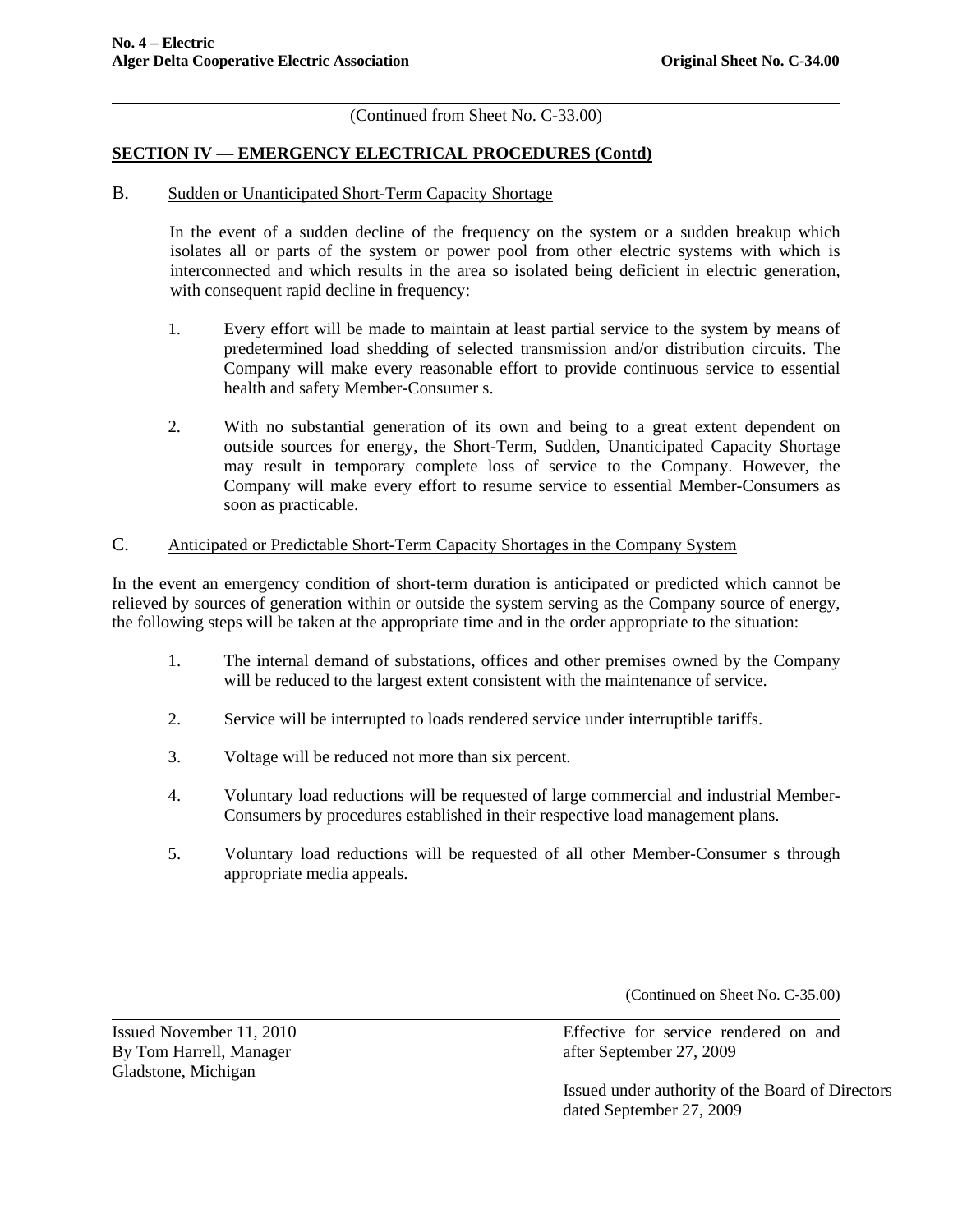(Continued from Sheet No. C-33.00)

## SECTION IV — EMERGENCY ELECTRICAL PROCEDURES (Contd)

### B. Sudden or Unanticipated Short-Term Capacity Shortage

In the event of a sudden decline of the frequency on the system or a sudden breakup which isolates all or parts of the system or power pool from other electric systems with which is interconnected and which results in the area so isolated being deficient in electric generation, with consequent rapid decline in frequency:

1. Every effort will be made to maintain at least partial service to the system by means of predetermined load shedding of selected transmission and/or distribution circuits. The Company will make every reasonable effort to provide continuous service to essential health and safety Member-Consumer s.

2. With no substantial generation of its own and being to a great extent dependent on outside sources for energy, the Short-Term, Sudden, Unanticipated Capacity Shortage may result in temporary complete loss of service to the Company. However, the Company will make every effort to resume service to essential Member-Consumers as soon as practicable.

### C. Anticipated or Predictable Short-Term Capacity Shortages in the Company System

In the event an emergency condition of short-term duration is anticipated or predicted which cannot be relieved by sources of generation within or outside the system serving as the Company source of energy, the following steps will be taken at the appropriate time and in the order appropriate to the situation:

1. The internal demand of substations, offices and other premises owned by the Company will be reduced to the largest extent consistent with the maintenance of service.

2. Service will be interrupted to loads rendered service under interruptible tariffs.

3. Voltage will be reduced not more than six percent.

4. Voluntary load reductions will be requested of large commercial and industrial Member-Consumers by procedures established in their respective load management plans.

5. Voluntary load reductions will be requested of all other Member-Consumer s through appropriate media appeals.

(Continued on Sheet No. C-35.00)

Issued November 11, 2010
By Tom Harrell, Manager
Gladstone, Michigan

Effective for service rendered on and after September 27, 2009

Issued under authority of the Board of Directors dated September 27, 2009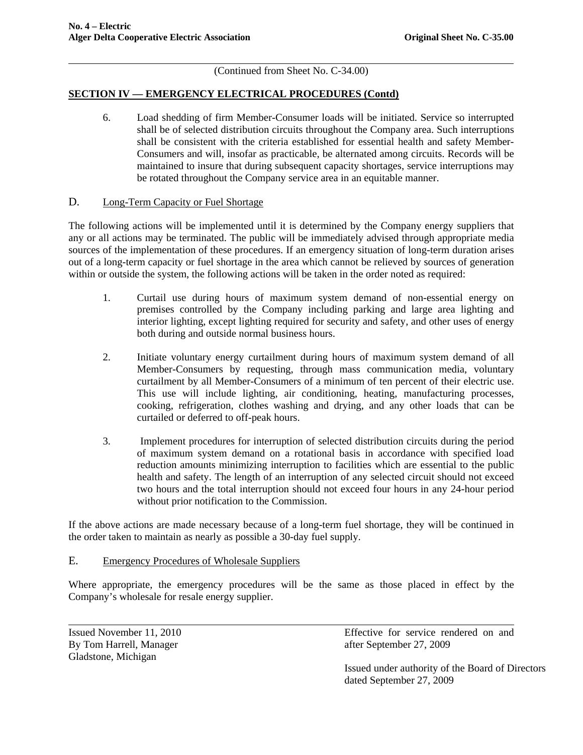(Continued from Sheet No. C-34.00)

## SECTION IV — EMERGENCY ELECTRICAL PROCEDURES (Contd)

6. Load shedding of firm Member-Consumer loads will be initiated. Service so interrupted shall be of selected distribution circuits throughout the Company area. Such interruptions shall be consistent with the criteria established for essential health and safety Member-Consumers and will, insofar as practicable, be alternated among circuits. Records will be maintained to insure that during subsequent capacity shortages, service interruptions may be rotated throughout the Company service area in an equitable manner.

### D. Long-Term Capacity or Fuel Shortage

The following actions will be implemented until it is determined by the Company energy suppliers that any or all actions may be terminated. The public will be immediately advised through appropriate media sources of the implementation of these procedures. If an emergency situation of long-term duration arises out of a long-term capacity or fuel shortage in the area which cannot be relieved by sources of generation within or outside the system, the following actions will be taken in the order noted as required:

1. Curtail use during hours of maximum system demand of non-essential energy on premises controlled by the Company including parking and large area lighting and interior lighting, except lighting required for security and safety, and other uses of energy both during and outside normal business hours.

2. Initiate voluntary energy curtailment during hours of maximum system demand of all Member-Consumers by requesting, through mass communication media, voluntary curtailment by all Member-Consumers of a minimum of ten percent of their electric use. This use will include lighting, air conditioning, heating, manufacturing processes, cooking, refrigeration, clothes washing and drying, and any other loads that can be curtailed or deferred to off-peak hours.

3. Implement procedures for interruption of selected distribution circuits during the period of maximum system demand on a rotational basis in accordance with specified load reduction amounts minimizing interruption to facilities which are essential to the public health and safety. The length of an interruption of any selected circuit should not exceed two hours and the total interruption should not exceed four hours in any 24-hour period without prior notification to the Commission.

If the above actions are made necessary because of a long-term fuel shortage, they will be continued in the order taken to maintain as nearly as possible a 30-day fuel supply.

### E. Emergency Procedures of Wholesale Suppliers

Where appropriate, the emergency procedures will be the same as those placed in effect by the Company's wholesale for resale energy supplier.

Issued November 11, 2010
By Tom Harrell, Manager
Gladstone, Michigan

Effective for service rendered on and after September 27, 2009

Issued under authority of the Board of Directors dated September 27, 2009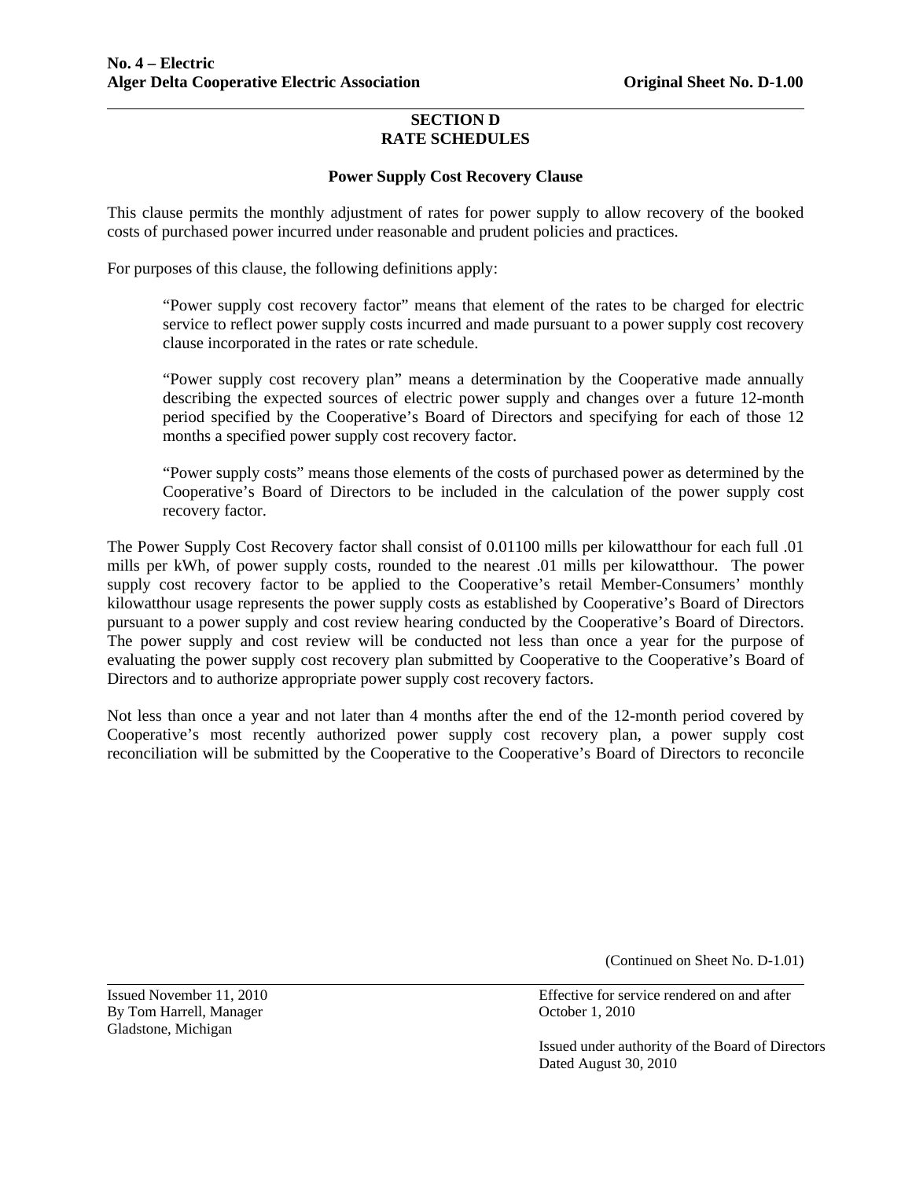## SECTION D
## RATE SCHEDULES

### Power Supply Cost Recovery Clause

This clause permits the monthly adjustment of rates for power supply to allow recovery of the booked costs of purchased power incurred under reasonable and prudent policies and practices.

For purposes of this clause, the following definitions apply:

> "Power supply cost recovery factor" means that element of the rates to be charged for electric service to reflect power supply costs incurred and made pursuant to a power supply cost recovery clause incorporated in the rates or rate schedule.
>
> "Power supply cost recovery plan" means a determination by the Cooperative made annually describing the expected sources of electric power supply and changes over a future 12-month period specified by the Cooperative's Board of Directors and specifying for each of those 12 months a specified power supply cost recovery factor.
>
> "Power supply costs" means those elements of the costs of purchased power as determined by the Cooperative's Board of Directors to be included in the calculation of the power supply cost recovery factor.

The Power Supply Cost Recovery factor shall consist of 0.01100 mills per kilowatthour for each full .01 mills per kWh, of power supply costs, rounded to the nearest .01 mills per kilowatthour. The power supply cost recovery factor to be applied to the Cooperative's retail Member-Consumers' monthly kilowatthour usage represents the power supply costs as established by Cooperative's Board of Directors pursuant to a power supply and cost review hearing conducted by the Cooperative's Board of Directors. The power supply and cost review will be conducted not less than once a year for the purpose of evaluating the power supply cost recovery plan submitted by Cooperative to the Cooperative's Board of Directors and to authorize appropriate power supply cost recovery factors.

Not less than once a year and not later than 4 months after the end of the 12-month period covered by Cooperative's most recently authorized power supply cost recovery plan, a power supply cost reconciliation will be submitted by the Cooperative to the Cooperative's Board of Directors to reconcile

(Continued on Sheet No. D-1.01)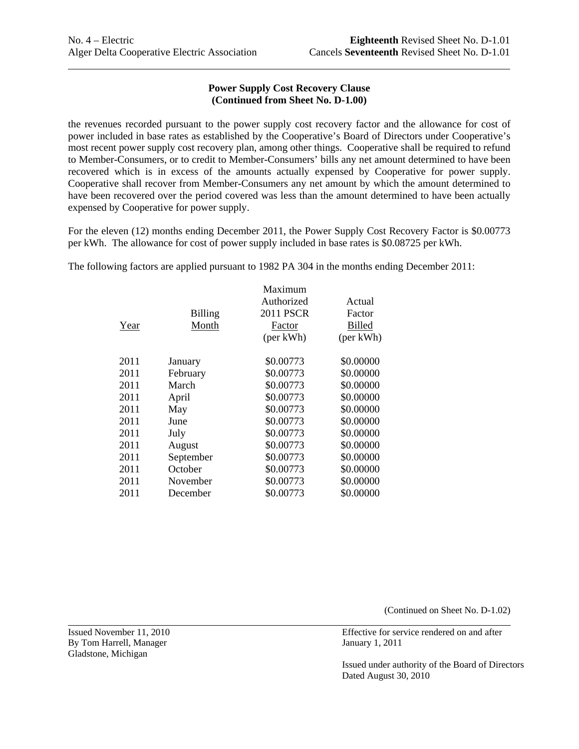No. 4 – Electric **Eighteenth** Revised Sheet No. D-1.01
Alger Delta Cooperative Electric Association Cancels **Seventeenth** Revised Sheet No. D-1.01

**Power Supply Cost Recovery Clause**
**(Continued from Sheet No. D-1.00)**

the revenues recorded pursuant to the power supply cost recovery factor and the allowance for cost of power included in base rates as established by the Cooperative's Board of Directors under Cooperative's most recent power supply cost recovery plan, among other things. Cooperative shall be required to refund to Member-Consumers, or to credit to Member-Consumers' bills any net amount determined to have been recovered which is in excess of the amounts actually expensed by Cooperative for power supply. Cooperative shall recover from Member-Consumers any net amount by which the amount determined to have been recovered over the period covered was less than the amount determined to have been actually expensed by Cooperative for power supply.

For the eleven (12) months ending December 2011, the Power Supply Cost Recovery Factor is $0.00773 per kWh. The allowance for cost of power supply included in base rates is $0.08725 per kWh.

The following factors are applied pursuant to 1982 PA 304 in the months ending December 2011:

| Year | Billing Month | Maximum Authorized 2011 PSCR Factor (per kWh) | Actual Factor Billed (per kWh) |
|---|---|---|---|
| 2011 | January | $0.00773 | $0.00000 |
| 2011 | February | $0.00773 | $0.00000 |
| 2011 | March | $0.00773 | $0.00000 |
| 2011 | April | $0.00773 | $0.00000 |
| 2011 | May | $0.00773 | $0.00000 |
| 2011 | June | $0.00773 | $0.00000 |
| 2011 | July | $0.00773 | $0.00000 |
| 2011 | August | $0.00773 | $0.00000 |
| 2011 | September | $0.00773 | $0.00000 |
| 2011 | October | $0.00773 | $0.00000 |
| 2011 | November | $0.00773 | $0.00000 |
| 2011 | December | $0.00773 | $0.00000 |

(Continued on Sheet No. D-1.02)

Issued November 11, 2010
By Tom Harrell, Manager
Gladstone, Michigan

Effective for service rendered on and after
January 1, 2011

Issued under authority of the Board of Directors
Dated August 30, 2010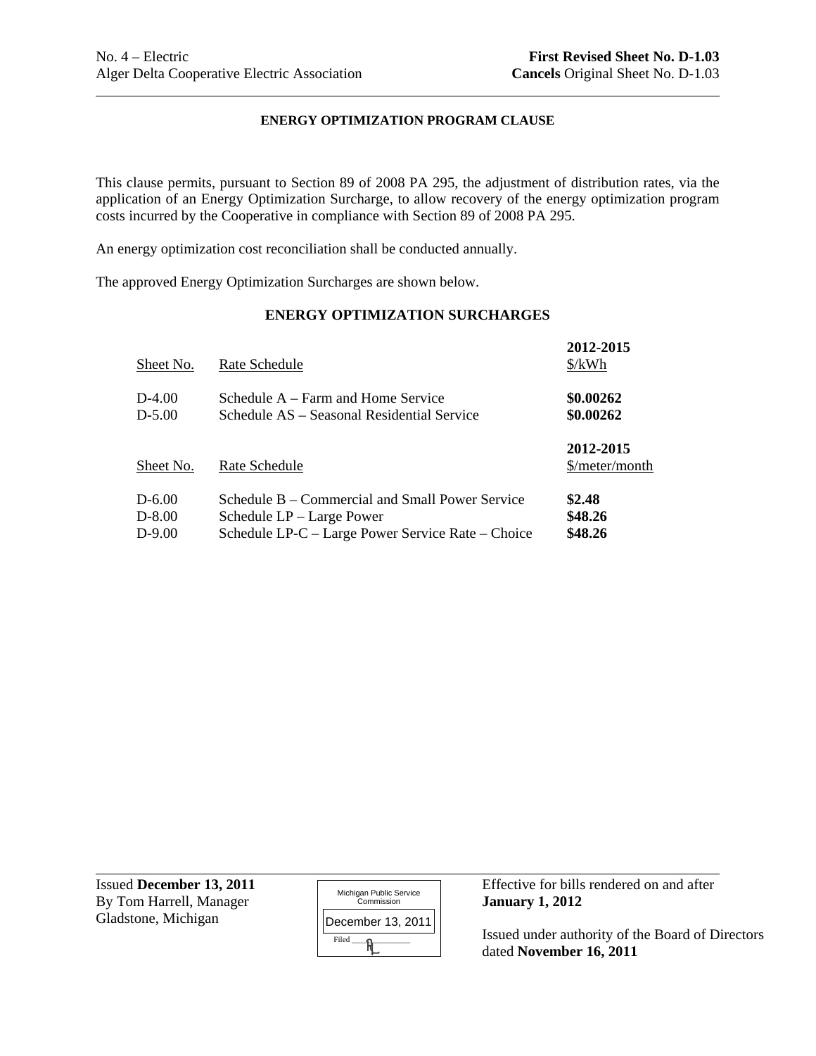No. 4 – Electric
Alger Delta Cooperative Electric Association

**First Revised Sheet No. D-1.03**
**Cancels** Original Sheet No. D-1.03

## ENERGY OPTIMIZATION PROGRAM CLAUSE

This clause permits, pursuant to Section 89 of 2008 PA 295, the adjustment of distribution rates, via the application of an Energy Optimization Surcharge, to allow recovery of the energy optimization program costs incurred by the Cooperative in compliance with Section 89 of 2008 PA 295.

An energy optimization cost reconciliation shall be conducted annually.

The approved Energy Optimization Surcharges are shown below.

### ENERGY OPTIMIZATION SURCHARGES

| Sheet No. | Rate Schedule | 2012-2015 $/kWh |
|---|---|---|
| D-4.00 | Schedule A – Farm and Home Service | **$0.00262** |
| D-5.00 | Schedule AS – Seasonal Residential Service | **$0.00262** |

| Sheet No. | Rate Schedule | 2012-2015 $/meter/month |
|---|---|---|
| D-6.00 | Schedule B – Commercial and Small Power Service | **$2.48** |
| D-8.00 | Schedule LP – Large Power | **$48.26** |
| D-9.00 | Schedule LP-C – Large Power Service Rate – Choice | **$48.26** |

Issued **December 13, 2011**
By Tom Harrell, Manager
Gladstone, Michigan

Michigan Public Service Commission
December 13, 2011
Filed

Effective for bills rendered on and after **January 1, 2012**

Issued under authority of the Board of Directors dated **November 16, 2011**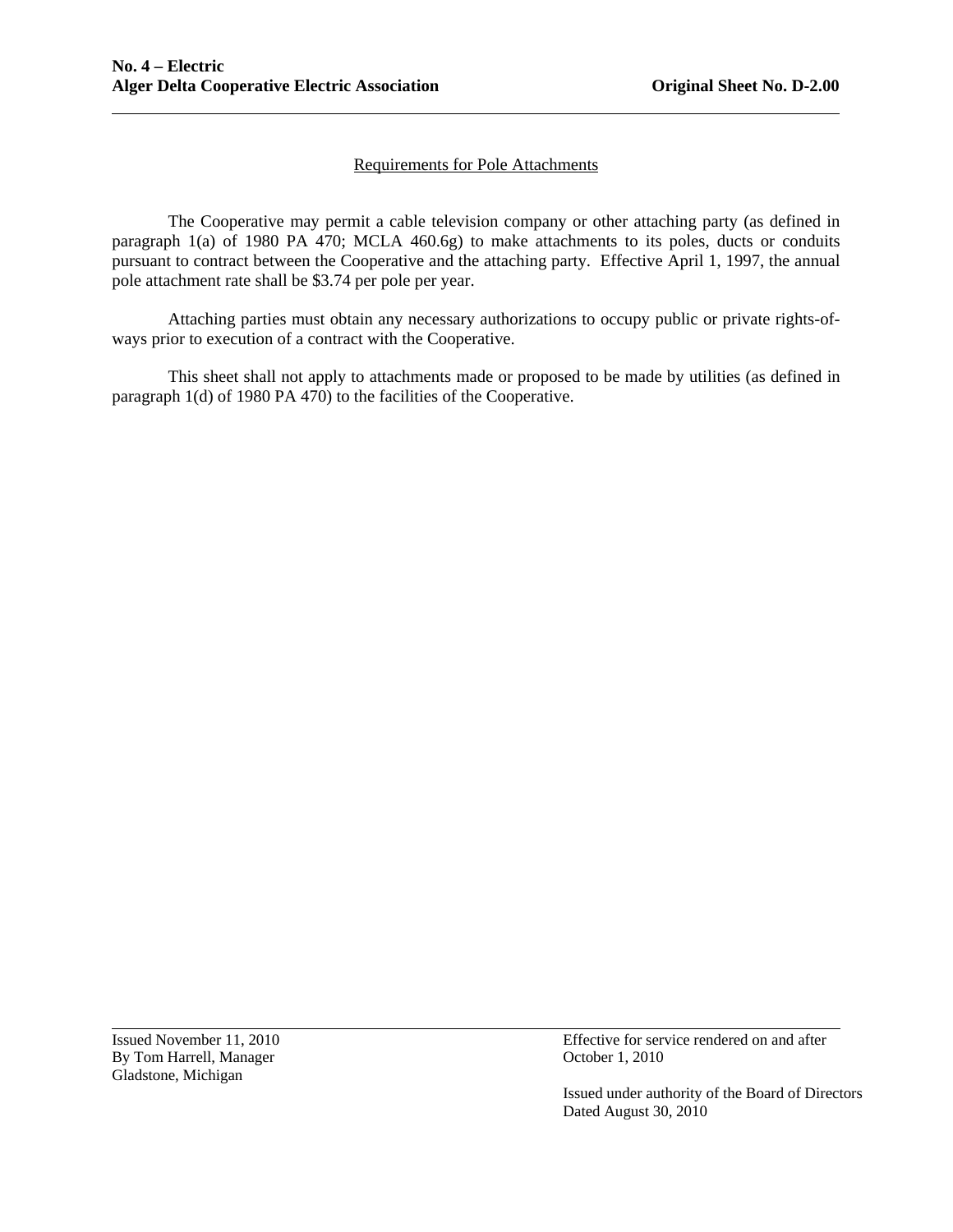## Requirements for Pole Attachments

The Cooperative may permit a cable television company or other attaching party (as defined in paragraph 1(a) of 1980 PA 470; MCLA 460.6g) to make attachments to its poles, ducts or conduits pursuant to contract between the Cooperative and the attaching party. Effective April 1, 1997, the annual pole attachment rate shall be $3.74 per pole per year.

Attaching parties must obtain any necessary authorizations to occupy public or private rights-of-ways prior to execution of a contract with the Cooperative.

This sheet shall not apply to attachments made or proposed to be made by utilities (as defined in paragraph 1(d) of 1980 PA 470) to the facilities of the Cooperative.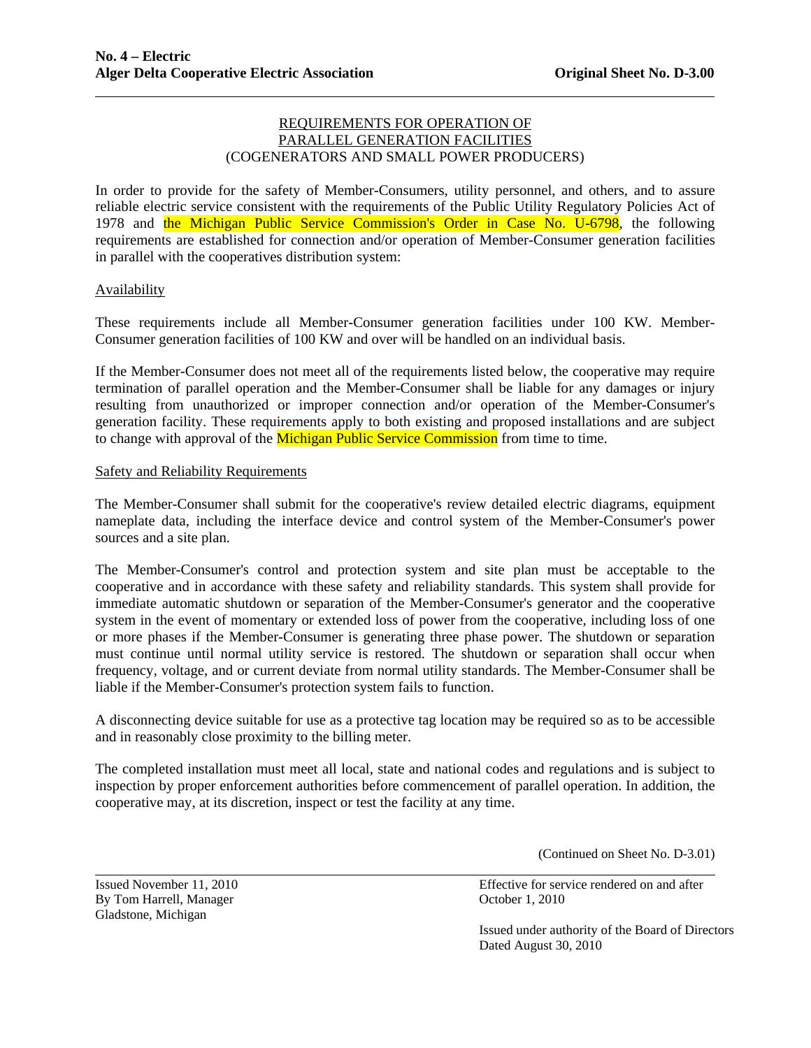## REQUIREMENTS FOR OPERATION OF PARALLEL GENERATION FACILITIES (COGENERATORS AND SMALL POWER PRODUCERS)

In order to provide for the safety of Member-Consumers, utility personnel, and others, and to assure reliable electric service consistent with the requirements of the Public Utility Regulatory Policies Act of 1978 and the Michigan Public Service Commission's Order in Case No. U-6798, the following requirements are established for connection and/or operation of Member-Consumer generation facilities in parallel with the cooperatives distribution system:

### Availability

These requirements include all Member-Consumer generation facilities under 100 KW. Member-Consumer generation facilities of 100 KW and over will be handled on an individual basis.

If the Member-Consumer does not meet all of the requirements listed below, the cooperative may require termination of parallel operation and the Member-Consumer shall be liable for any damages or injury resulting from unauthorized or improper connection and/or operation of the Member-Consumer's generation facility. These requirements apply to both existing and proposed installations and are subject to change with approval of the Michigan Public Service Commission from time to time.

### Safety and Reliability Requirements

The Member-Consumer shall submit for the cooperative's review detailed electric diagrams, equipment nameplate data, including the interface device and control system of the Member-Consumer's power sources and a site plan.

The Member-Consumer's control and protection system and site plan must be acceptable to the cooperative and in accordance with these safety and reliability standards. This system shall provide for immediate automatic shutdown or separation of the Member-Consumer's generator and the cooperative system in the event of momentary or extended loss of power from the cooperative, including loss of one or more phases if the Member-Consumer is generating three phase power. The shutdown or separation must continue until normal utility service is restored. The shutdown or separation shall occur when frequency, voltage, and or current deviate from normal utility standards. The Member-Consumer shall be liable if the Member-Consumer's protection system fails to function.

A disconnecting device suitable for use as a protective tag location may be required so as to be accessible and in reasonably close proximity to the billing meter.

The completed installation must meet all local, state and national codes and regulations and is subject to inspection by proper enforcement authorities before commencement of parallel operation. In addition, the cooperative may, at its discretion, inspect or test the facility at any time.

(Continued on Sheet No. D-3.01)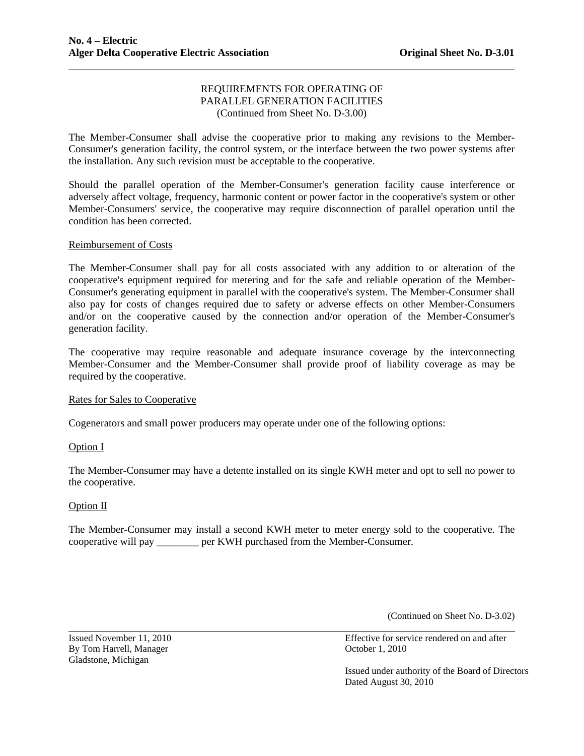REQUIREMENTS FOR OPERATING OF
PARALLEL GENERATION FACILITIES
(Continued from Sheet No. D-3.00)

The Member-Consumer shall advise the cooperative prior to making any revisions to the Member-Consumer's generation facility, the control system, or the interface between the two power systems after the installation. Any such revision must be acceptable to the cooperative.

Should the parallel operation of the Member-Consumer's generation facility cause interference or adversely affect voltage, frequency, harmonic content or power factor in the cooperative's system or other Member-Consumers' service, the cooperative may require disconnection of parallel operation until the condition has been corrected.

Reimbursement of Costs

The Member-Consumer shall pay for all costs associated with any addition to or alteration of the cooperative's equipment required for metering and for the safe and reliable operation of the Member-Consumer's generating equipment in parallel with the cooperative's system. The Member-Consumer shall also pay for costs of changes required due to safety or adverse effects on other Member-Consumers and/or on the cooperative caused by the connection and/or operation of the Member-Consumer's generation facility.

The cooperative may require reasonable and adequate insurance coverage by the interconnecting Member-Consumer and the Member-Consumer shall provide proof of liability coverage as may be required by the cooperative.

Rates for Sales to Cooperative

Cogenerators and small power producers may operate under one of the following options:

Option I

The Member-Consumer may have a detente installed on its single KWH meter and opt to sell no power to the cooperative.

Option II

The Member-Consumer may install a second KWH meter to meter energy sold to the cooperative. The cooperative will pay ________ per KWH purchased from the Member-Consumer.

(Continued on Sheet No. D-3.02)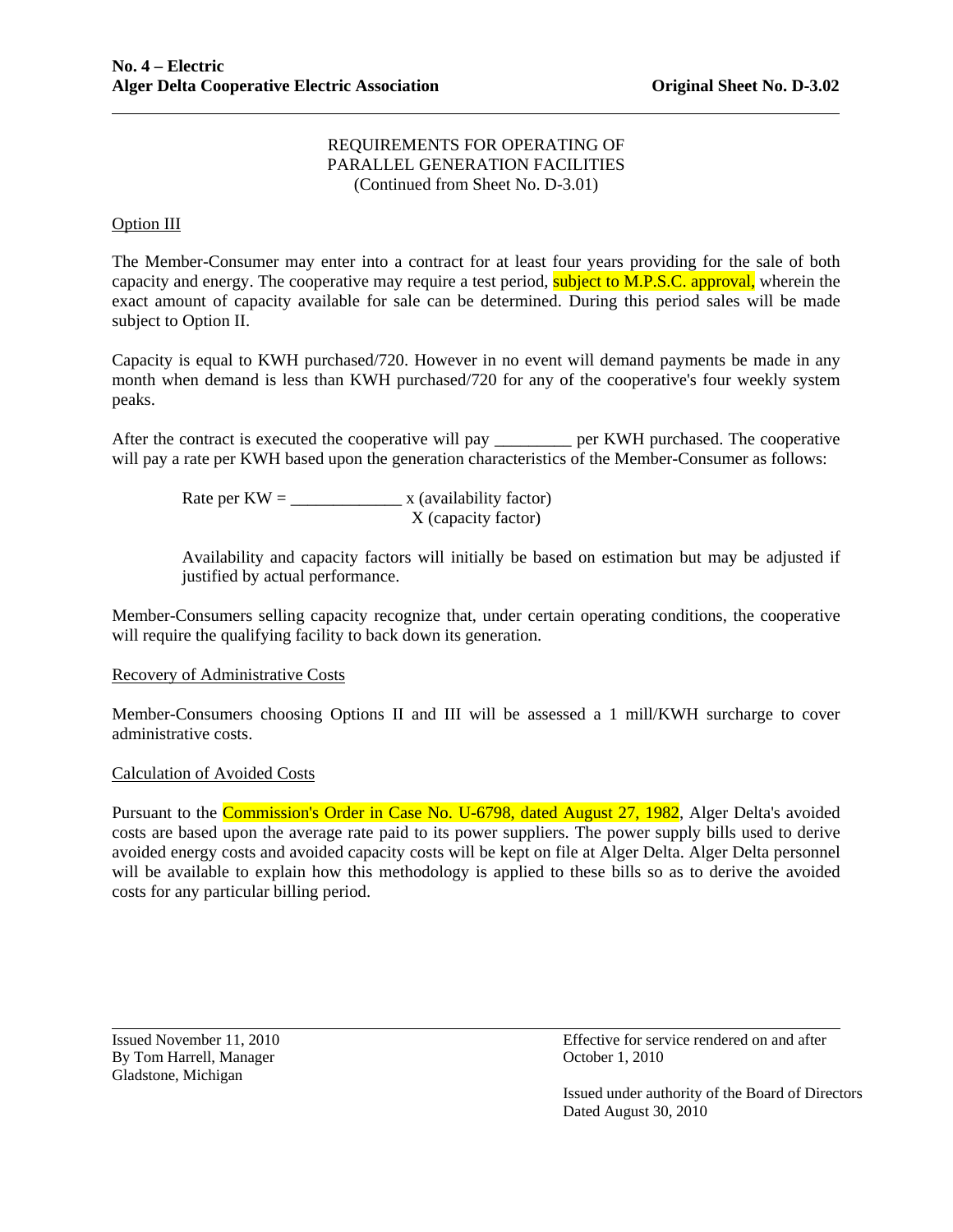REQUIREMENTS FOR OPERATING OF
PARALLEL GENERATION FACILITIES
(Continued from Sheet No. D-3.01)

Option III

The Member-Consumer may enter into a contract for at least four years providing for the sale of both capacity and energy. The cooperative may require a test period, subject to M.P.S.C. approval, wherein the exact amount of capacity available for sale can be determined. During this period sales will be made subject to Option II.

Capacity is equal to KWH purchased/720. However in no event will demand payments be made in any month when demand is less than KWH purchased/720 for any of the cooperative's four weekly system peaks.

After the contract is executed the cooperative will pay _________ per KWH purchased. The cooperative will pay a rate per KWH based upon the generation characteristics of the Member-Consumer as follows:

> Rate per KW = _____________ x (availability factor)
> X (capacity factor)
>
> Availability and capacity factors will initially be based on estimation but may be adjusted if justified by actual performance.

Member-Consumers selling capacity recognize that, under certain operating conditions, the cooperative will require the qualifying facility to back down its generation.

Recovery of Administrative Costs

Member-Consumers choosing Options II and III will be assessed a 1 mill/KWH surcharge to cover administrative costs.

Calculation of Avoided Costs

Pursuant to the Commission's Order in Case No. U-6798, dated August 27, 1982, Alger Delta's avoided costs are based upon the average rate paid to its power suppliers. The power supply bills used to derive avoided energy costs and avoided capacity costs will be kept on file at Alger Delta. Alger Delta personnel will be available to explain how this methodology is applied to these bills so as to derive the avoided costs for any particular billing period.

Issued November 11, 2010
By Tom Harrell, Manager
Gladstone, Michigan

Effective for service rendered on and after
October 1, 2010

Issued under authority of the Board of Directors
Dated August 30, 2010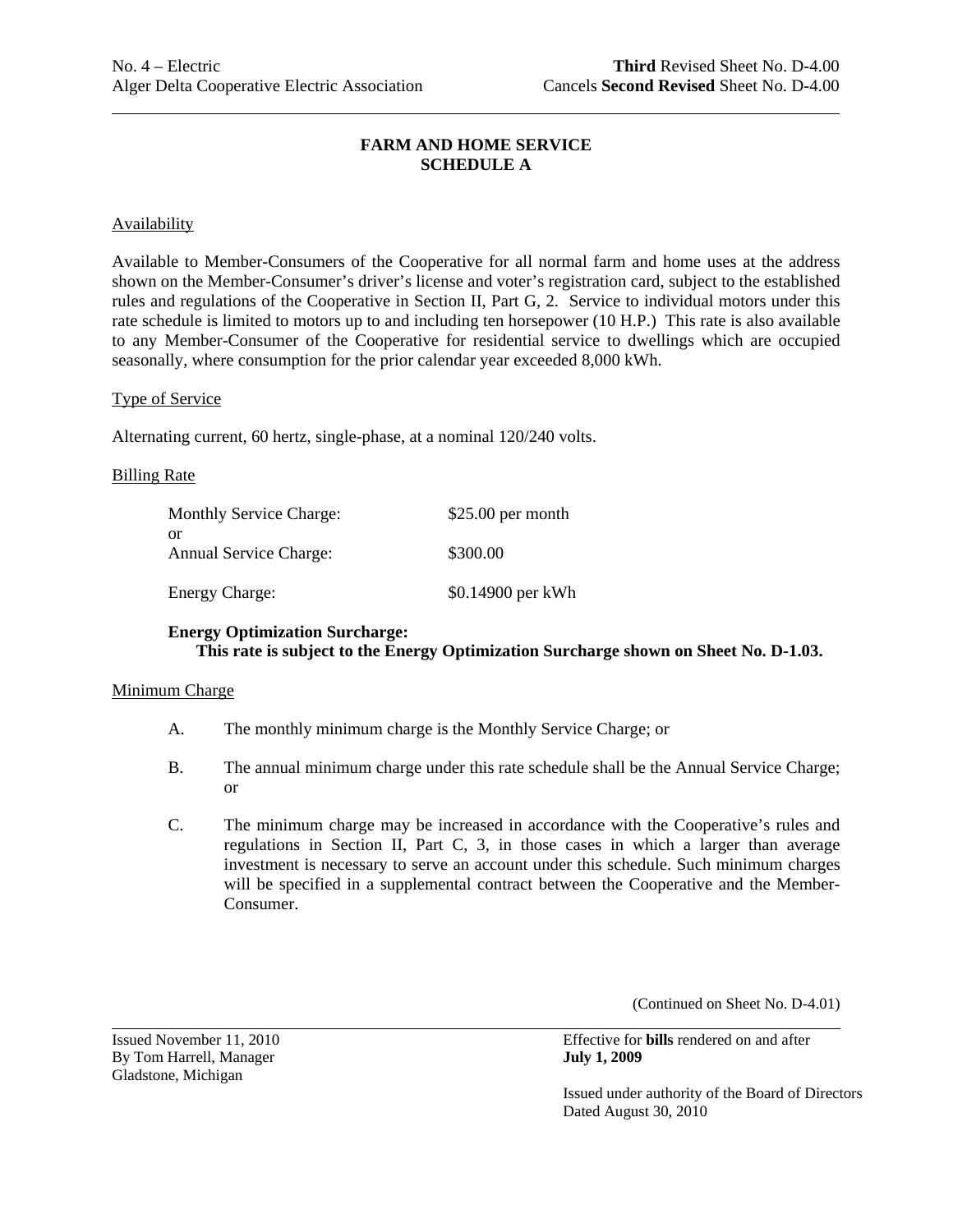No. 4 – Electric
Alger Delta Cooperative Electric Association

**Third** Revised Sheet No. D-4.00
Cancels **Second Revised** Sheet No. D-4.00

## FARM AND HOME SERVICE
## SCHEDULE A

Availability

Available to Member-Consumers of the Cooperative for all normal farm and home uses at the address shown on the Member-Consumer's driver's license and voter's registration card, subject to the established rules and regulations of the Cooperative in Section II, Part G, 2. Service to individual motors under this rate schedule is limited to motors up to and including ten horsepower (10 H.P.) This rate is also available to any Member-Consumer of the Cooperative for residential service to dwellings which are occupied seasonally, where consumption for the prior calendar year exceeded 8,000 kWh.

Type of Service

Alternating current, 60 hertz, single-phase, at a nominal 120/240 volts.

Billing Rate

| | |
|---|---|
| Monthly Service Charge: | $25.00 per month |
| or | |
| Annual Service Charge: | $300.00 |
| Energy Charge: | $0.14900 per kWh |

**Energy Optimization Surcharge:**
**This rate is subject to the Energy Optimization Surcharge shown on Sheet No. D-1.03.**

Minimum Charge

A. The monthly minimum charge is the Monthly Service Charge; or

B. The annual minimum charge under this rate schedule shall be the Annual Service Charge; or

C. The minimum charge may be increased in accordance with the Cooperative's rules and regulations in Section II, Part C, 3, in those cases in which a larger than average investment is necessary to serve an account under this schedule. Such minimum charges will be specified in a supplemental contract between the Cooperative and the Member-Consumer.

(Continued on Sheet No. D-4.01)

Issued November 11, 2010
By Tom Harrell, Manager
Gladstone, Michigan

Effective for **bills** rendered on and after
**July 1, 2009**

Issued under authority of the Board of Directors
Dated August 30, 2010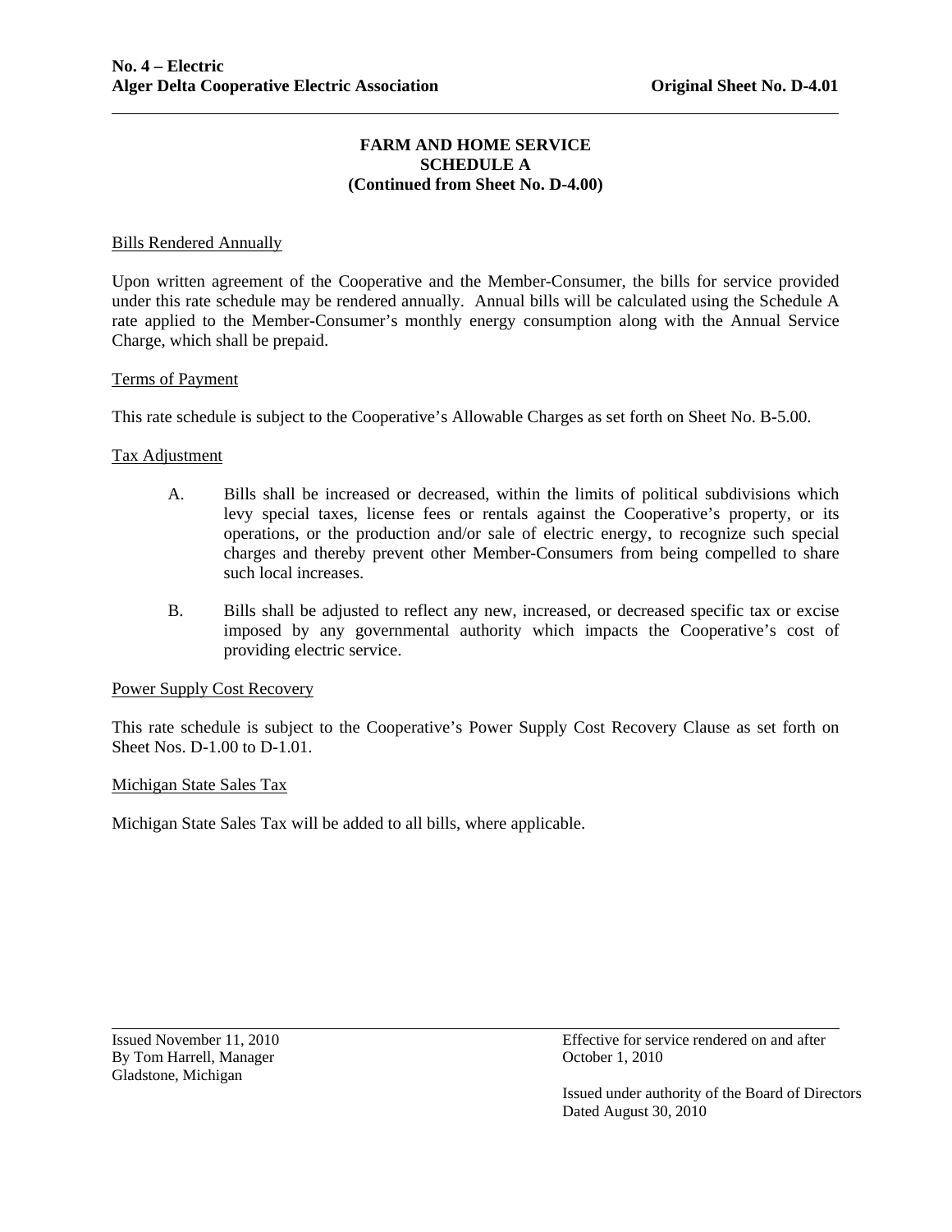**FARM AND HOME SERVICE**
**SCHEDULE A**
**(Continued from Sheet No. D-4.00)**

Bills Rendered Annually

Upon written agreement of the Cooperative and the Member-Consumer, the bills for service provided under this rate schedule may be rendered annually. Annual bills will be calculated using the Schedule A rate applied to the Member-Consumer's monthly energy consumption along with the Annual Service Charge, which shall be prepaid.

Terms of Payment

This rate schedule is subject to the Cooperative's Allowable Charges as set forth on Sheet No. B-5.00.

Tax Adjustment

A. Bills shall be increased or decreased, within the limits of political subdivisions which levy special taxes, license fees or rentals against the Cooperative's property, or its operations, or the production and/or sale of electric energy, to recognize such special charges and thereby prevent other Member-Consumers from being compelled to share such local increases.

B. Bills shall be adjusted to reflect any new, increased, or decreased specific tax or excise imposed by any governmental authority which impacts the Cooperative's cost of providing electric service.

Power Supply Cost Recovery

This rate schedule is subject to the Cooperative's Power Supply Cost Recovery Clause as set forth on Sheet Nos. D-1.00 to D-1.01.

Michigan State Sales Tax

Michigan State Sales Tax will be added to all bills, where applicable.

Issued November 11, 2010
By Tom Harrell, Manager
Gladstone, Michigan

Effective for service rendered on and after
October 1, 2010

Issued under authority of the Board of Directors
Dated August 30, 2010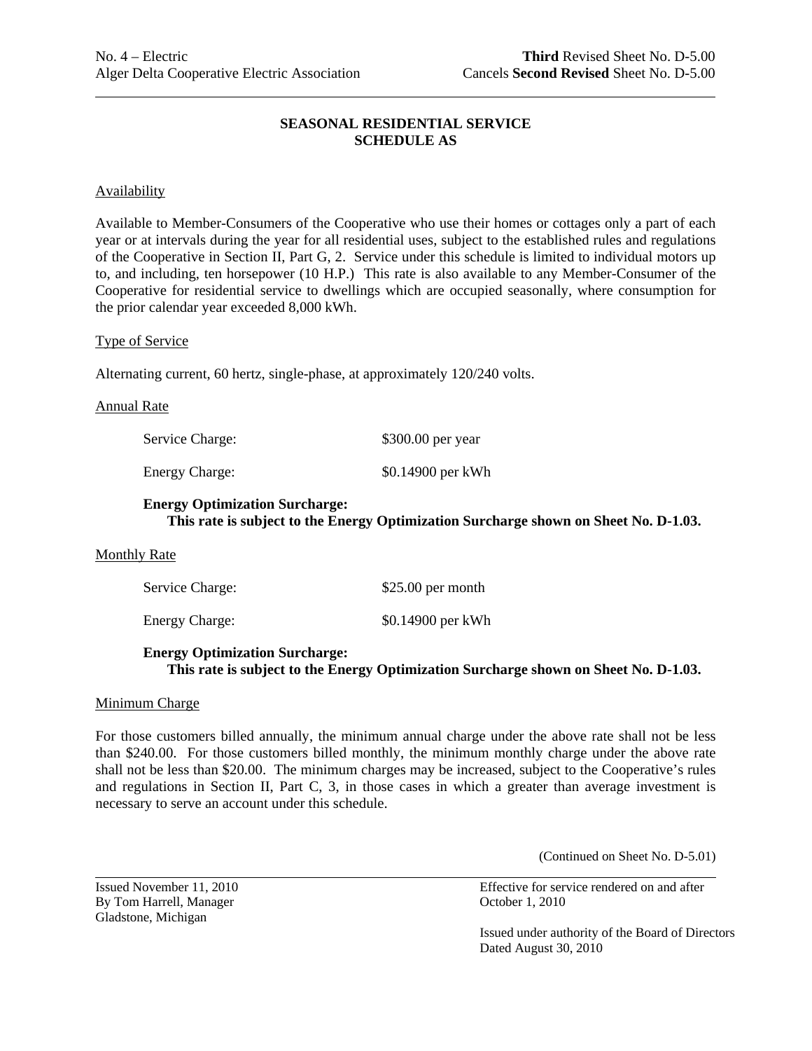# SEASONAL RESIDENTIAL SERVICE
# SCHEDULE AS

## Availability

Available to Member-Consumers of the Cooperative who use their homes or cottages only a part of each year or at intervals during the year for all residential uses, subject to the established rules and regulations of the Cooperative in Section II, Part G, 2. Service under this schedule is limited to individual motors up to, and including, ten horsepower (10 H.P.) This rate is also available to any Member-Consumer of the Cooperative for residential service to dwellings which are occupied seasonally, where consumption for the prior calendar year exceeded 8,000 kWh.

## Type of Service

Alternating current, 60 hertz, single-phase, at approximately 120/240 volts.

## Annual Rate

| | |
|---|---|
| Service Charge: | $300.00 per year |
| Energy Charge: | $0.14900 per kWh |

**Energy Optimization Surcharge:**
**This rate is subject to the Energy Optimization Surcharge shown on Sheet No. D-1.03.**

## Monthly Rate

| | |
|---|---|
| Service Charge: | $25.00 per month |
| Energy Charge: | $0.14900 per kWh |

**Energy Optimization Surcharge:**
**This rate is subject to the Energy Optimization Surcharge shown on Sheet No. D-1.03.**

## Minimum Charge

For those customers billed annually, the minimum annual charge under the above rate shall not be less than $240.00. For those customers billed monthly, the minimum monthly charge under the above rate shall not be less than $20.00. The minimum charges may be increased, subject to the Cooperative's rules and regulations in Section II, Part C, 3, in those cases in which a greater than average investment is necessary to serve an account under this schedule.

(Continued on Sheet No. D-5.01)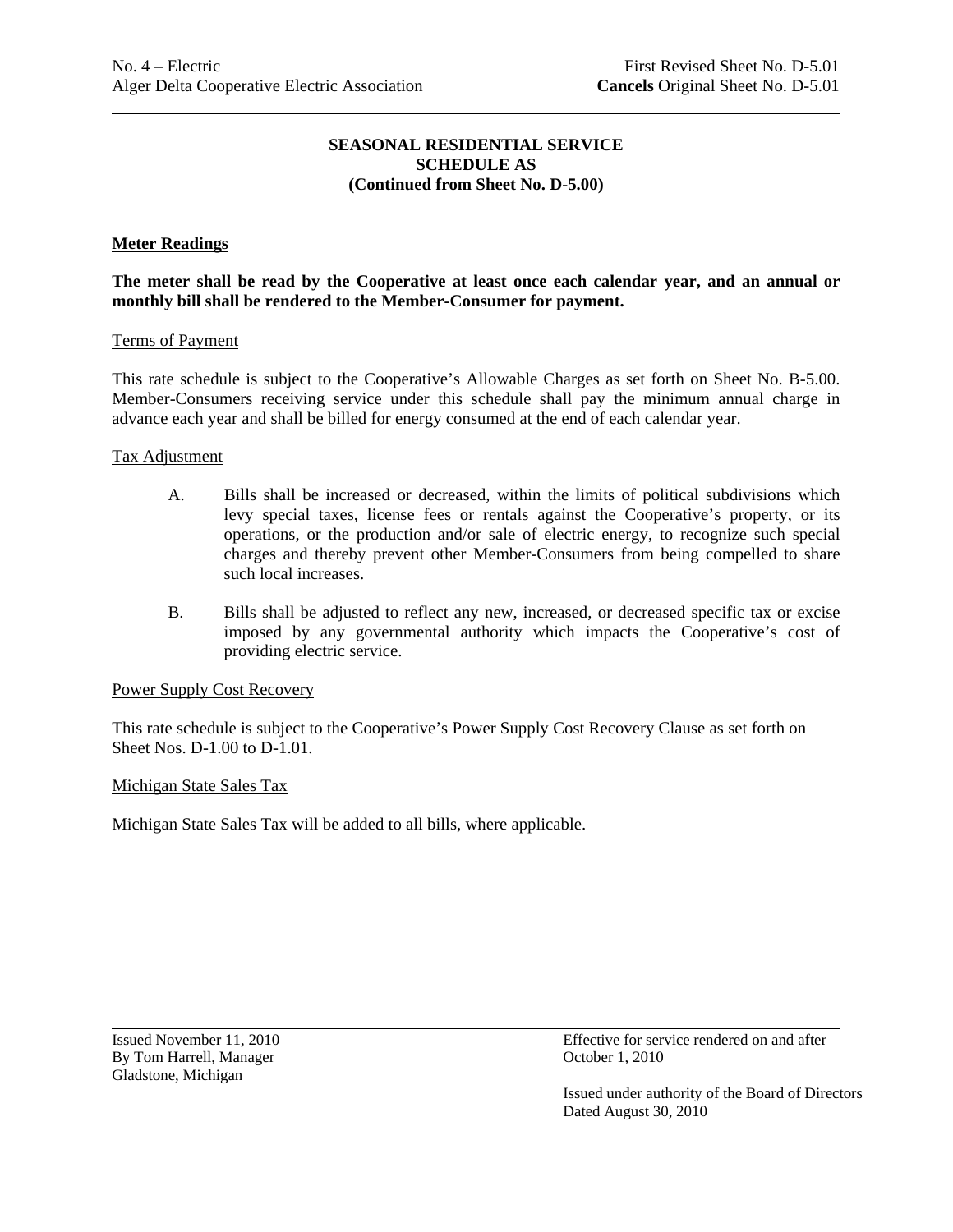**SEASONAL RESIDENTIAL SERVICE**
**SCHEDULE AS**
**(Continued from Sheet No. D-5.00)**

**Meter Readings**

**The meter shall be read by the Cooperative at least once each calendar year, and an annual or monthly bill shall be rendered to the Member-Consumer for payment.**

Terms of Payment

This rate schedule is subject to the Cooperative's Allowable Charges as set forth on Sheet No. B-5.00. Member-Consumers receiving service under this schedule shall pay the minimum annual charge in advance each year and shall be billed for energy consumed at the end of each calendar year.

Tax Adjustment

A. Bills shall be increased or decreased, within the limits of political subdivisions which levy special taxes, license fees or rentals against the Cooperative's property, or its operations, or the production and/or sale of electric energy, to recognize such special charges and thereby prevent other Member-Consumers from being compelled to share such local increases.

B. Bills shall be adjusted to reflect any new, increased, or decreased specific tax or excise imposed by any governmental authority which impacts the Cooperative's cost of providing electric service.

Power Supply Cost Recovery

This rate schedule is subject to the Cooperative's Power Supply Cost Recovery Clause as set forth on Sheet Nos. D-1.00 to D-1.01.

Michigan State Sales Tax

Michigan State Sales Tax will be added to all bills, where applicable.

Issued November 11, 2010
By Tom Harrell, Manager
Gladstone, Michigan

Effective for service rendered on and after
October 1, 2010

Issued under authority of the Board of Directors
Dated August 30, 2010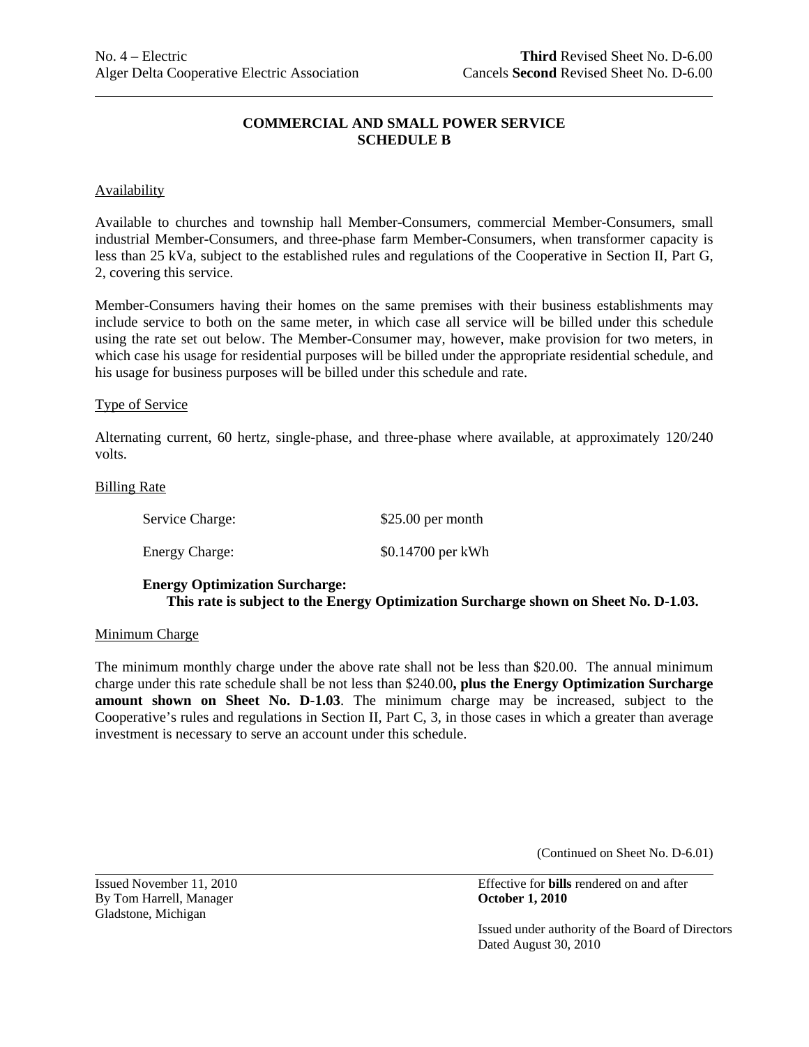## COMMERCIAL AND SMALL POWER SERVICE
## SCHEDULE B

Availability

Available to churches and township hall Member-Consumers, commercial Member-Consumers, small industrial Member-Consumers, and three-phase farm Member-Consumers, when transformer capacity is less than 25 kVa, subject to the established rules and regulations of the Cooperative in Section II, Part G, 2, covering this service.

Member-Consumers having their homes on the same premises with their business establishments may include service to both on the same meter, in which case all service will be billed under this schedule using the rate set out below. The Member-Consumer may, however, make provision for two meters, in which case his usage for residential purposes will be billed under the appropriate residential schedule, and his usage for business purposes will be billed under this schedule and rate.

Type of Service

Alternating current, 60 hertz, single-phase, and three-phase where available, at approximately 120/240 volts.

Billing Rate

| | |
|---|---|
| Service Charge: | $25.00 per month |
| Energy Charge: | $0.14700 per kWh |

**Energy Optimization Surcharge:**
**This rate is subject to the Energy Optimization Surcharge shown on Sheet No. D-1.03.**

Minimum Charge

The minimum monthly charge under the above rate shall not be less than $20.00. The annual minimum charge under this rate schedule shall be not less than $240.00**, plus the Energy Optimization Surcharge amount shown on Sheet No. D-1.03**. The minimum charge may be increased, subject to the Cooperative's rules and regulations in Section II, Part C, 3, in those cases in which a greater than average investment is necessary to serve an account under this schedule.

(Continued on Sheet No. D-6.01)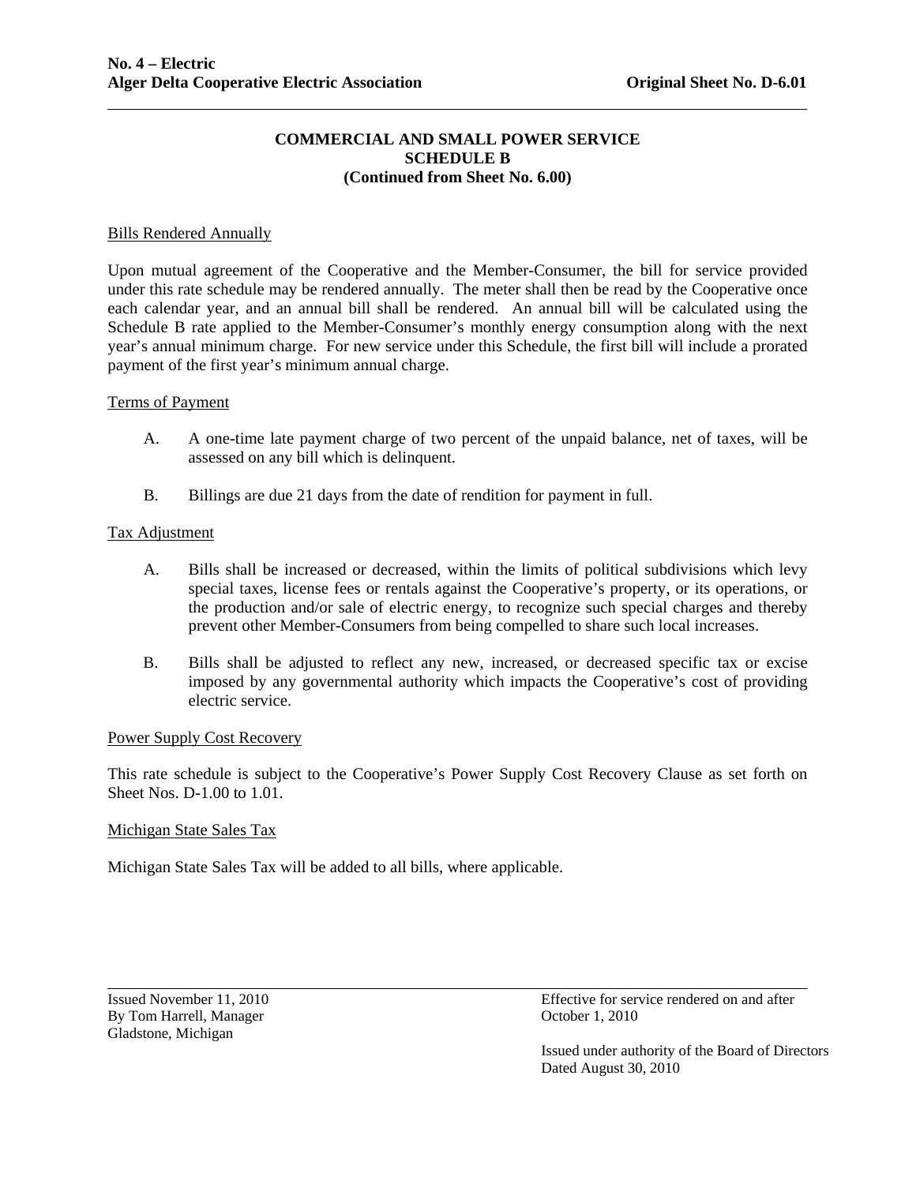**COMMERCIAL AND SMALL POWER SERVICE**
**SCHEDULE B**
**(Continued from Sheet No. 6.00)**

Bills Rendered Annually

Upon mutual agreement of the Cooperative and the Member-Consumer, the bill for service provided under this rate schedule may be rendered annually. The meter shall then be read by the Cooperative once each calendar year, and an annual bill shall be rendered. An annual bill will be calculated using the Schedule B rate applied to the Member-Consumer's monthly energy consumption along with the next year's annual minimum charge. For new service under this Schedule, the first bill will include a prorated payment of the first year's minimum annual charge.

Terms of Payment

A. A one-time late payment charge of two percent of the unpaid balance, net of taxes, will be assessed on any bill which is delinquent.

B. Billings are due 21 days from the date of rendition for payment in full.

Tax Adjustment

A. Bills shall be increased or decreased, within the limits of political subdivisions which levy special taxes, license fees or rentals against the Cooperative's property, or its operations, or the production and/or sale of electric energy, to recognize such special charges and thereby prevent other Member-Consumers from being compelled to share such local increases.

B. Bills shall be adjusted to reflect any new, increased, or decreased specific tax or excise imposed by any governmental authority which impacts the Cooperative's cost of providing electric service.

Power Supply Cost Recovery

This rate schedule is subject to the Cooperative's Power Supply Cost Recovery Clause as set forth on Sheet Nos. D-1.00 to 1.01.

Michigan State Sales Tax

Michigan State Sales Tax will be added to all bills, where applicable.

Issued November 11, 2010
By Tom Harrell, Manager
Gladstone, Michigan

Effective for service rendered on and after
October 1, 2010

Issued under authority of the Board of Directors
Dated August 30, 2010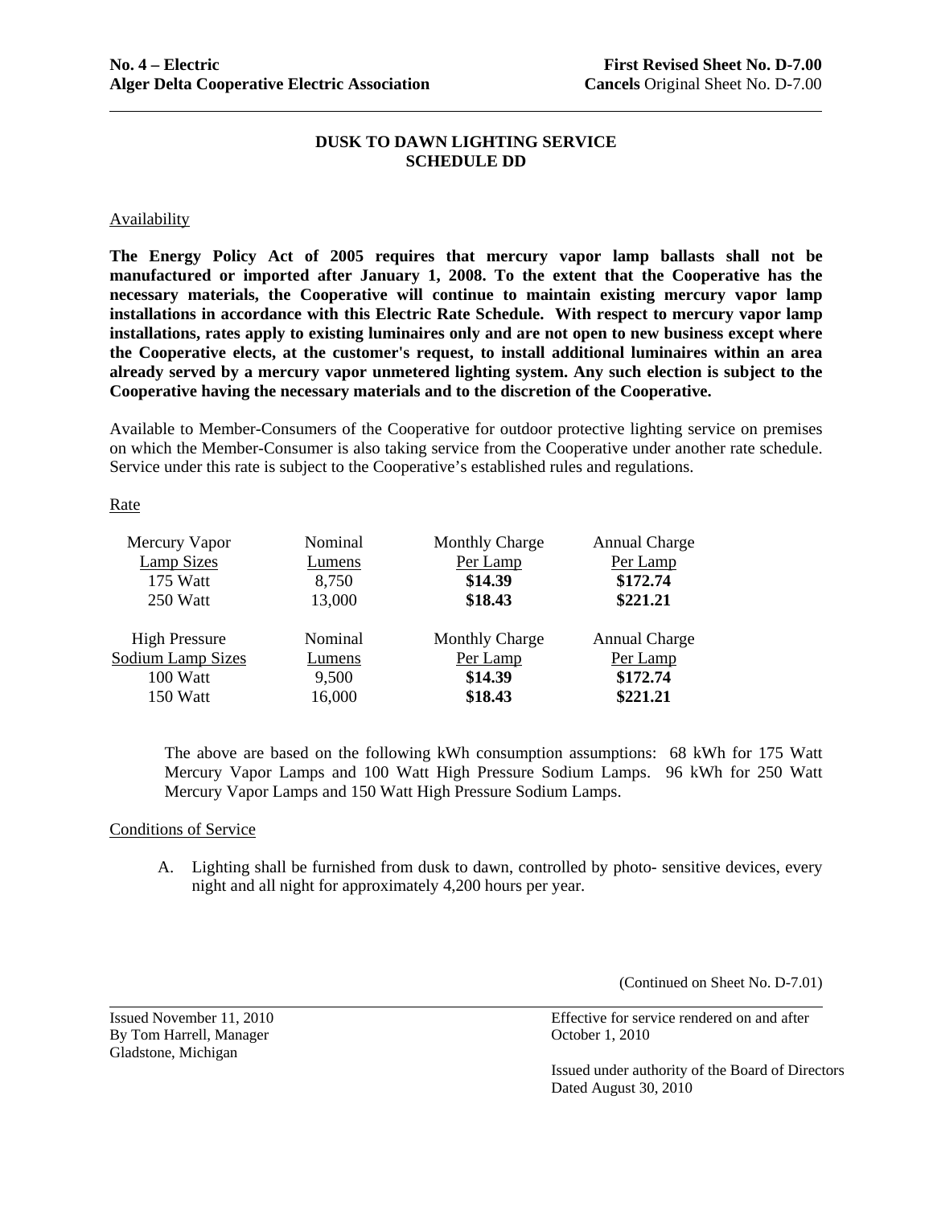**No. 4 – Electric**
**Alger Delta Cooperative Electric Association**

**First Revised Sheet No. D-7.00**
**Cancels** Original Sheet No. D-7.00

## DUSK TO DAWN LIGHTING SERVICE
## SCHEDULE DD

Availability

**The Energy Policy Act of 2005 requires that mercury vapor lamp ballasts shall not be manufactured or imported after January 1, 2008. To the extent that the Cooperative has the necessary materials, the Cooperative will continue to maintain existing mercury vapor lamp installations in accordance with this Electric Rate Schedule. With respect to mercury vapor lamp installations, rates apply to existing luminaires only and are not open to new business except where the Cooperative elects, at the customer's request, to install additional luminaires within an area already served by a mercury vapor unmetered lighting system. Any such election is subject to the Cooperative having the necessary materials and to the discretion of the Cooperative.**

Available to Member-Consumers of the Cooperative for outdoor protective lighting service on premises on which the Member-Consumer is also taking service from the Cooperative under another rate schedule. Service under this rate is subject to the Cooperative's established rules and regulations.

Rate

| Mercury Vapor Lamp Sizes | Nominal Lumens | Monthly Charge Per Lamp | Annual Charge Per Lamp |
|---|---|---|---|
| 175 Watt | 8,750 | **$14.39** | **$172.74** |
| 250 Watt | 13,000 | **$18.43** | **$221.21** |

| High Pressure Sodium Lamp Sizes | Nominal Lumens | Monthly Charge Per Lamp | Annual Charge Per Lamp |
|---|---|---|---|
| 100 Watt | 9,500 | **$14.39** | **$172.74** |
| 150 Watt | 16,000 | **$18.43** | **$221.21** |

The above are based on the following kWh consumption assumptions: 68 kWh for 175 Watt Mercury Vapor Lamps and 100 Watt High Pressure Sodium Lamps. 96 kWh for 250 Watt Mercury Vapor Lamps and 150 Watt High Pressure Sodium Lamps.

Conditions of Service

A. Lighting shall be furnished from dusk to dawn, controlled by photo- sensitive devices, every night and all night for approximately 4,200 hours per year.

(Continued on Sheet No. D-7.01)

Issued November 11, 2010
By Tom Harrell, Manager
Gladstone, Michigan

Effective for service rendered on and after October 1, 2010

Issued under authority of the Board of Directors
Dated August 30, 2010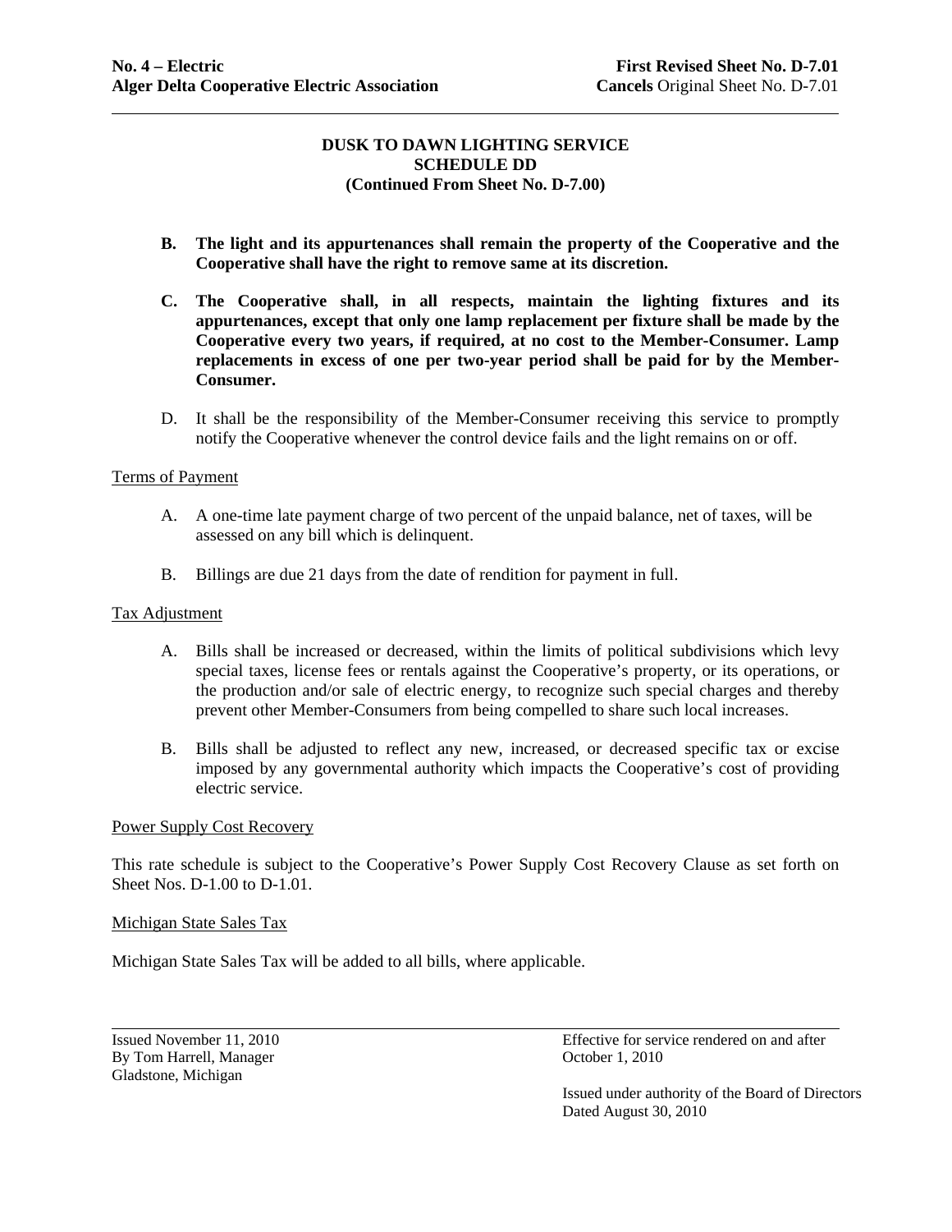**DUSK TO DAWN LIGHTING SERVICE**
**SCHEDULE DD**
**(Continued From Sheet No. D-7.00)**

**B. The light and its appurtenances shall remain the property of the Cooperative and the Cooperative shall have the right to remove same at its discretion.**

**C. The Cooperative shall, in all respects, maintain the lighting fixtures and its appurtenances, except that only one lamp replacement per fixture shall be made by the Cooperative every two years, if required, at no cost to the Member-Consumer. Lamp replacements in excess of one per two-year period shall be paid for by the Member-Consumer.**

D. It shall be the responsibility of the Member-Consumer receiving this service to promptly notify the Cooperative whenever the control device fails and the light remains on or off.

Terms of Payment

A. A one-time late payment charge of two percent of the unpaid balance, net of taxes, will be assessed on any bill which is delinquent.

B. Billings are due 21 days from the date of rendition for payment in full.

Tax Adjustment

A. Bills shall be increased or decreased, within the limits of political subdivisions which levy special taxes, license fees or rentals against the Cooperative's property, or its operations, or the production and/or sale of electric energy, to recognize such special charges and thereby prevent other Member-Consumers from being compelled to share such local increases.

B. Bills shall be adjusted to reflect any new, increased, or decreased specific tax or excise imposed by any governmental authority which impacts the Cooperative's cost of providing electric service.

Power Supply Cost Recovery

This rate schedule is subject to the Cooperative's Power Supply Cost Recovery Clause as set forth on Sheet Nos. D-1.00 to D-1.01.

Michigan State Sales Tax

Michigan State Sales Tax will be added to all bills, where applicable.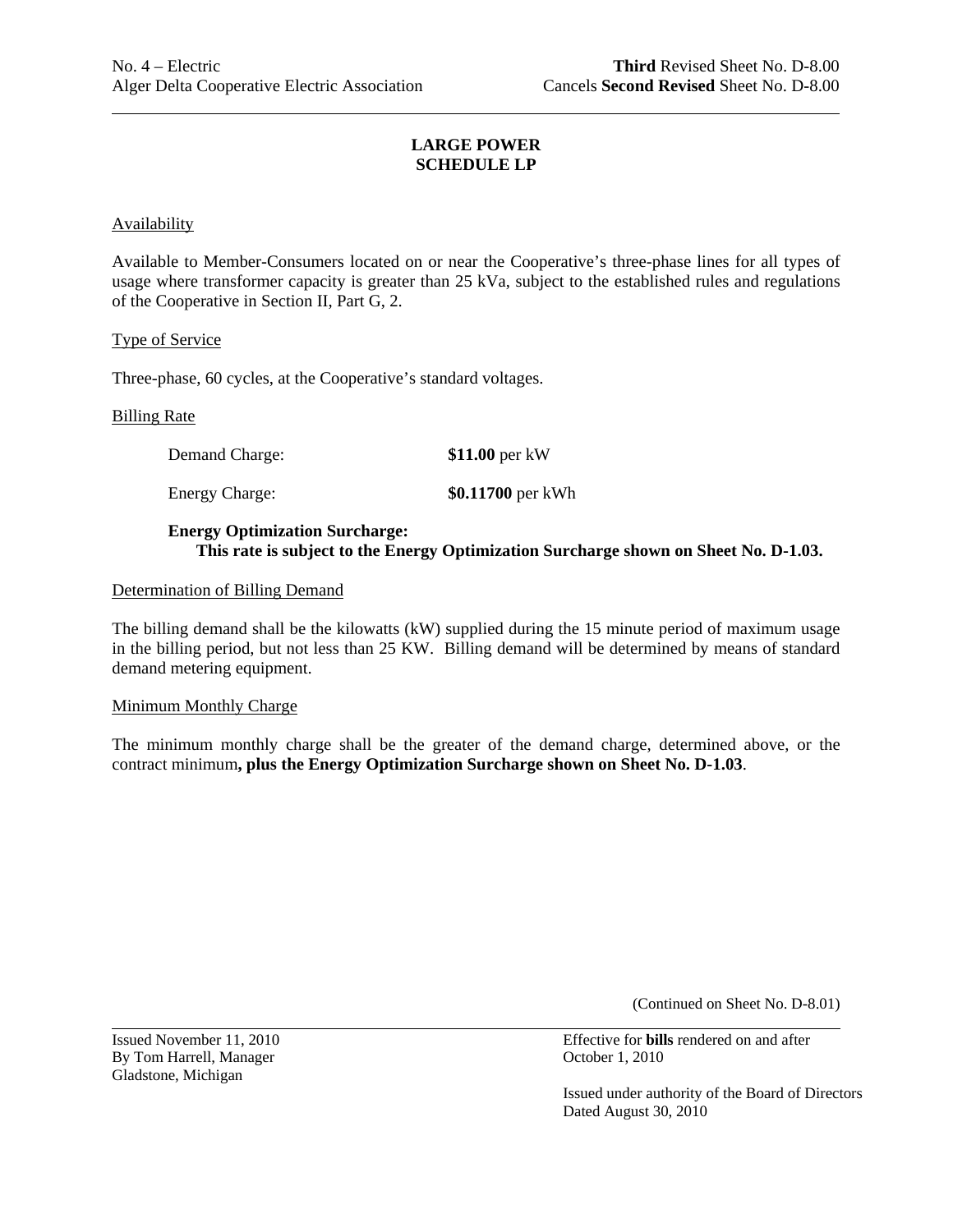# LARGE POWER
# SCHEDULE LP

Availability

Available to Member-Consumers located on or near the Cooperative's three-phase lines for all types of usage where transformer capacity is greater than 25 kVa, subject to the established rules and regulations of the Cooperative in Section II, Part G, 2.

Type of Service

Three-phase, 60 cycles, at the Cooperative's standard voltages.

Billing Rate

Demand Charge: **$11.00** per kW

Energy Charge: **$0.11700** per kWh

**Energy Optimization Surcharge:**
**This rate is subject to the Energy Optimization Surcharge shown on Sheet No. D-1.03.**

Determination of Billing Demand

The billing demand shall be the kilowatts (kW) supplied during the 15 minute period of maximum usage in the billing period, but not less than 25 KW. Billing demand will be determined by means of standard demand metering equipment.

Minimum Monthly Charge

The minimum monthly charge shall be the greater of the demand charge, determined above, or the contract minimum**, plus the Energy Optimization Surcharge shown on Sheet No. D-1.03**.

(Continued on Sheet No. D-8.01)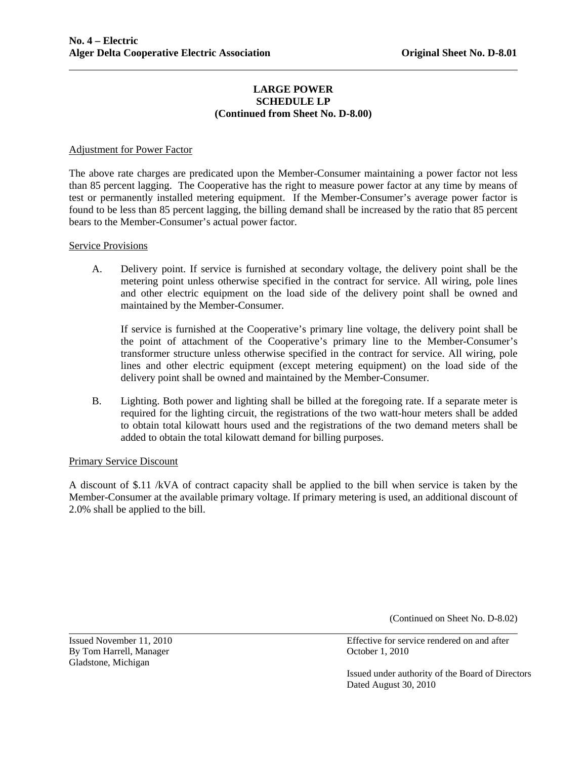## LARGE POWER
## SCHEDULE LP
## (Continued from Sheet No. D-8.00)

Adjustment for Power Factor

The above rate charges are predicated upon the Member-Consumer maintaining a power factor not less than 85 percent lagging. The Cooperative has the right to measure power factor at any time by means of test or permanently installed metering equipment. If the Member-Consumer's average power factor is found to be less than 85 percent lagging, the billing demand shall be increased by the ratio that 85 percent bears to the Member-Consumer's actual power factor.

Service Provisions

A. Delivery point. If service is furnished at secondary voltage, the delivery point shall be the metering point unless otherwise specified in the contract for service. All wiring, pole lines and other electric equipment on the load side of the delivery point shall be owned and maintained by the Member-Consumer.

   If service is furnished at the Cooperative's primary line voltage, the delivery point shall be the point of attachment of the Cooperative's primary line to the Member-Consumer's transformer structure unless otherwise specified in the contract for service. All wiring, pole lines and other electric equipment (except metering equipment) on the load side of the delivery point shall be owned and maintained by the Member-Consumer.

B. Lighting. Both power and lighting shall be billed at the foregoing rate. If a separate meter is required for the lighting circuit, the registrations of the two watt-hour meters shall be added to obtain total kilowatt hours used and the registrations of the two demand meters shall be added to obtain the total kilowatt demand for billing purposes.

Primary Service Discount

A discount of $.11 /kVA of contract capacity shall be applied to the bill when service is taken by the Member-Consumer at the available primary voltage. If primary metering is used, an additional discount of 2.0% shall be applied to the bill.

(Continued on Sheet No. D-8.02)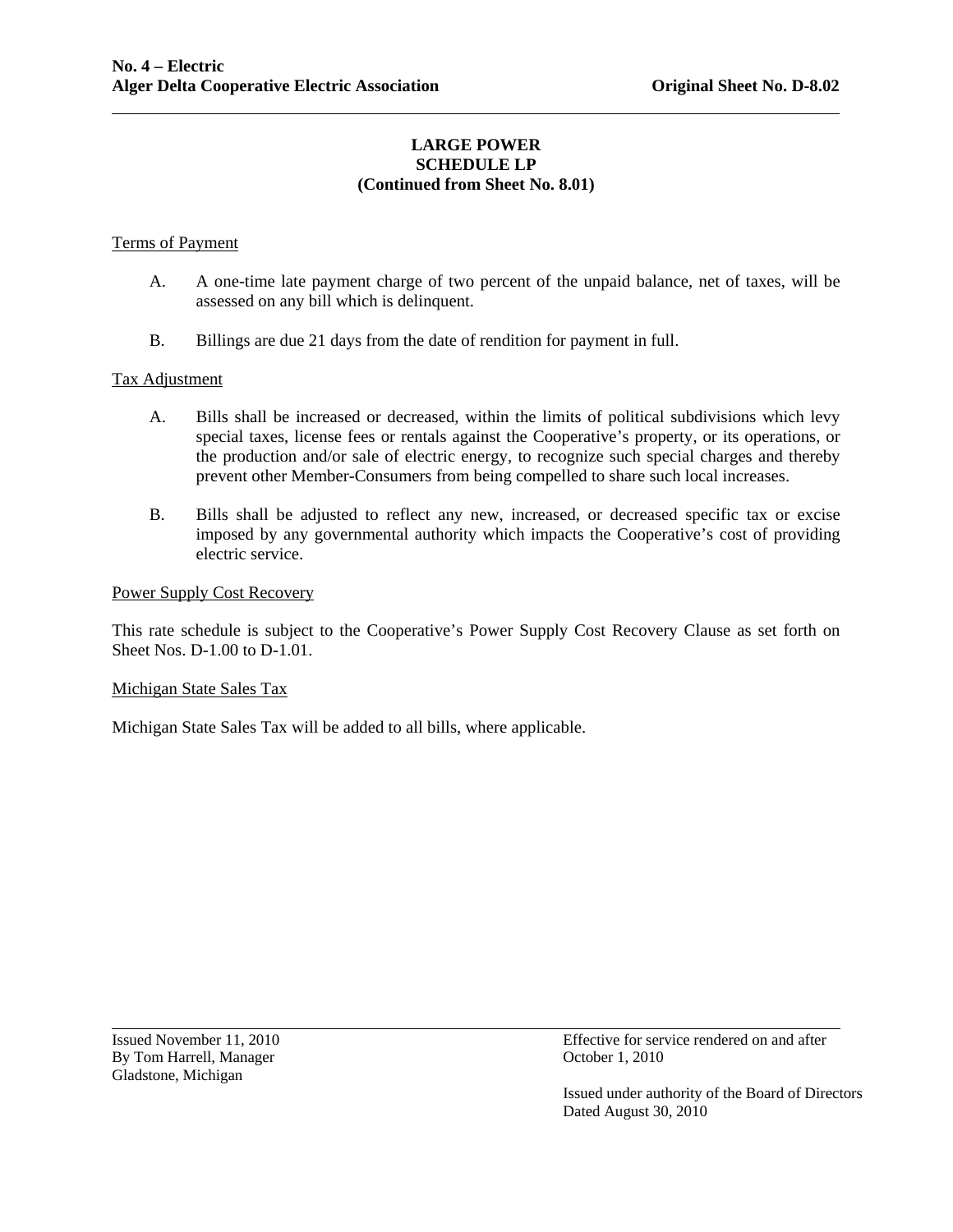# LARGE POWER
## SCHEDULE LP
### (Continued from Sheet No. 8.01)

Terms of Payment

A. A one-time late payment charge of two percent of the unpaid balance, net of taxes, will be assessed on any bill which is delinquent.

B. Billings are due 21 days from the date of rendition for payment in full.

Tax Adjustment

A. Bills shall be increased or decreased, within the limits of political subdivisions which levy special taxes, license fees or rentals against the Cooperative's property, or its operations, or the production and/or sale of electric energy, to recognize such special charges and thereby prevent other Member-Consumers from being compelled to share such local increases.

B. Bills shall be adjusted to reflect any new, increased, or decreased specific tax or excise imposed by any governmental authority which impacts the Cooperative's cost of providing electric service.

Power Supply Cost Recovery

This rate schedule is subject to the Cooperative's Power Supply Cost Recovery Clause as set forth on Sheet Nos. D-1.00 to D-1.01.

Michigan State Sales Tax

Michigan State Sales Tax will be added to all bills, where applicable.

Issued November 11, 2010
By Tom Harrell, Manager
Gladstone, Michigan

Effective for service rendered on and after
October 1, 2010

Issued under authority of the Board of Directors
Dated August 30, 2010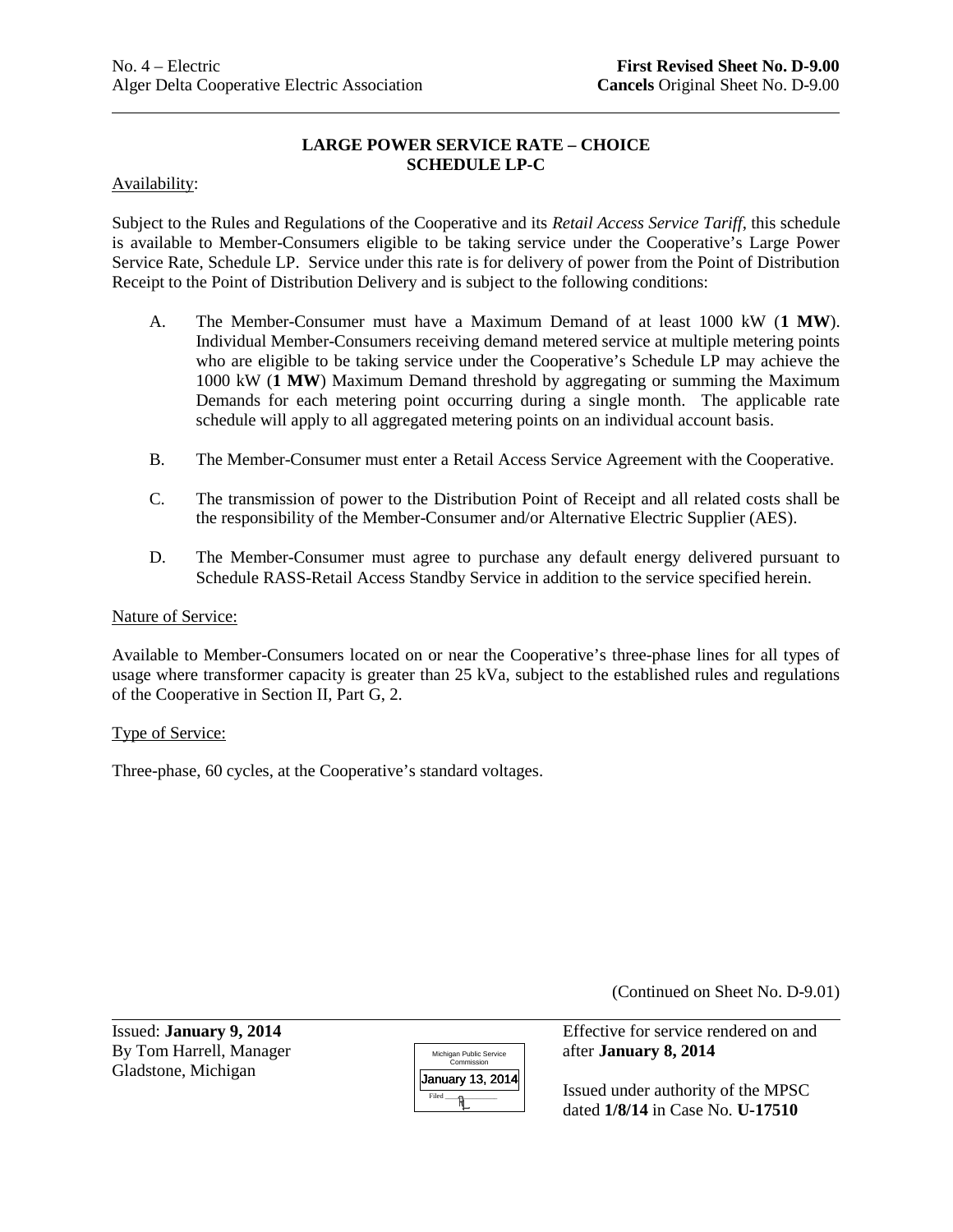No. 4 – Electric
Alger Delta Cooperative Electric Association

**First Revised Sheet No. D-9.00**
**Cancels** Original Sheet No. D-9.00

## LARGE POWER SERVICE RATE – CHOICE
## SCHEDULE LP-C

Availability:

Subject to the Rules and Regulations of the Cooperative and its *Retail Access Service Tariff*, this schedule is available to Member-Consumers eligible to be taking service under the Cooperative's Large Power Service Rate, Schedule LP. Service under this rate is for delivery of power from the Point of Distribution Receipt to the Point of Distribution Delivery and is subject to the following conditions:

A. The Member-Consumer must have a Maximum Demand of at least 1000 kW (**1 MW**). Individual Member-Consumers receiving demand metered service at multiple metering points who are eligible to be taking service under the Cooperative's Schedule LP may achieve the 1000 kW (**1 MW**) Maximum Demand threshold by aggregating or summing the Maximum Demands for each metering point occurring during a single month. The applicable rate schedule will apply to all aggregated metering points on an individual account basis.

B. The Member-Consumer must enter a Retail Access Service Agreement with the Cooperative.

C. The transmission of power to the Distribution Point of Receipt and all related costs shall be the responsibility of the Member-Consumer and/or Alternative Electric Supplier (AES).

D. The Member-Consumer must agree to purchase any default energy delivered pursuant to Schedule RASS-Retail Access Standby Service in addition to the service specified herein.

Nature of Service:

Available to Member-Consumers located on or near the Cooperative's three-phase lines for all types of usage where transformer capacity is greater than 25 kVa, subject to the established rules and regulations of the Cooperative in Section II, Part G, 2.

Type of Service:

Three-phase, 60 cycles, at the Cooperative's standard voltages.

(Continued on Sheet No. D-9.01)

Issued: **January 9, 2014**
By Tom Harrell, Manager
Gladstone, Michigan

Michigan Public Service Commission
January 13, 2014
Filed

Effective for service rendered on and after **January 8, 2014**

Issued under authority of the MPSC dated **1/8/14** in Case No. **U-17510**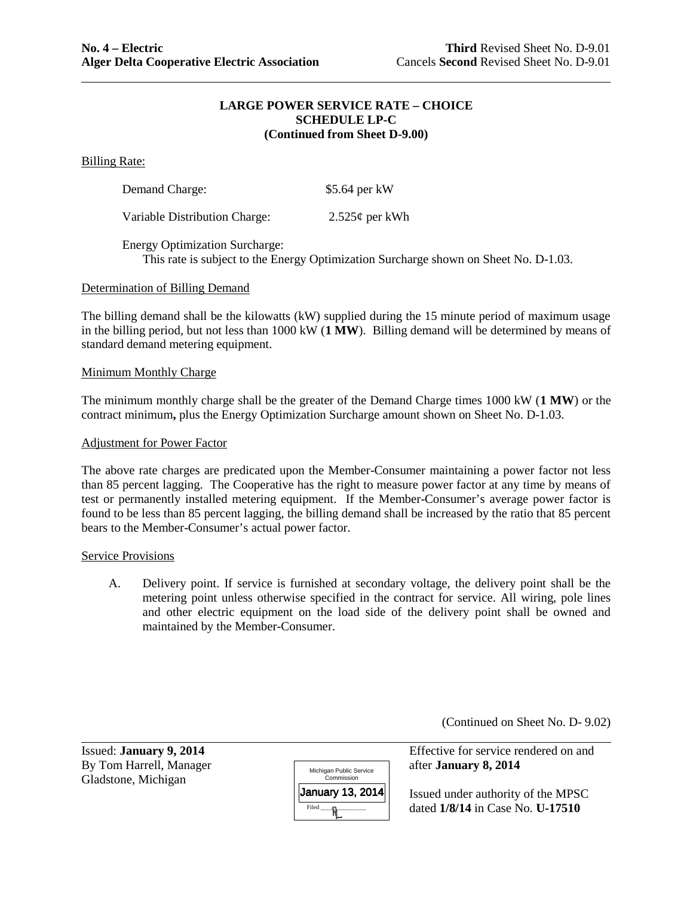**No. 4 – Electric** **Third** Revised Sheet No. D-9.01
**Alger Delta Cooperative Electric Association** Cancels **Second** Revised Sheet No. D-9.01

**LARGE POWER SERVICE RATE – CHOICE**
**SCHEDULE LP-C**
**(Continued from Sheet D-9.00)**

Billing Rate:

Demand Charge: $5.64 per kW

Variable Distribution Charge: 2.525¢ per kWh

Energy Optimization Surcharge:
This rate is subject to the Energy Optimization Surcharge shown on Sheet No. D-1.03.

Determination of Billing Demand

The billing demand shall be the kilowatts (kW) supplied during the 15 minute period of maximum usage in the billing period, but not less than 1000 kW (**1 MW**). Billing demand will be determined by means of standard demand metering equipment.

Minimum Monthly Charge

The minimum monthly charge shall be the greater of the Demand Charge times 1000 kW (**1 MW**) or the contract minimum**,** plus the Energy Optimization Surcharge amount shown on Sheet No. D-1.03.

Adjustment for Power Factor

The above rate charges are predicated upon the Member-Consumer maintaining a power factor not less than 85 percent lagging. The Cooperative has the right to measure power factor at any time by means of test or permanently installed metering equipment. If the Member-Consumer's average power factor is found to be less than 85 percent lagging, the billing demand shall be increased by the ratio that 85 percent bears to the Member-Consumer's actual power factor.

Service Provisions

A. Delivery point. If service is furnished at secondary voltage, the delivery point shall be the metering point unless otherwise specified in the contract for service. All wiring, pole lines and other electric equipment on the load side of the delivery point shall be owned and maintained by the Member-Consumer.

(Continued on Sheet No. D- 9.02)

Issued: **January 9, 2014**
By Tom Harrell, Manager
Gladstone, Michigan

Michigan Public Service Commission
January 13, 2014
Filed

Effective for service rendered on and after **January 8, 2014**

Issued under authority of the MPSC dated **1/8/14** in Case No. **U-17510**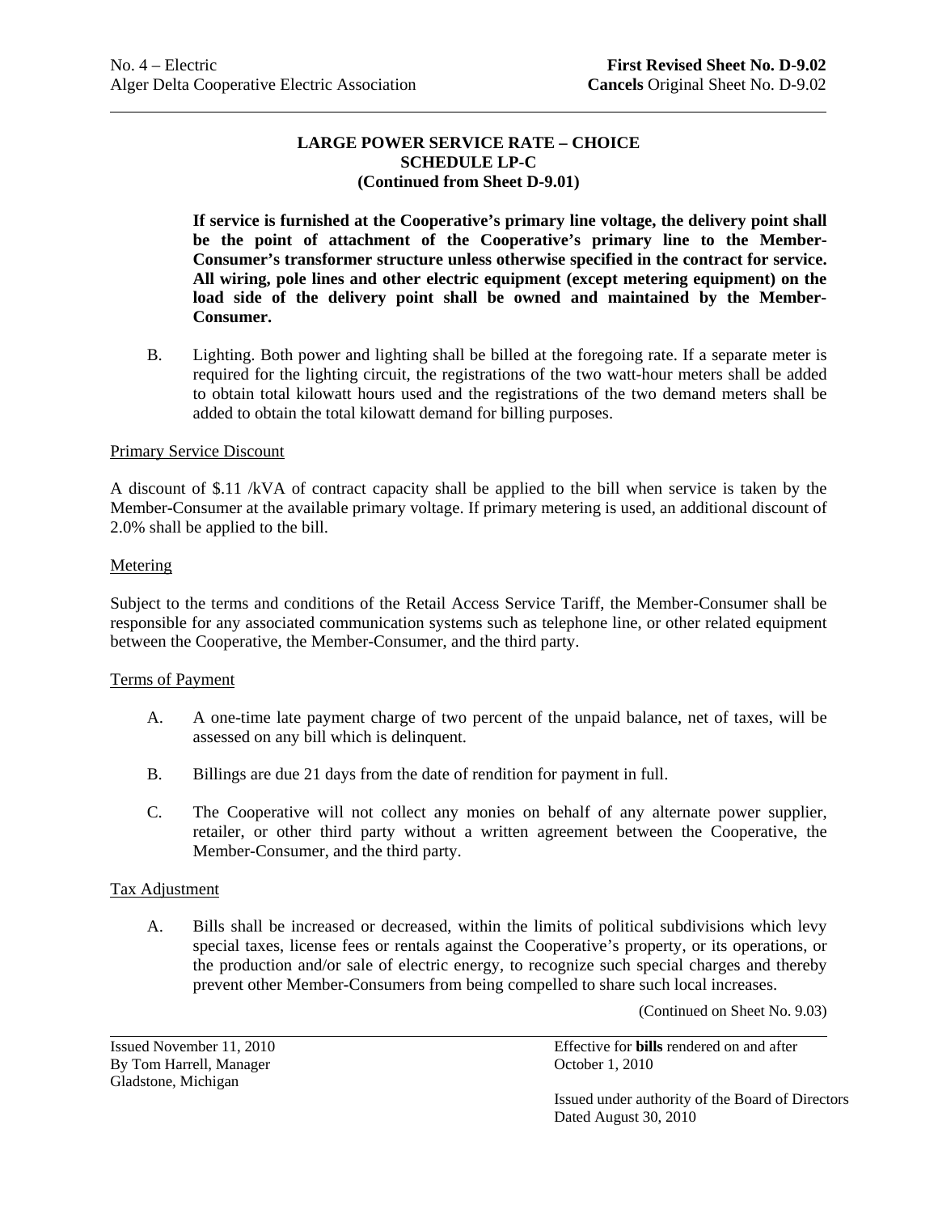## LARGE POWER SERVICE RATE – CHOICE
## SCHEDULE LP-C
## (Continued from Sheet D-9.01)

**If service is furnished at the Cooperative's primary line voltage, the delivery point shall be the point of attachment of the Cooperative's primary line to the Member-Consumer's transformer structure unless otherwise specified in the contract for service. All wiring, pole lines and other electric equipment (except metering equipment) on the load side of the delivery point shall be owned and maintained by the Member-Consumer.**

B. Lighting. Both power and lighting shall be billed at the foregoing rate. If a separate meter is required for the lighting circuit, the registrations of the two watt-hour meters shall be added to obtain total kilowatt hours used and the registrations of the two demand meters shall be added to obtain the total kilowatt demand for billing purposes.

### Primary Service Discount

A discount of $.11 /kVA of contract capacity shall be applied to the bill when service is taken by the Member-Consumer at the available primary voltage. If primary metering is used, an additional discount of 2.0% shall be applied to the bill.

### Metering

Subject to the terms and conditions of the Retail Access Service Tariff, the Member-Consumer shall be responsible for any associated communication systems such as telephone line, or other related equipment between the Cooperative, the Member-Consumer, and the third party.

### Terms of Payment

A. A one-time late payment charge of two percent of the unpaid balance, net of taxes, will be assessed on any bill which is delinquent.

B. Billings are due 21 days from the date of rendition for payment in full.

C. The Cooperative will not collect any monies on behalf of any alternate power supplier, retailer, or other third party without a written agreement between the Cooperative, the Member-Consumer, and the third party.

### Tax Adjustment

A. Bills shall be increased or decreased, within the limits of political subdivisions which levy special taxes, license fees or rentals against the Cooperative's property, or its operations, or the production and/or sale of electric energy, to recognize such special charges and thereby prevent other Member-Consumers from being compelled to share such local increases.

(Continued on Sheet No. 9.03)

Issued November 11, 2010
By Tom Harrell, Manager
Gladstone, Michigan

Effective for **bills** rendered on and after
October 1, 2010

Issued under authority of the Board of Directors
Dated August 30, 2010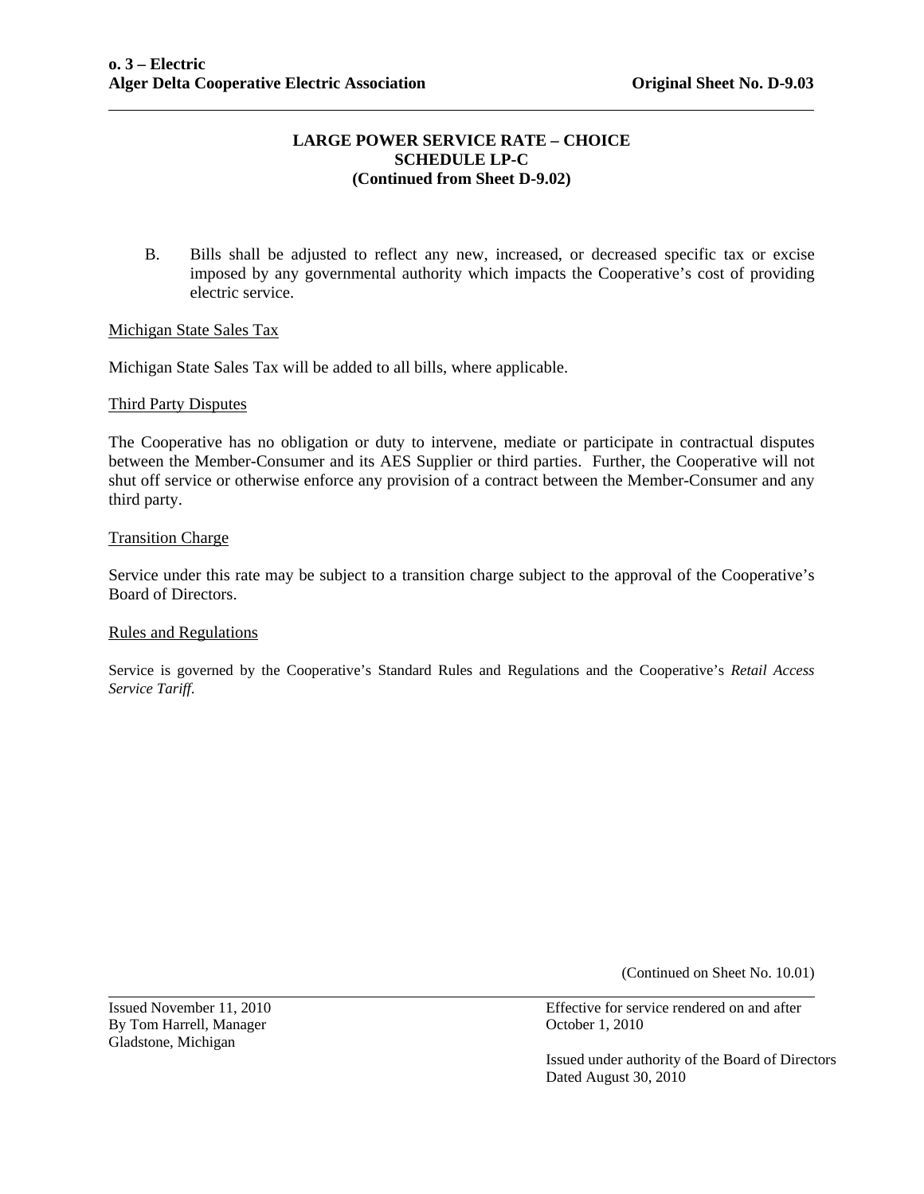## LARGE POWER SERVICE RATE – CHOICE
## SCHEDULE LP-C
## (Continued from Sheet D-9.02)

B. Bills shall be adjusted to reflect any new, increased, or decreased specific tax or excise imposed by any governmental authority which impacts the Cooperative's cost of providing electric service.

Michigan State Sales Tax

Michigan State Sales Tax will be added to all bills, where applicable.

Third Party Disputes

The Cooperative has no obligation or duty to intervene, mediate or participate in contractual disputes between the Member-Consumer and its AES Supplier or third parties. Further, the Cooperative will not shut off service or otherwise enforce any provision of a contract between the Member-Consumer and any third party.

Transition Charge

Service under this rate may be subject to a transition charge subject to the approval of the Cooperative's Board of Directors.

Rules and Regulations

Service is governed by the Cooperative's Standard Rules and Regulations and the Cooperative's *Retail Access Service Tariff*.

(Continued on Sheet No. 10.01)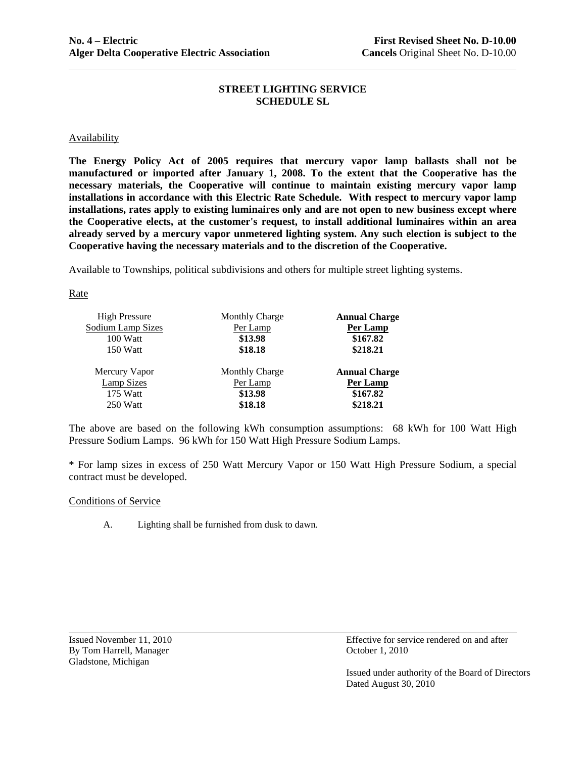**No. 4 – Electric** **First Revised Sheet No. D-10.00**
**Alger Delta Cooperative Electric Association** **Cancels** Original Sheet No. D-10.00

## STREET LIGHTING SERVICE
## SCHEDULE SL

Availability

**The Energy Policy Act of 2005 requires that mercury vapor lamp ballasts shall not be manufactured or imported after January 1, 2008. To the extent that the Cooperative has the necessary materials, the Cooperative will continue to maintain existing mercury vapor lamp installations in accordance with this Electric Rate Schedule. With respect to mercury vapor lamp installations, rates apply to existing luminaires only and are not open to new business except where the Cooperative elects, at the customer's request, to install additional luminaires within an area already served by a mercury vapor unmetered lighting system. Any such election is subject to the Cooperative having the necessary materials and to the discretion of the Cooperative.**

Available to Townships, political subdivisions and others for multiple street lighting systems.

Rate

| High Pressure Sodium Lamp Sizes | Monthly Charge Per Lamp | **Annual Charge Per Lamp** |
|---|---|---|
| 100 Watt | **$13.98** | **$167.82** |
| 150 Watt | **$18.18** | **$218.21** |

| Mercury Vapor Lamp Sizes | Monthly Charge Per Lamp | **Annual Charge Per Lamp** |
|---|---|---|
| 175 Watt | **$13.98** | **$167.82** |
| 250 Watt | **$18.18** | **$218.21** |

The above are based on the following kWh consumption assumptions: 68 kWh for 100 Watt High Pressure Sodium Lamps. 96 kWh for 150 Watt High Pressure Sodium Lamps.

* For lamp sizes in excess of 250 Watt Mercury Vapor or 150 Watt High Pressure Sodium, a special contract must be developed.

Conditions of Service

A. Lighting shall be furnished from dusk to dawn.

Issued November 11, 2010
By Tom Harrell, Manager
Gladstone, Michigan

Effective for service rendered on and after
October 1, 2010

Issued under authority of the Board of Directors
Dated August 30, 2010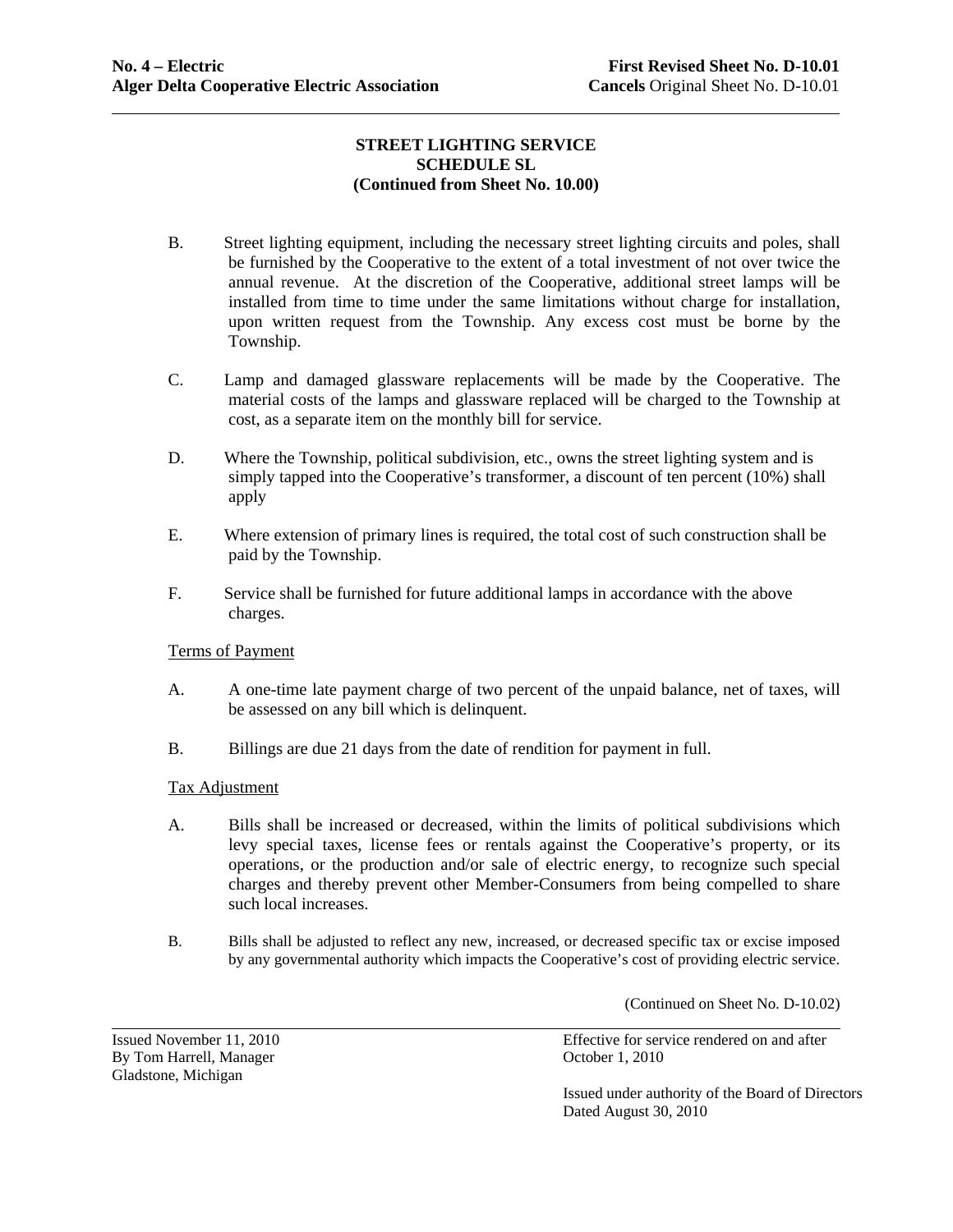**STREET LIGHTING SERVICE**
**SCHEDULE SL**
**(Continued from Sheet No. 10.00)**

B. Street lighting equipment, including the necessary street lighting circuits and poles, shall be furnished by the Cooperative to the extent of a total investment of not over twice the annual revenue. At the discretion of the Cooperative, additional street lamps will be installed from time to time under the same limitations without charge for installation, upon written request from the Township. Any excess cost must be borne by the Township.

C. Lamp and damaged glassware replacements will be made by the Cooperative. The material costs of the lamps and glassware replaced will be charged to the Township at cost, as a separate item on the monthly bill for service.

D. Where the Township, political subdivision, etc., owns the street lighting system and is simply tapped into the Cooperative's transformer, a discount of ten percent (10%) shall apply

E. Where extension of primary lines is required, the total cost of such construction shall be paid by the Township.

F. Service shall be furnished for future additional lamps in accordance with the above charges.

<u>Terms of Payment</u>

A. A one-time late payment charge of two percent of the unpaid balance, net of taxes, will be assessed on any bill which is delinquent.

B. Billings are due 21 days from the date of rendition for payment in full.

<u>Tax Adjustment</u>

A. Bills shall be increased or decreased, within the limits of political subdivisions which levy special taxes, license fees or rentals against the Cooperative's property, or its operations, or the production and/or sale of electric energy, to recognize such special charges and thereby prevent other Member-Consumers from being compelled to share such local increases.

B. Bills shall be adjusted to reflect any new, increased, or decreased specific tax or excise imposed by any governmental authority which impacts the Cooperative's cost of providing electric service.

(Continued on Sheet No. D-10.02)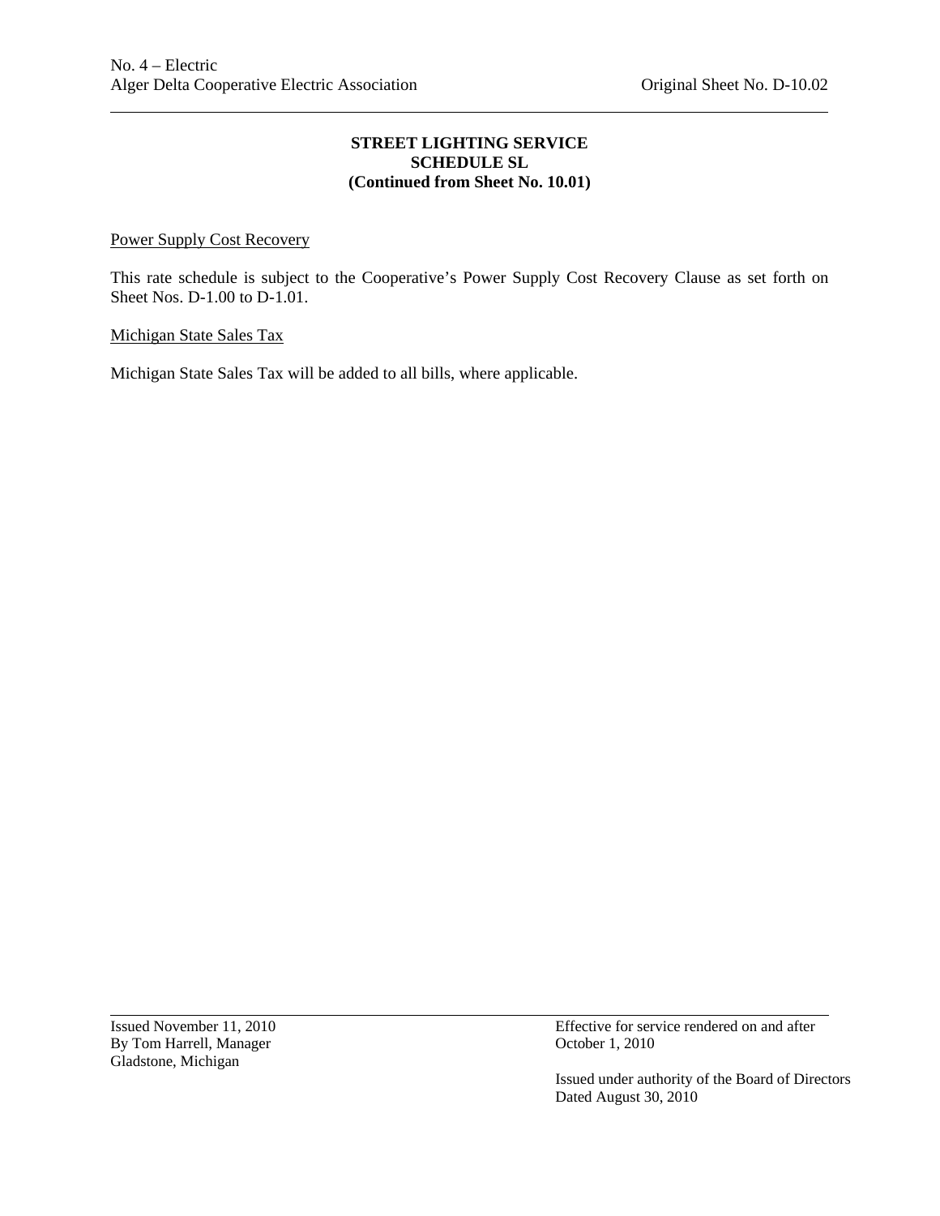## STREET LIGHTING SERVICE
## SCHEDULE SL
## (Continued from Sheet No. 10.01)

Power Supply Cost Recovery

This rate schedule is subject to the Cooperative's Power Supply Cost Recovery Clause as set forth on Sheet Nos. D-1.00 to D-1.01.

Michigan State Sales Tax

Michigan State Sales Tax will be added to all bills, where applicable.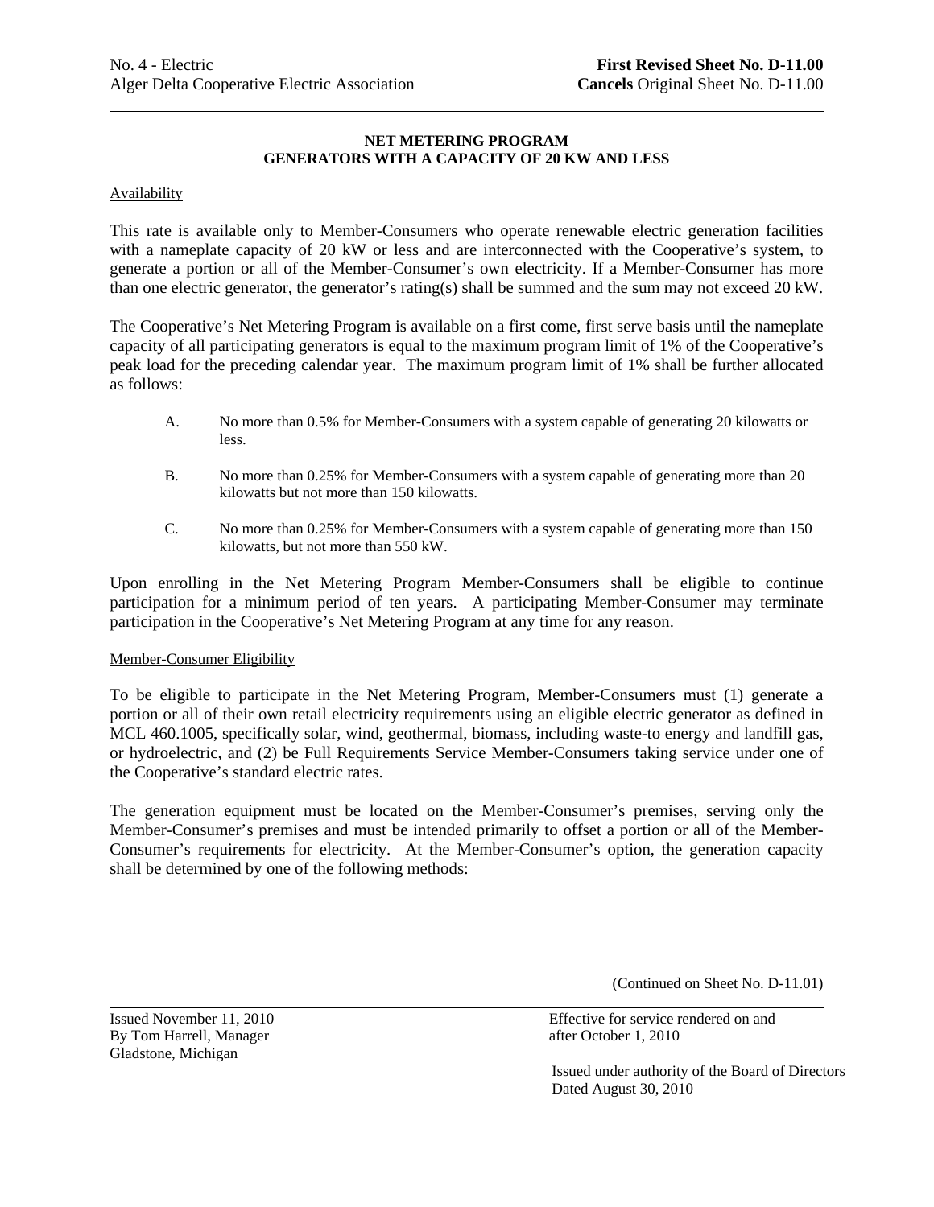**NET METERING PROGRAM**
**GENERATORS WITH A CAPACITY OF 20 KW AND LESS**

Availability

This rate is available only to Member-Consumers who operate renewable electric generation facilities with a nameplate capacity of 20 kW or less and are interconnected with the Cooperative's system, to generate a portion or all of the Member-Consumer's own electricity. If a Member-Consumer has more than one electric generator, the generator's rating(s) shall be summed and the sum may not exceed 20 kW.

The Cooperative's Net Metering Program is available on a first come, first serve basis until the nameplate capacity of all participating generators is equal to the maximum program limit of 1% of the Cooperative's peak load for the preceding calendar year. The maximum program limit of 1% shall be further allocated as follows:

A. No more than 0.5% for Member-Consumers with a system capable of generating 20 kilowatts or less.

B. No more than 0.25% for Member-Consumers with a system capable of generating more than 20 kilowatts but not more than 150 kilowatts.

C. No more than 0.25% for Member-Consumers with a system capable of generating more than 150 kilowatts, but not more than 550 kW.

Upon enrolling in the Net Metering Program Member-Consumers shall be eligible to continue participation for a minimum period of ten years. A participating Member-Consumer may terminate participation in the Cooperative's Net Metering Program at any time for any reason.

Member-Consumer Eligibility

To be eligible to participate in the Net Metering Program, Member-Consumers must (1) generate a portion or all of their own retail electricity requirements using an eligible electric generator as defined in MCL 460.1005, specifically solar, wind, geothermal, biomass, including waste-to energy and landfill gas, or hydroelectric, and (2) be Full Requirements Service Member-Consumers taking service under one of the Cooperative's standard electric rates.

The generation equipment must be located on the Member-Consumer's premises, serving only the Member-Consumer's premises and must be intended primarily to offset a portion or all of the Member-Consumer's requirements for electricity. At the Member-Consumer's option, the generation capacity shall be determined by one of the following methods:

(Continued on Sheet No. D-11.01)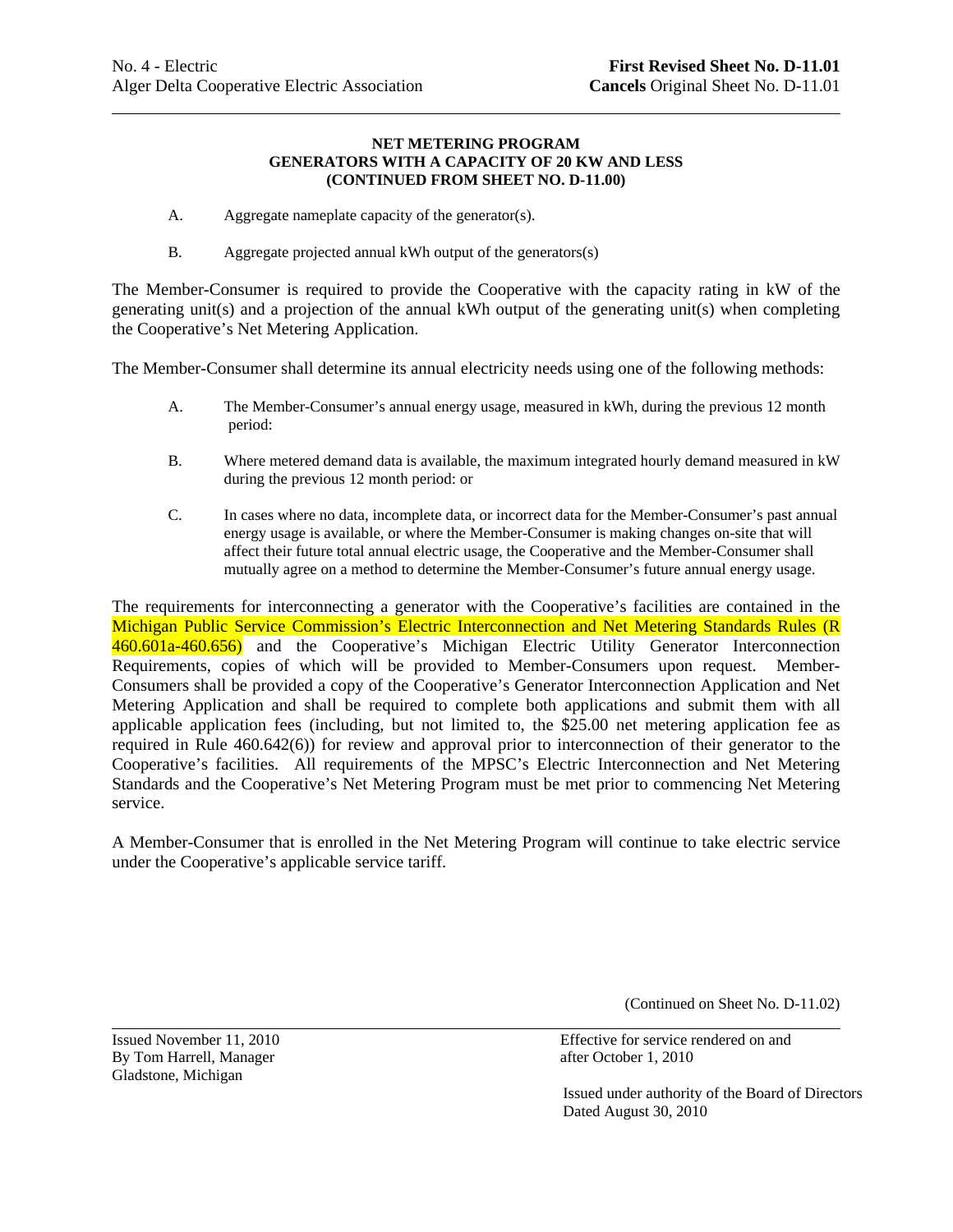**NET METERING PROGRAM**
**GENERATORS WITH A CAPACITY OF 20 KW AND LESS**
**(CONTINUED FROM SHEET NO. D-11.00)**

A. Aggregate nameplate capacity of the generator(s).

B. Aggregate projected annual kWh output of the generators(s)

The Member-Consumer is required to provide the Cooperative with the capacity rating in kW of the generating unit(s) and a projection of the annual kWh output of the generating unit(s) when completing the Cooperative's Net Metering Application.

The Member-Consumer shall determine its annual electricity needs using one of the following methods:

A. The Member-Consumer's annual energy usage, measured in kWh, during the previous 12 month period:

B. Where metered demand data is available, the maximum integrated hourly demand measured in kW during the previous 12 month period: or

C. In cases where no data, incomplete data, or incorrect data for the Member-Consumer's past annual energy usage is available, or where the Member-Consumer is making changes on-site that will affect their future total annual electric usage, the Cooperative and the Member-Consumer shall mutually agree on a method to determine the Member-Consumer's future annual energy usage.

The requirements for interconnecting a generator with the Cooperative's facilities are contained in the Michigan Public Service Commission's Electric Interconnection and Net Metering Standards Rules (R 460.601a-460.656) and the Cooperative's Michigan Electric Utility Generator Interconnection Requirements, copies of which will be provided to Member-Consumers upon request. Member-Consumers shall be provided a copy of the Cooperative's Generator Interconnection Application and Net Metering Application and shall be required to complete both applications and submit them with all applicable application fees (including, but not limited to, the $25.00 net metering application fee as required in Rule 460.642(6)) for review and approval prior to interconnection of their generator to the Cooperative's facilities. All requirements of the MPSC's Electric Interconnection and Net Metering Standards and the Cooperative's Net Metering Program must be met prior to commencing Net Metering service.

A Member-Consumer that is enrolled in the Net Metering Program will continue to take electric service under the Cooperative's applicable service tariff.

(Continued on Sheet No. D-11.02)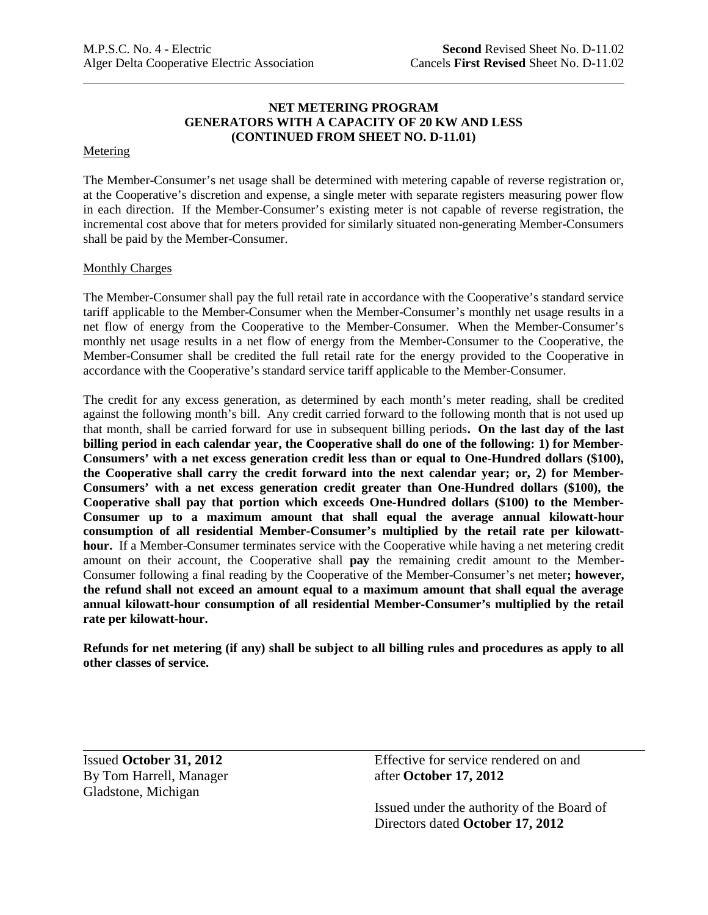M.P.S.C. No. 4 - Electric — **Second** Revised Sheet No. D-11.02
Alger Delta Cooperative Electric Association — Cancels **First Revised** Sheet No. D-11.02

## NET METERING PROGRAM
## GENERATORS WITH A CAPACITY OF 20 KW AND LESS
## (CONTINUED FROM SHEET NO. D-11.01)

Metering

The Member-Consumer's net usage shall be determined with metering capable of reverse registration or, at the Cooperative's discretion and expense, a single meter with separate registers measuring power flow in each direction. If the Member-Consumer's existing meter is not capable of reverse registration, the incremental cost above that for meters provided for similarly situated non-generating Member-Consumers shall be paid by the Member-Consumer.

Monthly Charges

The Member-Consumer shall pay the full retail rate in accordance with the Cooperative's standard service tariff applicable to the Member-Consumer when the Member-Consumer's monthly net usage results in a net flow of energy from the Cooperative to the Member-Consumer. When the Member-Consumer's monthly net usage results in a net flow of energy from the Member-Consumer to the Cooperative, the Member-Consumer shall be credited the full retail rate for the energy provided to the Cooperative in accordance with the Cooperative's standard service tariff applicable to the Member-Consumer.

The credit for any excess generation, as determined by each month's meter reading, shall be credited against the following month's bill. Any credit carried forward to the following month that is not used up that month, shall be carried forward for use in subsequent billing periods**. On the last day of the last billing period in each calendar year, the Cooperative shall do one of the following: 1) for Member-Consumers' with a net excess generation credit less than or equal to One-Hundred dollars ($100), the Cooperative shall carry the credit forward into the next calendar year; or, 2) for Member-Consumers' with a net excess generation credit greater than One-Hundred dollars ($100), the Cooperative shall pay that portion which exceeds One-Hundred dollars ($100) to the Member-Consumer up to a maximum amount that shall equal the average annual kilowatt-hour consumption of all residential Member-Consumer's multiplied by the retail rate per kilowatt-hour.** If a Member-Consumer terminates service with the Cooperative while having a net metering credit amount on their account, the Cooperative shall **pay** the remaining credit amount to the Member-Consumer following a final reading by the Cooperative of the Member-Consumer's net meter**; however, the refund shall not exceed an amount equal to a maximum amount that shall equal the average annual kilowatt-hour consumption of all residential Member-Consumer's multiplied by the retail rate per kilowatt-hour.**

**Refunds for net metering (if any) shall be subject to all billing rules and procedures as apply to all other classes of service.**

Issued **October 31, 2012**
By Tom Harrell, Manager
Gladstone, Michigan

Effective for service rendered on and after **October 17, 2012**

Issued under the authority of the Board of Directors dated **October 17, 2012**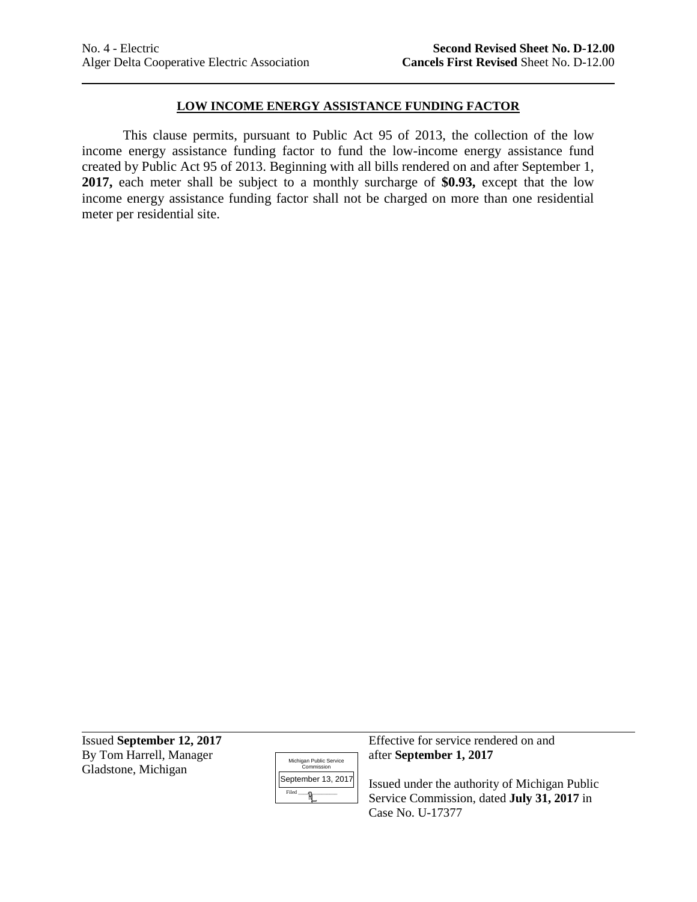No. 4 - Electric **Second Revised Sheet No. D-12.00**
Alger Delta Cooperative Electric Association **Cancels First Revised** Sheet No. D-12.00

## LOW INCOME ENERGY ASSISTANCE FUNDING FACTOR

This clause permits, pursuant to Public Act 95 of 2013, the collection of the low income energy assistance funding factor to fund the low-income energy assistance fund created by Public Act 95 of 2013. Beginning with all bills rendered on and after September 1, **2017,** each meter shall be subject to a monthly surcharge of **$0.93,** except that the low income energy assistance funding factor shall not be charged on more than one residential meter per residential site.

Issued **September 12, 2017**
By Tom Harrell, Manager
Gladstone, Michigan

Michigan Public Service Commission
September 13, 2017
Filed

Effective for service rendered on and after **September 1, 2017**

Issued under the authority of Michigan Public Service Commission, dated **July 31, 2017** in Case No. U-17377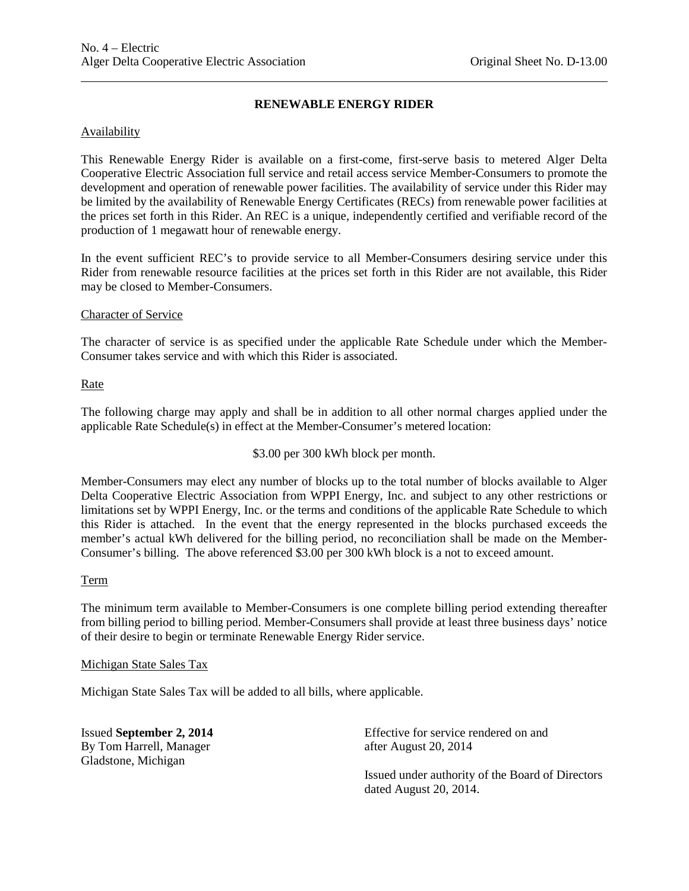# RENEWABLE ENERGY RIDER

Availability

This Renewable Energy Rider is available on a first-come, first-serve basis to metered Alger Delta Cooperative Electric Association full service and retail access service Member-Consumers to promote the development and operation of renewable power facilities. The availability of service under this Rider may be limited by the availability of Renewable Energy Certificates (RECs) from renewable power facilities at the prices set forth in this Rider. An REC is a unique, independently certified and verifiable record of the production of 1 megawatt hour of renewable energy.

In the event sufficient REC's to provide service to all Member-Consumers desiring service under this Rider from renewable resource facilities at the prices set forth in this Rider are not available, this Rider may be closed to Member-Consumers.

Character of Service

The character of service is as specified under the applicable Rate Schedule under which the Member-Consumer takes service and with which this Rider is associated.

Rate

The following charge may apply and shall be in addition to all other normal charges applied under the applicable Rate Schedule(s) in effect at the Member-Consumer's metered location:

$3.00 per 300 kWh block per month.

Member-Consumers may elect any number of blocks up to the total number of blocks available to Alger Delta Cooperative Electric Association from WPPI Energy, Inc. and subject to any other restrictions or limitations set by WPPI Energy, Inc. or the terms and conditions of the applicable Rate Schedule to which this Rider is attached. In the event that the energy represented in the blocks purchased exceeds the member's actual kWh delivered for the billing period, no reconciliation shall be made on the Member-Consumer's billing. The above referenced $3.00 per 300 kWh block is a not to exceed amount.

Term

The minimum term available to Member-Consumers is one complete billing period extending thereafter from billing period to billing period. Member-Consumers shall provide at least three business days' notice of their desire to begin or terminate Renewable Energy Rider service.

Michigan State Sales Tax

Michigan State Sales Tax will be added to all bills, where applicable.

Issued **September 2, 2014**
By Tom Harrell, Manager
Gladstone, Michigan

Effective for service rendered on and after August 20, 2014

Issued under authority of the Board of Directors dated August 20, 2014.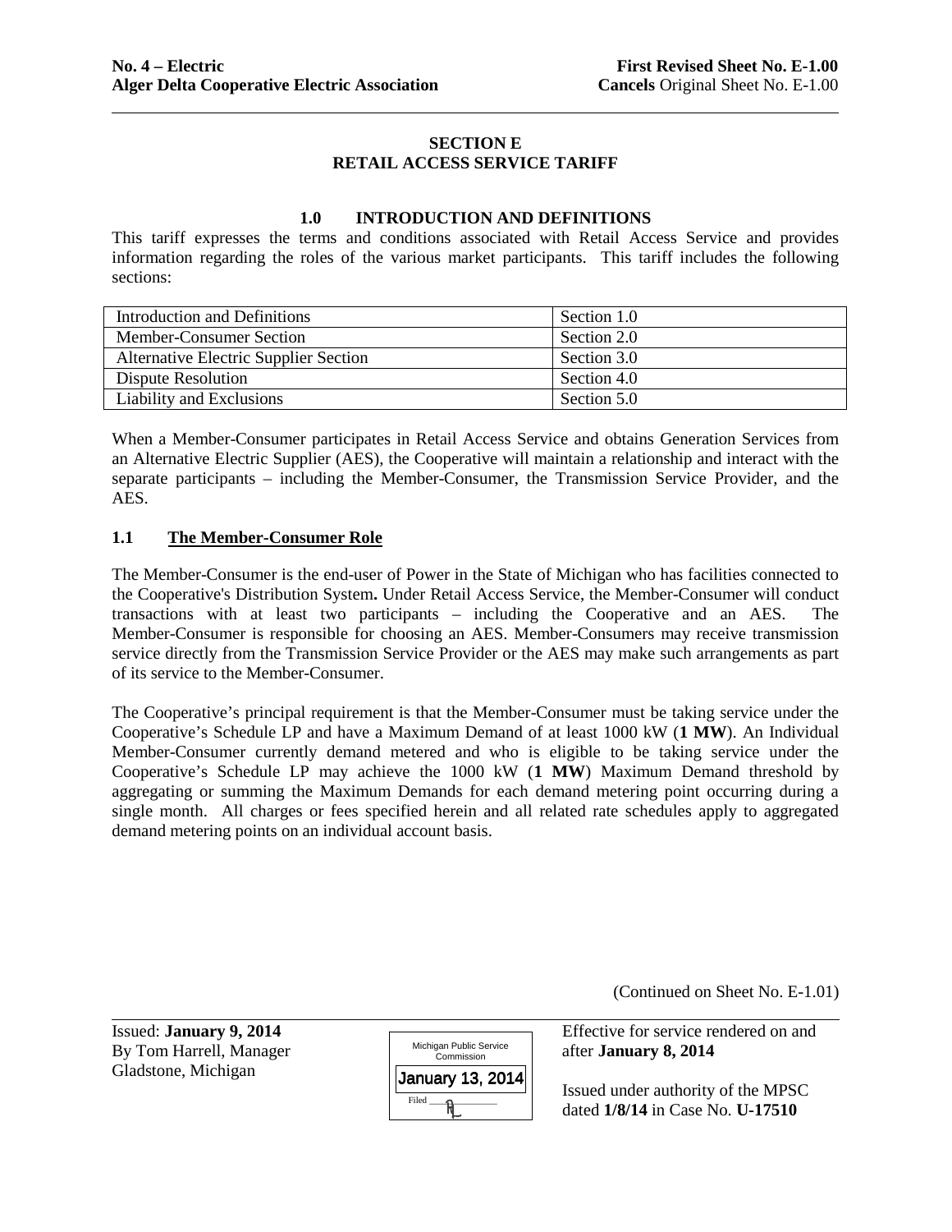## SECTION E
## RETAIL ACCESS SERVICE TARIFF

### 1.0 INTRODUCTION AND DEFINITIONS

This tariff expresses the terms and conditions associated with Retail Access Service and provides information regarding the roles of the various market participants. This tariff includes the following sections:

| | |
|---|---|
| Introduction and Definitions | Section 1.0 |
| Member-Consumer Section | Section 2.0 |
| Alternative Electric Supplier Section | Section 3.0 |
| Dispute Resolution | Section 4.0 |
| Liability and Exclusions | Section 5.0 |

When a Member-Consumer participates in Retail Access Service and obtains Generation Services from an Alternative Electric Supplier (AES), the Cooperative will maintain a relationship and interact with the separate participants – including the Member-Consumer, the Transmission Service Provider, and the AES.

### 1.1 The Member-Consumer Role

The Member-Consumer is the end-user of Power in the State of Michigan who has facilities connected to the Cooperative's Distribution System**.** Under Retail Access Service, the Member-Consumer will conduct transactions with at least two participants – including the Cooperative and an AES. The Member-Consumer is responsible for choosing an AES. Member-Consumers may receive transmission service directly from the Transmission Service Provider or the AES may make such arrangements as part of its service to the Member-Consumer.

The Cooperative's principal requirement is that the Member-Consumer must be taking service under the Cooperative's Schedule LP and have a Maximum Demand of at least 1000 kW (**1 MW**). An Individual Member-Consumer currently demand metered and who is eligible to be taking service under the Cooperative's Schedule LP may achieve the 1000 kW (**1 MW**) Maximum Demand threshold by aggregating or summing the Maximum Demands for each demand metering point occurring during a single month. All charges or fees specified herein and all related rate schedules apply to aggregated demand metering points on an individual account basis.

(Continued on Sheet No. E-1.01)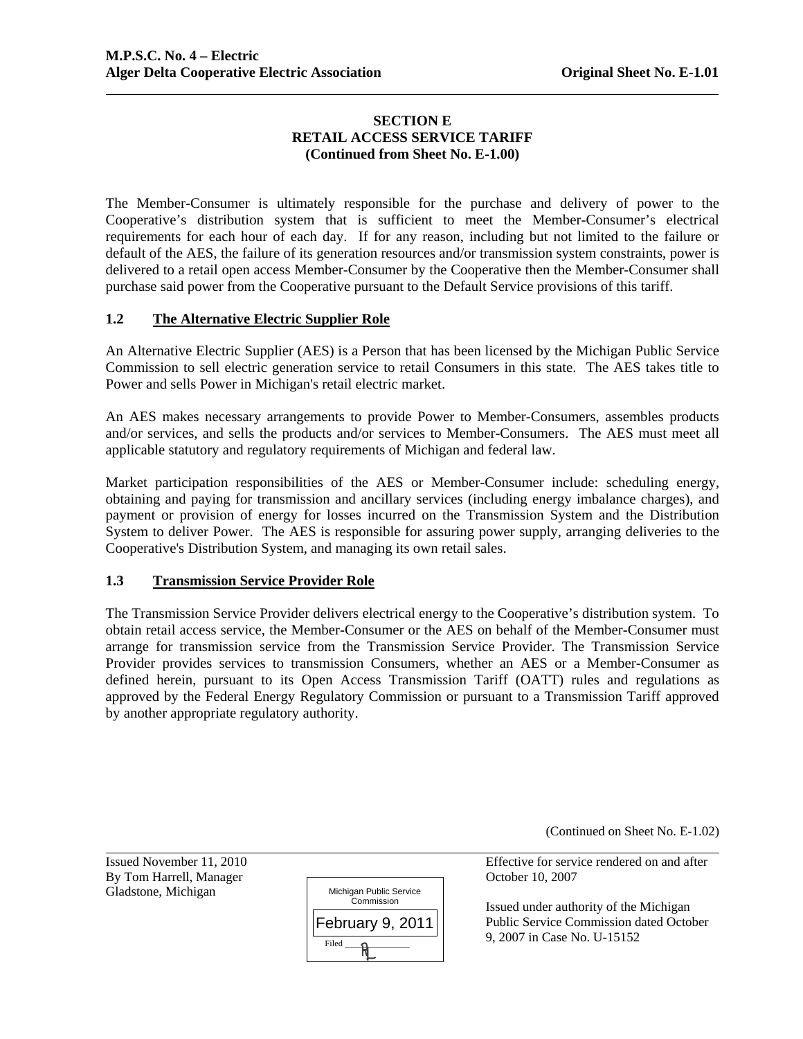**SECTION E**
**RETAIL ACCESS SERVICE TARIFF**
**(Continued from Sheet No. E-1.00)**

The Member-Consumer is ultimately responsible for the purchase and delivery of power to the Cooperative's distribution system that is sufficient to meet the Member-Consumer's electrical requirements for each hour of each day. If for any reason, including but not limited to the failure or default of the AES, the failure of its generation resources and/or transmission system constraints, power is delivered to a retail open access Member-Consumer by the Cooperative then the Member-Consumer shall purchase said power from the Cooperative pursuant to the Default Service provisions of this tariff.

### 1.2 The Alternative Electric Supplier Role

An Alternative Electric Supplier (AES) is a Person that has been licensed by the Michigan Public Service Commission to sell electric generation service to retail Consumers in this state. The AES takes title to Power and sells Power in Michigan's retail electric market.

An AES makes necessary arrangements to provide Power to Member-Consumers, assembles products and/or services, and sells the products and/or services to Member-Consumers. The AES must meet all applicable statutory and regulatory requirements of Michigan and federal law.

Market participation responsibilities of the AES or Member-Consumer include: scheduling energy, obtaining and paying for transmission and ancillary services (including energy imbalance charges), and payment or provision of energy for losses incurred on the Transmission System and the Distribution System to deliver Power. The AES is responsible for assuring power supply, arranging deliveries to the Cooperative's Distribution System, and managing its own retail sales.

### 1.3 Transmission Service Provider Role

The Transmission Service Provider delivers electrical energy to the Cooperative's distribution system. To obtain retail access service, the Member-Consumer or the AES on behalf of the Member-Consumer must arrange for transmission service from the Transmission Service Provider. The Transmission Service Provider provides services to transmission Consumers, whether an AES or a Member-Consumer as defined herein, pursuant to its Open Access Transmission Tariff (OATT) rules and regulations as approved by the Federal Energy Regulatory Commission or pursuant to a Transmission Tariff approved by another appropriate regulatory authority.

(Continued on Sheet No. E-1.02)

Issued November 11, 2010
By Tom Harrell, Manager
Gladstone, Michigan

Michigan Public Service Commission
February 9, 2011
Filed

Effective for service rendered on and after October 10, 2007

Issued under authority of the Michigan Public Service Commission dated October 9, 2007 in Case No. U-15152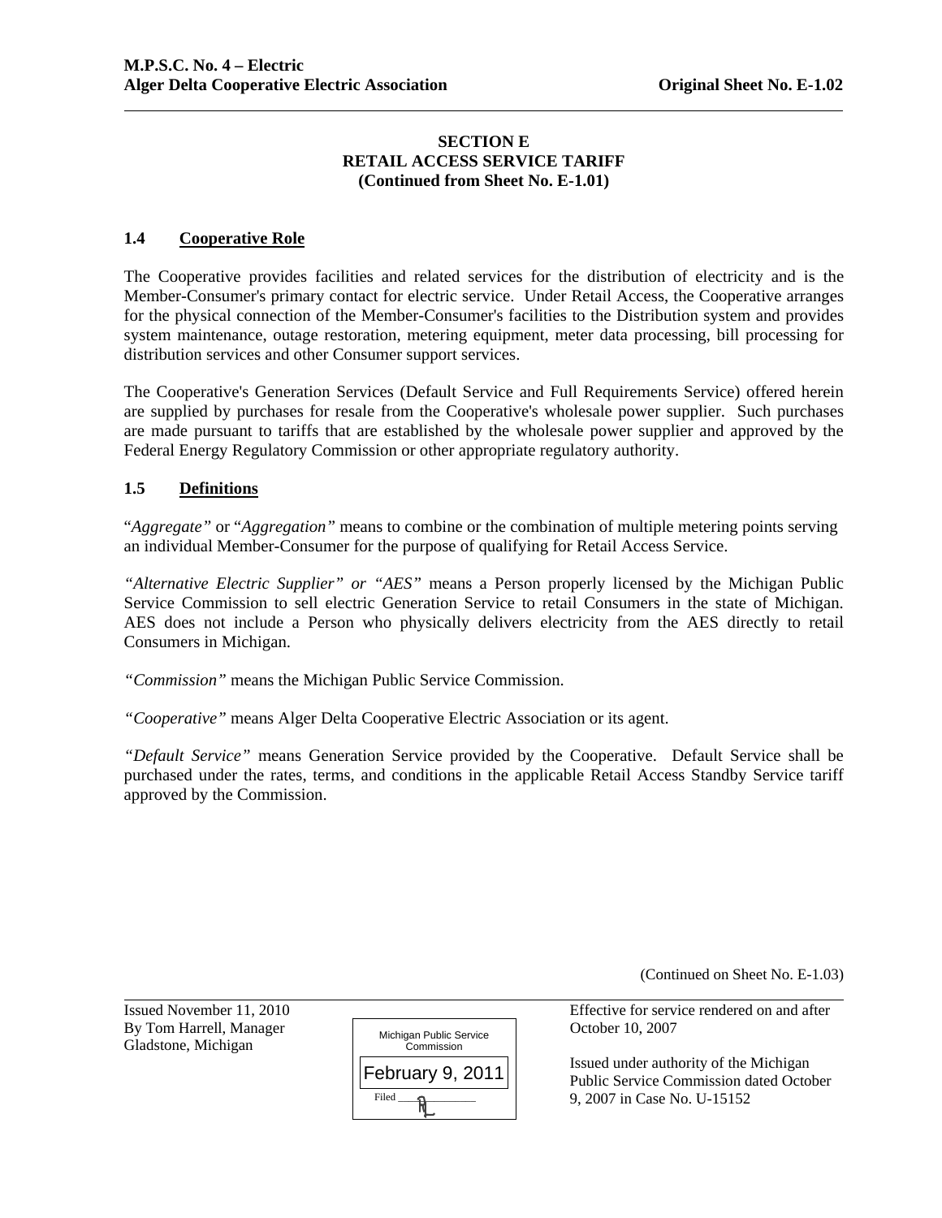## SECTION E
## RETAIL ACCESS SERVICE TARIFF
**(Continued from Sheet No. E-1.01)**

### 1.4 Cooperative Role

The Cooperative provides facilities and related services for the distribution of electricity and is the Member-Consumer's primary contact for electric service. Under Retail Access, the Cooperative arranges for the physical connection of the Member-Consumer's facilities to the Distribution system and provides system maintenance, outage restoration, metering equipment, meter data processing, bill processing for distribution services and other Consumer support services.

The Cooperative's Generation Services (Default Service and Full Requirements Service) offered herein are supplied by purchases for resale from the Cooperative's wholesale power supplier. Such purchases are made pursuant to tariffs that are established by the wholesale power supplier and approved by the Federal Energy Regulatory Commission or other appropriate regulatory authority.

### 1.5 Definitions

"*Aggregate"* or "*Aggregation"* means to combine or the combination of multiple metering points serving an individual Member-Consumer for the purpose of qualifying for Retail Access Service.

*"Alternative Electric Supplier" or "AES"* means a Person properly licensed by the Michigan Public Service Commission to sell electric Generation Service to retail Consumers in the state of Michigan. AES does not include a Person who physically delivers electricity from the AES directly to retail Consumers in Michigan.

*"Commission"* means the Michigan Public Service Commission.

*"Cooperative"* means Alger Delta Cooperative Electric Association or its agent.

*"Default Service"* means Generation Service provided by the Cooperative. Default Service shall be purchased under the rates, terms, and conditions in the applicable Retail Access Standby Service tariff approved by the Commission.

(Continued on Sheet No. E-1.03)

Issued November 11, 2010
By Tom Harrell, Manager
Gladstone, Michigan

Michigan Public Service Commission
February 9, 2011
Filed

Effective for service rendered on and after October 10, 2007

Issued under authority of the Michigan Public Service Commission dated October 9, 2007 in Case No. U-15152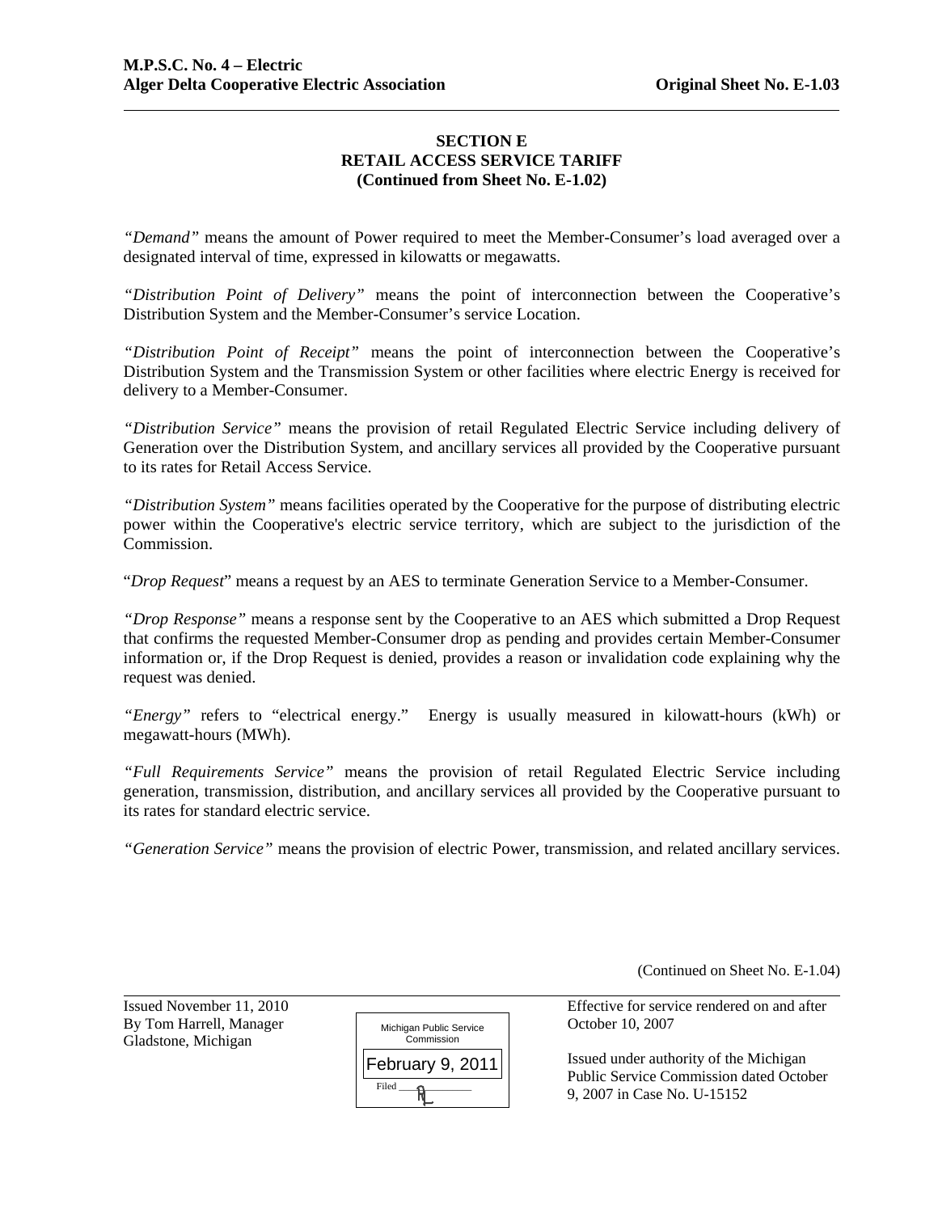**SECTION E**
**RETAIL ACCESS SERVICE TARIFF**
**(Continued from Sheet No. E-1.02)**

*"Demand"* means the amount of Power required to meet the Member-Consumer's load averaged over a designated interval of time, expressed in kilowatts or megawatts.

*"Distribution Point of Delivery"* means the point of interconnection between the Cooperative's Distribution System and the Member-Consumer's service Location.

*"Distribution Point of Receipt"* means the point of interconnection between the Cooperative's Distribution System and the Transmission System or other facilities where electric Energy is received for delivery to a Member-Consumer.

*"Distribution Service"* means the provision of retail Regulated Electric Service including delivery of Generation over the Distribution System, and ancillary services all provided by the Cooperative pursuant to its rates for Retail Access Service.

*"Distribution System"* means facilities operated by the Cooperative for the purpose of distributing electric power within the Cooperative's electric service territory, which are subject to the jurisdiction of the Commission.

"*Drop Request*" means a request by an AES to terminate Generation Service to a Member-Consumer.

*"Drop Response"* means a response sent by the Cooperative to an AES which submitted a Drop Request that confirms the requested Member-Consumer drop as pending and provides certain Member-Consumer information or, if the Drop Request is denied, provides a reason or invalidation code explaining why the request was denied.

*"Energy"* refers to "electrical energy." Energy is usually measured in kilowatt-hours (kWh) or megawatt-hours (MWh).

*"Full Requirements Service"* means the provision of retail Regulated Electric Service including generation, transmission, distribution, and ancillary services all provided by the Cooperative pursuant to its rates for standard electric service.

*"Generation Service"* means the provision of electric Power, transmission, and related ancillary services.

(Continued on Sheet No. E-1.04)

Issued November 11, 2010
By Tom Harrell, Manager
Gladstone, Michigan

Michigan Public Service Commission
February 9, 2011
Filed

Effective for service rendered on and after October 10, 2007

Issued under authority of the Michigan Public Service Commission dated October 9, 2007 in Case No. U-15152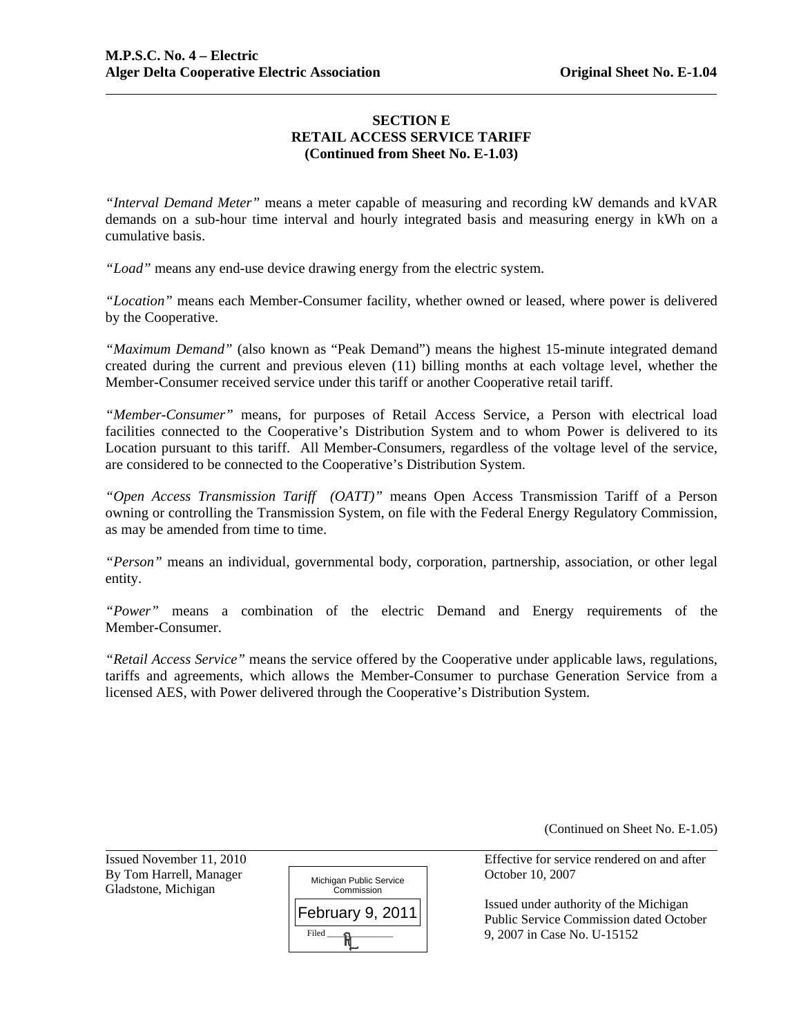## SECTION E
## RETAIL ACCESS SERVICE TARIFF
**(Continued from Sheet No. E-1.03)**

*"Interval Demand Meter"* means a meter capable of measuring and recording kW demands and kVAR demands on a sub-hour time interval and hourly integrated basis and measuring energy in kWh on a cumulative basis.

*"Load"* means any end-use device drawing energy from the electric system.

*"Location"* means each Member-Consumer facility, whether owned or leased, where power is delivered by the Cooperative.

*"Maximum Demand"* (also known as "Peak Demand") means the highest 15-minute integrated demand created during the current and previous eleven (11) billing months at each voltage level, whether the Member-Consumer received service under this tariff or another Cooperative retail tariff.

*"Member-Consumer"* means, for purposes of Retail Access Service, a Person with electrical load facilities connected to the Cooperative's Distribution System and to whom Power is delivered to its Location pursuant to this tariff. All Member-Consumers, regardless of the voltage level of the service, are considered to be connected to the Cooperative's Distribution System.

*"Open Access Transmission Tariff (OATT)"* means Open Access Transmission Tariff of a Person owning or controlling the Transmission System, on file with the Federal Energy Regulatory Commission, as may be amended from time to time.

*"Person"* means an individual, governmental body, corporation, partnership, association, or other legal entity.

*"Power"* means a combination of the electric Demand and Energy requirements of the Member-Consumer.

*"Retail Access Service"* means the service offered by the Cooperative under applicable laws, regulations, tariffs and agreements, which allows the Member-Consumer to purchase Generation Service from a licensed AES, with Power delivered through the Cooperative's Distribution System.

(Continued on Sheet No. E-1.05)

Issued November 11, 2010
By Tom Harrell, Manager
Gladstone, Michigan

Michigan Public Service Commission
February 9, 2011
Filed

Effective for service rendered on and after October 10, 2007

Issued under authority of the Michigan Public Service Commission dated October 9, 2007 in Case No. U-15152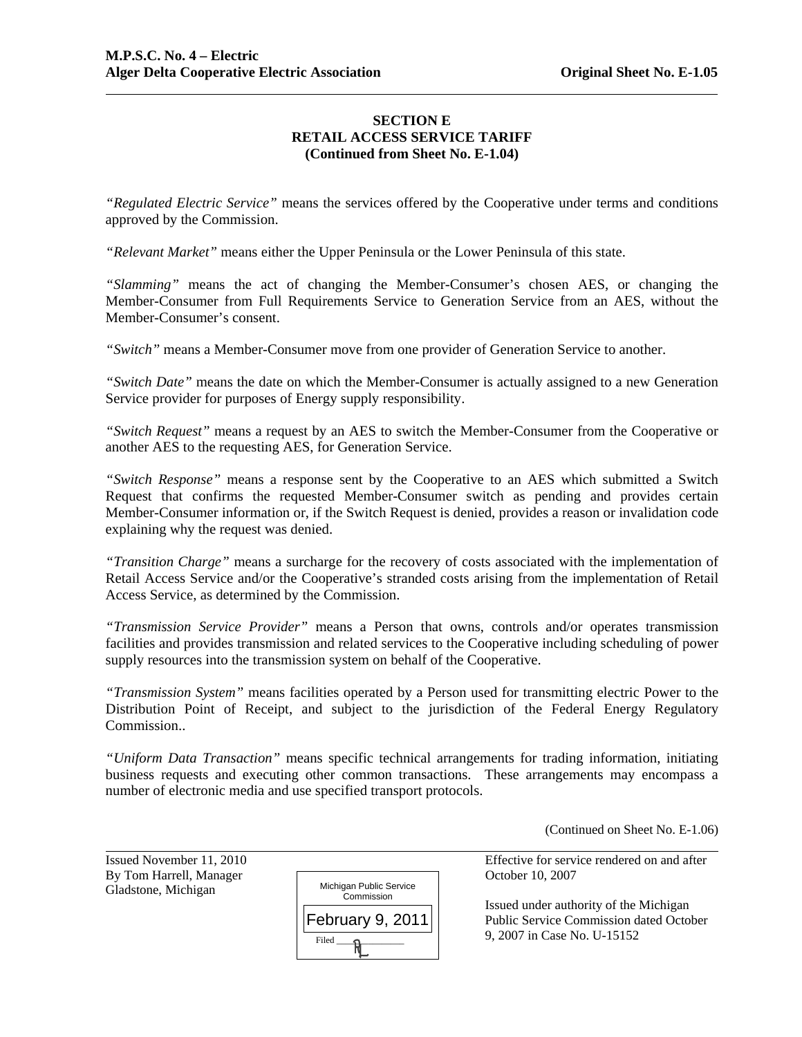**SECTION E**
**RETAIL ACCESS SERVICE TARIFF**
**(Continued from Sheet No. E-1.04)**

*"Regulated Electric Service"* means the services offered by the Cooperative under terms and conditions approved by the Commission.

*"Relevant Market"* means either the Upper Peninsula or the Lower Peninsula of this state.

*"Slamming"* means the act of changing the Member-Consumer's chosen AES, or changing the Member-Consumer from Full Requirements Service to Generation Service from an AES, without the Member-Consumer's consent.

*"Switch"* means a Member-Consumer move from one provider of Generation Service to another.

*"Switch Date"* means the date on which the Member-Consumer is actually assigned to a new Generation Service provider for purposes of Energy supply responsibility.

*"Switch Request"* means a request by an AES to switch the Member-Consumer from the Cooperative or another AES to the requesting AES, for Generation Service.

*"Switch Response"* means a response sent by the Cooperative to an AES which submitted a Switch Request that confirms the requested Member-Consumer switch as pending and provides certain Member-Consumer information or, if the Switch Request is denied, provides a reason or invalidation code explaining why the request was denied.

*"Transition Charge"* means a surcharge for the recovery of costs associated with the implementation of Retail Access Service and/or the Cooperative's stranded costs arising from the implementation of Retail Access Service, as determined by the Commission.

*"Transmission Service Provider"* means a Person that owns, controls and/or operates transmission facilities and provides transmission and related services to the Cooperative including scheduling of power supply resources into the transmission system on behalf of the Cooperative.

*"Transmission System"* means facilities operated by a Person used for transmitting electric Power to the Distribution Point of Receipt, and subject to the jurisdiction of the Federal Energy Regulatory Commission..

*"Uniform Data Transaction"* means specific technical arrangements for trading information, initiating business requests and executing other common transactions. These arrangements may encompass a number of electronic media and use specified transport protocols.

(Continued on Sheet No. E-1.06)

Issued November 11, 2010
By Tom Harrell, Manager
Gladstone, Michigan

Michigan Public Service Commission
February 9, 2011
Filed

Effective for service rendered on and after October 10, 2007

Issued under authority of the Michigan Public Service Commission dated October 9, 2007 in Case No. U-15152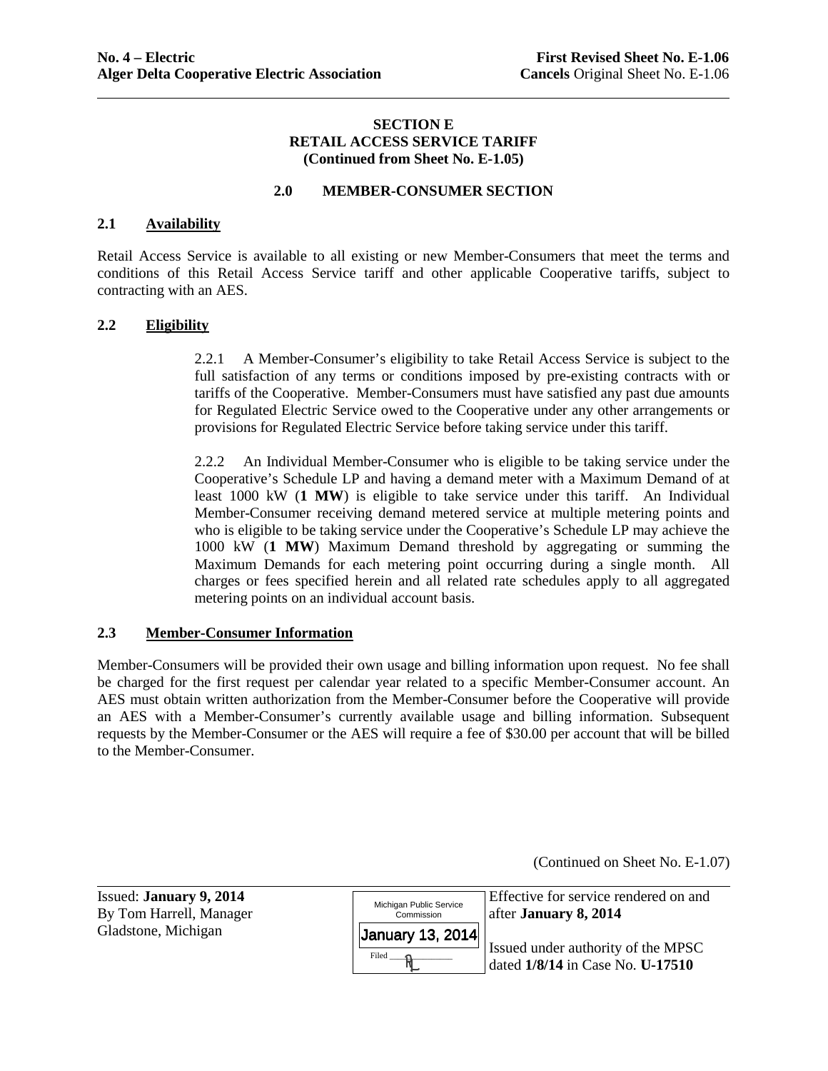**No. 4 – Electric** **First Revised Sheet No. E-1.06**
**Alger Delta Cooperative Electric Association** **Cancels** Original Sheet No. E-1.06

**SECTION E**
**RETAIL ACCESS SERVICE TARIFF**
**(Continued from Sheet No. E-1.05)**

## 2.0 MEMBER-CONSUMER SECTION

### 2.1 Availability

Retail Access Service is available to all existing or new Member-Consumers that meet the terms and conditions of this Retail Access Service tariff and other applicable Cooperative tariffs, subject to contracting with an AES.

### 2.2 Eligibility

2.2.1 A Member-Consumer's eligibility to take Retail Access Service is subject to the full satisfaction of any terms or conditions imposed by pre-existing contracts with or tariffs of the Cooperative. Member-Consumers must have satisfied any past due amounts for Regulated Electric Service owed to the Cooperative under any other arrangements or provisions for Regulated Electric Service before taking service under this tariff.

2.2.2 An Individual Member-Consumer who is eligible to be taking service under the Cooperative's Schedule LP and having a demand meter with a Maximum Demand of at least 1000 kW (**1 MW**) is eligible to take service under this tariff. An Individual Member-Consumer receiving demand metered service at multiple metering points and who is eligible to be taking service under the Cooperative's Schedule LP may achieve the 1000 kW (**1 MW**) Maximum Demand threshold by aggregating or summing the Maximum Demands for each metering point occurring during a single month. All charges or fees specified herein and all related rate schedules apply to all aggregated metering points on an individual account basis.

### 2.3 Member-Consumer Information

Member-Consumers will be provided their own usage and billing information upon request. No fee shall be charged for the first request per calendar year related to a specific Member-Consumer account. An AES must obtain written authorization from the Member-Consumer before the Cooperative will provide an AES with a Member-Consumer's currently available usage and billing information. Subsequent requests by the Member-Consumer or the AES will require a fee of $30.00 per account that will be billed to the Member-Consumer.

(Continued on Sheet No. E-1.07)

Issued: **January 9, 2014**
By Tom Harrell, Manager
Gladstone, Michigan

Michigan Public Service Commission
January 13, 2014
Filed

Effective for service rendered on and after **January 8, 2014**

Issued under authority of the MPSC dated **1/8/14** in Case No. **U-17510**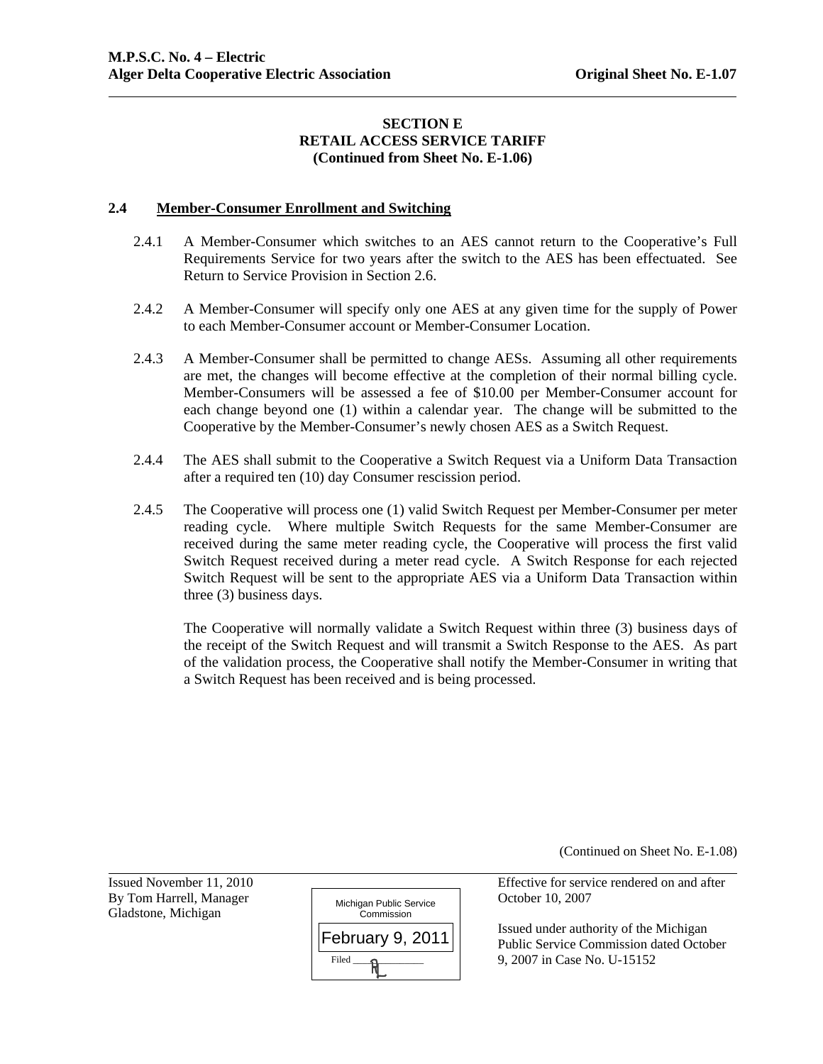## SECTION E
## RETAIL ACCESS SERVICE TARIFF
**(Continued from Sheet No. E-1.06)**

### 2.4 Member-Consumer Enrollment and Switching

2.4.1 A Member-Consumer which switches to an AES cannot return to the Cooperative's Full Requirements Service for two years after the switch to the AES has been effectuated. See Return to Service Provision in Section 2.6.

2.4.2 A Member-Consumer will specify only one AES at any given time for the supply of Power to each Member-Consumer account or Member-Consumer Location.

2.4.3 A Member-Consumer shall be permitted to change AESs. Assuming all other requirements are met, the changes will become effective at the completion of their normal billing cycle. Member-Consumers will be assessed a fee of $10.00 per Member-Consumer account for each change beyond one (1) within a calendar year. The change will be submitted to the Cooperative by the Member-Consumer's newly chosen AES as a Switch Request.

2.4.4 The AES shall submit to the Cooperative a Switch Request via a Uniform Data Transaction after a required ten (10) day Consumer rescission period.

2.4.5 The Cooperative will process one (1) valid Switch Request per Member-Consumer per meter reading cycle. Where multiple Switch Requests for the same Member-Consumer are received during the same meter reading cycle, the Cooperative will process the first valid Switch Request received during a meter read cycle. A Switch Response for each rejected Switch Request will be sent to the appropriate AES via a Uniform Data Transaction within three (3) business days.

The Cooperative will normally validate a Switch Request within three (3) business days of the receipt of the Switch Request and will transmit a Switch Response to the AES. As part of the validation process, the Cooperative shall notify the Member-Consumer in writing that a Switch Request has been received and is being processed.

(Continued on Sheet No. E-1.08)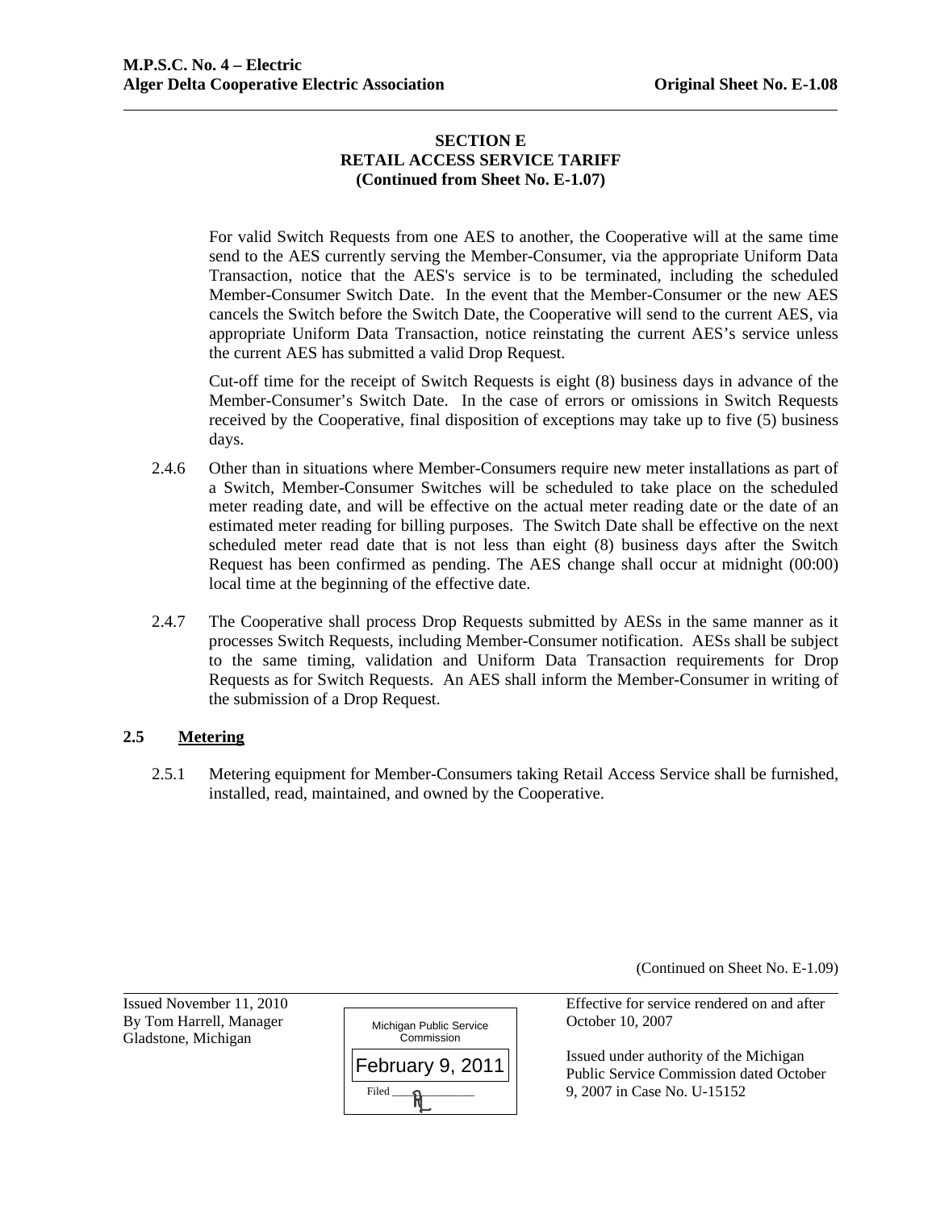## SECTION E
## RETAIL ACCESS SERVICE TARIFF
## (Continued from Sheet No. E-1.07)

For valid Switch Requests from one AES to another, the Cooperative will at the same time send to the AES currently serving the Member-Consumer, via the appropriate Uniform Data Transaction, notice that the AES's service is to be terminated, including the scheduled Member-Consumer Switch Date. In the event that the Member-Consumer or the new AES cancels the Switch before the Switch Date, the Cooperative will send to the current AES, via appropriate Uniform Data Transaction, notice reinstating the current AES's service unless the current AES has submitted a valid Drop Request.

Cut-off time for the receipt of Switch Requests is eight (8) business days in advance of the Member-Consumer's Switch Date. In the case of errors or omissions in Switch Requests received by the Cooperative, final disposition of exceptions may take up to five (5) business days.

2.4.6 Other than in situations where Member-Consumers require new meter installations as part of a Switch, Member-Consumer Switches will be scheduled to take place on the scheduled meter reading date, and will be effective on the actual meter reading date or the date of an estimated meter reading for billing purposes. The Switch Date shall be effective on the next scheduled meter read date that is not less than eight (8) business days after the Switch Request has been confirmed as pending. The AES change shall occur at midnight (00:00) local time at the beginning of the effective date.

2.4.7 The Cooperative shall process Drop Requests submitted by AESs in the same manner as it processes Switch Requests, including Member-Consumer notification. AESs shall be subject to the same timing, validation and Uniform Data Transaction requirements for Drop Requests as for Switch Requests. An AES shall inform the Member-Consumer in writing of the submission of a Drop Request.

**2.5 Metering**

2.5.1 Metering equipment for Member-Consumers taking Retail Access Service shall be furnished, installed, read, maintained, and owned by the Cooperative.

(Continued on Sheet No. E-1.09)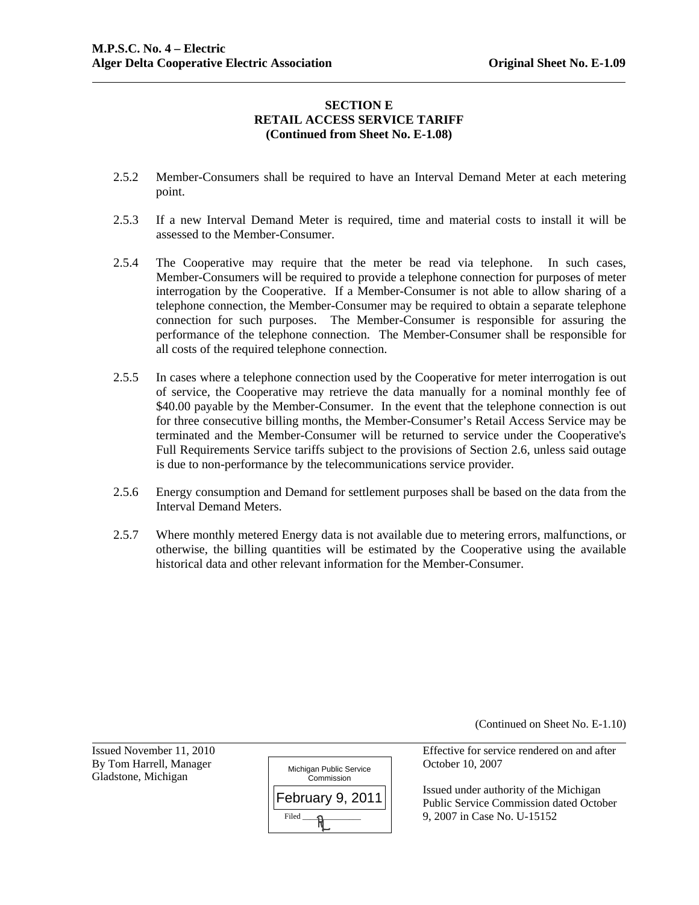**M.P.S.C. No. 4 – Electric**
**Alger Delta Cooperative Electric Association** **Original Sheet No. E-1.09**

**SECTION E**
**RETAIL ACCESS SERVICE TARIFF**
**(Continued from Sheet No. E-1.08)**

2.5.2 Member-Consumers shall be required to have an Interval Demand Meter at each metering point.

2.5.3 If a new Interval Demand Meter is required, time and material costs to install it will be assessed to the Member-Consumer.

2.5.4 The Cooperative may require that the meter be read via telephone. In such cases, Member-Consumers will be required to provide a telephone connection for purposes of meter interrogation by the Cooperative. If a Member-Consumer is not able to allow sharing of a telephone connection, the Member-Consumer may be required to obtain a separate telephone connection for such purposes. The Member-Consumer is responsible for assuring the performance of the telephone connection. The Member-Consumer shall be responsible for all costs of the required telephone connection.

2.5.5 In cases where a telephone connection used by the Cooperative for meter interrogation is out of service, the Cooperative may retrieve the data manually for a nominal monthly fee of $40.00 payable by the Member-Consumer. In the event that the telephone connection is out for three consecutive billing months, the Member-Consumer's Retail Access Service may be terminated and the Member-Consumer will be returned to service under the Cooperative's Full Requirements Service tariffs subject to the provisions of Section 2.6, unless said outage is due to non-performance by the telecommunications service provider.

2.5.6 Energy consumption and Demand for settlement purposes shall be based on the data from the Interval Demand Meters.

2.5.7 Where monthly metered Energy data is not available due to metering errors, malfunctions, or otherwise, the billing quantities will be estimated by the Cooperative using the available historical data and other relevant information for the Member-Consumer.

(Continued on Sheet No. E-1.10)

Issued November 11, 2010
By Tom Harrell, Manager
Gladstone, Michigan

Michigan Public Service Commission
February 9, 2011
Filed

Effective for service rendered on and after October 10, 2007

Issued under authority of the Michigan Public Service Commission dated October 9, 2007 in Case No. U-15152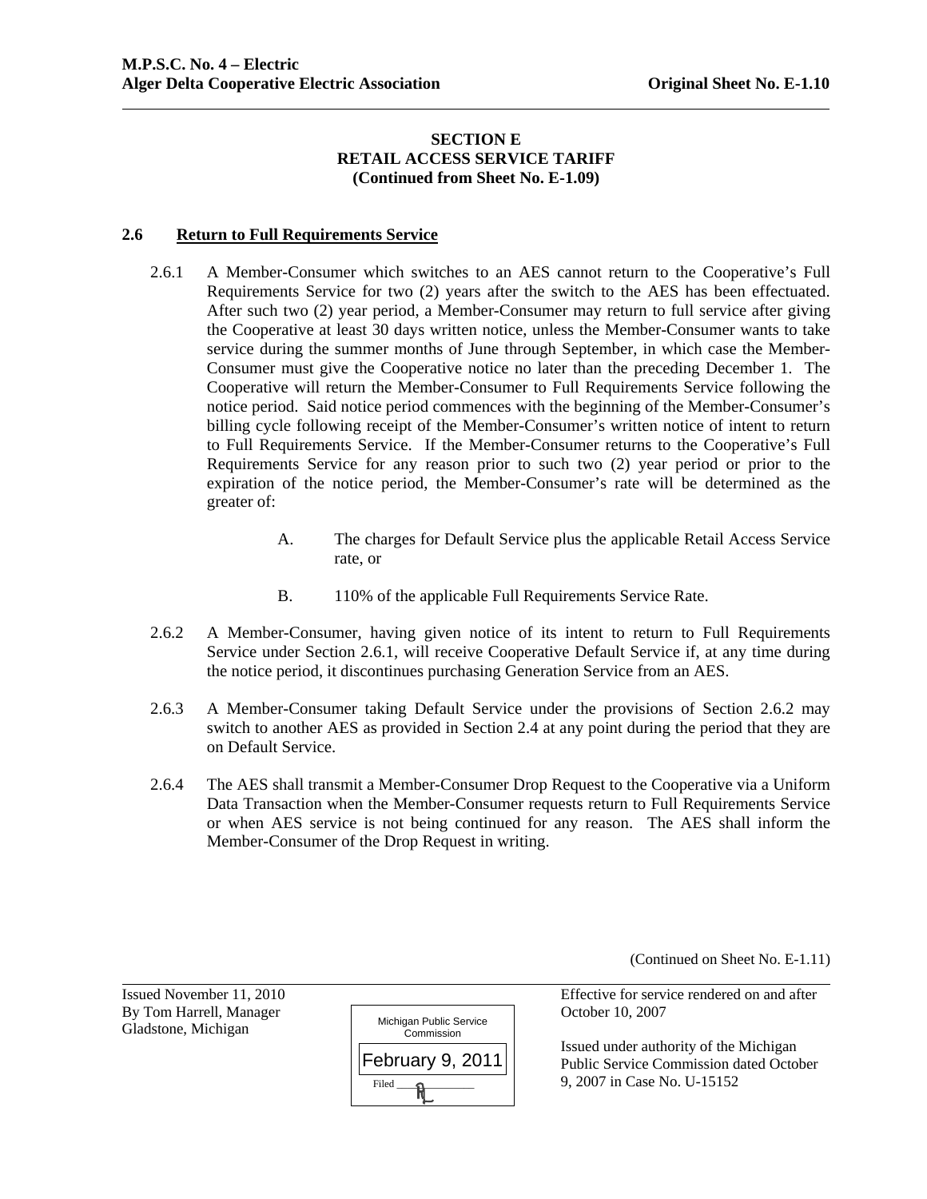**SECTION E**
**RETAIL ACCESS SERVICE TARIFF**
**(Continued from Sheet No. E-1.09)**

## 2.6 Return to Full Requirements Service

2.6.1 A Member-Consumer which switches to an AES cannot return to the Cooperative's Full Requirements Service for two (2) years after the switch to the AES has been effectuated. After such two (2) year period, a Member-Consumer may return to full service after giving the Cooperative at least 30 days written notice, unless the Member-Consumer wants to take service during the summer months of June through September, in which case the Member-Consumer must give the Cooperative notice no later than the preceding December 1. The Cooperative will return the Member-Consumer to Full Requirements Service following the notice period. Said notice period commences with the beginning of the Member-Consumer's billing cycle following receipt of the Member-Consumer's written notice of intent to return to Full Requirements Service. If the Member-Consumer returns to the Cooperative's Full Requirements Service for any reason prior to such two (2) year period or prior to the expiration of the notice period, the Member-Consumer's rate will be determined as the greater of:

A. The charges for Default Service plus the applicable Retail Access Service rate, or

B. 110% of the applicable Full Requirements Service Rate.

2.6.2 A Member-Consumer, having given notice of its intent to return to Full Requirements Service under Section 2.6.1, will receive Cooperative Default Service if, at any time during the notice period, it discontinues purchasing Generation Service from an AES.

2.6.3 A Member-Consumer taking Default Service under the provisions of Section 2.6.2 may switch to another AES as provided in Section 2.4 at any point during the period that they are on Default Service.

2.6.4 The AES shall transmit a Member-Consumer Drop Request to the Cooperative via a Uniform Data Transaction when the Member-Consumer requests return to Full Requirements Service or when AES service is not being continued for any reason. The AES shall inform the Member-Consumer of the Drop Request in writing.

(Continued on Sheet No. E-1.11)

Issued November 11, 2010
By Tom Harrell, Manager
Gladstone, Michigan

Michigan Public Service Commission
February 9, 2011
Filed

Effective for service rendered on and after October 10, 2007

Issued under authority of the Michigan Public Service Commission dated October 9, 2007 in Case No. U-15152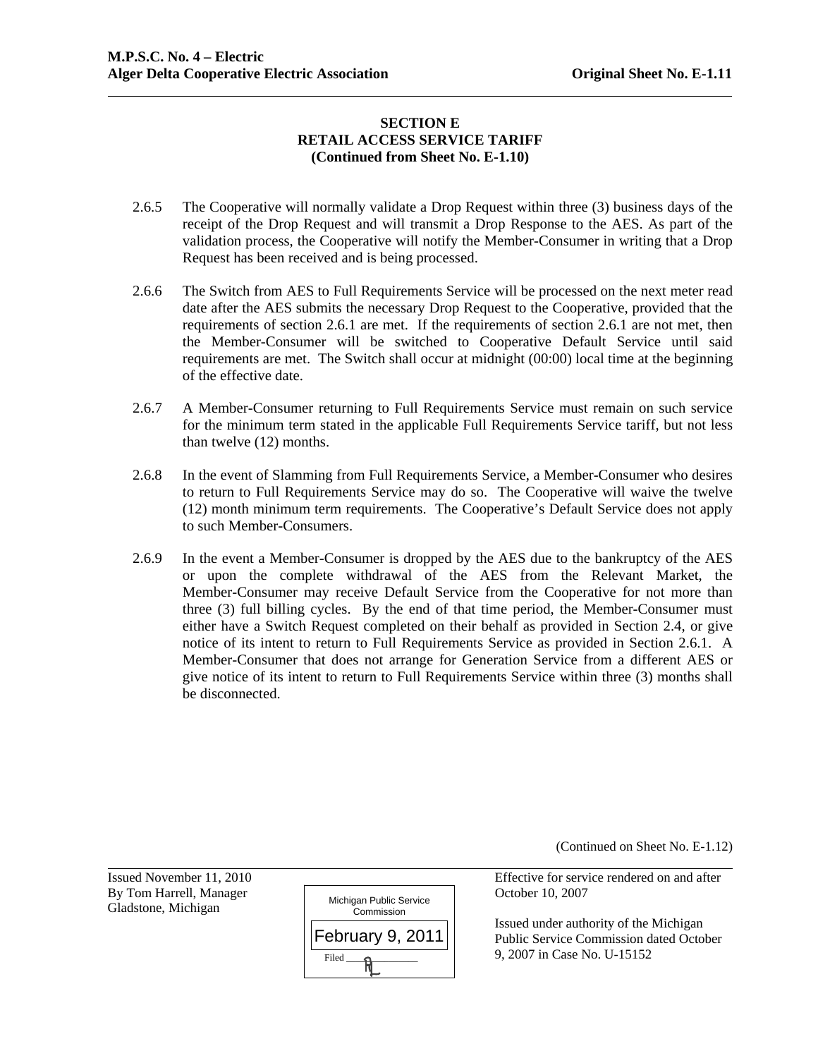## SECTION E
## RETAIL ACCESS SERVICE TARIFF
**(Continued from Sheet No. E-1.10)**

2.6.5 The Cooperative will normally validate a Drop Request within three (3) business days of the receipt of the Drop Request and will transmit a Drop Response to the AES. As part of the validation process, the Cooperative will notify the Member-Consumer in writing that a Drop Request has been received and is being processed.

2.6.6 The Switch from AES to Full Requirements Service will be processed on the next meter read date after the AES submits the necessary Drop Request to the Cooperative, provided that the requirements of section 2.6.1 are met. If the requirements of section 2.6.1 are not met, then the Member-Consumer will be switched to Cooperative Default Service until said requirements are met. The Switch shall occur at midnight (00:00) local time at the beginning of the effective date.

2.6.7 A Member-Consumer returning to Full Requirements Service must remain on such service for the minimum term stated in the applicable Full Requirements Service tariff, but not less than twelve (12) months.

2.6.8 In the event of Slamming from Full Requirements Service, a Member-Consumer who desires to return to Full Requirements Service may do so. The Cooperative will waive the twelve (12) month minimum term requirements. The Cooperative's Default Service does not apply to such Member-Consumers.

2.6.9 In the event a Member-Consumer is dropped by the AES due to the bankruptcy of the AES or upon the complete withdrawal of the AES from the Relevant Market, the Member-Consumer may receive Default Service from the Cooperative for not more than three (3) full billing cycles. By the end of that time period, the Member-Consumer must either have a Switch Request completed on their behalf as provided in Section 2.4, or give notice of its intent to return to Full Requirements Service as provided in Section 2.6.1. A Member-Consumer that does not arrange for Generation Service from a different AES or give notice of its intent to return to Full Requirements Service within three (3) months shall be disconnected.

(Continued on Sheet No. E-1.12)

Issued November 11, 2010
By Tom Harrell, Manager
Gladstone, Michigan

Michigan Public Service Commission
February 9, 2011
Filed

Effective for service rendered on and after October 10, 2007

Issued under authority of the Michigan Public Service Commission dated October 9, 2007 in Case No. U-15152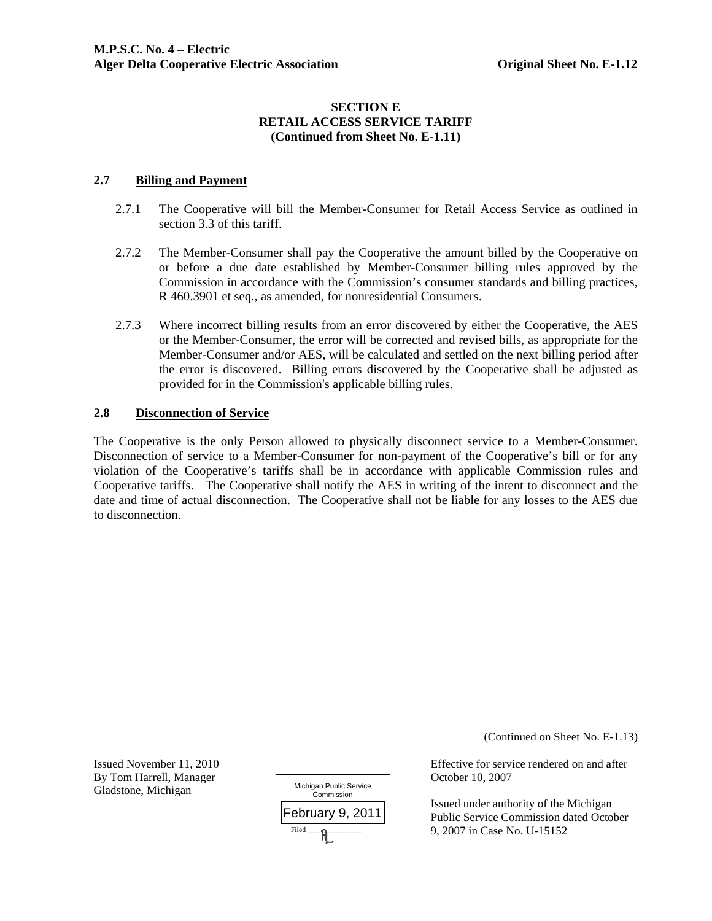### SECTION E
### RETAIL ACCESS SERVICE TARIFF
### (Continued from Sheet No. E-1.11)

**2.7 Billing and Payment**

2.7.1 The Cooperative will bill the Member-Consumer for Retail Access Service as outlined in section 3.3 of this tariff.

2.7.2 The Member-Consumer shall pay the Cooperative the amount billed by the Cooperative on or before a due date established by Member-Consumer billing rules approved by the Commission in accordance with the Commission's consumer standards and billing practices, R 460.3901 et seq., as amended, for nonresidential Consumers.

2.7.3 Where incorrect billing results from an error discovered by either the Cooperative, the AES or the Member-Consumer, the error will be corrected and revised bills, as appropriate for the Member-Consumer and/or AES, will be calculated and settled on the next billing period after the error is discovered. Billing errors discovered by the Cooperative shall be adjusted as provided for in the Commission's applicable billing rules.

**2.8 Disconnection of Service**

The Cooperative is the only Person allowed to physically disconnect service to a Member-Consumer. Disconnection of service to a Member-Consumer for non-payment of the Cooperative's bill or for any violation of the Cooperative's tariffs shall be in accordance with applicable Commission rules and Cooperative tariffs. The Cooperative shall notify the AES in writing of the intent to disconnect and the date and time of actual disconnection. The Cooperative shall not be liable for any losses to the AES due to disconnection.

(Continued on Sheet No. E-1.13)

Issued November 11, 2010
By Tom Harrell, Manager
Gladstone, Michigan

Michigan Public Service Commission
February 9, 2011
Filed

Effective for service rendered on and after October 10, 2007

Issued under authority of the Michigan Public Service Commission dated October 9, 2007 in Case No. U-15152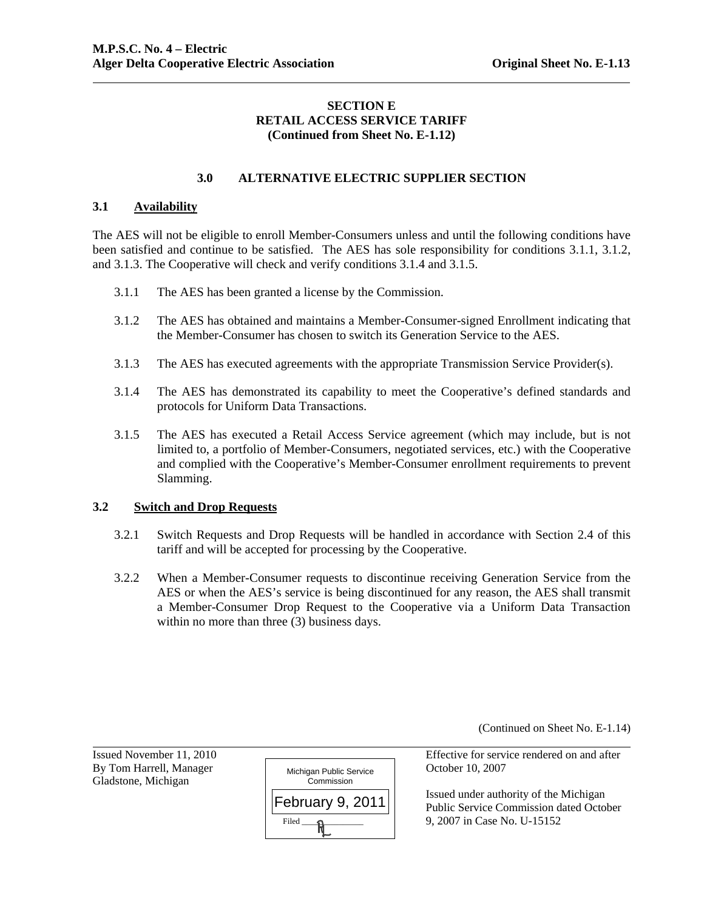**SECTION E**
**RETAIL ACCESS SERVICE TARIFF**
**(Continued from Sheet No. E-1.12)**

## 3.0 ALTERNATIVE ELECTRIC SUPPLIER SECTION

### 3.1 Availability

The AES will not be eligible to enroll Member-Consumers unless and until the following conditions have been satisfied and continue to be satisfied. The AES has sole responsibility for conditions 3.1.1, 3.1.2, and 3.1.3. The Cooperative will check and verify conditions 3.1.4 and 3.1.5.

3.1.1 The AES has been granted a license by the Commission.

3.1.2 The AES has obtained and maintains a Member-Consumer-signed Enrollment indicating that the Member-Consumer has chosen to switch its Generation Service to the AES.

3.1.3 The AES has executed agreements with the appropriate Transmission Service Provider(s).

3.1.4 The AES has demonstrated its capability to meet the Cooperative's defined standards and protocols for Uniform Data Transactions.

3.1.5 The AES has executed a Retail Access Service agreement (which may include, but is not limited to, a portfolio of Member-Consumers, negotiated services, etc.) with the Cooperative and complied with the Cooperative's Member-Consumer enrollment requirements to prevent Slamming.

### 3.2 Switch and Drop Requests

3.2.1 Switch Requests and Drop Requests will be handled in accordance with Section 2.4 of this tariff and will be accepted for processing by the Cooperative.

3.2.2 When a Member-Consumer requests to discontinue receiving Generation Service from the AES or when the AES's service is being discontinued for any reason, the AES shall transmit a Member-Consumer Drop Request to the Cooperative via a Uniform Data Transaction within no more than three (3) business days.

(Continued on Sheet No. E-1.14)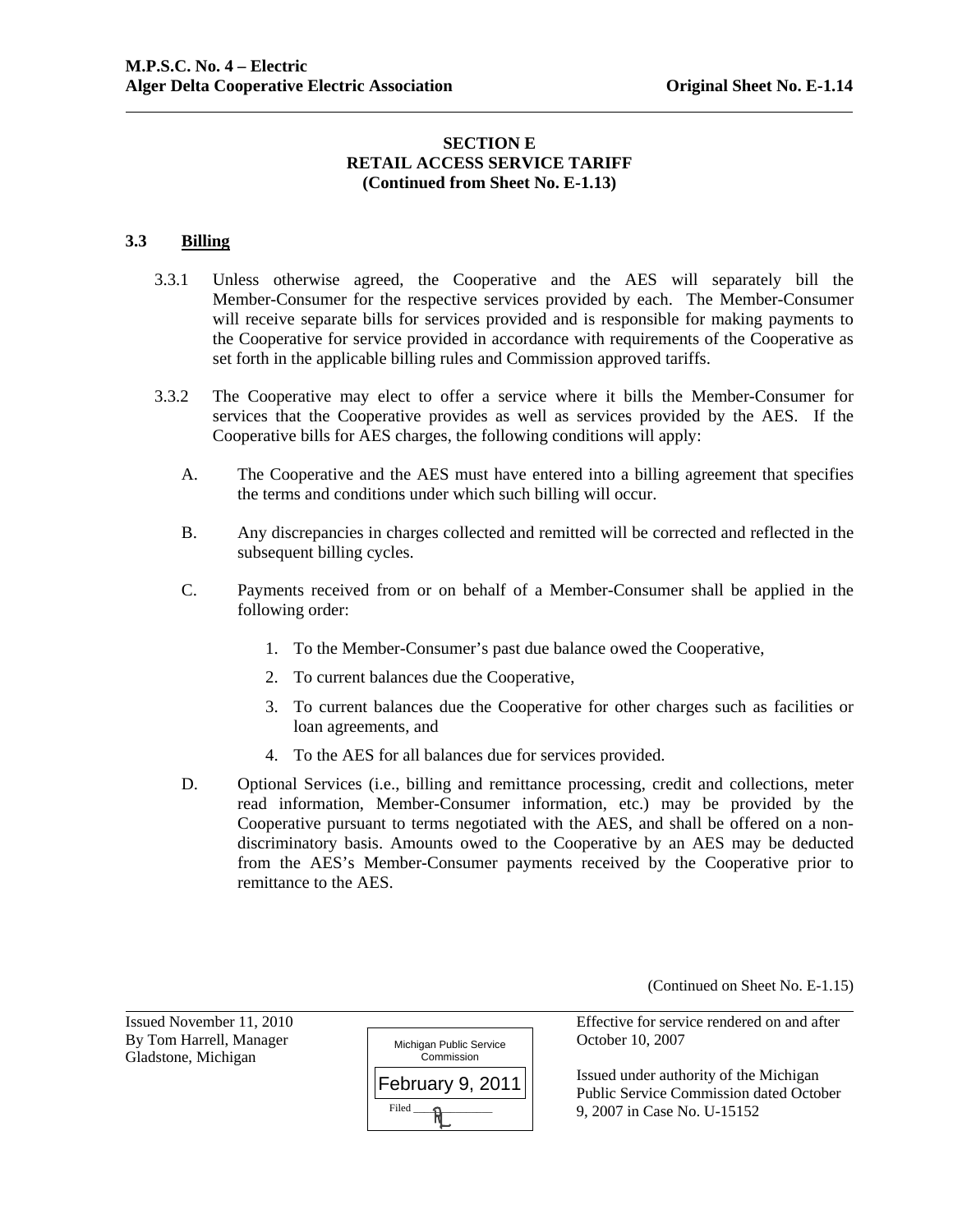**SECTION E**
**RETAIL ACCESS SERVICE TARIFF**
**(Continued from Sheet No. E-1.13)**

**3.3 Billing**

3.3.1 Unless otherwise agreed, the Cooperative and the AES will separately bill the Member-Consumer for the respective services provided by each. The Member-Consumer will receive separate bills for services provided and is responsible for making payments to the Cooperative for service provided in accordance with requirements of the Cooperative as set forth in the applicable billing rules and Commission approved tariffs.

3.3.2 The Cooperative may elect to offer a service where it bills the Member-Consumer for services that the Cooperative provides as well as services provided by the AES. If the Cooperative bills for AES charges, the following conditions will apply:

A. The Cooperative and the AES must have entered into a billing agreement that specifies the terms and conditions under which such billing will occur.

B. Any discrepancies in charges collected and remitted will be corrected and reflected in the subsequent billing cycles.

C. Payments received from or on behalf of a Member-Consumer shall be applied in the following order:

1. To the Member-Consumer's past due balance owed the Cooperative,
2. To current balances due the Cooperative,
3. To current balances due the Cooperative for other charges such as facilities or loan agreements, and
4. To the AES for all balances due for services provided.

D. Optional Services (i.e., billing and remittance processing, credit and collections, meter read information, Member-Consumer information, etc.) may be provided by the Cooperative pursuant to terms negotiated with the AES, and shall be offered on a non-discriminatory basis. Amounts owed to the Cooperative by an AES may be deducted from the AES's Member-Consumer payments received by the Cooperative prior to remittance to the AES.

(Continued on Sheet No. E-1.15)

Issued November 11, 2010
By Tom Harrell, Manager
Gladstone, Michigan

Michigan Public Service Commission
February 9, 2011
Filed

Effective for service rendered on and after October 10, 2007

Issued under authority of the Michigan Public Service Commission dated October 9, 2007 in Case No. U-15152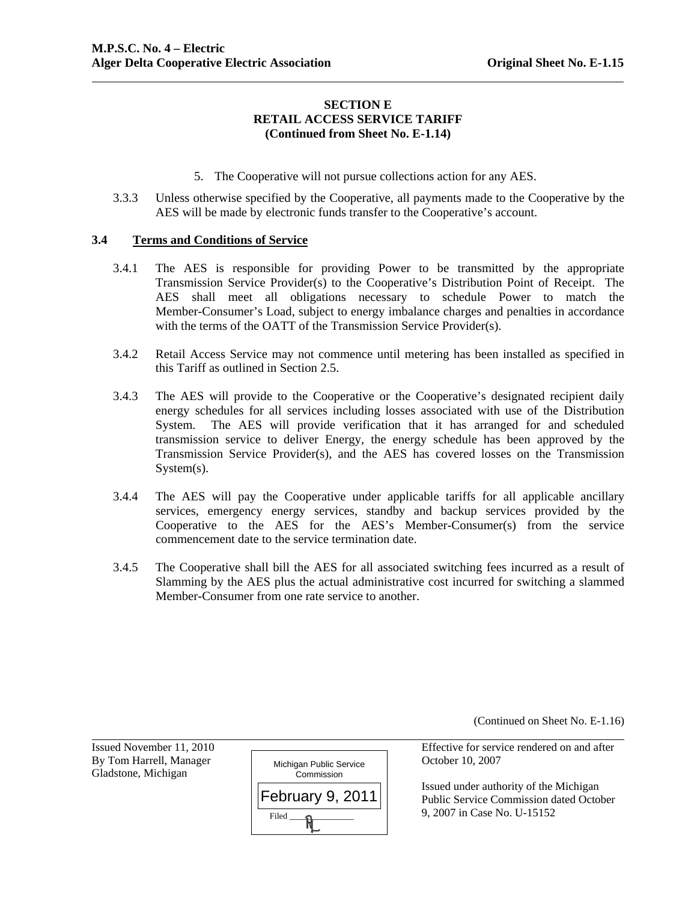## SECTION E
## RETAIL ACCESS SERVICE TARIFF
**(Continued from Sheet No. E-1.14)**

5. The Cooperative will not pursue collections action for any AES.

3.3.3 Unless otherwise specified by the Cooperative, all payments made to the Cooperative by the AES will be made by electronic funds transfer to the Cooperative's account.

### 3.4 Terms and Conditions of Service

3.4.1 The AES is responsible for providing Power to be transmitted by the appropriate Transmission Service Provider(s) to the Cooperative's Distribution Point of Receipt. The AES shall meet all obligations necessary to schedule Power to match the Member-Consumer's Load, subject to energy imbalance charges and penalties in accordance with the terms of the OATT of the Transmission Service Provider(s).

3.4.2 Retail Access Service may not commence until metering has been installed as specified in this Tariff as outlined in Section 2.5.

3.4.3 The AES will provide to the Cooperative or the Cooperative's designated recipient daily energy schedules for all services including losses associated with use of the Distribution System. The AES will provide verification that it has arranged for and scheduled transmission service to deliver Energy, the energy schedule has been approved by the Transmission Service Provider(s), and the AES has covered losses on the Transmission System(s).

3.4.4 The AES will pay the Cooperative under applicable tariffs for all applicable ancillary services, emergency energy services, standby and backup services provided by the Cooperative to the AES for the AES's Member-Consumer(s) from the service commencement date to the service termination date.

3.4.5 The Cooperative shall bill the AES for all associated switching fees incurred as a result of Slamming by the AES plus the actual administrative cost incurred for switching a slammed Member-Consumer from one rate service to another.

(Continued on Sheet No. E-1.16)

Issued November 11, 2010
By Tom Harrell, Manager
Gladstone, Michigan

Michigan Public Service Commission
February 9, 2011
Filed

Effective for service rendered on and after October 10, 2007

Issued under authority of the Michigan Public Service Commission dated October 9, 2007 in Case No. U-15152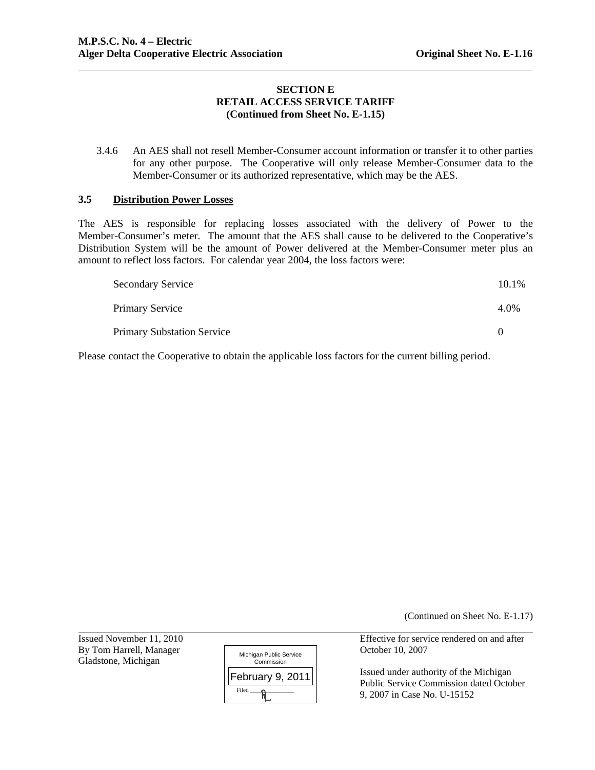**SECTION E**
**RETAIL ACCESS SERVICE TARIFF**
**(Continued from Sheet No. E-1.15)**

3.4.6 An AES shall not resell Member-Consumer account information or transfer it to other parties for any other purpose. The Cooperative will only release Member-Consumer data to the Member-Consumer or its authorized representative, which may be the AES.

### 3.5 Distribution Power Losses

The AES is responsible for replacing losses associated with the delivery of Power to the Member-Consumer's meter. The amount that the AES shall cause to be delivered to the Cooperative's Distribution System will be the amount of Power delivered at the Member-Consumer meter plus an amount to reflect loss factors. For calendar year 2004, the loss factors were:

| Service | Loss Factor |
|---|---|
| Secondary Service | 10.1% |
| Primary Service | 4.0% |
| Primary Substation Service | 0 |

Please contact the Cooperative to obtain the applicable loss factors for the current billing period.

(Continued on Sheet No. E-1.17)

Issued November 11, 2010
By Tom Harrell, Manager
Gladstone, Michigan

Michigan Public Service Commission
February 9, 2011
Filed

Effective for service rendered on and after October 10, 2007

Issued under authority of the Michigan Public Service Commission dated October 9, 2007 in Case No. U-15152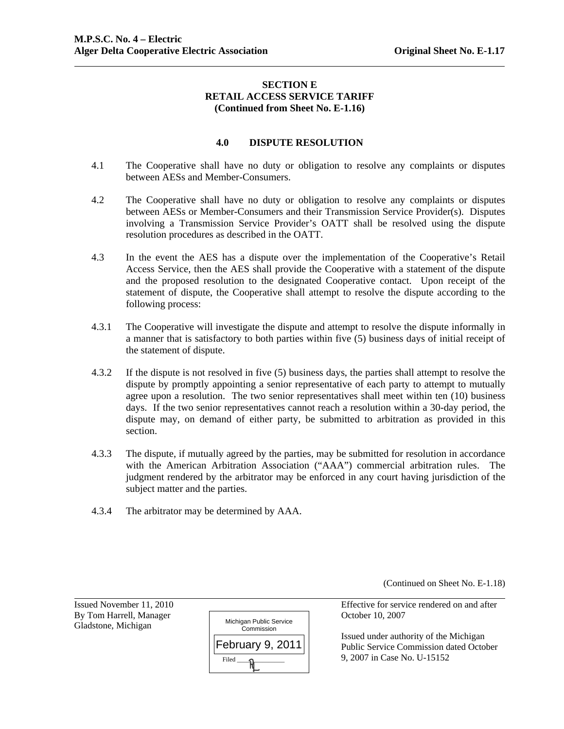## SECTION E
## RETAIL ACCESS SERVICE TARIFF
**(Continued from Sheet No. E-1.16)**

### 4.0 DISPUTE RESOLUTION

4.1 The Cooperative shall have no duty or obligation to resolve any complaints or disputes between AESs and Member-Consumers.

4.2 The Cooperative shall have no duty or obligation to resolve any complaints or disputes between AESs or Member-Consumers and their Transmission Service Provider(s). Disputes involving a Transmission Service Provider's OATT shall be resolved using the dispute resolution procedures as described in the OATT.

4.3 In the event the AES has a dispute over the implementation of the Cooperative's Retail Access Service, then the AES shall provide the Cooperative with a statement of the dispute and the proposed resolution to the designated Cooperative contact. Upon receipt of the statement of dispute, the Cooperative shall attempt to resolve the dispute according to the following process:

4.3.1 The Cooperative will investigate the dispute and attempt to resolve the dispute informally in a manner that is satisfactory to both parties within five (5) business days of initial receipt of the statement of dispute.

4.3.2 If the dispute is not resolved in five (5) business days, the parties shall attempt to resolve the dispute by promptly appointing a senior representative of each party to attempt to mutually agree upon a resolution. The two senior representatives shall meet within ten (10) business days. If the two senior representatives cannot reach a resolution within a 30-day period, the dispute may, on demand of either party, be submitted to arbitration as provided in this section.

4.3.3 The dispute, if mutually agreed by the parties, may be submitted for resolution in accordance with the American Arbitration Association ("AAA") commercial arbitration rules. The judgment rendered by the arbitrator may be enforced in any court having jurisdiction of the subject matter and the parties.

4.3.4 The arbitrator may be determined by AAA.

(Continued on Sheet No. E-1.18)

Issued November 11, 2010
By Tom Harrell, Manager
Gladstone, Michigan

Michigan Public Service Commission
February 9, 2011
Filed

Effective for service rendered on and after October 10, 2007

Issued under authority of the Michigan Public Service Commission dated October 9, 2007 in Case No. U-15152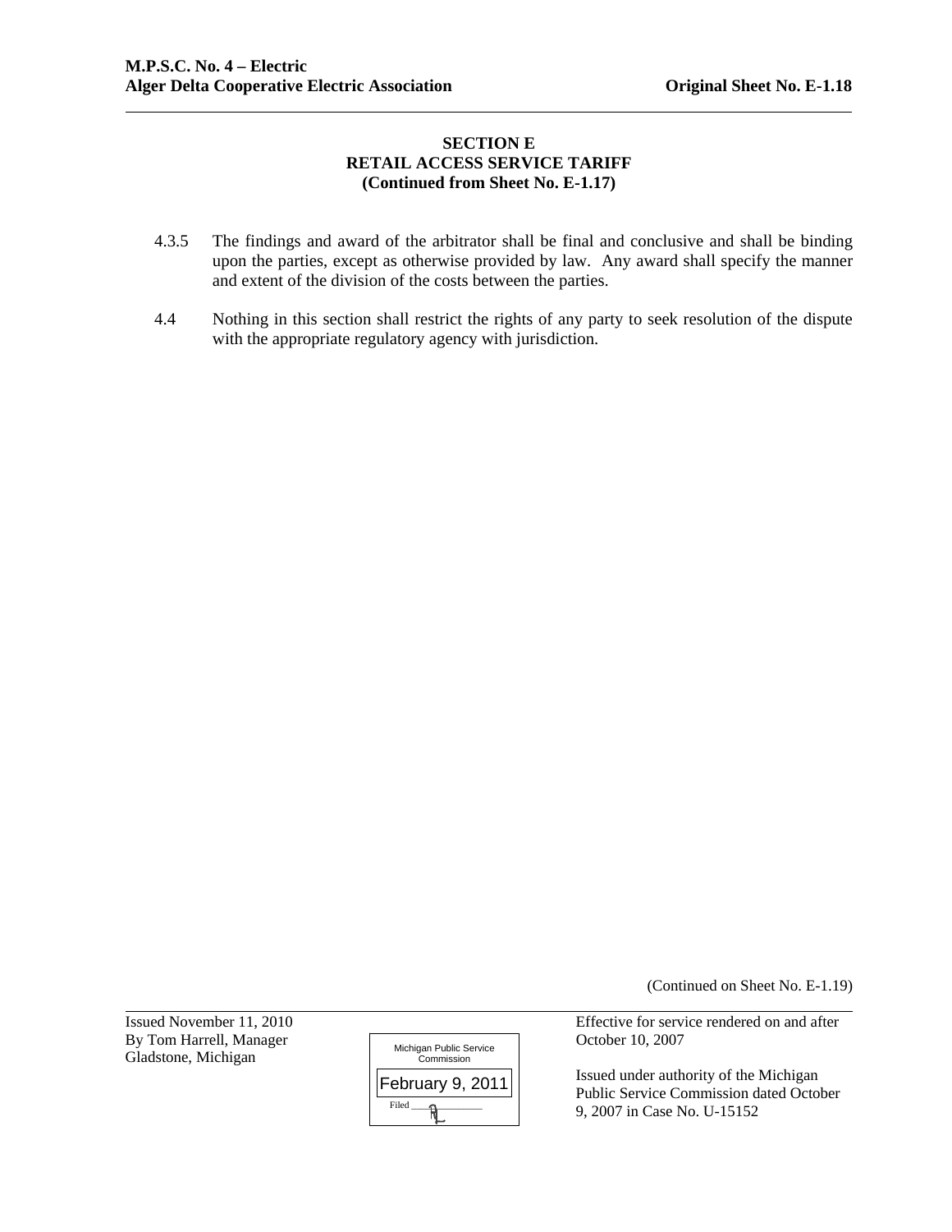### SECTION E
### RETAIL ACCESS SERVICE TARIFF
**(Continued from Sheet No. E-1.17)**

4.3.5 The findings and award of the arbitrator shall be final and conclusive and shall be binding upon the parties, except as otherwise provided by law. Any award shall specify the manner and extent of the division of the costs between the parties.

4.4 Nothing in this section shall restrict the rights of any party to seek resolution of the dispute with the appropriate regulatory agency with jurisdiction.

(Continued on Sheet No. E-1.19)

Issued November 11, 2010
By Tom Harrell, Manager
Gladstone, Michigan

Michigan Public Service Commission
February 9, 2011
Filed

Effective for service rendered on and after October 10, 2007

Issued under authority of the Michigan Public Service Commission dated October 9, 2007 in Case No. U-15152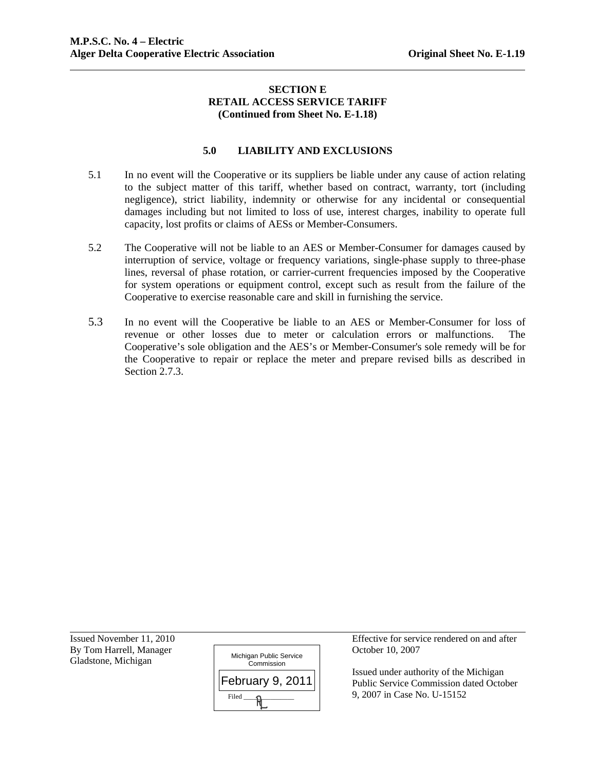**SECTION E**
**RETAIL ACCESS SERVICE TARIFF**
**(Continued from Sheet No. E-1.18)**

## 5.0 LIABILITY AND EXCLUSIONS

5.1 In no event will the Cooperative or its suppliers be liable under any cause of action relating to the subject matter of this tariff, whether based on contract, warranty, tort (including negligence), strict liability, indemnity or otherwise for any incidental or consequential damages including but not limited to loss of use, interest charges, inability to operate full capacity, lost profits or claims of AESs or Member-Consumers.

5.2 The Cooperative will not be liable to an AES or Member-Consumer for damages caused by interruption of service, voltage or frequency variations, single-phase supply to three-phase lines, reversal of phase rotation, or carrier-current frequencies imposed by the Cooperative for system operations or equipment control, except such as result from the failure of the Cooperative to exercise reasonable care and skill in furnishing the service.

5.3 In no event will the Cooperative be liable to an AES or Member-Consumer for loss of revenue or other losses due to meter or calculation errors or malfunctions. The Cooperative's sole obligation and the AES's or Member-Consumer's sole remedy will be for the Cooperative to repair or replace the meter and prepare revised bills as described in Section 2.7.3.

Issued November 11, 2010
By Tom Harrell, Manager
Gladstone, Michigan

Michigan Public Service Commission
February 9, 2011
Filed

Effective for service rendered on and after October 10, 2007

Issued under authority of the Michigan Public Service Commission dated October 9, 2007 in Case No. U-15152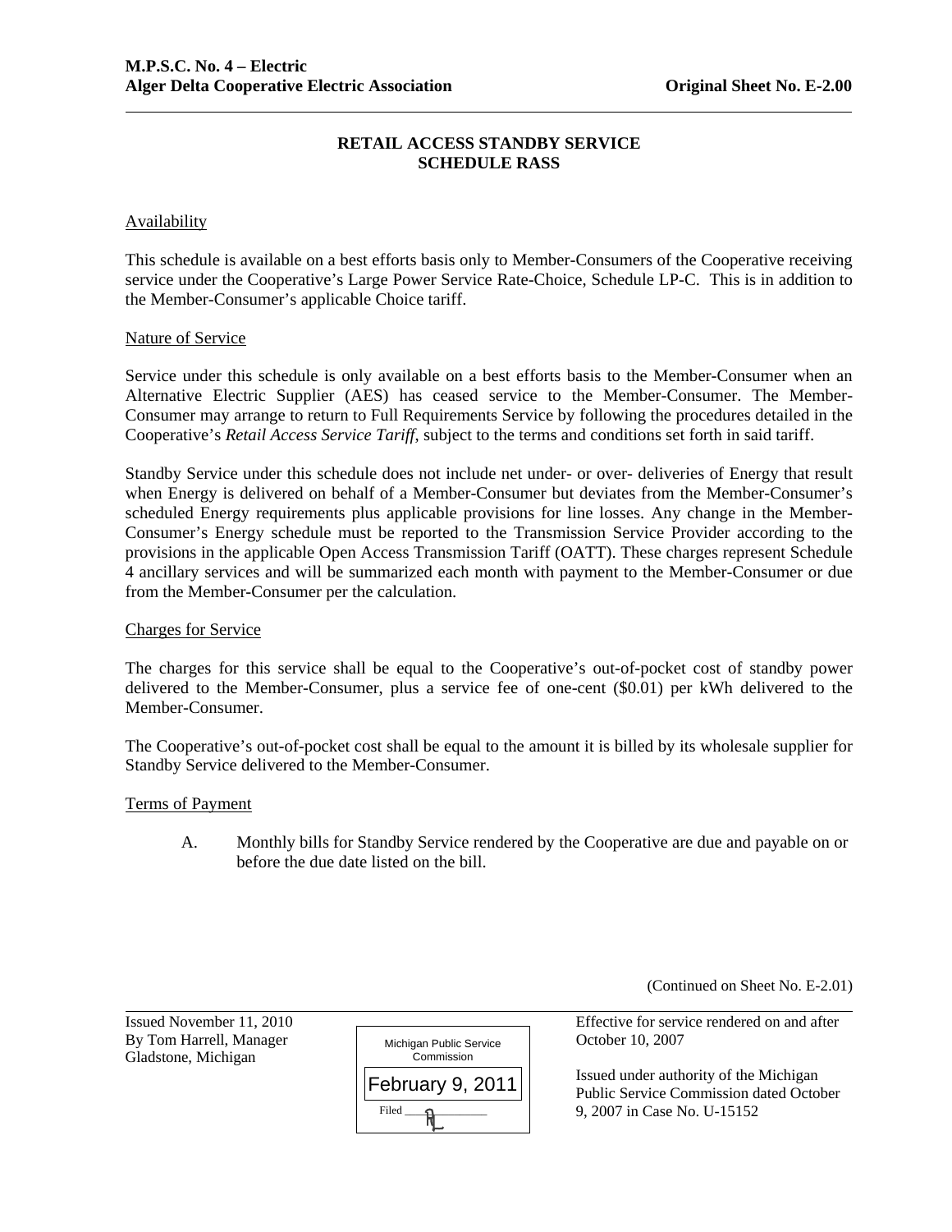# RETAIL ACCESS STANDBY SERVICE
## SCHEDULE RASS

Availability

This schedule is available on a best efforts basis only to Member-Consumers of the Cooperative receiving service under the Cooperative's Large Power Service Rate-Choice, Schedule LP-C. This is in addition to the Member-Consumer's applicable Choice tariff.

Nature of Service

Service under this schedule is only available on a best efforts basis to the Member-Consumer when an Alternative Electric Supplier (AES) has ceased service to the Member-Consumer. The Member-Consumer may arrange to return to Full Requirements Service by following the procedures detailed in the Cooperative's *Retail Access Service Tariff*, subject to the terms and conditions set forth in said tariff.

Standby Service under this schedule does not include net under- or over- deliveries of Energy that result when Energy is delivered on behalf of a Member-Consumer but deviates from the Member-Consumer's scheduled Energy requirements plus applicable provisions for line losses. Any change in the Member-Consumer's Energy schedule must be reported to the Transmission Service Provider according to the provisions in the applicable Open Access Transmission Tariff (OATT). These charges represent Schedule 4 ancillary services and will be summarized each month with payment to the Member-Consumer or due from the Member-Consumer per the calculation.

Charges for Service

The charges for this service shall be equal to the Cooperative's out-of-pocket cost of standby power delivered to the Member-Consumer, plus a service fee of one-cent ($0.01) per kWh delivered to the Member-Consumer.

The Cooperative's out-of-pocket cost shall be equal to the amount it is billed by its wholesale supplier for Standby Service delivered to the Member-Consumer.

Terms of Payment

A. Monthly bills for Standby Service rendered by the Cooperative are due and payable on or before the due date listed on the bill.

(Continued on Sheet No. E-2.01)

Issued November 11, 2010
By Tom Harrell, Manager
Gladstone, Michigan

Michigan Public Service Commission
February 9, 2011
Filed

Effective for service rendered on and after October 10, 2007

Issued under authority of the Michigan Public Service Commission dated October 9, 2007 in Case No. U-15152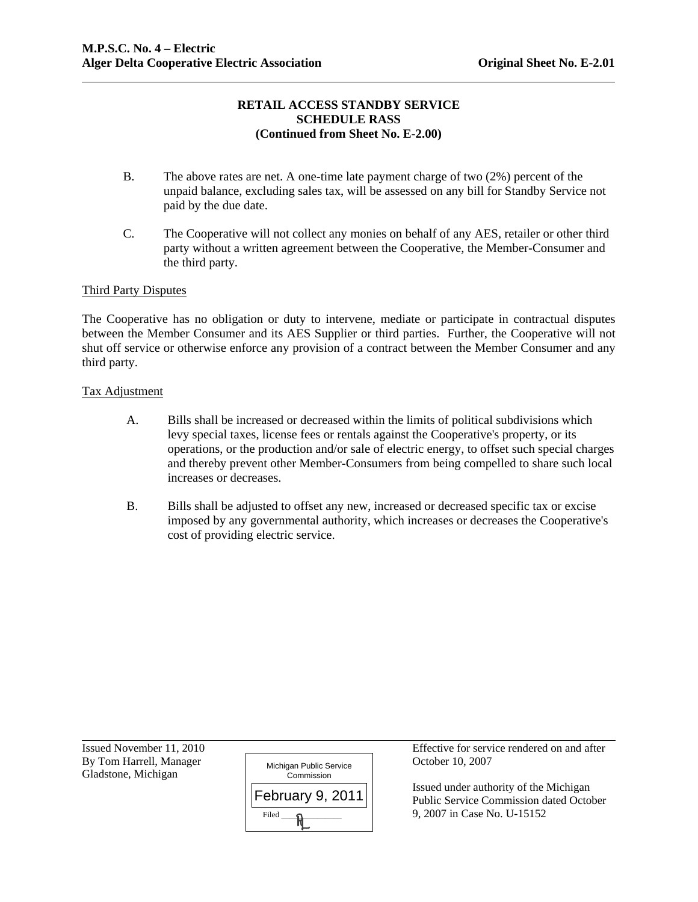## RETAIL ACCESS STANDBY SERVICE
## SCHEDULE RASS
## (Continued from Sheet No. E-2.00)

B. The above rates are net. A one-time late payment charge of two (2%) percent of the unpaid balance, excluding sales tax, will be assessed on any bill for Standby Service not paid by the due date.

C. The Cooperative will not collect any monies on behalf of any AES, retailer or other third party without a written agreement between the Cooperative, the Member-Consumer and the third party.

Third Party Disputes

The Cooperative has no obligation or duty to intervene, mediate or participate in contractual disputes between the Member Consumer and its AES Supplier or third parties. Further, the Cooperative will not shut off service or otherwise enforce any provision of a contract between the Member Consumer and any third party.

Tax Adjustment

A. Bills shall be increased or decreased within the limits of political subdivisions which levy special taxes, license fees or rentals against the Cooperative's property, or its operations, or the production and/or sale of electric energy, to offset such special charges and thereby prevent other Member-Consumers from being compelled to share such local increases or decreases.

B. Bills shall be adjusted to offset any new, increased or decreased specific tax or excise imposed by any governmental authority, which increases or decreases the Cooperative's cost of providing electric service.

Issued November 11, 2010
By Tom Harrell, Manager
Gladstone, Michigan

Michigan Public Service Commission
February 9, 2011
Filed

Effective for service rendered on and after October 10, 2007

Issued under authority of the Michigan Public Service Commission dated October 9, 2007 in Case No. U-15152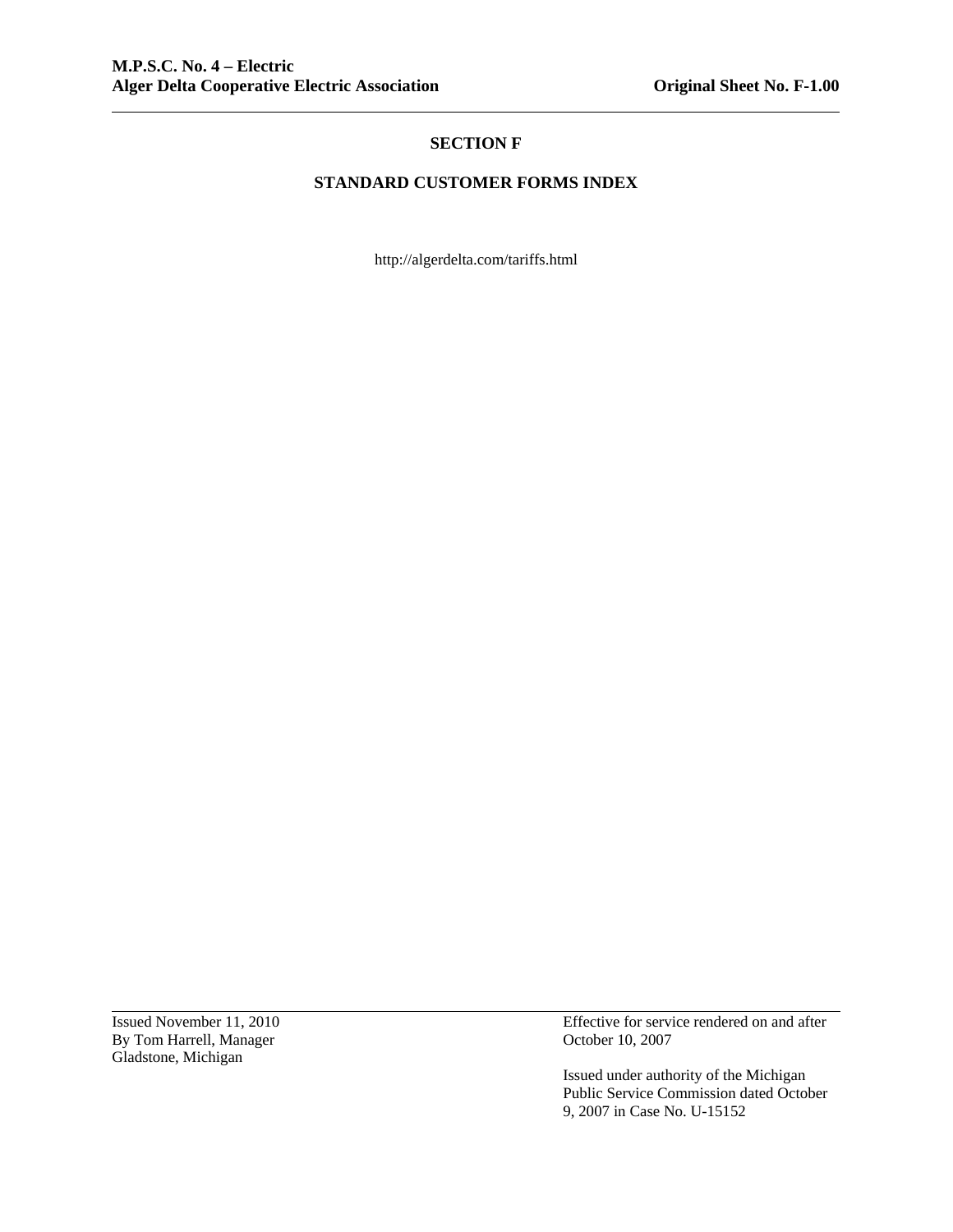# SECTION F

## STANDARD CUSTOMER FORMS INDEX

http://algerdelta.com/tariffs.html

Issued November 11, 2010
By Tom Harrell, Manager
Gladstone, Michigan

Effective for service rendered on and after October 10, 2007

Issued under authority of the Michigan Public Service Commission dated October 9, 2007 in Case No. U-15152